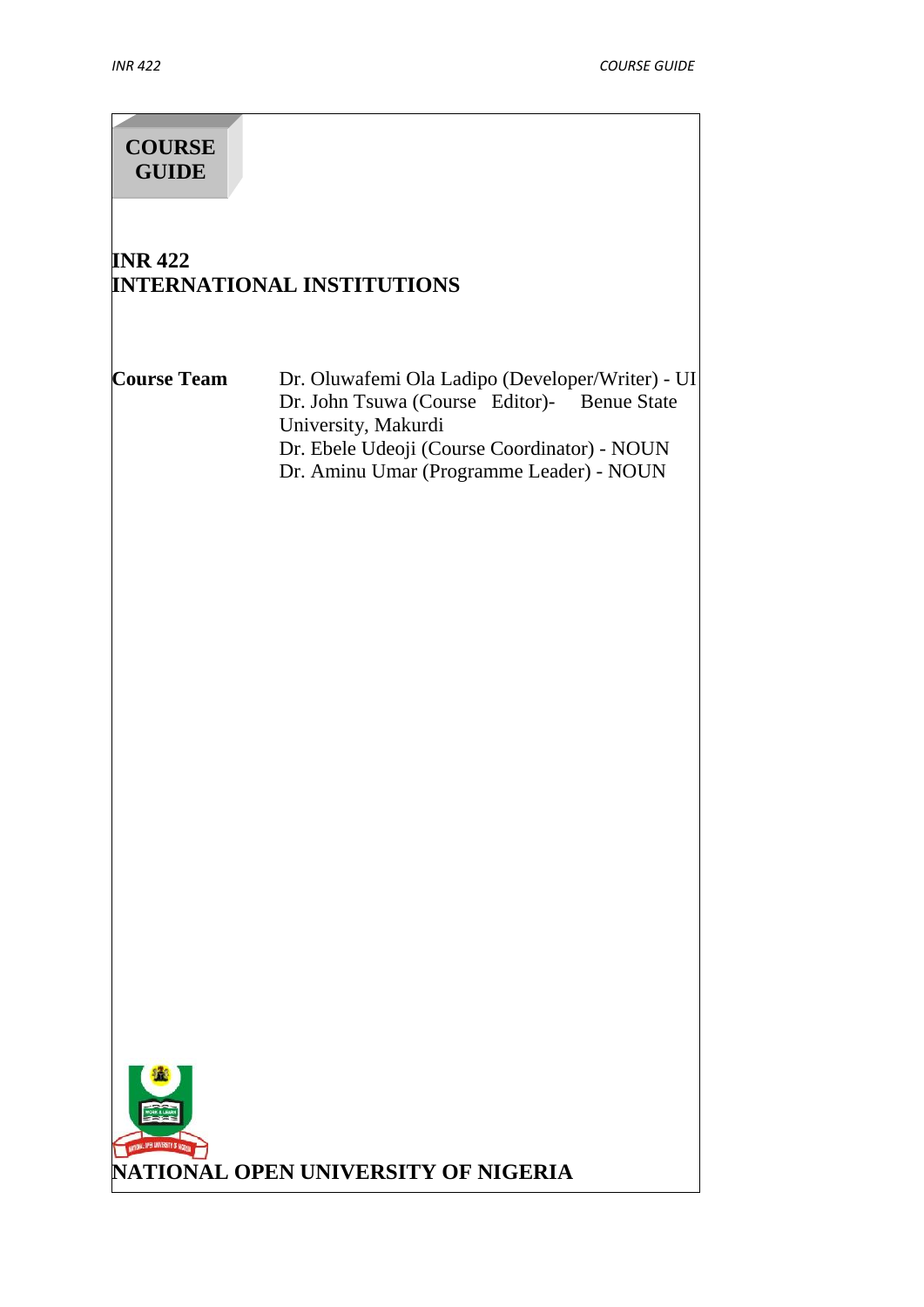# COURSE GUIDE

## INR 422
## INTERNATIONAL INSTITUTIONS

**Course Team**

Dr. Oluwafemi Ola Ladipo (Developer/Writer) - UI
Dr. John Tsuwa (Course Editor)- Benue State University, Makurdi
Dr. Ebele Udeoji (Course Coordinator) - NOUN
Dr. Aminu Umar (Programme Leader) - NOUN

**NATIONAL OPEN UNIVERSITY OF NIGERIA**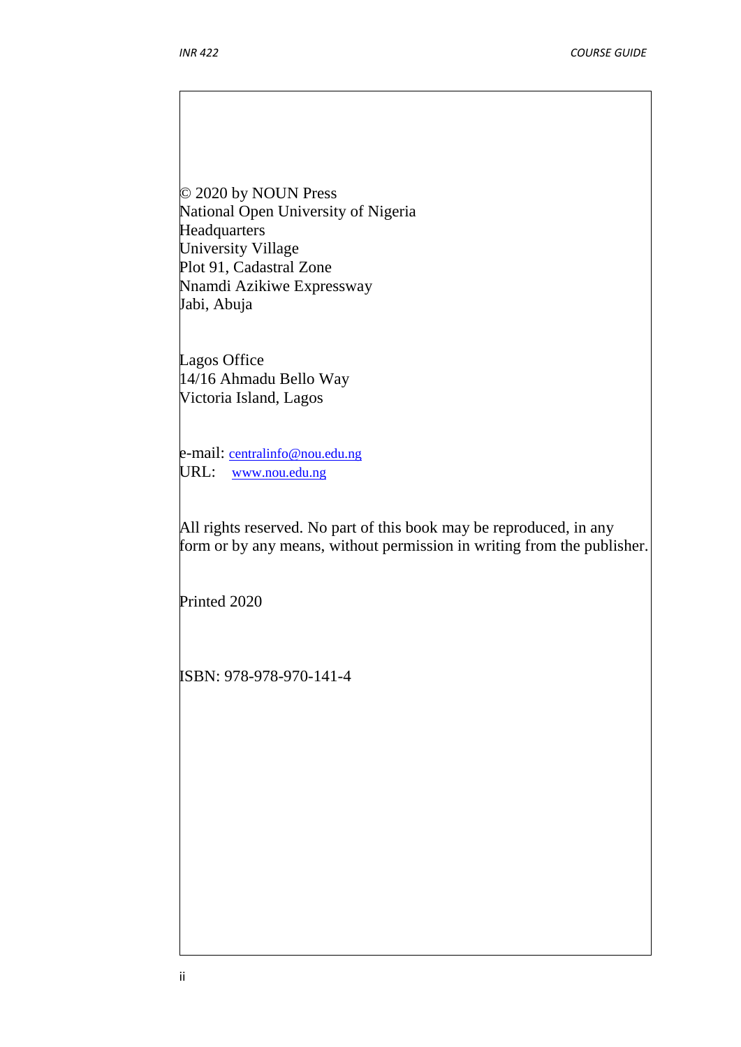© 2020 by NOUN Press
National Open University of Nigeria
Headquarters
University Village
Plot 91, Cadastral Zone
Nnamdi Azikiwe Expressway
Jabi, Abuja

Lagos Office
14/16 Ahmadu Bello Way
Victoria Island, Lagos

e-mail: centralinfo@nou.edu.ng
URL: www.nou.edu.ng

All rights reserved. No part of this book may be reproduced, in any form or by any means, without permission in writing from the publisher.

Printed 2020

ISBN: 978-978-970-141-4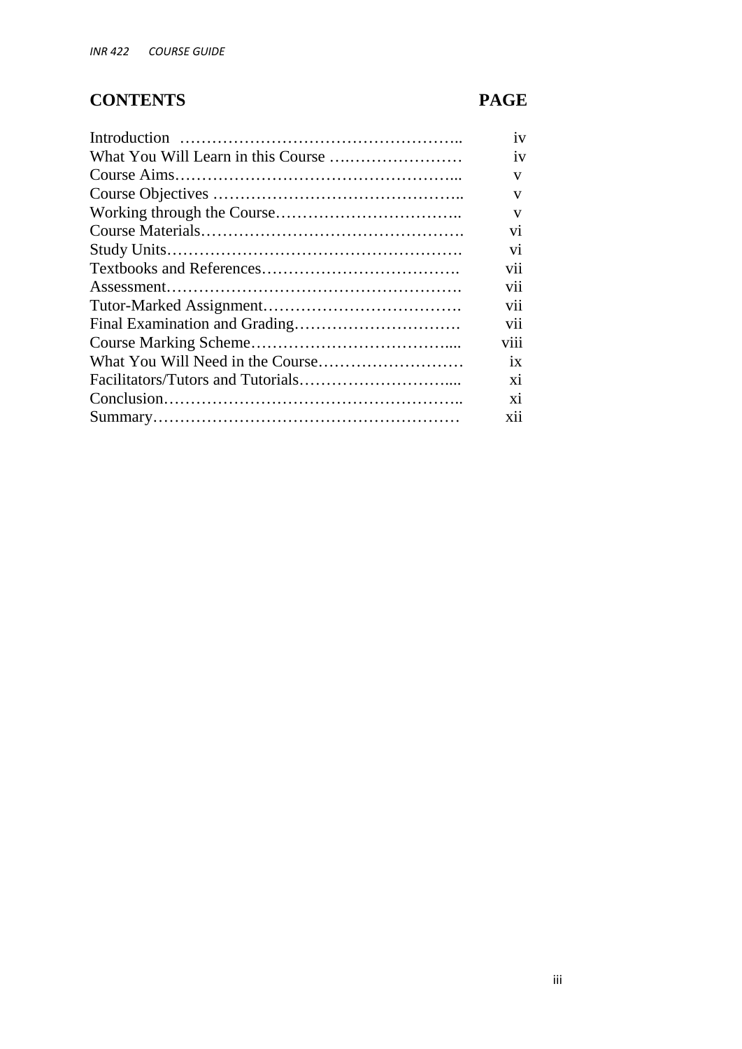# CONTENTS

| CONTENTS | PAGE |
|---|---|
| Introduction | iv |
| What You Will Learn in this Course | iv |
| Course Aims | v |
| Course Objectives | v |
| Working through the Course | v |
| Course Materials | vi |
| Study Units | vi |
| Textbooks and References | vii |
| Assessment | vii |
| Tutor-Marked Assignment | vii |
| Final Examination and Grading | vii |
| Course Marking Scheme | viii |
| What You Will Need in the Course | ix |
| Facilitators/Tutors and Tutorials | xi |
| Conclusion | xi |
| Summary | xii |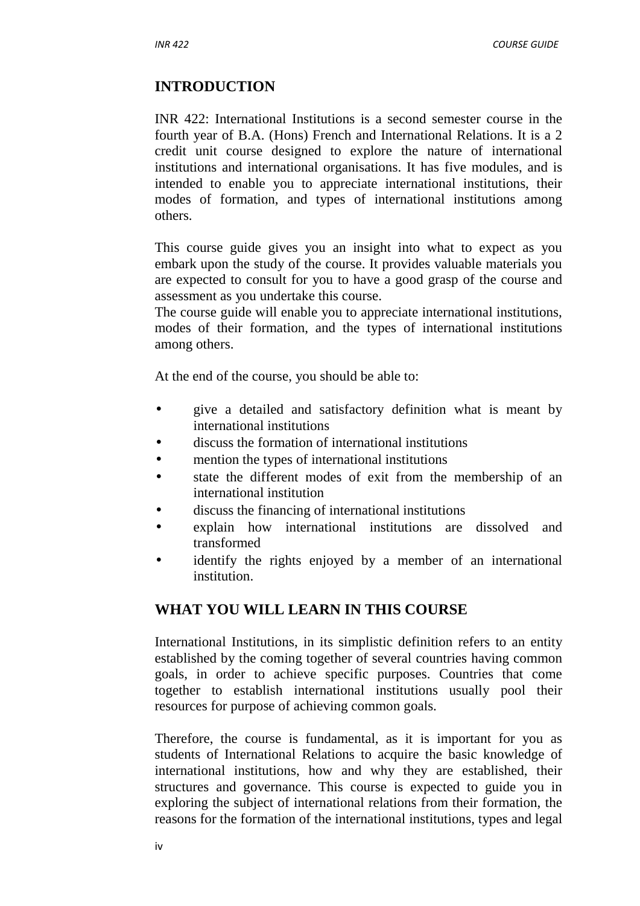## INTRODUCTION

INR 422: International Institutions is a second semester course in the fourth year of B.A. (Hons) French and International Relations. It is a 2 credit unit course designed to explore the nature of international institutions and international organisations. It has five modules, and is intended to enable you to appreciate international institutions, their modes of formation, and types of international institutions among others.

This course guide gives you an insight into what to expect as you embark upon the study of the course. It provides valuable materials you are expected to consult for you to have a good grasp of the course and assessment as you undertake this course.
The course guide will enable you to appreciate international institutions, modes of their formation, and the types of international institutions among others.

At the end of the course, you should be able to:

- give a detailed and satisfactory definition what is meant by international institutions
- discuss the formation of international institutions
- mention the types of international institutions
- state the different modes of exit from the membership of an international institution
- discuss the financing of international institutions
- explain how international institutions are dissolved and transformed
- identify the rights enjoyed by a member of an international institution.

## WHAT YOU WILL LEARN IN THIS COURSE

International Institutions, in its simplistic definition refers to an entity established by the coming together of several countries having common goals, in order to achieve specific purposes. Countries that come together to establish international institutions usually pool their resources for purpose of achieving common goals.

Therefore, the course is fundamental, as it is important for you as students of International Relations to acquire the basic knowledge of international institutions, how and why they are established, their structures and governance. This course is expected to guide you in exploring the subject of international relations from their formation, the reasons for the formation of the international institutions, types and legal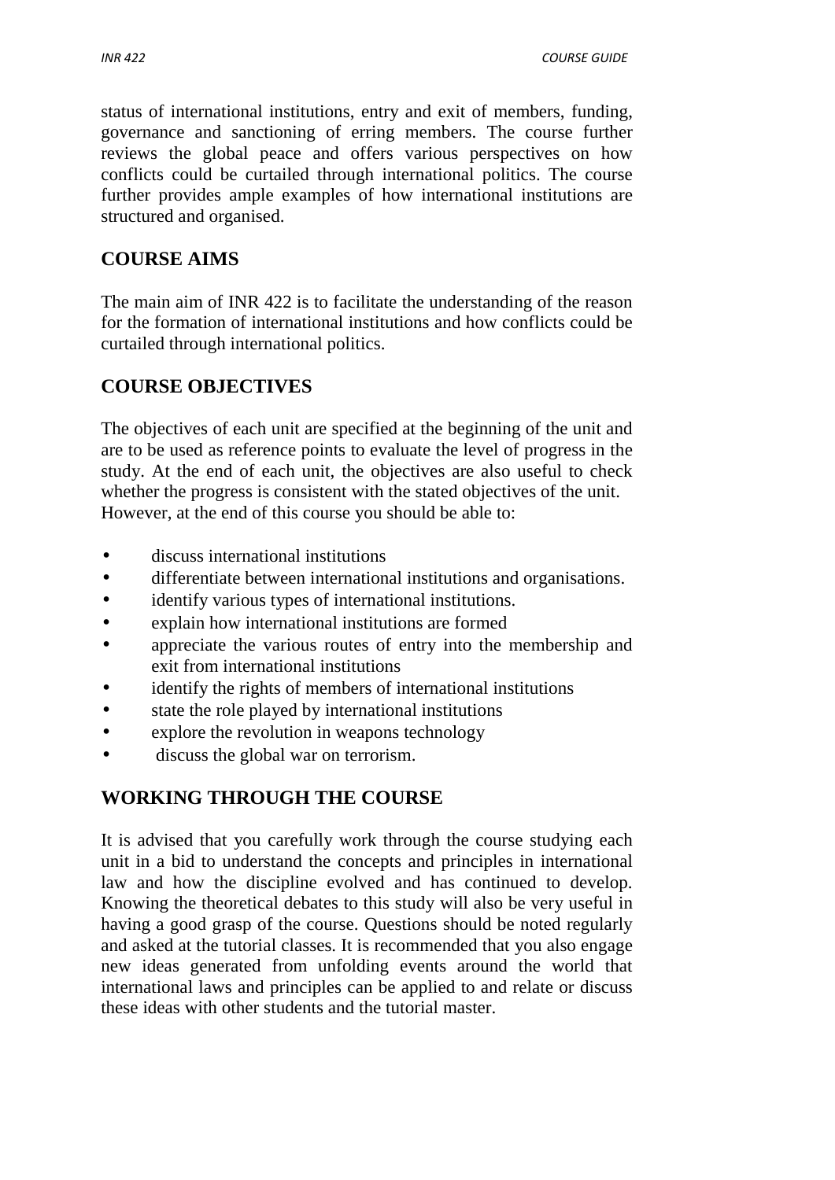status of international institutions, entry and exit of members, funding, governance and sanctioning of erring members. The course further reviews the global peace and offers various perspectives on how conflicts could be curtailed through international politics. The course further provides ample examples of how international institutions are structured and organised.

## COURSE AIMS

The main aim of INR 422 is to facilitate the understanding of the reason for the formation of international institutions and how conflicts could be curtailed through international politics.

## COURSE OBJECTIVES

The objectives of each unit are specified at the beginning of the unit and are to be used as reference points to evaluate the level of progress in the study. At the end of each unit, the objectives are also useful to check whether the progress is consistent with the stated objectives of the unit. However, at the end of this course you should be able to:

- discuss international institutions
- differentiate between international institutions and organisations.
- identify various types of international institutions.
- explain how international institutions are formed
- appreciate the various routes of entry into the membership and exit from international institutions
- identify the rights of members of international institutions
- state the role played by international institutions
- explore the revolution in weapons technology
- discuss the global war on terrorism.

## WORKING THROUGH THE COURSE

It is advised that you carefully work through the course studying each unit in a bid to understand the concepts and principles in international law and how the discipline evolved and has continued to develop. Knowing the theoretical debates to this study will also be very useful in having a good grasp of the course. Questions should be noted regularly and asked at the tutorial classes. It is recommended that you also engage new ideas generated from unfolding events around the world that international laws and principles can be applied to and relate or discuss these ideas with other students and the tutorial master.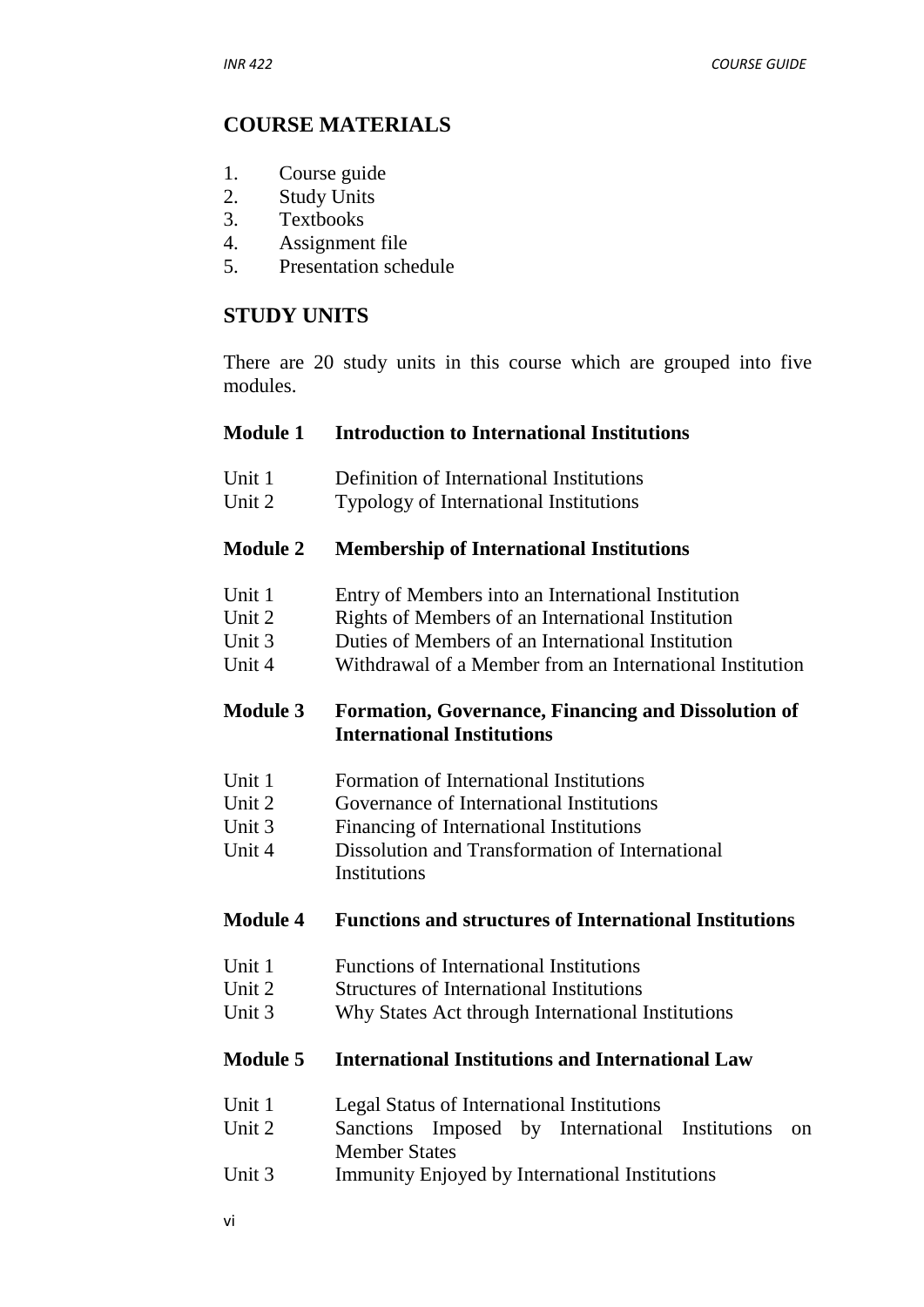## COURSE MATERIALS

1. Course guide
2. Study Units
3. Textbooks
4. Assignment file
5. Presentation schedule

## STUDY UNITS

There are 20 study units in this course which are grouped into five modules.

**Module 1 Introduction to International Institutions**

Unit 1 Definition of International Institutions
Unit 2 Typology of International Institutions

**Module 2 Membership of International Institutions**

Unit 1 Entry of Members into an International Institution
Unit 2 Rights of Members of an International Institution
Unit 3 Duties of Members of an International Institution
Unit 4 Withdrawal of a Member from an International Institution

**Module 3 Formation, Governance, Financing and Dissolution of International Institutions**

Unit 1 Formation of International Institutions
Unit 2 Governance of International Institutions
Unit 3 Financing of International Institutions
Unit 4 Dissolution and Transformation of International Institutions

**Module 4 Functions and structures of International Institutions**

Unit 1 Functions of International Institutions
Unit 2 Structures of International Institutions
Unit 3 Why States Act through International Institutions

**Module 5 International Institutions and International Law**

Unit 1 Legal Status of International Institutions
Unit 2 Sanctions Imposed by International Institutions on Member States
Unit 3 Immunity Enjoyed by International Institutions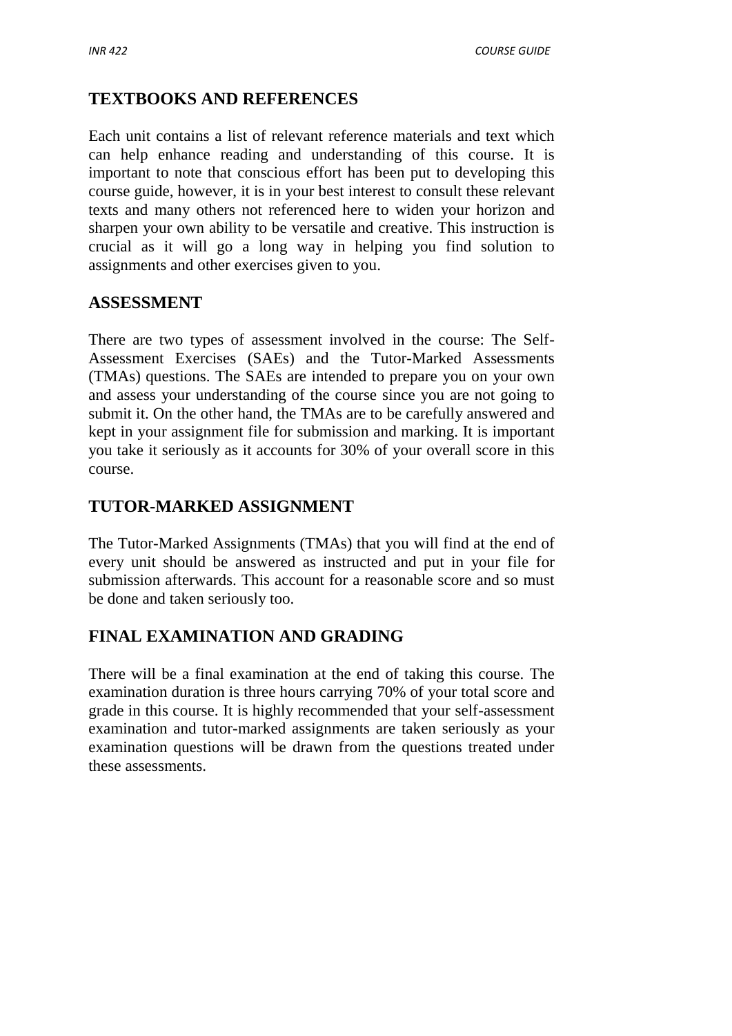## TEXTBOOKS AND REFERENCES

Each unit contains a list of relevant reference materials and text which can help enhance reading and understanding of this course. It is important to note that conscious effort has been put to developing this course guide, however, it is in your best interest to consult these relevant texts and many others not referenced here to widen your horizon and sharpen your own ability to be versatile and creative. This instruction is crucial as it will go a long way in helping you find solution to assignments and other exercises given to you.

## ASSESSMENT

There are two types of assessment involved in the course: The Self-Assessment Exercises (SAEs) and the Tutor-Marked Assessments (TMAs) questions. The SAEs are intended to prepare you on your own and assess your understanding of the course since you are not going to submit it. On the other hand, the TMAs are to be carefully answered and kept in your assignment file for submission and marking. It is important you take it seriously as it accounts for 30% of your overall score in this course.

## TUTOR-MARKED ASSIGNMENT

The Tutor-Marked Assignments (TMAs) that you will find at the end of every unit should be answered as instructed and put in your file for submission afterwards. This account for a reasonable score and so must be done and taken seriously too.

## FINAL EXAMINATION AND GRADING

There will be a final examination at the end of taking this course. The examination duration is three hours carrying 70% of your total score and grade in this course. It is highly recommended that your self-assessment examination and tutor-marked assignments are taken seriously as your examination questions will be drawn from the questions treated under these assessments.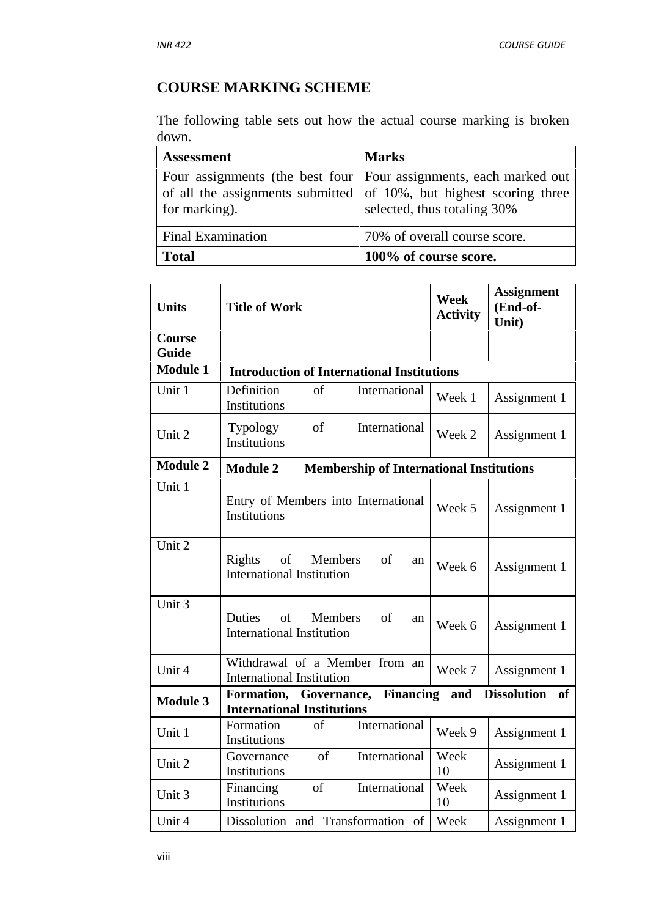## COURSE MARKING SCHEME

The following table sets out how the actual course marking is broken down.

| Assessment | Marks |
|---|---|
| Four assignments (the best four of all the assignments submitted for marking). | Four assignments, each marked out of 10%, but highest scoring three selected, thus totaling 30% |
| Final Examination | 70% of overall course score. |
| **Total** | **100% of course score.** |

| Units | Title of Work | Week Activity | Assignment (End-of-Unit) |
|---|---|---|---|
| **Course Guide** | | | |
| **Module 1** | **Introduction of International Institutions** | | |
| Unit 1 | Definition of International Institutions | Week 1 | Assignment 1 |
| Unit 2 | Typology of International Institutions | Week 2 | Assignment 1 |
| **Module 2** | **Module 2 Membership of International Institutions** | | |
| Unit 1 | Entry of Members into International Institutions | Week 5 | Assignment 1 |
| Unit 2 | Rights of Members of an International Institution | Week 6 | Assignment 1 |
| Unit 3 | Duties of Members of an International Institution | Week 6 | Assignment 1 |
| Unit 4 | Withdrawal of a Member from an International Institution | Week 7 | Assignment 1 |
| **Module 3** | **Formation, Governance, Financing and Dissolution of International Institutions** | | |
| Unit 1 | Formation of International Institutions | Week 9 | Assignment 1 |
| Unit 2 | Governance of International Institutions | Week 10 | Assignment 1 |
| Unit 3 | Financing of International Institutions | Week 10 | Assignment 1 |
| Unit 4 | Dissolution and Transformation of | Week | Assignment 1 |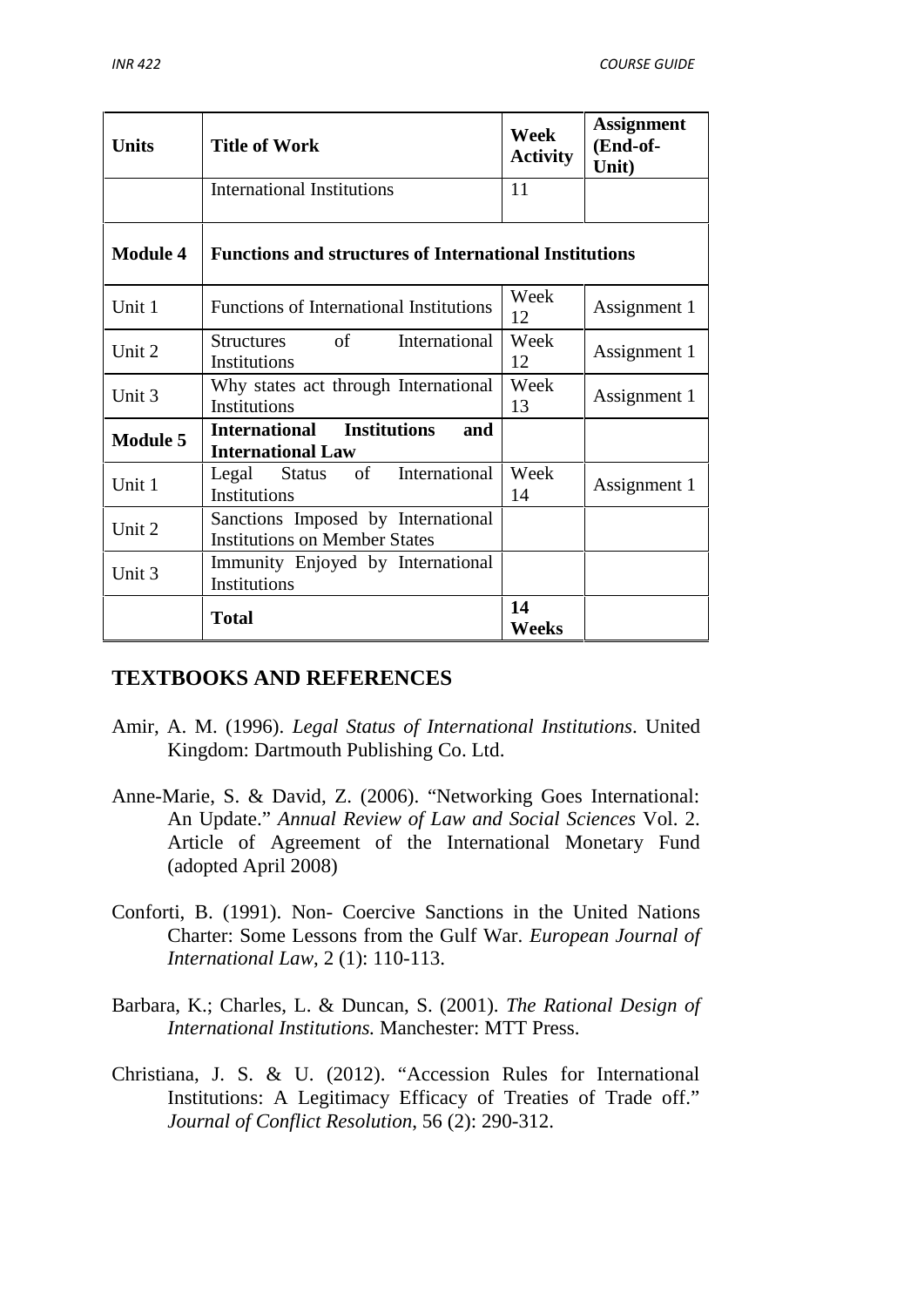| Units | Title of Work | Week Activity | Assignment (End-of-Unit) |
|---|---|---|---|
| | International Institutions | 11 | |
| **Module 4** | **Functions and structures of International Institutions** | | |
| Unit 1 | Functions of International Institutions | Week 12 | Assignment 1 |
| Unit 2 | Structures of International Institutions | Week 12 | Assignment 1 |
| Unit 3 | Why states act through International Institutions | Week 13 | Assignment 1 |
| **Module 5** | **International Institutions and International Law** | | |
| Unit 1 | Legal Status of International Institutions | Week 14 | Assignment 1 |
| Unit 2 | Sanctions Imposed by International Institutions on Member States | | |
| Unit 3 | Immunity Enjoyed by International Institutions | | |
| | **Total** | **14 Weeks** | |

## TEXTBOOKS AND REFERENCES

Amir, A. M. (1996). *Legal Status of International Institutions*. United Kingdom: Dartmouth Publishing Co. Ltd.

Anne-Marie, S. & David, Z. (2006). "Networking Goes International: An Update." *Annual Review of Law and Social Sciences* Vol. 2. Article of Agreement of the International Monetary Fund (adopted April 2008)

Conforti, B. (1991). Non- Coercive Sanctions in the United Nations Charter: Some Lessons from the Gulf War. *European Journal of International Law*, 2 (1): 110-113.

Barbara, K.; Charles, L. & Duncan, S. (2001). *The Rational Design of International Institutions.* Manchester: MTT Press.

Christiana, J. S. & U. (2012). "Accession Rules for International Institutions: A Legitimacy Efficacy of Treaties of Trade off." *Journal of Conflict Resolution*, 56 (2): 290-312.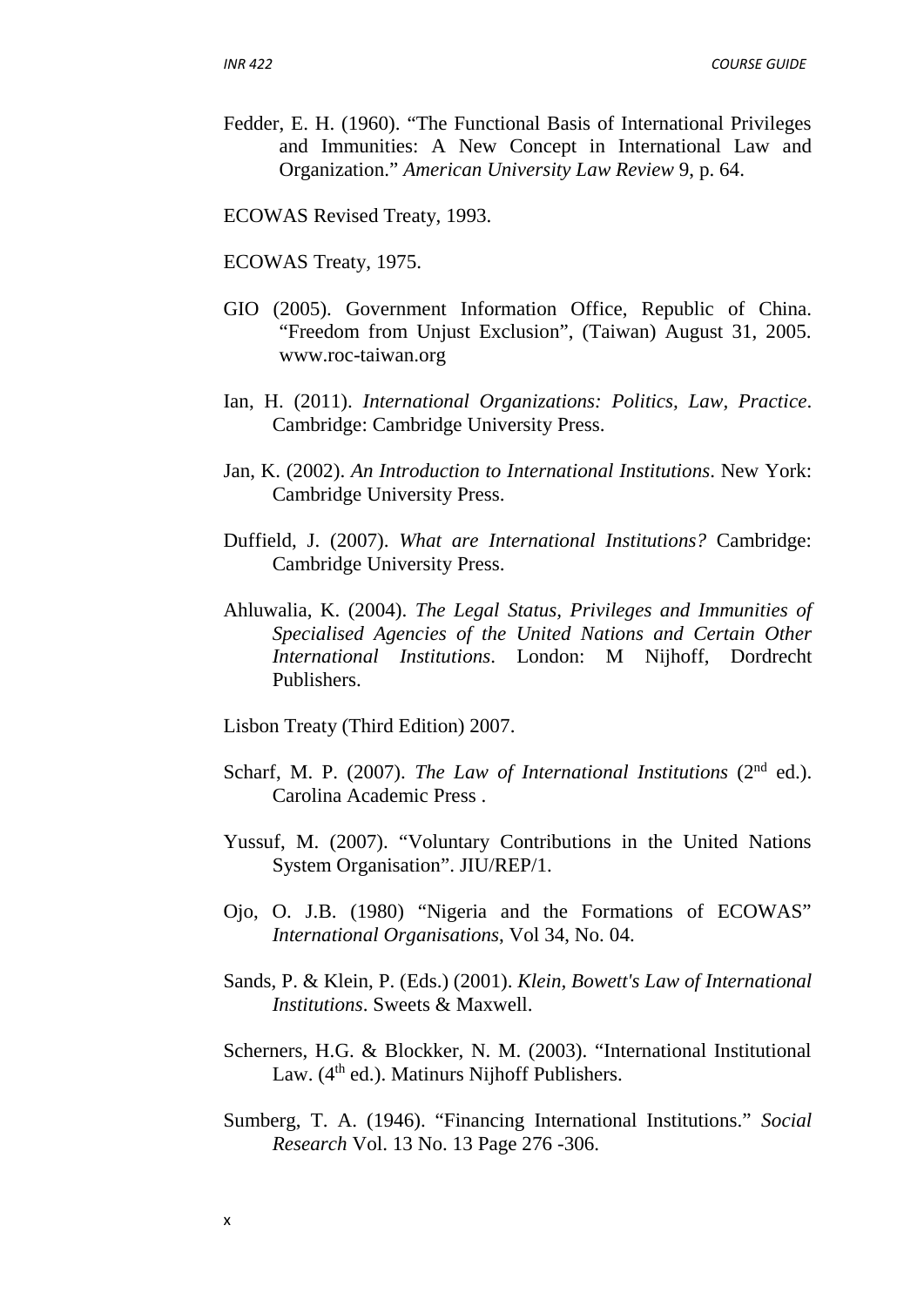Fedder, E. H. (1960). "The Functional Basis of International Privileges and Immunities: A New Concept in International Law and Organization." *American University Law Review* 9, p. 64.

ECOWAS Revised Treaty, 1993.

ECOWAS Treaty, 1975.

GIO (2005). Government Information Office, Republic of China. "Freedom from Unjust Exclusion", (Taiwan) August 31, 2005. www.roc-taiwan.org

Ian, H. (2011). *International Organizations: Politics, Law, Practice*. Cambridge: Cambridge University Press.

Jan, K. (2002). *An Introduction to International Institutions*. New York: Cambridge University Press.

Duffield, J. (2007). *What are International Institutions?* Cambridge: Cambridge University Press.

Ahluwalia, K. (2004). *The Legal Status, Privileges and Immunities of Specialised Agencies of the United Nations and Certain Other International Institutions*. London: M Nijhoff, Dordrecht Publishers.

Lisbon Treaty (Third Edition) 2007.

Scharf, M. P. (2007). *The Law of International Institutions* (2nd ed.). Carolina Academic Press .

Yussuf, M. (2007). "Voluntary Contributions in the United Nations System Organisation". JIU/REP/1.

Ojo, O. J.B. (1980) "Nigeria and the Formations of ECOWAS" *International Organisations*, Vol 34, No. 04.

Sands, P. & Klein, P. (Eds.) (2001). *Klein, Bowett's Law of International Institutions*. Sweets & Maxwell.

Scherners, H.G. & Blockker, N. M. (2003). "International Institutional Law. (4th ed.). Matinurs Nijhoff Publishers.

Sumberg, T. A. (1946). "Financing International Institutions." *Social Research* Vol. 13 No. 13 Page 276 -306.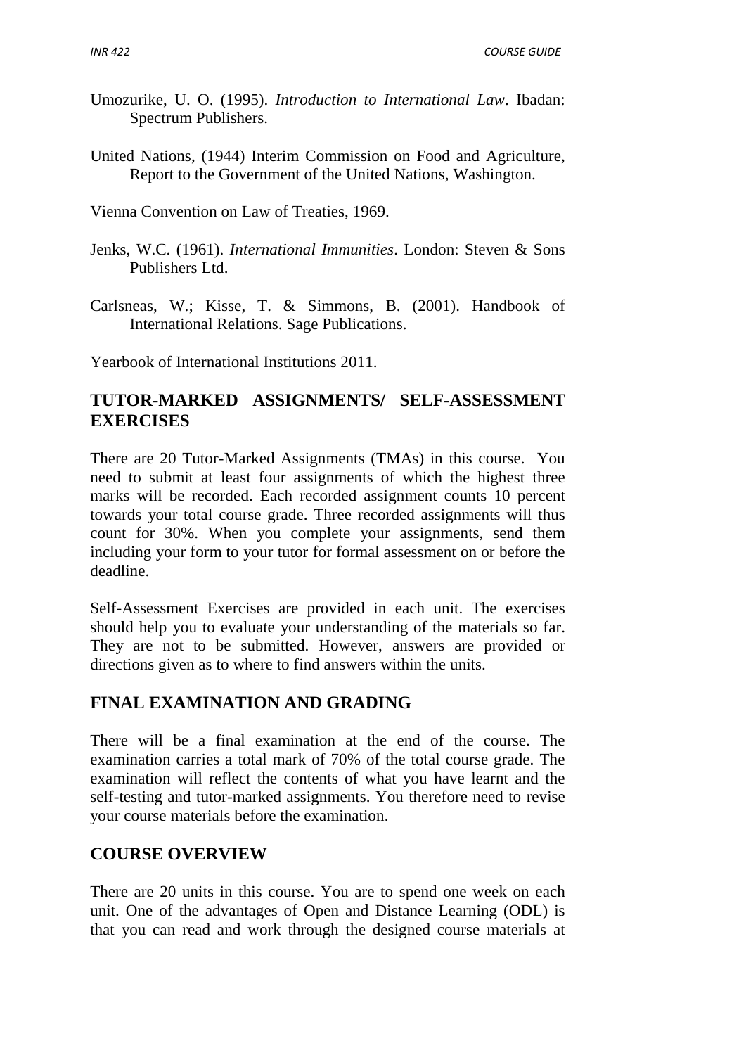Umozurike, U. O. (1995). *Introduction to International Law*. Ibadan: Spectrum Publishers.

United Nations, (1944) Interim Commission on Food and Agriculture, Report to the Government of the United Nations, Washington.

Vienna Convention on Law of Treaties, 1969.

Jenks, W.C. (1961). *International Immunities*. London: Steven & Sons Publishers Ltd.

Carlsneas, W.; Kisse, T. & Simmons, B. (2001). Handbook of International Relations. Sage Publications.

Yearbook of International Institutions 2011.

## TUTOR-MARKED ASSIGNMENTS/ SELF-ASSESSMENT EXERCISES

There are 20 Tutor-Marked Assignments (TMAs) in this course. You need to submit at least four assignments of which the highest three marks will be recorded. Each recorded assignment counts 10 percent towards your total course grade. Three recorded assignments will thus count for 30%. When you complete your assignments, send them including your form to your tutor for formal assessment on or before the deadline.

Self-Assessment Exercises are provided in each unit. The exercises should help you to evaluate your understanding of the materials so far. They are not to be submitted. However, answers are provided or directions given as to where to find answers within the units.

## FINAL EXAMINATION AND GRADING

There will be a final examination at the end of the course. The examination carries a total mark of 70% of the total course grade. The examination will reflect the contents of what you have learnt and the self-testing and tutor-marked assignments. You therefore need to revise your course materials before the examination.

## COURSE OVERVIEW

There are 20 units in this course. You are to spend one week on each unit. One of the advantages of Open and Distance Learning (ODL) is that you can read and work through the designed course materials at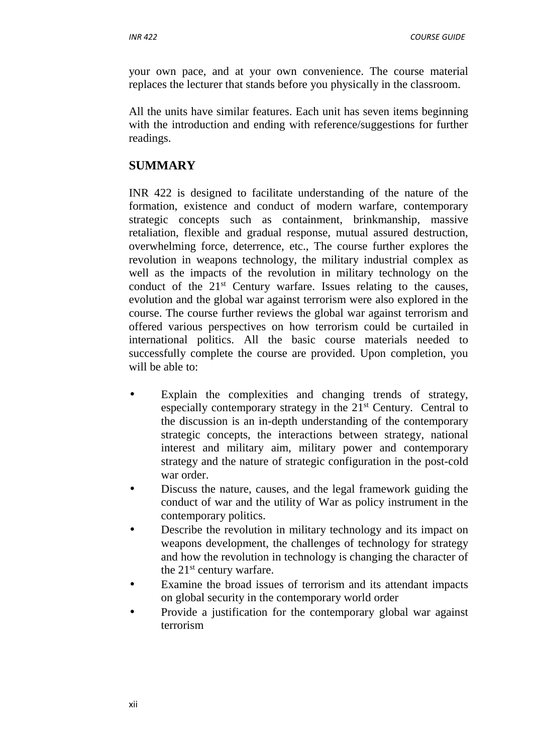your own pace, and at your own convenience. The course material replaces the lecturer that stands before you physically in the classroom.

All the units have similar features. Each unit has seven items beginning with the introduction and ending with reference/suggestions for further readings.

## SUMMARY

INR 422 is designed to facilitate understanding of the nature of the formation, existence and conduct of modern warfare, contemporary strategic concepts such as containment, brinkmanship, massive retaliation, flexible and gradual response, mutual assured destruction, overwhelming force, deterrence, etc., The course further explores the revolution in weapons technology, the military industrial complex as well as the impacts of the revolution in military technology on the conduct of the 21st Century warfare. Issues relating to the causes, evolution and the global war against terrorism were also explored in the course. The course further reviews the global war against terrorism and offered various perspectives on how terrorism could be curtailed in international politics. All the basic course materials needed to successfully complete the course are provided. Upon completion, you will be able to:

- Explain the complexities and changing trends of strategy, especially contemporary strategy in the 21st Century. Central to the discussion is an in-depth understanding of the contemporary strategic concepts, the interactions between strategy, national interest and military aim, military power and contemporary strategy and the nature of strategic configuration in the post-cold war order.
- Discuss the nature, causes, and the legal framework guiding the conduct of war and the utility of War as policy instrument in the contemporary politics.
- Describe the revolution in military technology and its impact on weapons development, the challenges of technology for strategy and how the revolution in technology is changing the character of the 21st century warfare.
- Examine the broad issues of terrorism and its attendant impacts on global security in the contemporary world order
- Provide a justification for the contemporary global war against terrorism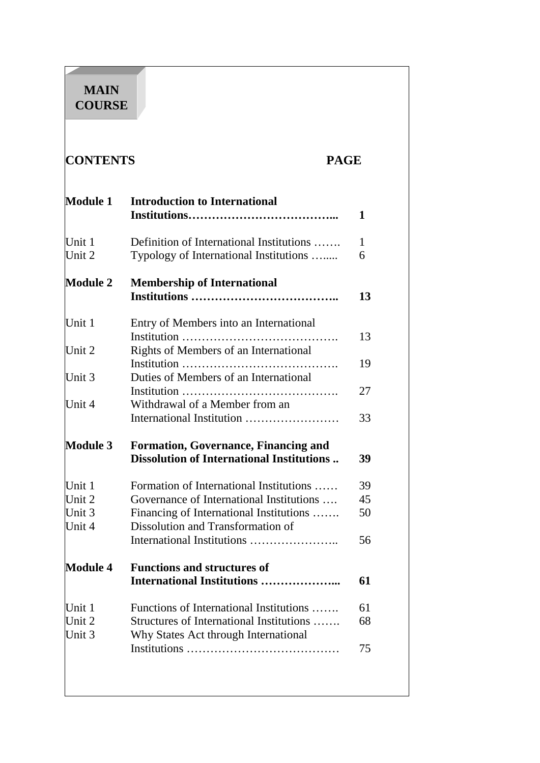**MAIN COURSE**

| **CONTENTS** | | **PAGE** |
|---|---|---|
| **Module 1** | **Introduction to International Institutions………………………………...** | **1** |
| Unit 1 | Definition of International Institutions ……. | 1 |
| Unit 2 | Typology of International Institutions …..... | 6 |
| **Module 2** | **Membership of International Institutions ……………………………….** | **13** |
| Unit 1 | Entry of Members into an International Institution …………………………………. | 13 |
| Unit 2 | Rights of Members of an International Institution …………………………………. | 19 |
| Unit 3 | Duties of Members of an International Institution …………………………………. | 27 |
| Unit 4 | Withdrawal of a Member from an International Institution …………………… | 33 |
| **Module 3** | **Formation, Governance, Financing and Dissolution of International Institutions ..** | **39** |
| Unit 1 | Formation of International Institutions …… | 39 |
| Unit 2 | Governance of International Institutions …. | 45 |
| Unit 3 | Financing of International Institutions ……. | 50 |
| Unit 4 | Dissolution and Transformation of International Institutions ………………….. | 56 |
| **Module 4** | **Functions and structures of International Institutions ………………...** | **61** |
| Unit 1 | Functions of International Institutions ……. | 61 |
| Unit 2 | Structures of International Institutions ……. | 68 |
| Unit 3 | Why States Act through International Institutions ………………………………… | 75 |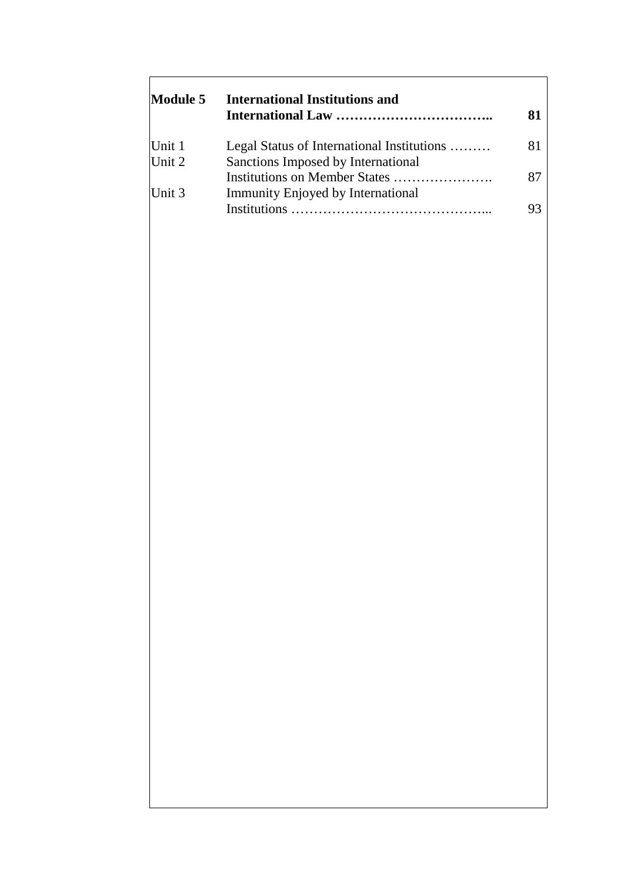| | | |
|---|---|---|
| **Module 5** | **International Institutions and International Law ……………………………..** | **81** |
| Unit 1 | Legal Status of International Institutions ……… | 81 |
| Unit 2 | Sanctions Imposed by International Institutions on Member States …………………. | 87 |
| Unit 3 | Immunity Enjoyed by International Institutions ……………………………………... | 93 |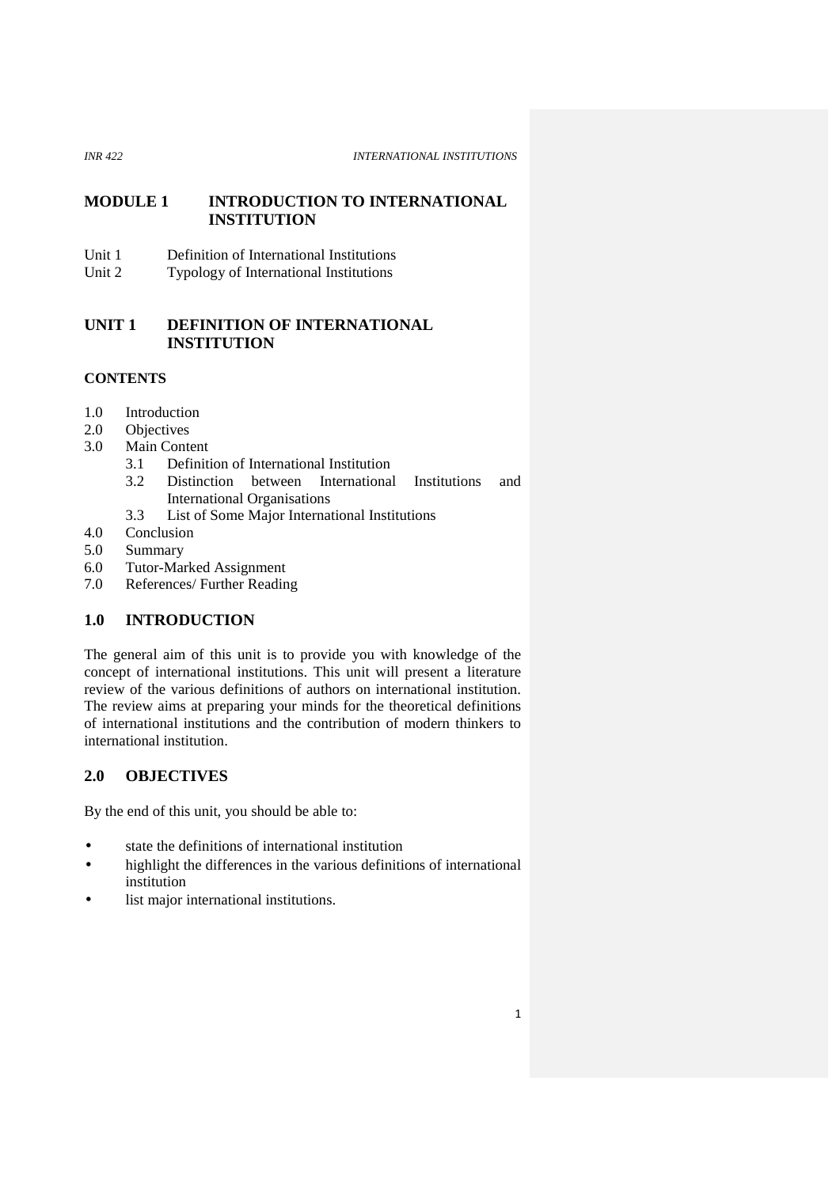# MODULE 1 INTRODUCTION TO INTERNATIONAL INSTITUTION

Unit 1 Definition of International Institutions
Unit 2 Typology of International Institutions

## UNIT 1 DEFINITION OF INTERNATIONAL INSTITUTION

**CONTENTS**

- 1.0 Introduction
- 2.0 Objectives
- 3.0 Main Content
  - 3.1 Definition of International Institution
  - 3.2 Distinction between International Institutions and International Organisations
  - 3.3 List of Some Major International Institutions
- 4.0 Conclusion
- 5.0 Summary
- 6.0 Tutor-Marked Assignment
- 7.0 References/ Further Reading

### 1.0 INTRODUCTION

The general aim of this unit is to provide you with knowledge of the concept of international institutions. This unit will present a literature review of the various definitions of authors on international institution. The review aims at preparing your minds for the theoretical definitions of international institutions and the contribution of modern thinkers to international institution.

### 2.0 OBJECTIVES

By the end of this unit, you should be able to:

- state the definitions of international institution
- highlight the differences in the various definitions of international institution
- list major international institutions.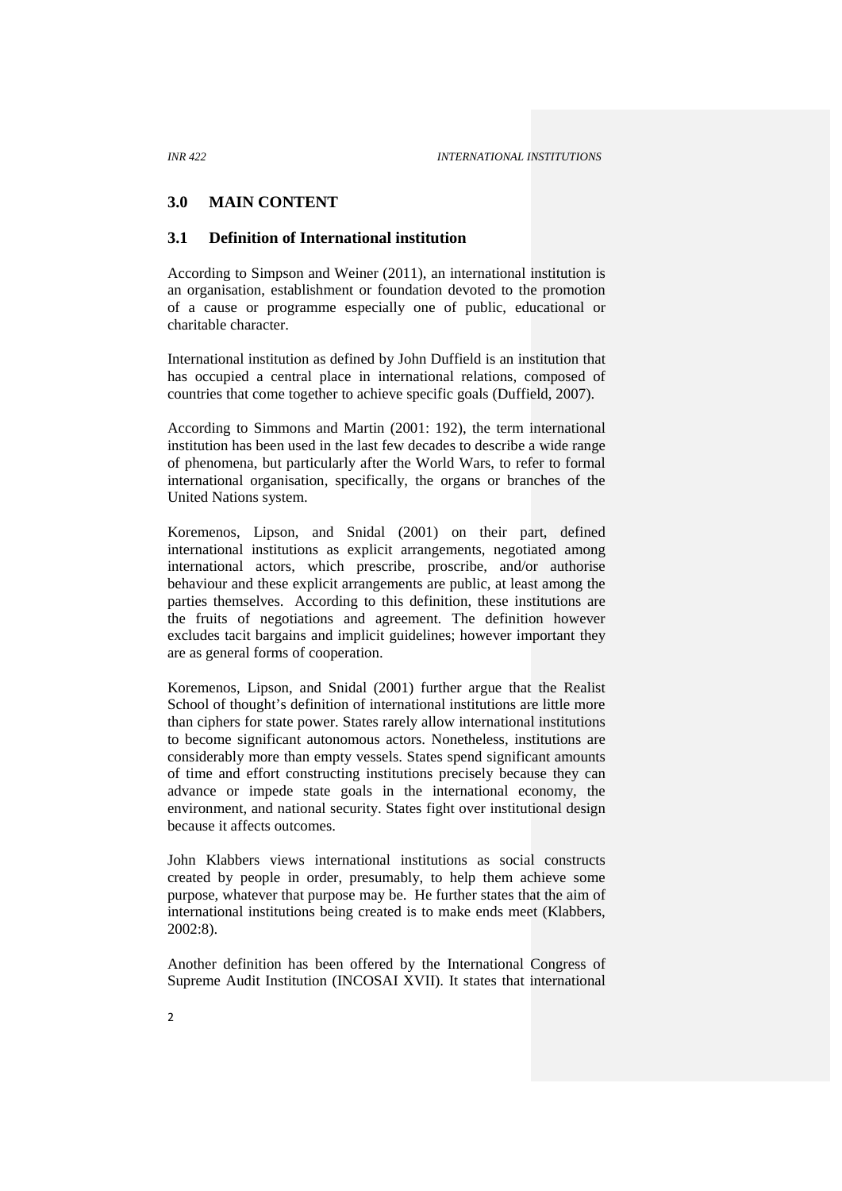## 3.0 MAIN CONTENT

### 3.1 Definition of International institution

According to Simpson and Weiner (2011), an international institution is an organisation, establishment or foundation devoted to the promotion of a cause or programme especially one of public, educational or charitable character.

International institution as defined by John Duffield is an institution that has occupied a central place in international relations, composed of countries that come together to achieve specific goals (Duffield, 2007).

According to Simmons and Martin (2001: 192), the term international institution has been used in the last few decades to describe a wide range of phenomena, but particularly after the World Wars, to refer to formal international organisation, specifically, the organs or branches of the United Nations system.

Koremenos, Lipson, and Snidal (2001) on their part, defined international institutions as explicit arrangements, negotiated among international actors, which prescribe, proscribe, and/or authorise behaviour and these explicit arrangements are public, at least among the parties themselves. According to this definition, these institutions are the fruits of negotiations and agreement. The definition however excludes tacit bargains and implicit guidelines; however important they are as general forms of cooperation.

Koremenos, Lipson, and Snidal (2001) further argue that the Realist School of thought's definition of international institutions are little more than ciphers for state power. States rarely allow international institutions to become significant autonomous actors. Nonetheless, institutions are considerably more than empty vessels. States spend significant amounts of time and effort constructing institutions precisely because they can advance or impede state goals in the international economy, the environment, and national security. States fight over institutional design because it affects outcomes.

John Klabbers views international institutions as social constructs created by people in order, presumably, to help them achieve some purpose, whatever that purpose may be. He further states that the aim of international institutions being created is to make ends meet (Klabbers, 2002:8).

Another definition has been offered by the International Congress of Supreme Audit Institution (INCOSAI XVII). It states that international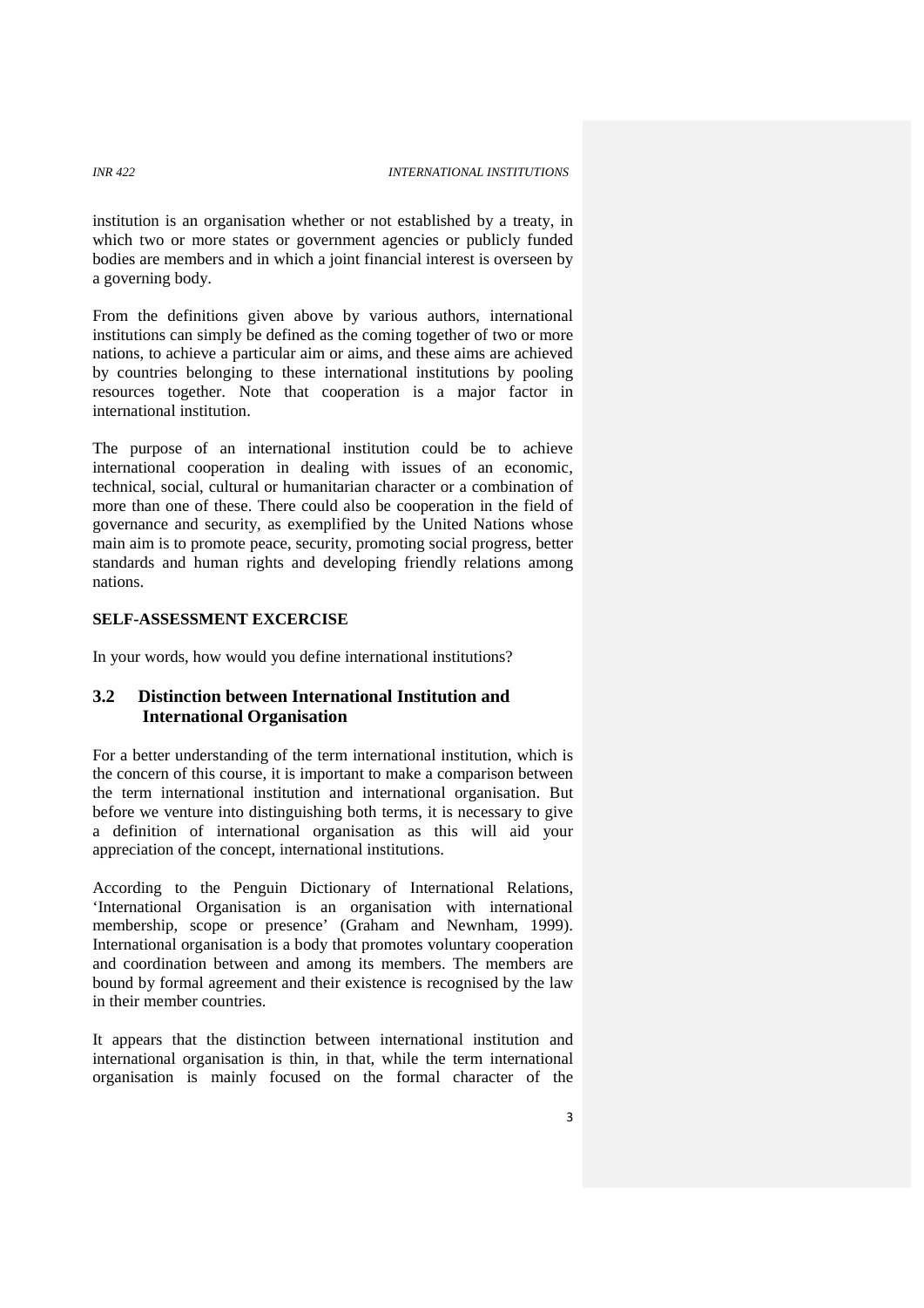institution is an organisation whether or not established by a treaty, in which two or more states or government agencies or publicly funded bodies are members and in which a joint financial interest is overseen by a governing body.

From the definitions given above by various authors, international institutions can simply be defined as the coming together of two or more nations, to achieve a particular aim or aims, and these aims are achieved by countries belonging to these international institutions by pooling resources together. Note that cooperation is a major factor in international institution.

The purpose of an international institution could be to achieve international cooperation in dealing with issues of an economic, technical, social, cultural or humanitarian character or a combination of more than one of these. There could also be cooperation in the field of governance and security, as exemplified by the United Nations whose main aim is to promote peace, security, promoting social progress, better standards and human rights and developing friendly relations among nations.

**SELF-ASSESSMENT EXCERCISE**

In your words, how would you define international institutions?

## 3.2 Distinction between International Institution and International Organisation

For a better understanding of the term international institution, which is the concern of this course, it is important to make a comparison between the term international institution and international organisation. But before we venture into distinguishing both terms, it is necessary to give a definition of international organisation as this will aid your appreciation of the concept, international institutions.

According to the Penguin Dictionary of International Relations, 'International Organisation is an organisation with international membership, scope or presence' (Graham and Newnham, 1999). International organisation is a body that promotes voluntary cooperation and coordination between and among its members. The members are bound by formal agreement and their existence is recognised by the law in their member countries.

It appears that the distinction between international institution and international organisation is thin, in that, while the term international organisation is mainly focused on the formal character of the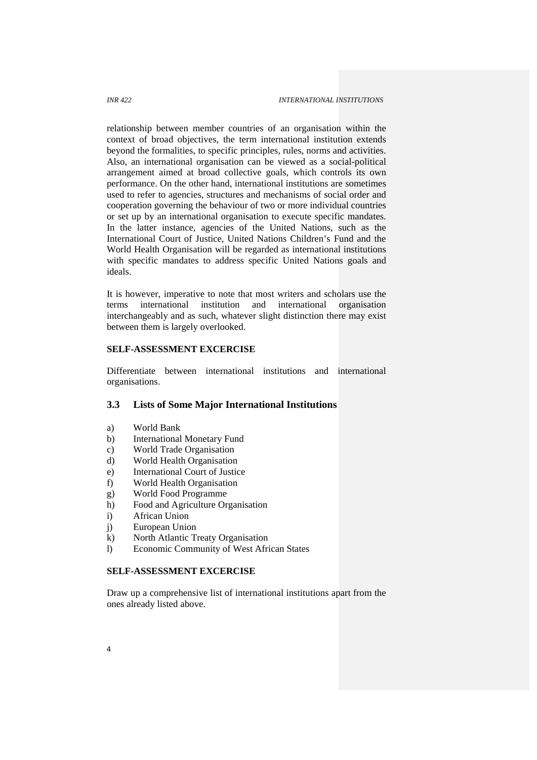relationship between member countries of an organisation within the context of broad objectives, the term international institution extends beyond the formalities, to specific principles, rules, norms and activities. Also, an international organisation can be viewed as a social-political arrangement aimed at broad collective goals, which controls its own performance. On the other hand, international institutions are sometimes used to refer to agencies, structures and mechanisms of social order and cooperation governing the behaviour of two or more individual countries or set up by an international organisation to execute specific mandates. In the latter instance, agencies of the United Nations, such as the International Court of Justice, United Nations Children's Fund and the World Health Organisation will be regarded as international institutions with specific mandates to address specific United Nations goals and ideals.

It is however, imperative to note that most writers and scholars use the terms international institution and international organisation interchangeably and as such, whatever slight distinction there may exist between them is largely overlooked.

**SELF-ASSESSMENT EXCERCISE**

Differentiate between international institutions and international organisations.

## 3.3 Lists of Some Major International Institutions

a) World Bank
b) International Monetary Fund
c) World Trade Organisation
d) World Health Organisation
e) International Court of Justice
f) World Health Organisation
g) World Food Programme
h) Food and Agriculture Organisation
i) African Union
j) European Union
k) North Atlantic Treaty Organisation
l) Economic Community of West African States

**SELF-ASSESSMENT EXCERCISE**

Draw up a comprehensive list of international institutions apart from the ones already listed above.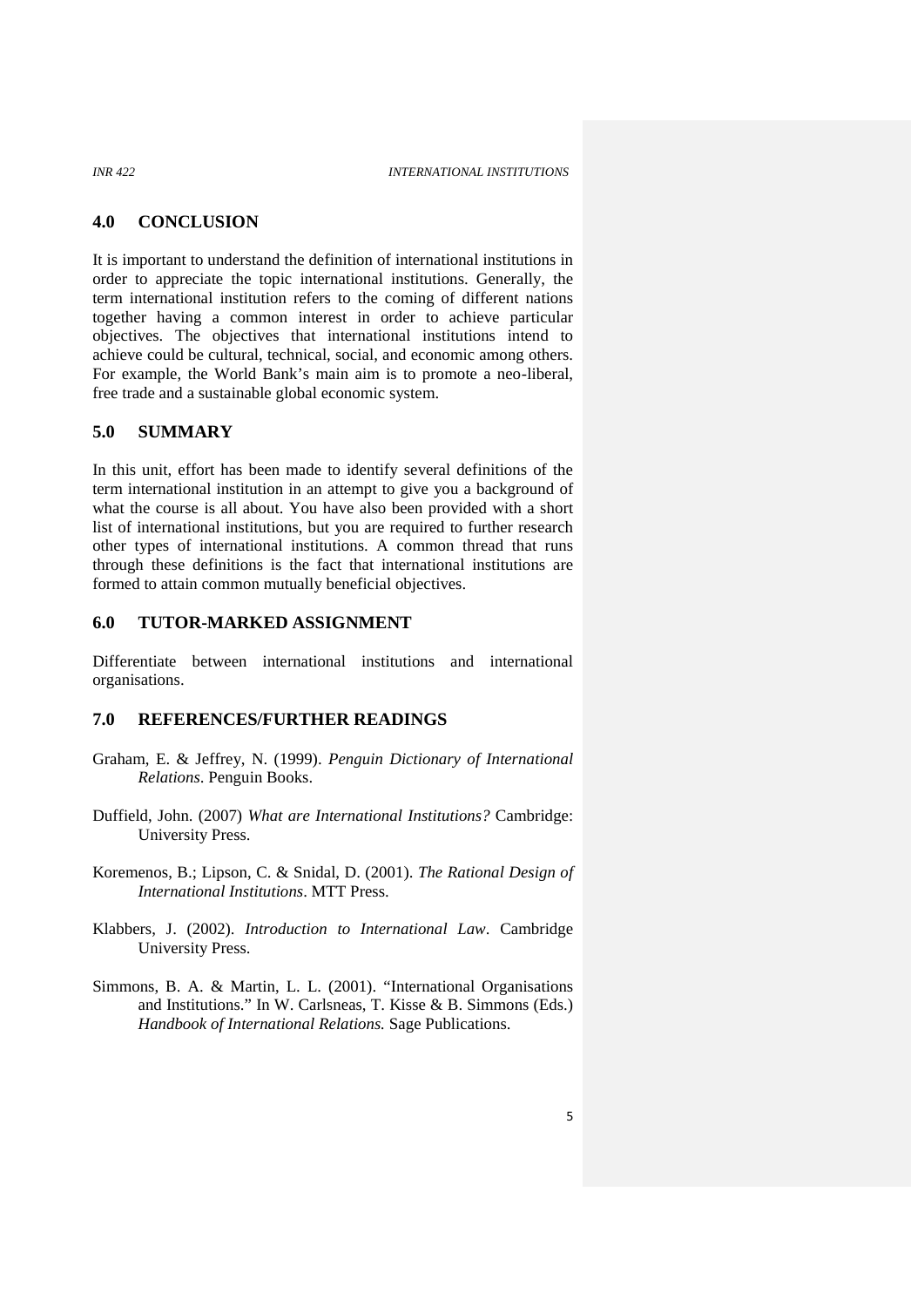## 4.0 CONCLUSION

It is important to understand the definition of international institutions in order to appreciate the topic international institutions. Generally, the term international institution refers to the coming of different nations together having a common interest in order to achieve particular objectives. The objectives that international institutions intend to achieve could be cultural, technical, social, and economic among others. For example, the World Bank's main aim is to promote a neo-liberal, free trade and a sustainable global economic system.

## 5.0 SUMMARY

In this unit, effort has been made to identify several definitions of the term international institution in an attempt to give you a background of what the course is all about. You have also been provided with a short list of international institutions, but you are required to further research other types of international institutions. A common thread that runs through these definitions is the fact that international institutions are formed to attain common mutually beneficial objectives.

## 6.0 TUTOR-MARKED ASSIGNMENT

Differentiate between international institutions and international organisations.

## 7.0 REFERENCES/FURTHER READINGS

Graham, E. & Jeffrey, N. (1999). *Penguin Dictionary of International Relations*. Penguin Books.

Duffield, John. (2007) *What are International Institutions?* Cambridge: University Press.

Koremenos, B.; Lipson, C. & Snidal, D. (2001). *The Rational Design of International Institutions*. MTT Press.

Klabbers, J. (2002). *Introduction to International Law*. Cambridge University Press.

Simmons, B. A. & Martin, L. L. (2001). "International Organisations and Institutions." In W. Carlsneas, T. Kisse & B. Simmons (Eds.) *Handbook of International Relations.* Sage Publications.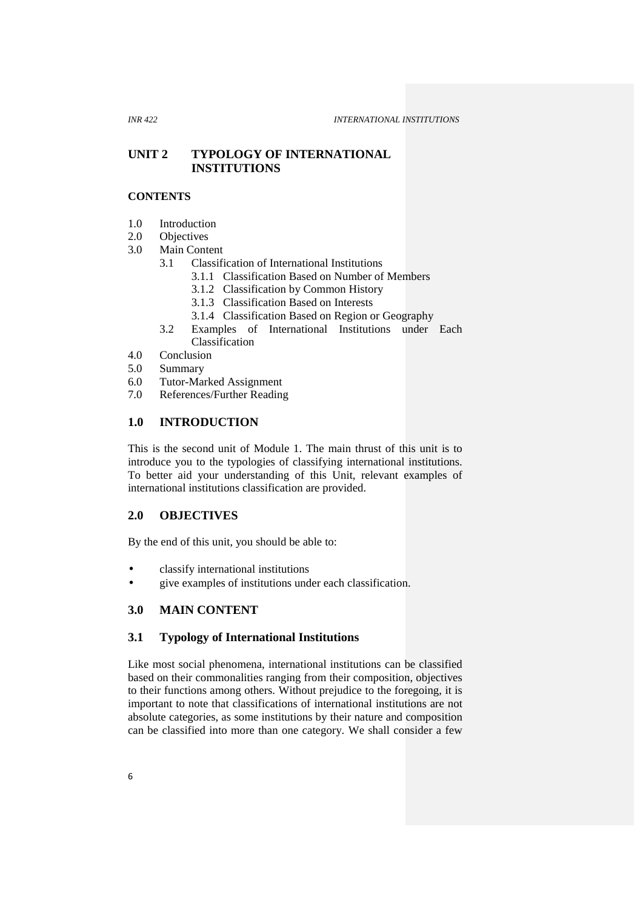# UNIT 2 TYPOLOGY OF INTERNATIONAL INSTITUTIONS

**CONTENTS**

1.0 Introduction
2.0 Objectives
3.0 Main Content
    3.1 Classification of International Institutions
        3.1.1 Classification Based on Number of Members
        3.1.2 Classification by Common History
        3.1.3 Classification Based on Interests
        3.1.4 Classification Based on Region or Geography
    3.2 Examples of International Institutions under Each Classification
4.0 Conclusion
5.0 Summary
6.0 Tutor-Marked Assignment
7.0 References/Further Reading

## 1.0 INTRODUCTION

This is the second unit of Module 1. The main thrust of this unit is to introduce you to the typologies of classifying international institutions. To better aid your understanding of this Unit, relevant examples of international institutions classification are provided.

## 2.0 OBJECTIVES

By the end of this unit, you should be able to:

- classify international institutions
- give examples of institutions under each classification.

## 3.0 MAIN CONTENT

### 3.1 Typology of International Institutions

Like most social phenomena, international institutions can be classified based on their commonalities ranging from their composition, objectives to their functions among others. Without prejudice to the foregoing, it is important to note that classifications of international institutions are not absolute categories, as some institutions by their nature and composition can be classified into more than one category. We shall consider a few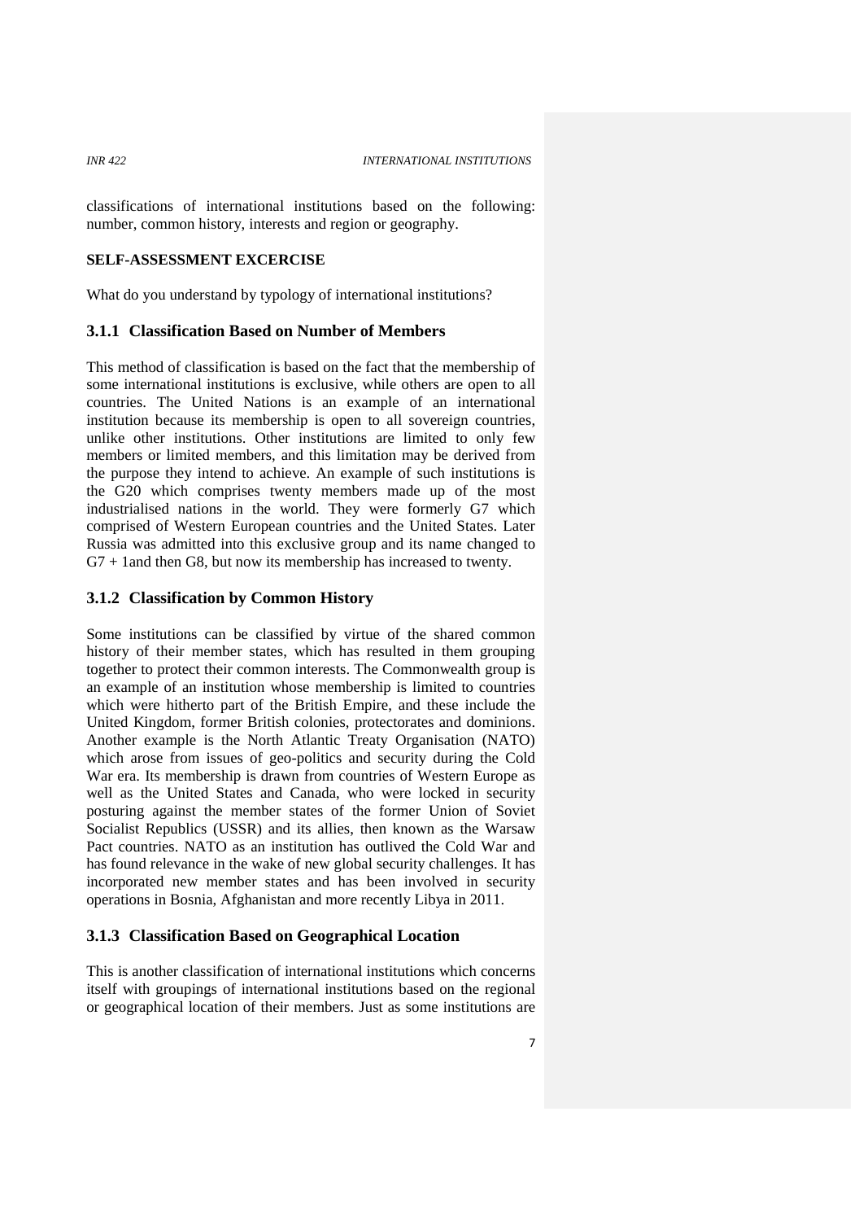classifications of international institutions based on the following: number, common history, interests and region or geography.

**SELF-ASSESSMENT EXCERCISE**

What do you understand by typology of international institutions?

### 3.1.1 Classification Based on Number of Members

This method of classification is based on the fact that the membership of some international institutions is exclusive, while others are open to all countries. The United Nations is an example of an international institution because its membership is open to all sovereign countries, unlike other institutions. Other institutions are limited to only few members or limited members, and this limitation may be derived from the purpose they intend to achieve. An example of such institutions is the G20 which comprises twenty members made up of the most industrialised nations in the world. They were formerly G7 which comprised of Western European countries and the United States. Later Russia was admitted into this exclusive group and its name changed to G7 + 1and then G8, but now its membership has increased to twenty.

### 3.1.2 Classification by Common History

Some institutions can be classified by virtue of the shared common history of their member states, which has resulted in them grouping together to protect their common interests. The Commonwealth group is an example of an institution whose membership is limited to countries which were hitherto part of the British Empire, and these include the United Kingdom, former British colonies, protectorates and dominions. Another example is the North Atlantic Treaty Organisation (NATO) which arose from issues of geo-politics and security during the Cold War era. Its membership is drawn from countries of Western Europe as well as the United States and Canada, who were locked in security posturing against the member states of the former Union of Soviet Socialist Republics (USSR) and its allies, then known as the Warsaw Pact countries. NATO as an institution has outlived the Cold War and has found relevance in the wake of new global security challenges. It has incorporated new member states and has been involved in security operations in Bosnia, Afghanistan and more recently Libya in 2011.

### 3.1.3 Classification Based on Geographical Location

This is another classification of international institutions which concerns itself with groupings of international institutions based on the regional or geographical location of their members. Just as some institutions are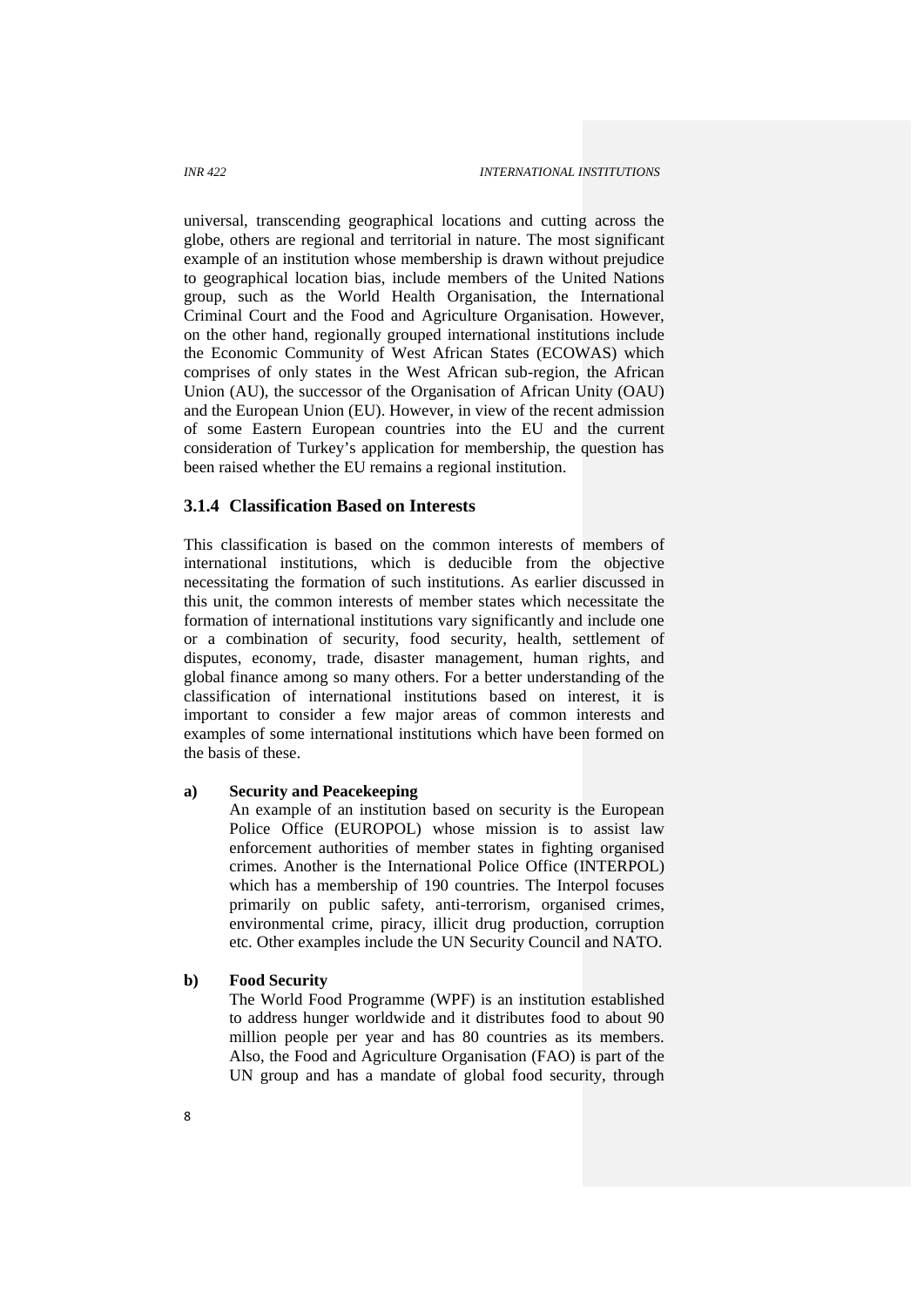universal, transcending geographical locations and cutting across the globe, others are regional and territorial in nature. The most significant example of an institution whose membership is drawn without prejudice to geographical location bias, include members of the United Nations group, such as the World Health Organisation, the International Criminal Court and the Food and Agriculture Organisation. However, on the other hand, regionally grouped international institutions include the Economic Community of West African States (ECOWAS) which comprises of only states in the West African sub-region, the African Union (AU), the successor of the Organisation of African Unity (OAU) and the European Union (EU). However, in view of the recent admission of some Eastern European countries into the EU and the current consideration of Turkey's application for membership, the question has been raised whether the EU remains a regional institution.

### 3.1.4 Classification Based on Interests

This classification is based on the common interests of members of international institutions, which is deducible from the objective necessitating the formation of such institutions. As earlier discussed in this unit, the common interests of member states which necessitate the formation of international institutions vary significantly and include one or a combination of security, food security, health, settlement of disputes, economy, trade, disaster management, human rights, and global finance among so many others. For a better understanding of the classification of international institutions based on interest, it is important to consider a few major areas of common interests and examples of some international institutions which have been formed on the basis of these.

**a) Security and Peacekeeping**

An example of an institution based on security is the European Police Office (EUROPOL) whose mission is to assist law enforcement authorities of member states in fighting organised crimes. Another is the International Police Office (INTERPOL) which has a membership of 190 countries. The Interpol focuses primarily on public safety, anti-terrorism, organised crimes, environmental crime, piracy, illicit drug production, corruption etc. Other examples include the UN Security Council and NATO.

**b) Food Security**

The World Food Programme (WPF) is an institution established to address hunger worldwide and it distributes food to about 90 million people per year and has 80 countries as its members. Also, the Food and Agriculture Organisation (FAO) is part of the UN group and has a mandate of global food security, through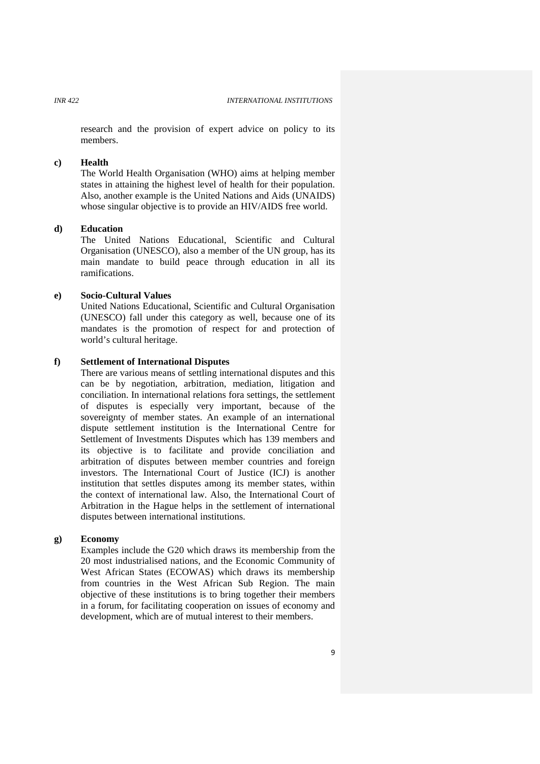research and the provision of expert advice on policy to its members.

**c) Health**

The World Health Organisation (WHO) aims at helping member states in attaining the highest level of health for their population. Also, another example is the United Nations and Aids (UNAIDS) whose singular objective is to provide an HIV/AIDS free world.

**d) Education**

The United Nations Educational, Scientific and Cultural Organisation (UNESCO), also a member of the UN group, has its main mandate to build peace through education in all its ramifications.

**e) Socio-Cultural Values**

United Nations Educational, Scientific and Cultural Organisation (UNESCO) fall under this category as well, because one of its mandates is the promotion of respect for and protection of world's cultural heritage.

**f) Settlement of International Disputes**

There are various means of settling international disputes and this can be by negotiation, arbitration, mediation, litigation and conciliation. In international relations fora settings, the settlement of disputes is especially very important, because of the sovereignty of member states. An example of an international dispute settlement institution is the International Centre for Settlement of Investments Disputes which has 139 members and its objective is to facilitate and provide conciliation and arbitration of disputes between member countries and foreign investors. The International Court of Justice (ICJ) is another institution that settles disputes among its member states, within the context of international law. Also, the International Court of Arbitration in the Hague helps in the settlement of international disputes between international institutions.

**g) Economy**

Examples include the G20 which draws its membership from the 20 most industrialised nations, and the Economic Community of West African States (ECOWAS) which draws its membership from countries in the West African Sub Region. The main objective of these institutions is to bring together their members in a forum, for facilitating cooperation on issues of economy and development, which are of mutual interest to their members.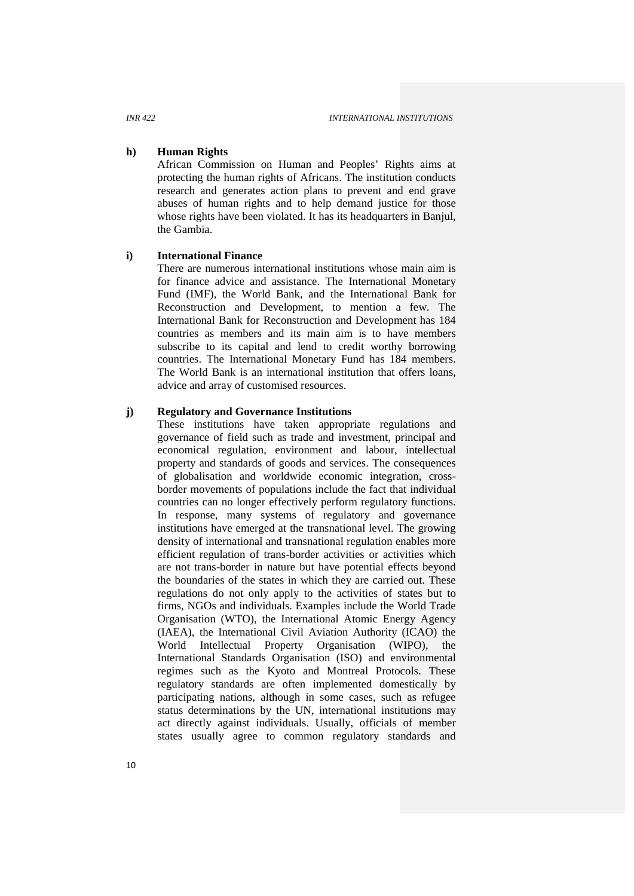**h) Human Rights**

African Commission on Human and Peoples' Rights aims at protecting the human rights of Africans. The institution conducts research and generates action plans to prevent and end grave abuses of human rights and to help demand justice for those whose rights have been violated. It has its headquarters in Banjul, the Gambia.

**i) International Finance**

There are numerous international institutions whose main aim is for finance advice and assistance. The International Monetary Fund (IMF), the World Bank, and the International Bank for Reconstruction and Development, to mention a few. The International Bank for Reconstruction and Development has 184 countries as members and its main aim is to have members subscribe to its capital and lend to credit worthy borrowing countries. The International Monetary Fund has 184 members. The World Bank is an international institution that offers loans, advice and array of customised resources.

**j) Regulatory and Governance Institutions**

These institutions have taken appropriate regulations and governance of field such as trade and investment, principal and economical regulation, environment and labour, intellectual property and standards of goods and services. The consequences of globalisation and worldwide economic integration, cross-border movements of populations include the fact that individual countries can no longer effectively perform regulatory functions. In response, many systems of regulatory and governance institutions have emerged at the transnational level. The growing density of international and transnational regulation enables more efficient regulation of trans-border activities or activities which are not trans-border in nature but have potential effects beyond the boundaries of the states in which they are carried out. These regulations do not only apply to the activities of states but to firms, NGOs and individuals. Examples include the World Trade Organisation (WTO), the International Atomic Energy Agency (IAEA), the International Civil Aviation Authority (ICAO) the World Intellectual Property Organisation (WIPO), the International Standards Organisation (ISO) and environmental regimes such as the Kyoto and Montreal Protocols. These regulatory standards are often implemented domestically by participating nations, although in some cases, such as refugee status determinations by the UN, international institutions may act directly against individuals. Usually, officials of member states usually agree to common regulatory standards and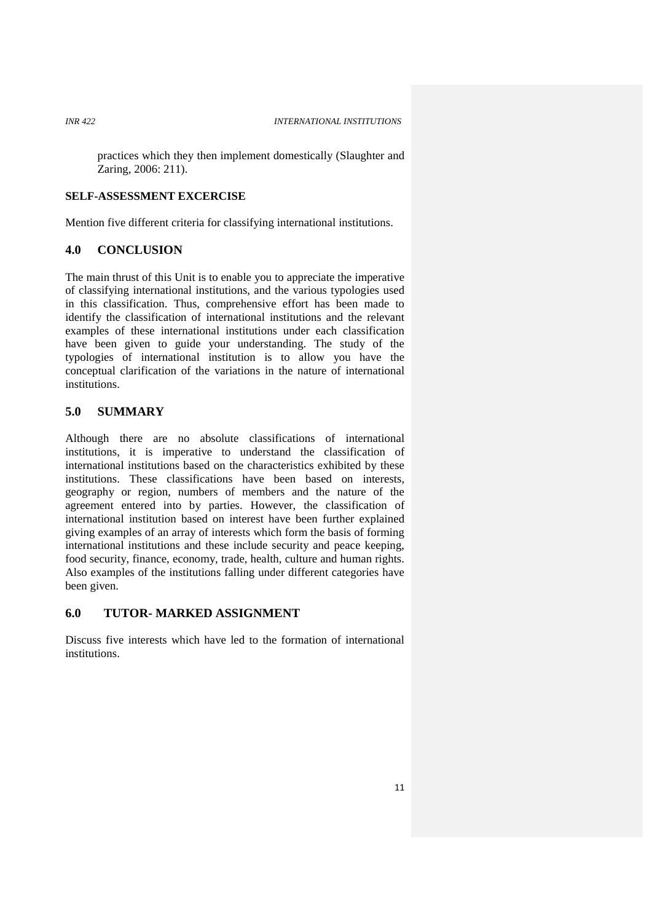practices which they then implement domestically (Slaughter and Zaring, 2006: 211).

**SELF-ASSESSMENT EXCERCISE**

Mention five different criteria for classifying international institutions.

## 4.0 CONCLUSION

The main thrust of this Unit is to enable you to appreciate the imperative of classifying international institutions, and the various typologies used in this classification. Thus, comprehensive effort has been made to identify the classification of international institutions and the relevant examples of these international institutions under each classification have been given to guide your understanding. The study of the typologies of international institution is to allow you have the conceptual clarification of the variations in the nature of international institutions.

## 5.0 SUMMARY

Although there are no absolute classifications of international institutions, it is imperative to understand the classification of international institutions based on the characteristics exhibited by these institutions. These classifications have been based on interests, geography or region, numbers of members and the nature of the agreement entered into by parties. However, the classification of international institution based on interest have been further explained giving examples of an array of interests which form the basis of forming international institutions and these include security and peace keeping, food security, finance, economy, trade, health, culture and human rights. Also examples of the institutions falling under different categories have been given.

## 6.0 TUTOR- MARKED ASSIGNMENT

Discuss five interests which have led to the formation of international institutions.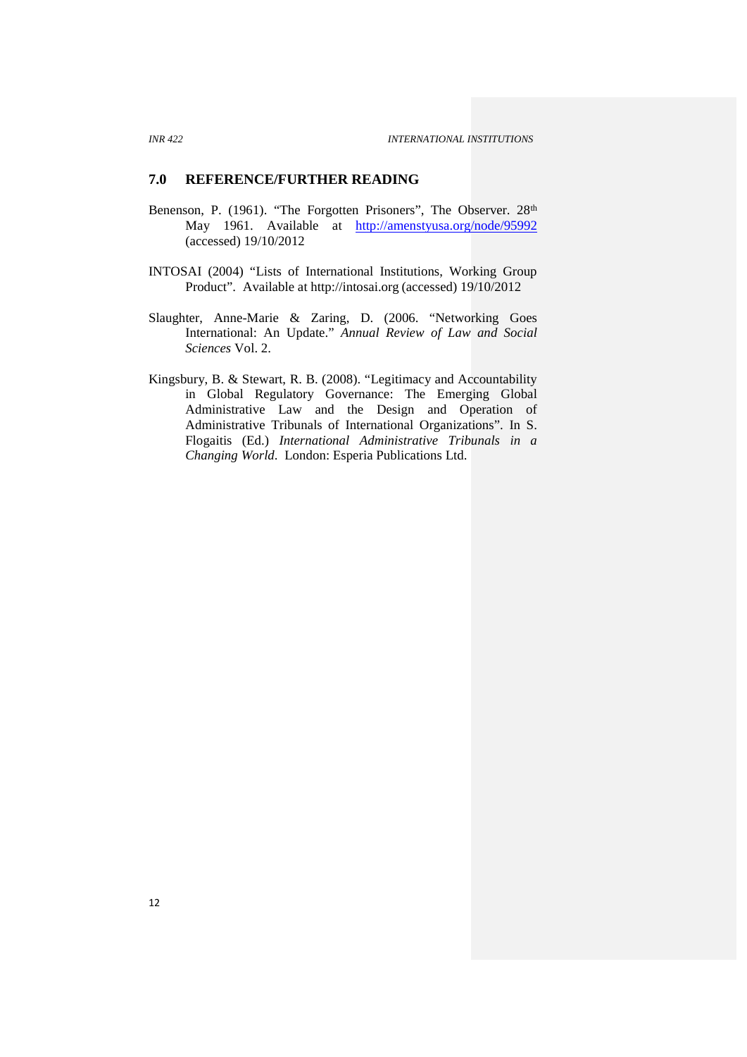## 7.0 REFERENCE/FURTHER READING

Benenson, P. (1961). "The Forgotten Prisoners", The Observer. 28th May 1961. Available at http://amenstyusa.org/node/95992 (accessed) 19/10/2012

INTOSAI (2004) "Lists of International Institutions, Working Group Product". Available at http://intosai.org (accessed) 19/10/2012

Slaughter, Anne-Marie & Zaring, D. (2006. "Networking Goes International: An Update." *Annual Review of Law and Social Sciences* Vol. 2.

Kingsbury, B. & Stewart, R. B. (2008). "Legitimacy and Accountability in Global Regulatory Governance: The Emerging Global Administrative Law and the Design and Operation of Administrative Tribunals of International Organizations". In S. Flogaitis (Ed.) *International Administrative Tribunals in a Changing World*. London: Esperia Publications Ltd.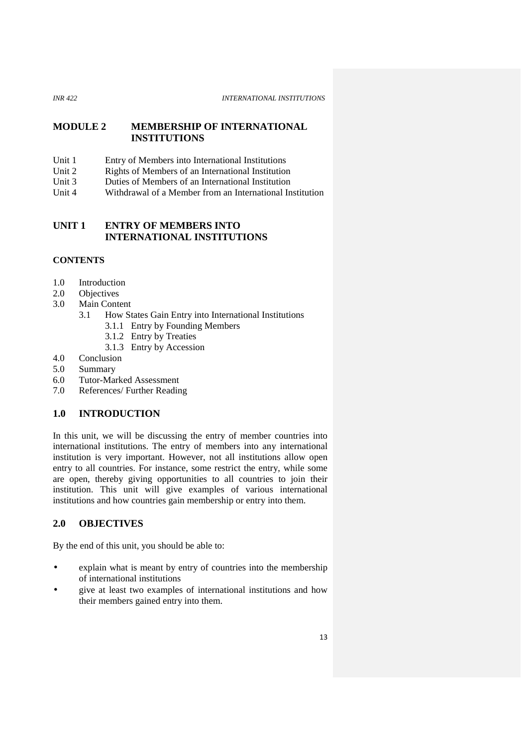## MODULE 2 MEMBERSHIP OF INTERNATIONAL INSTITUTIONS

Unit 1 Entry of Members into International Institutions
Unit 2 Rights of Members of an International Institution
Unit 3 Duties of Members of an International Institution
Unit 4 Withdrawal of a Member from an International Institution

## UNIT 1 ENTRY OF MEMBERS INTO INTERNATIONAL INSTITUTIONS

### CONTENTS

- 1.0 Introduction
- 2.0 Objectives
- 3.0 Main Content
  - 3.1 How States Gain Entry into International Institutions
    - 3.1.1 Entry by Founding Members
    - 3.1.2 Entry by Treaties
    - 3.1.3 Entry by Accession
- 4.0 Conclusion
- 5.0 Summary
- 6.0 Tutor-Marked Assessment
- 7.0 References/ Further Reading

### 1.0 INTRODUCTION

In this unit, we will be discussing the entry of member countries into international institutions. The entry of members into any international institution is very important. However, not all institutions allow open entry to all countries. For instance, some restrict the entry, while some are open, thereby giving opportunities to all countries to join their institution. This unit will give examples of various international institutions and how countries gain membership or entry into them.

### 2.0 OBJECTIVES

By the end of this unit, you should be able to:

- explain what is meant by entry of countries into the membership of international institutions
- give at least two examples of international institutions and how their members gained entry into them.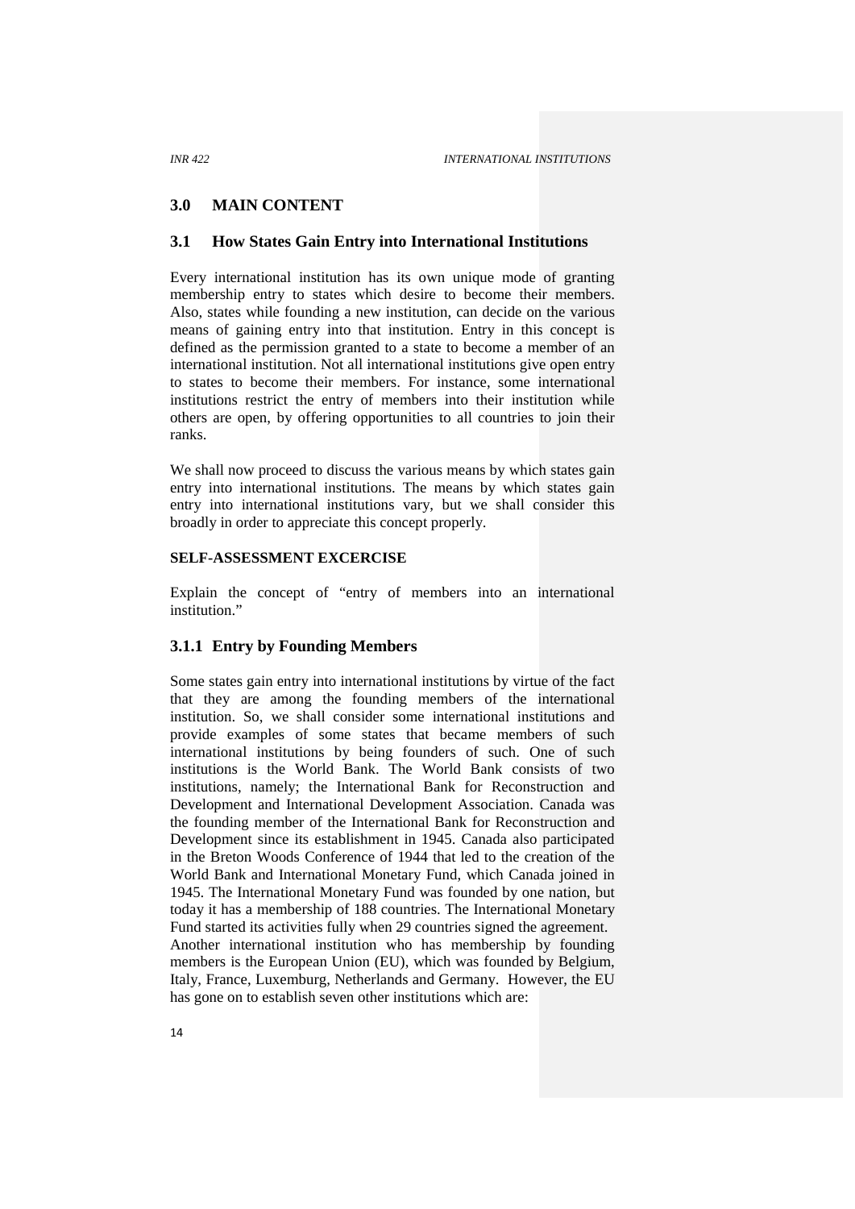## 3.0 MAIN CONTENT

### 3.1 How States Gain Entry into International Institutions

Every international institution has its own unique mode of granting membership entry to states which desire to become their members. Also, states while founding a new institution, can decide on the various means of gaining entry into that institution. Entry in this concept is defined as the permission granted to a state to become a member of an international institution. Not all international institutions give open entry to states to become their members. For instance, some international institutions restrict the entry of members into their institution while others are open, by offering opportunities to all countries to join their ranks.

We shall now proceed to discuss the various means by which states gain entry into international institutions. The means by which states gain entry into international institutions vary, but we shall consider this broadly in order to appreciate this concept properly.

**SELF-ASSESSMENT EXCERCISE**

Explain the concept of "entry of members into an international institution."

#### 3.1.1 Entry by Founding Members

Some states gain entry into international institutions by virtue of the fact that they are among the founding members of the international institution. So, we shall consider some international institutions and provide examples of some states that became members of such international institutions by being founders of such. One of such institutions is the World Bank. The World Bank consists of two institutions, namely; the International Bank for Reconstruction and Development and International Development Association. Canada was the founding member of the International Bank for Reconstruction and Development since its establishment in 1945. Canada also participated in the Breton Woods Conference of 1944 that led to the creation of the World Bank and International Monetary Fund, which Canada joined in 1945. The International Monetary Fund was founded by one nation, but today it has a membership of 188 countries. The International Monetary Fund started its activities fully when 29 countries signed the agreement.
Another international institution who has membership by founding members is the European Union (EU), which was founded by Belgium, Italy, France, Luxemburg, Netherlands and Germany. However, the EU has gone on to establish seven other institutions which are: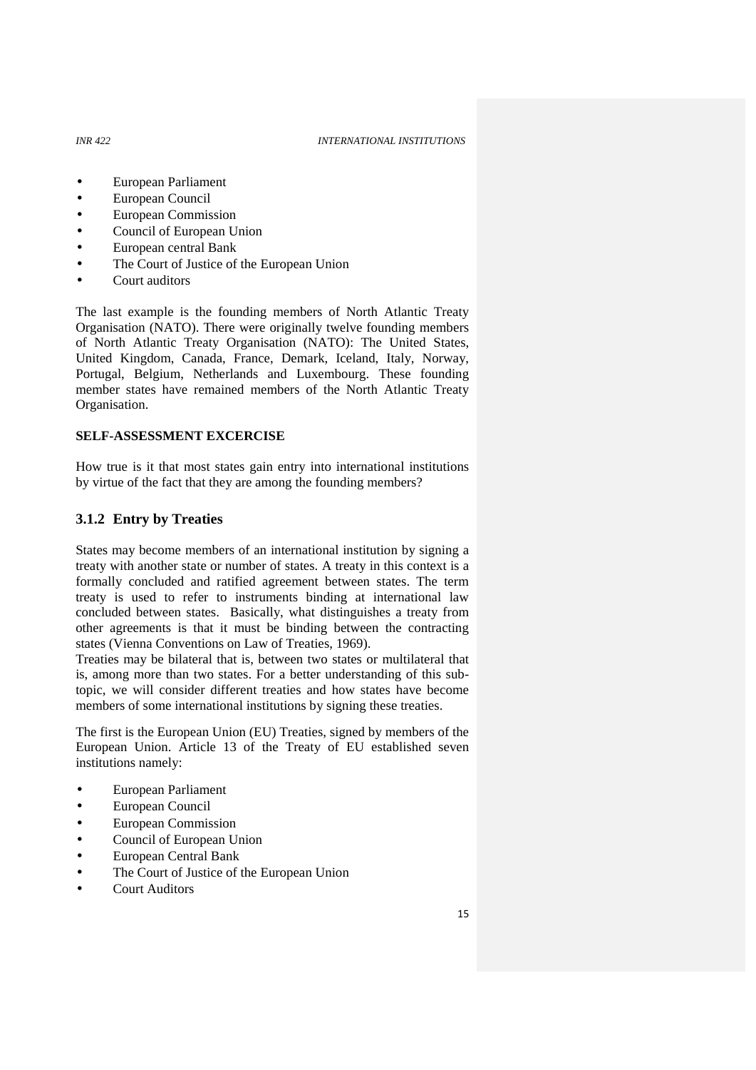- European Parliament
- European Council
- European Commission
- Council of European Union
- European central Bank
- The Court of Justice of the European Union
- Court auditors

The last example is the founding members of North Atlantic Treaty Organisation (NATO). There were originally twelve founding members of North Atlantic Treaty Organisation (NATO): The United States, United Kingdom, Canada, France, Demark, Iceland, Italy, Norway, Portugal, Belgium, Netherlands and Luxembourg. These founding member states have remained members of the North Atlantic Treaty Organisation.

**SELF-ASSESSMENT EXCERCISE**

How true is it that most states gain entry into international institutions by virtue of the fact that they are among the founding members?

### 3.1.2 Entry by Treaties

States may become members of an international institution by signing a treaty with another state or number of states. A treaty in this context is a formally concluded and ratified agreement between states. The term treaty is used to refer to instruments binding at international law concluded between states. Basically, what distinguishes a treaty from other agreements is that it must be binding between the contracting states (Vienna Conventions on Law of Treaties, 1969).
Treaties may be bilateral that is, between two states or multilateral that is, among more than two states. For a better understanding of this sub-topic, we will consider different treaties and how states have become members of some international institutions by signing these treaties.

The first is the European Union (EU) Treaties, signed by members of the European Union. Article 13 of the Treaty of EU established seven institutions namely:

- European Parliament
- European Council
- European Commission
- Council of European Union
- European Central Bank
- The Court of Justice of the European Union
- Court Auditors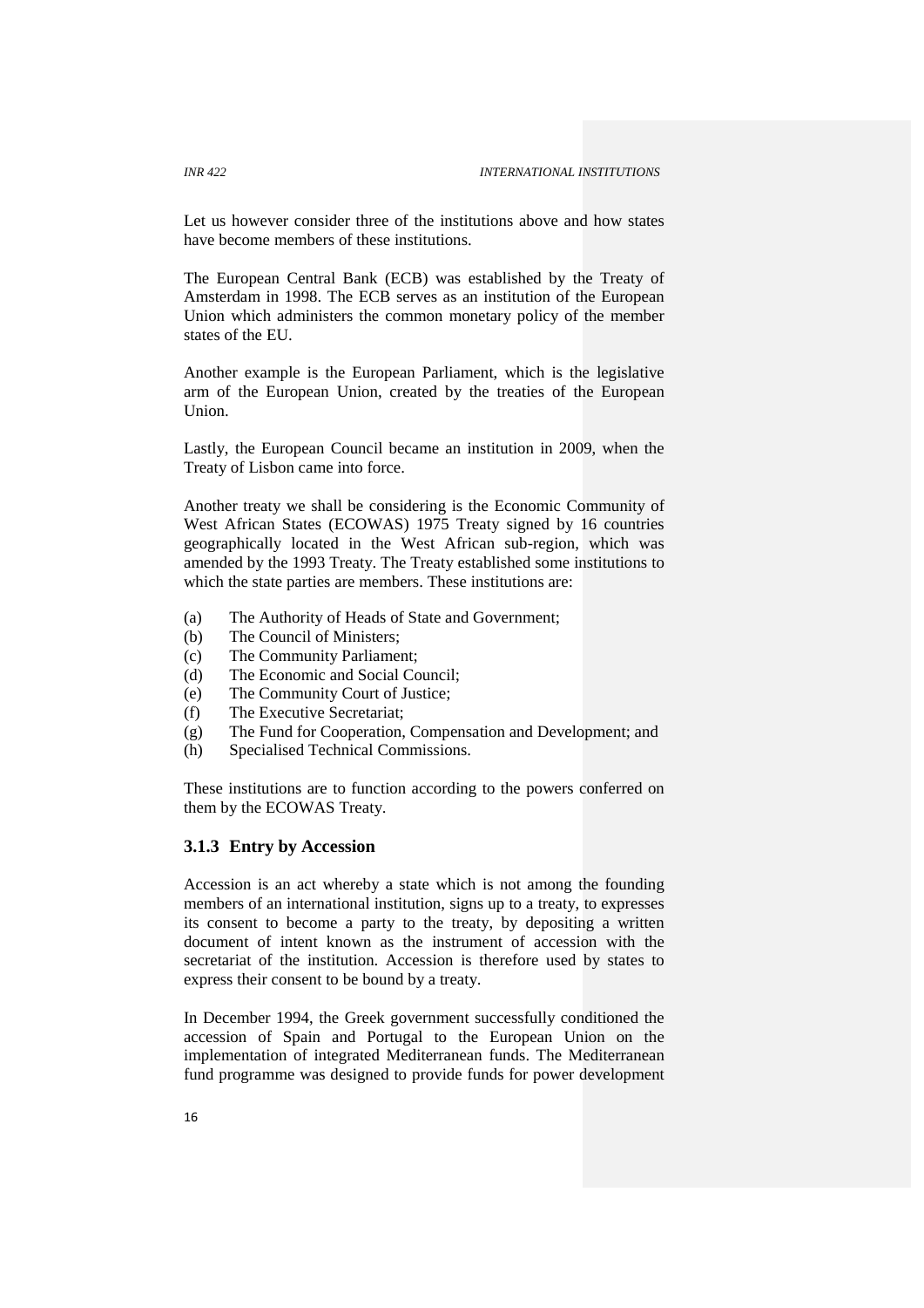Let us however consider three of the institutions above and how states have become members of these institutions.

The European Central Bank (ECB) was established by the Treaty of Amsterdam in 1998. The ECB serves as an institution of the European Union which administers the common monetary policy of the member states of the EU.

Another example is the European Parliament, which is the legislative arm of the European Union, created by the treaties of the European Union.

Lastly, the European Council became an institution in 2009, when the Treaty of Lisbon came into force.

Another treaty we shall be considering is the Economic Community of West African States (ECOWAS) 1975 Treaty signed by 16 countries geographically located in the West African sub-region, which was amended by the 1993 Treaty. The Treaty established some institutions to which the state parties are members. These institutions are:

(a) The Authority of Heads of State and Government;
(b) The Council of Ministers;
(c) The Community Parliament;
(d) The Economic and Social Council;
(e) The Community Court of Justice;
(f) The Executive Secretariat;
(g) The Fund for Cooperation, Compensation and Development; and
(h) Specialised Technical Commissions.

These institutions are to function according to the powers conferred on them by the ECOWAS Treaty.

### 3.1.3 Entry by Accession

Accession is an act whereby a state which is not among the founding members of an international institution, signs up to a treaty, to expresses its consent to become a party to the treaty, by depositing a written document of intent known as the instrument of accession with the secretariat of the institution. Accession is therefore used by states to express their consent to be bound by a treaty.

In December 1994, the Greek government successfully conditioned the accession of Spain and Portugal to the European Union on the implementation of integrated Mediterranean funds. The Mediterranean fund programme was designed to provide funds for power development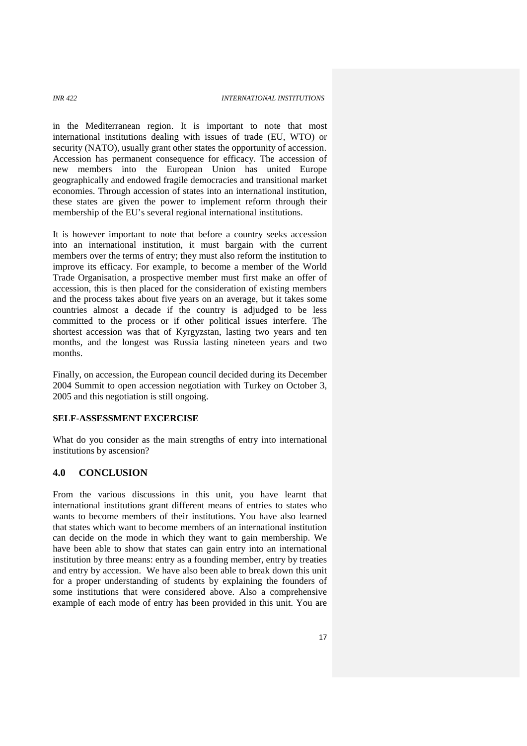in the Mediterranean region. It is important to note that most international institutions dealing with issues of trade (EU, WTO) or security (NATO), usually grant other states the opportunity of accession. Accession has permanent consequence for efficacy. The accession of new members into the European Union has united Europe geographically and endowed fragile democracies and transitional market economies. Through accession of states into an international institution, these states are given the power to implement reform through their membership of the EU's several regional international institutions.

It is however important to note that before a country seeks accession into an international institution, it must bargain with the current members over the terms of entry; they must also reform the institution to improve its efficacy. For example, to become a member of the World Trade Organisation, a prospective member must first make an offer of accession, this is then placed for the consideration of existing members and the process takes about five years on an average, but it takes some countries almost a decade if the country is adjudged to be less committed to the process or if other political issues interfere. The shortest accession was that of Kyrgyzstan, lasting two years and ten months, and the longest was Russia lasting nineteen years and two months.

Finally, on accession, the European council decided during its December 2004 Summit to open accession negotiation with Turkey on October 3, 2005 and this negotiation is still ongoing.

**SELF-ASSESSMENT EXCERCISE**

What do you consider as the main strengths of entry into international institutions by ascension?

## 4.0 CONCLUSION

From the various discussions in this unit, you have learnt that international institutions grant different means of entries to states who wants to become members of their institutions. You have also learned that states which want to become members of an international institution can decide on the mode in which they want to gain membership. We have been able to show that states can gain entry into an international institution by three means: entry as a founding member, entry by treaties and entry by accession. We have also been able to break down this unit for a proper understanding of students by explaining the founders of some institutions that were considered above. Also a comprehensive example of each mode of entry has been provided in this unit. You are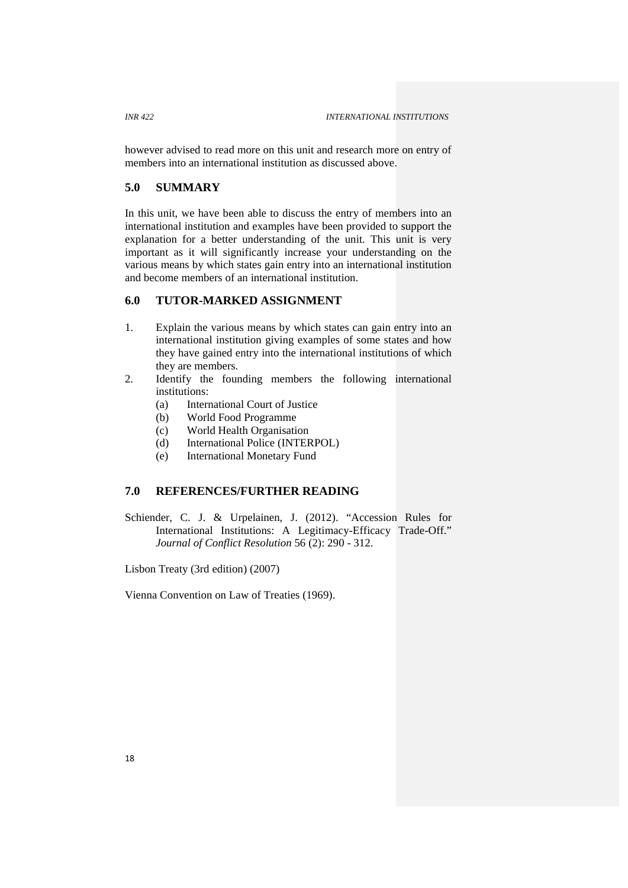however advised to read more on this unit and research more on entry of members into an international institution as discussed above.

## 5.0 SUMMARY

In this unit, we have been able to discuss the entry of members into an international institution and examples have been provided to support the explanation for a better understanding of the unit. This unit is very important as it will significantly increase your understanding on the various means by which states gain entry into an international institution and become members of an international institution.

## 6.0 TUTOR-MARKED ASSIGNMENT

1. Explain the various means by which states can gain entry into an international institution giving examples of some states and how they have gained entry into the international institutions of which they are members.
2. Identify the founding members the following international institutions:
   (a) International Court of Justice
   (b) World Food Programme
   (c) World Health Organisation
   (d) International Police (INTERPOL)
   (e) International Monetary Fund

## 7.0 REFERENCES/FURTHER READING

Schiender, C. J. & Urpelainen, J. (2012). "Accession Rules for International Institutions: A Legitimacy-Efficacy Trade-Off." *Journal of Conflict Resolution* 56 (2): 290 - 312.

Lisbon Treaty (3rd edition) (2007)

Vienna Convention on Law of Treaties (1969).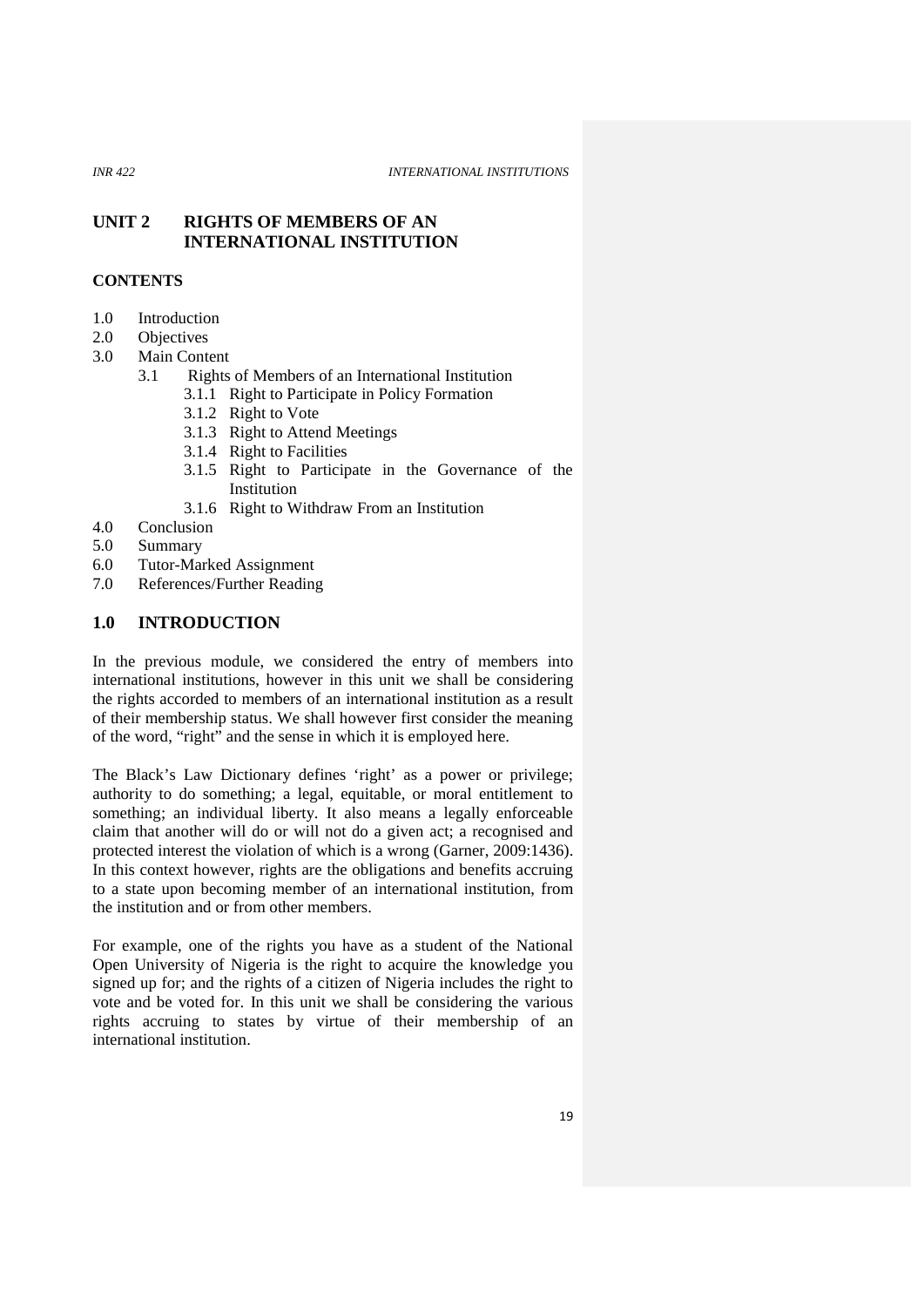# UNIT 2 RIGHTS OF MEMBERS OF AN INTERNATIONAL INSTITUTION

## CONTENTS

1.0 Introduction
2.0 Objectives
3.0 Main Content
  3.1 Rights of Members of an International Institution
    3.1.1 Right to Participate in Policy Formation
    3.1.2 Right to Vote
    3.1.3 Right to Attend Meetings
    3.1.4 Right to Facilities
    3.1.5 Right to Participate in the Governance of the Institution
    3.1.6 Right to Withdraw From an Institution
4.0 Conclusion
5.0 Summary
6.0 Tutor-Marked Assignment
7.0 References/Further Reading

## 1.0 INTRODUCTION

In the previous module, we considered the entry of members into international institutions, however in this unit we shall be considering the rights accorded to members of an international institution as a result of their membership status. We shall however first consider the meaning of the word, "right" and the sense in which it is employed here.

The Black's Law Dictionary defines 'right' as a power or privilege; authority to do something; a legal, equitable, or moral entitlement to something; an individual liberty. It also means a legally enforceable claim that another will do or will not do a given act; a recognised and protected interest the violation of which is a wrong (Garner, 2009:1436). In this context however, rights are the obligations and benefits accruing to a state upon becoming member of an international institution, from the institution and or from other members.

For example, one of the rights you have as a student of the National Open University of Nigeria is the right to acquire the knowledge you signed up for; and the rights of a citizen of Nigeria includes the right to vote and be voted for. In this unit we shall be considering the various rights accruing to states by virtue of their membership of an international institution.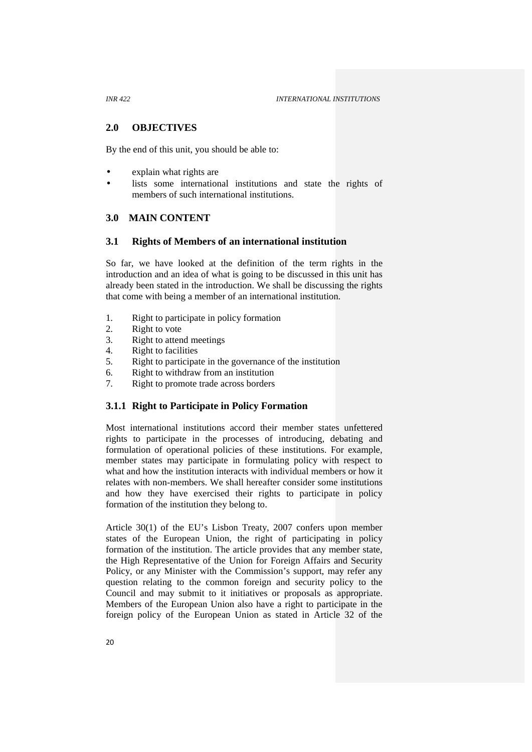## 2.0 OBJECTIVES

By the end of this unit, you should be able to:

- explain what rights are
- lists some international institutions and state the rights of members of such international institutions.

## 3.0 MAIN CONTENT

### 3.1 Rights of Members of an international institution

So far, we have looked at the definition of the term rights in the introduction and an idea of what is going to be discussed in this unit has already been stated in the introduction. We shall be discussing the rights that come with being a member of an international institution.

1. Right to participate in policy formation
2. Right to vote
3. Right to attend meetings
4. Right to facilities
5. Right to participate in the governance of the institution
6. Right to withdraw from an institution
7. Right to promote trade across borders

#### 3.1.1 Right to Participate in Policy Formation

Most international institutions accord their member states unfettered rights to participate in the processes of introducing, debating and formulation of operational policies of these institutions. For example, member states may participate in formulating policy with respect to what and how the institution interacts with individual members or how it relates with non-members. We shall hereafter consider some institutions and how they have exercised their rights to participate in policy formation of the institution they belong to.

Article 30(1) of the EU's Lisbon Treaty, 2007 confers upon member states of the European Union, the right of participating in policy formation of the institution. The article provides that any member state, the High Representative of the Union for Foreign Affairs and Security Policy, or any Minister with the Commission's support, may refer any question relating to the common foreign and security policy to the Council and may submit to it initiatives or proposals as appropriate. Members of the European Union also have a right to participate in the foreign policy of the European Union as stated in Article 32 of the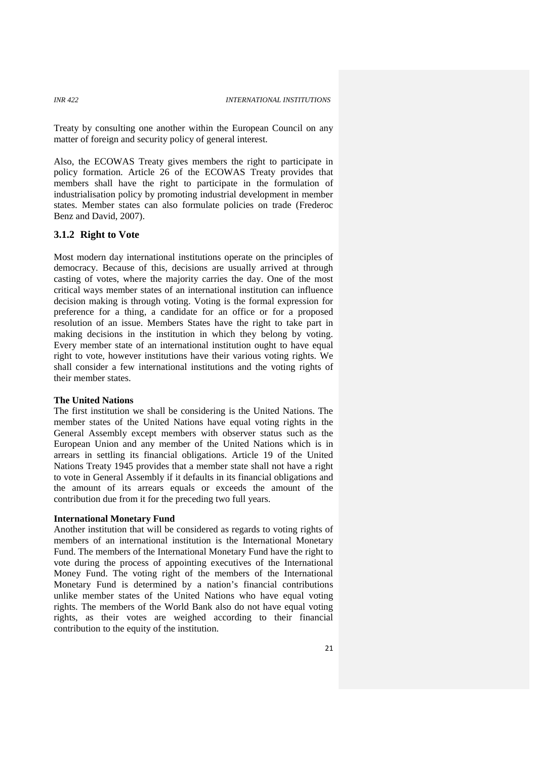Treaty by consulting one another within the European Council on any matter of foreign and security policy of general interest.

Also, the ECOWAS Treaty gives members the right to participate in policy formation. Article 26 of the ECOWAS Treaty provides that members shall have the right to participate in the formulation of industrialisation policy by promoting industrial development in member states. Member states can also formulate policies on trade (Frederoc Benz and David, 2007).

### 3.1.2 Right to Vote

Most modern day international institutions operate on the principles of democracy. Because of this, decisions are usually arrived at through casting of votes, where the majority carries the day. One of the most critical ways member states of an international institution can influence decision making is through voting. Voting is the formal expression for preference for a thing, a candidate for an office or for a proposed resolution of an issue. Members States have the right to take part in making decisions in the institution in which they belong by voting. Every member state of an international institution ought to have equal right to vote, however institutions have their various voting rights. We shall consider a few international institutions and the voting rights of their member states.

**The United Nations**

The first institution we shall be considering is the United Nations. The member states of the United Nations have equal voting rights in the General Assembly except members with observer status such as the European Union and any member of the United Nations which is in arrears in settling its financial obligations. Article 19 of the United Nations Treaty 1945 provides that a member state shall not have a right to vote in General Assembly if it defaults in its financial obligations and the amount of its arrears equals or exceeds the amount of the contribution due from it for the preceding two full years.

**International Monetary Fund**

Another institution that will be considered as regards to voting rights of members of an international institution is the International Monetary Fund. The members of the International Monetary Fund have the right to vote during the process of appointing executives of the International Money Fund. The voting right of the members of the International Monetary Fund is determined by a nation's financial contributions unlike member states of the United Nations who have equal voting rights. The members of the World Bank also do not have equal voting rights, as their votes are weighed according to their financial contribution to the equity of the institution.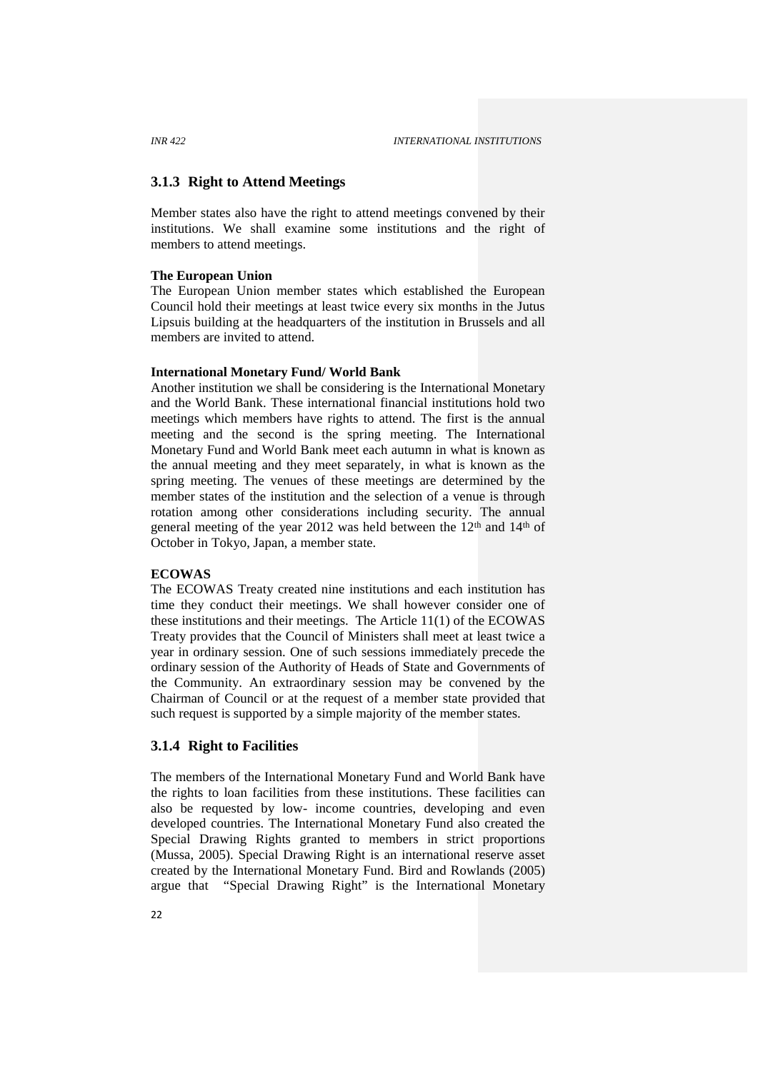### 3.1.3 Right to Attend Meetings

Member states also have the right to attend meetings convened by their institutions. We shall examine some institutions and the right of members to attend meetings.

**The European Union**

The European Union member states which established the European Council hold their meetings at least twice every six months in the Jutus Lipsuis building at the headquarters of the institution in Brussels and all members are invited to attend.

**International Monetary Fund/ World Bank**

Another institution we shall be considering is the International Monetary and the World Bank. These international financial institutions hold two meetings which members have rights to attend. The first is the annual meeting and the second is the spring meeting. The International Monetary Fund and World Bank meet each autumn in what is known as the annual meeting and they meet separately, in what is known as the spring meeting. The venues of these meetings are determined by the member states of the institution and the selection of a venue is through rotation among other considerations including security. The annual general meeting of the year 2012 was held between the 12th and 14th of October in Tokyo, Japan, a member state.

**ECOWAS**

The ECOWAS Treaty created nine institutions and each institution has time they conduct their meetings. We shall however consider one of these institutions and their meetings. The Article 11(1) of the ECOWAS Treaty provides that the Council of Ministers shall meet at least twice a year in ordinary session. One of such sessions immediately precede the ordinary session of the Authority of Heads of State and Governments of the Community. An extraordinary session may be convened by the Chairman of Council or at the request of a member state provided that such request is supported by a simple majority of the member states.

### 3.1.4 Right to Facilities

The members of the International Monetary Fund and World Bank have the rights to loan facilities from these institutions. These facilities can also be requested by low- income countries, developing and even developed countries. The International Monetary Fund also created the Special Drawing Rights granted to members in strict proportions (Mussa, 2005). Special Drawing Right is an international reserve asset created by the International Monetary Fund. Bird and Rowlands (2005) argue that "Special Drawing Right" is the International Monetary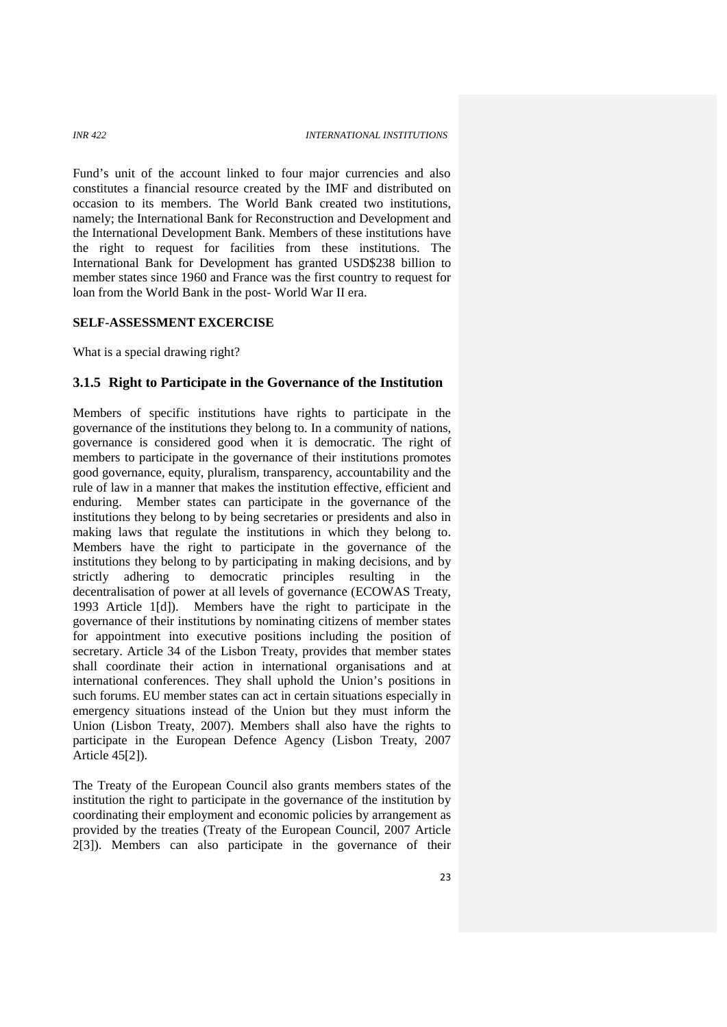Fund's unit of the account linked to four major currencies and also constitutes a financial resource created by the IMF and distributed on occasion to its members. The World Bank created two institutions, namely; the International Bank for Reconstruction and Development and the International Development Bank. Members of these institutions have the right to request for facilities from these institutions. The International Bank for Development has granted USD$238 billion to member states since 1960 and France was the first country to request for loan from the World Bank in the post- World War II era.

**SELF-ASSESSMENT EXCERCISE**

What is a special drawing right?

### 3.1.5 Right to Participate in the Governance of the Institution

Members of specific institutions have rights to participate in the governance of the institutions they belong to. In a community of nations, governance is considered good when it is democratic. The right of members to participate in the governance of their institutions promotes good governance, equity, pluralism, transparency, accountability and the rule of law in a manner that makes the institution effective, efficient and enduring. Member states can participate in the governance of the institutions they belong to by being secretaries or presidents and also in making laws that regulate the institutions in which they belong to. Members have the right to participate in the governance of the institutions they belong to by participating in making decisions, and by strictly adhering to democratic principles resulting in the decentralisation of power at all levels of governance (ECOWAS Treaty, 1993 Article 1[d]). Members have the right to participate in the governance of their institutions by nominating citizens of member states for appointment into executive positions including the position of secretary. Article 34 of the Lisbon Treaty, provides that member states shall coordinate their action in international organisations and at international conferences. They shall uphold the Union's positions in such forums. EU member states can act in certain situations especially in emergency situations instead of the Union but they must inform the Union (Lisbon Treaty, 2007). Members shall also have the rights to participate in the European Defence Agency (Lisbon Treaty, 2007 Article 45[2]).

The Treaty of the European Council also grants members states of the institution the right to participate in the governance of the institution by coordinating their employment and economic policies by arrangement as provided by the treaties (Treaty of the European Council, 2007 Article 2[3]). Members can also participate in the governance of their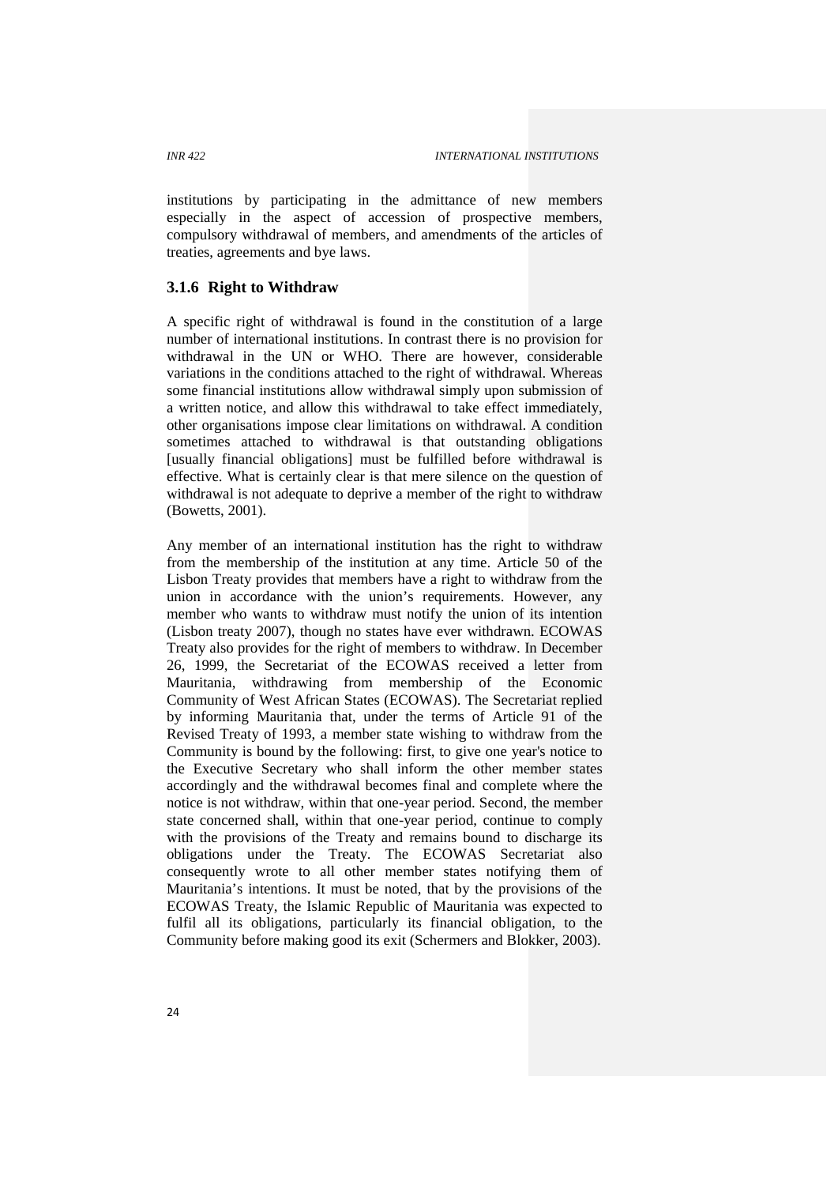institutions by participating in the admittance of new members especially in the aspect of accession of prospective members, compulsory withdrawal of members, and amendments of the articles of treaties, agreements and bye laws.

### 3.1.6 Right to Withdraw

A specific right of withdrawal is found in the constitution of a large number of international institutions. In contrast there is no provision for withdrawal in the UN or WHO. There are however, considerable variations in the conditions attached to the right of withdrawal. Whereas some financial institutions allow withdrawal simply upon submission of a written notice, and allow this withdrawal to take effect immediately, other organisations impose clear limitations on withdrawal. A condition sometimes attached to withdrawal is that outstanding obligations [usually financial obligations] must be fulfilled before withdrawal is effective. What is certainly clear is that mere silence on the question of withdrawal is not adequate to deprive a member of the right to withdraw (Bowetts, 2001).

Any member of an international institution has the right to withdraw from the membership of the institution at any time. Article 50 of the Lisbon Treaty provides that members have a right to withdraw from the union in accordance with the union's requirements. However, any member who wants to withdraw must notify the union of its intention (Lisbon treaty 2007), though no states have ever withdrawn. ECOWAS Treaty also provides for the right of members to withdraw. In December 26, 1999, the Secretariat of the ECOWAS received a letter from Mauritania, withdrawing from membership of the Economic Community of West African States (ECOWAS). The Secretariat replied by informing Mauritania that, under the terms of Article 91 of the Revised Treaty of 1993, a member state wishing to withdraw from the Community is bound by the following: first, to give one year's notice to the Executive Secretary who shall inform the other member states accordingly and the withdrawal becomes final and complete where the notice is not withdraw, within that one-year period. Second, the member state concerned shall, within that one-year period, continue to comply with the provisions of the Treaty and remains bound to discharge its obligations under the Treaty. The ECOWAS Secretariat also consequently wrote to all other member states notifying them of Mauritania's intentions. It must be noted, that by the provisions of the ECOWAS Treaty, the Islamic Republic of Mauritania was expected to fulfil all its obligations, particularly its financial obligation, to the Community before making good its exit (Schermers and Blokker, 2003).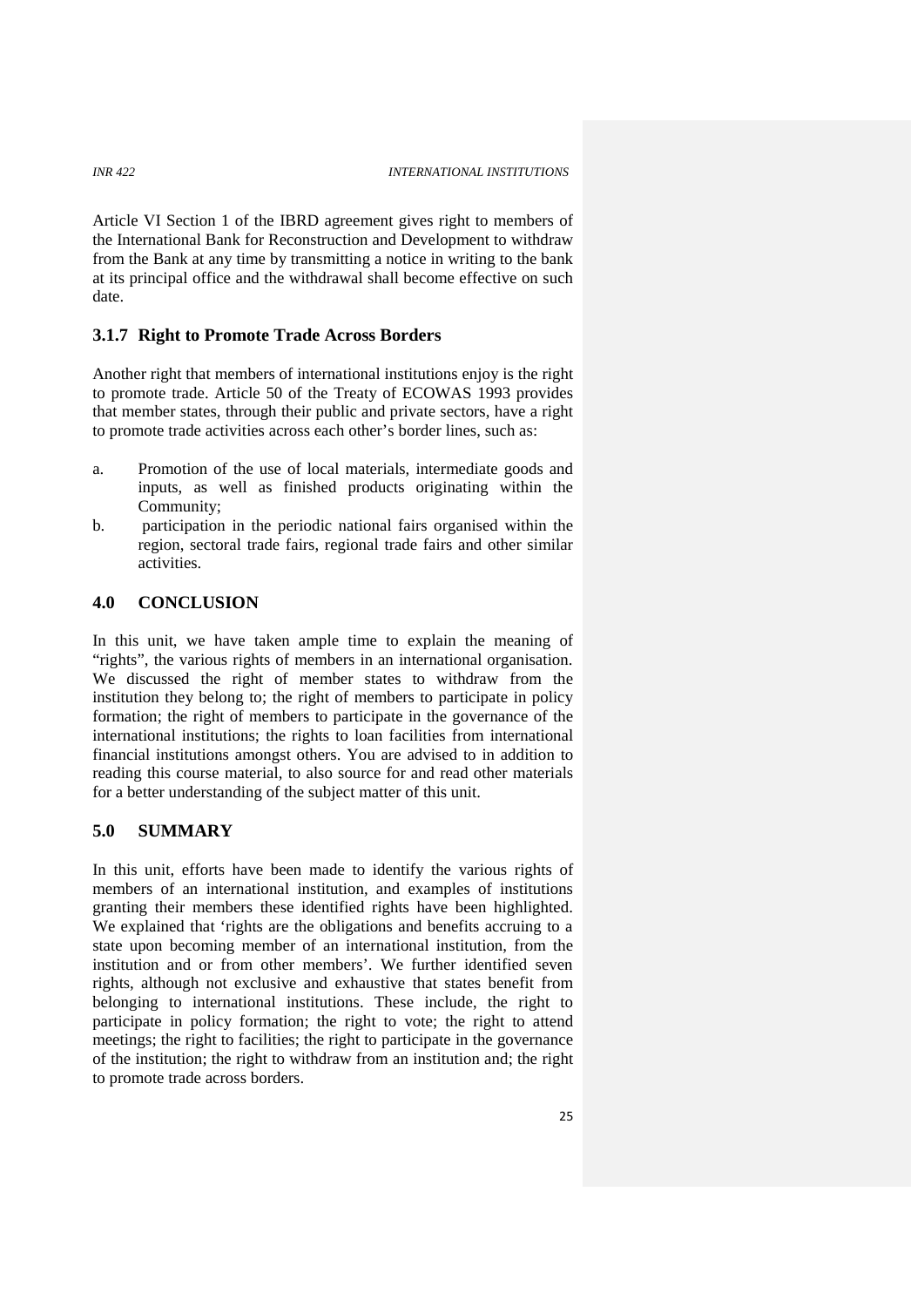Article VI Section 1 of the IBRD agreement gives right to members of the International Bank for Reconstruction and Development to withdraw from the Bank at any time by transmitting a notice in writing to the bank at its principal office and the withdrawal shall become effective on such date.

### 3.1.7 Right to Promote Trade Across Borders

Another right that members of international institutions enjoy is the right to promote trade. Article 50 of the Treaty of ECOWAS 1993 provides that member states, through their public and private sectors, have a right to promote trade activities across each other's border lines, such as:

a. Promotion of the use of local materials, intermediate goods and inputs, as well as finished products originating within the Community;
b. participation in the periodic national fairs organised within the region, sectoral trade fairs, regional trade fairs and other similar activities.

## 4.0 CONCLUSION

In this unit, we have taken ample time to explain the meaning of "rights", the various rights of members in an international organisation. We discussed the right of member states to withdraw from the institution they belong to; the right of members to participate in policy formation; the right of members to participate in the governance of the international institutions; the rights to loan facilities from international financial institutions amongst others. You are advised to in addition to reading this course material, to also source for and read other materials for a better understanding of the subject matter of this unit.

## 5.0 SUMMARY

In this unit, efforts have been made to identify the various rights of members of an international institution, and examples of institutions granting their members these identified rights have been highlighted. We explained that 'rights are the obligations and benefits accruing to a state upon becoming member of an international institution, from the institution and or from other members'. We further identified seven rights, although not exclusive and exhaustive that states benefit from belonging to international institutions. These include, the right to participate in policy formation; the right to vote; the right to attend meetings; the right to facilities; the right to participate in the governance of the institution; the right to withdraw from an institution and; the right to promote trade across borders.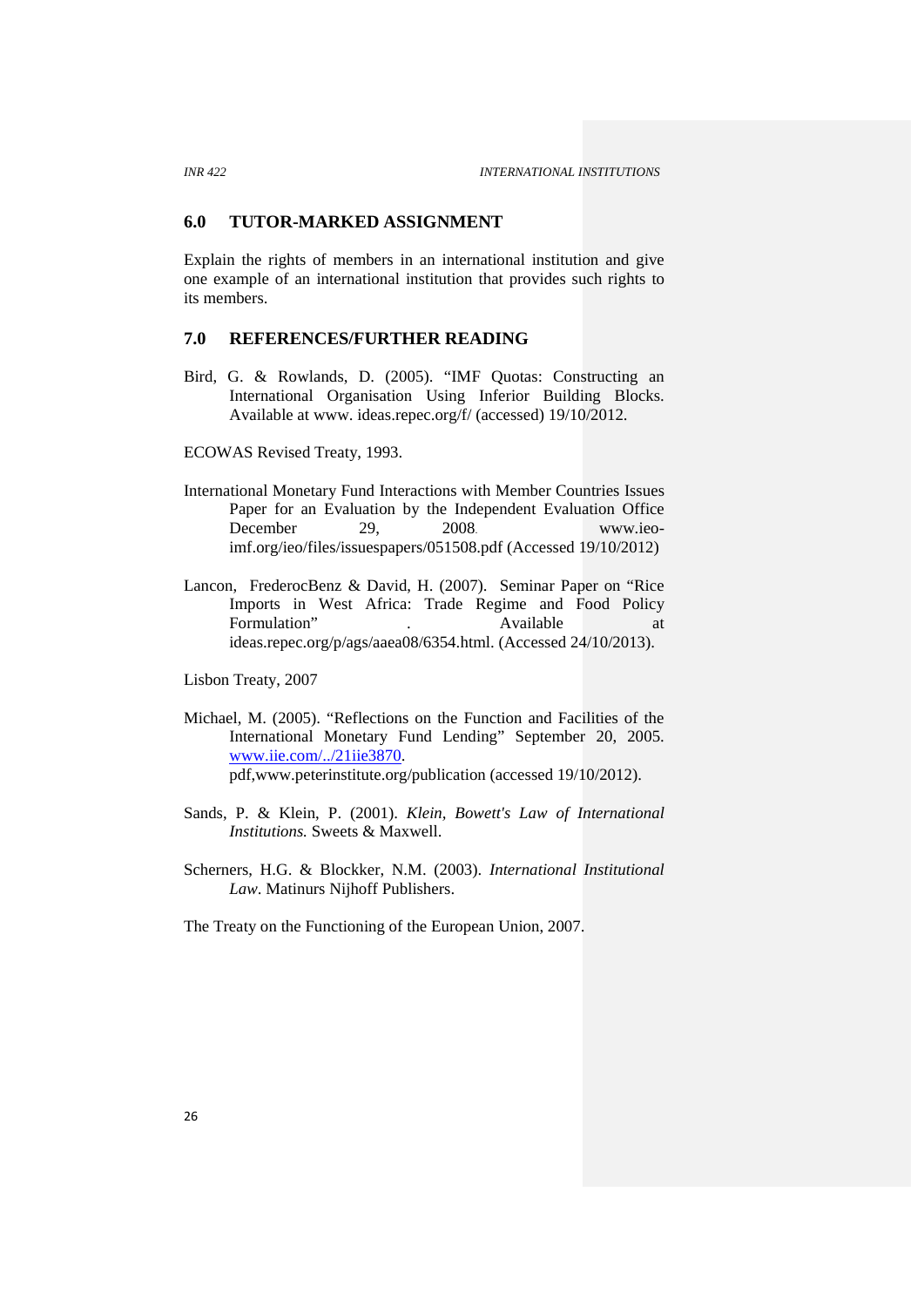## 6.0 TUTOR-MARKED ASSIGNMENT

Explain the rights of members in an international institution and give one example of an international institution that provides such rights to its members.

## 7.0 REFERENCES/FURTHER READING

Bird, G. & Rowlands, D. (2005). "IMF Quotas: Constructing an International Organisation Using Inferior Building Blocks. Available at www. ideas.repec.org/f/ (accessed) 19/10/2012.

ECOWAS Revised Treaty, 1993.

International Monetary Fund Interactions with Member Countries Issues Paper for an Evaluation by the Independent Evaluation Office December 29, 2008. www.ieo-imf.org/ieo/files/issuespapers/051508.pdf (Accessed 19/10/2012)

Lancon, FrederocBenz & David, H. (2007). Seminar Paper on "Rice Imports in West Africa: Trade Regime and Food Policy Formulation" . Available at ideas.repec.org/p/ags/aaea08/6354.html. (Accessed 24/10/2013).

Lisbon Treaty, 2007

Michael, M. (2005). "Reflections on the Function and Facilities of the International Monetary Fund Lending" September 20, 2005. www.iie.com/../21iie3870. pdf,www.peterinstitute.org/publication (accessed 19/10/2012).

Sands, P. & Klein, P. (2001). *Klein, Bowett's Law of International Institutions.* Sweets & Maxwell.

Scherners, H.G. & Blockker, N.M. (2003). *International Institutional Law*. Matinurs Nijhoff Publishers.

The Treaty on the Functioning of the European Union, 2007.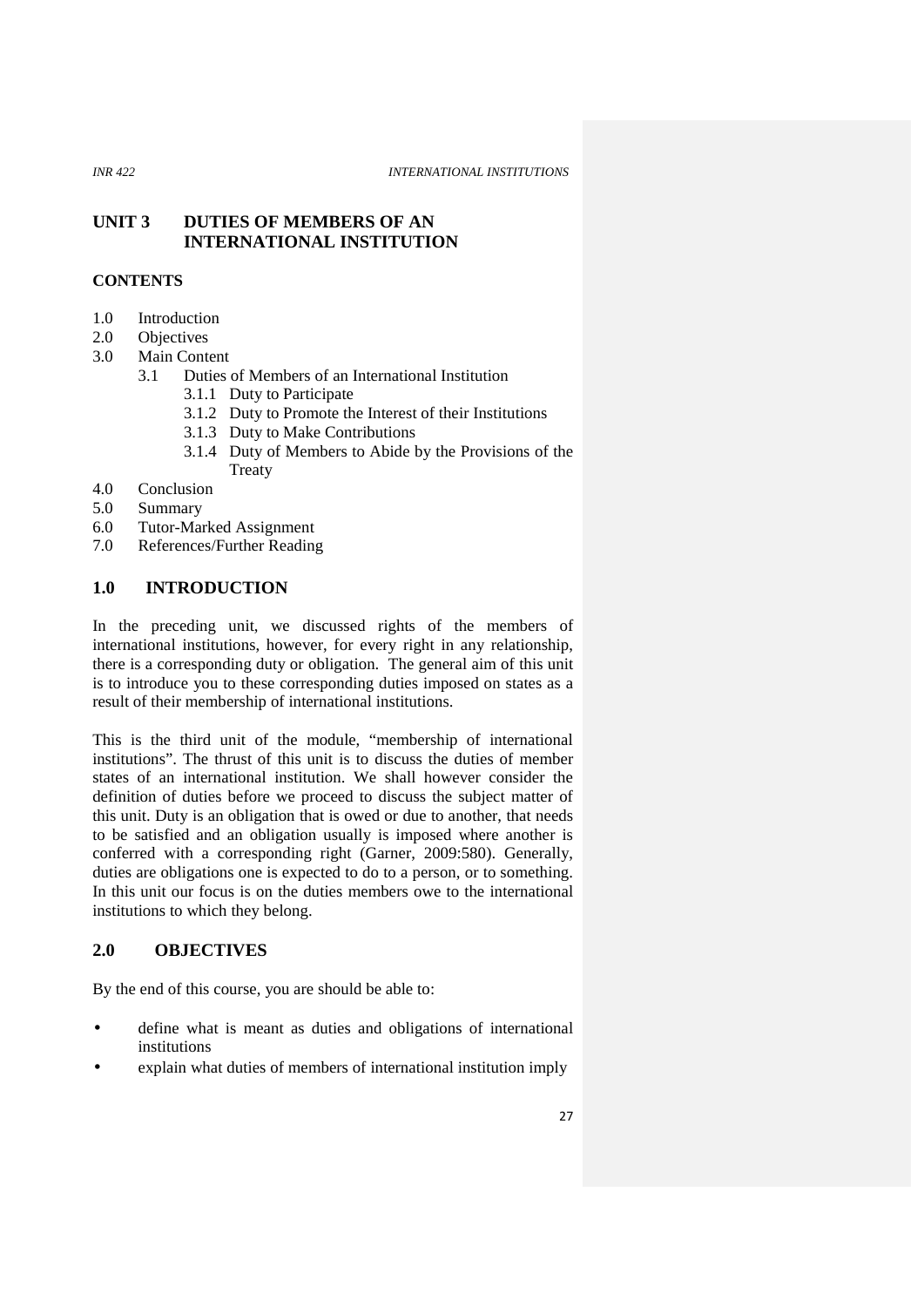# UNIT 3 DUTIES OF MEMBERS OF AN INTERNATIONAL INSTITUTION

## CONTENTS

1.0 Introduction
2.0 Objectives
3.0 Main Content
  3.1 Duties of Members of an International Institution
    3.1.1 Duty to Participate
    3.1.2 Duty to Promote the Interest of their Institutions
    3.1.3 Duty to Make Contributions
    3.1.4 Duty of Members to Abide by the Provisions of the Treaty
4.0 Conclusion
5.0 Summary
6.0 Tutor-Marked Assignment
7.0 References/Further Reading

## 1.0 INTRODUCTION

In the preceding unit, we discussed rights of the members of international institutions, however, for every right in any relationship, there is a corresponding duty or obligation. The general aim of this unit is to introduce you to these corresponding duties imposed on states as a result of their membership of international institutions.

This is the third unit of the module, "membership of international institutions". The thrust of this unit is to discuss the duties of member states of an international institution. We shall however consider the definition of duties before we proceed to discuss the subject matter of this unit. Duty is an obligation that is owed or due to another, that needs to be satisfied and an obligation usually is imposed where another is conferred with a corresponding right (Garner, 2009:580). Generally, duties are obligations one is expected to do to a person, or to something. In this unit our focus is on the duties members owe to the international institutions to which they belong.

## 2.0 OBJECTIVES

By the end of this course, you are should be able to:

- define what is meant as duties and obligations of international institutions
- explain what duties of members of international institution imply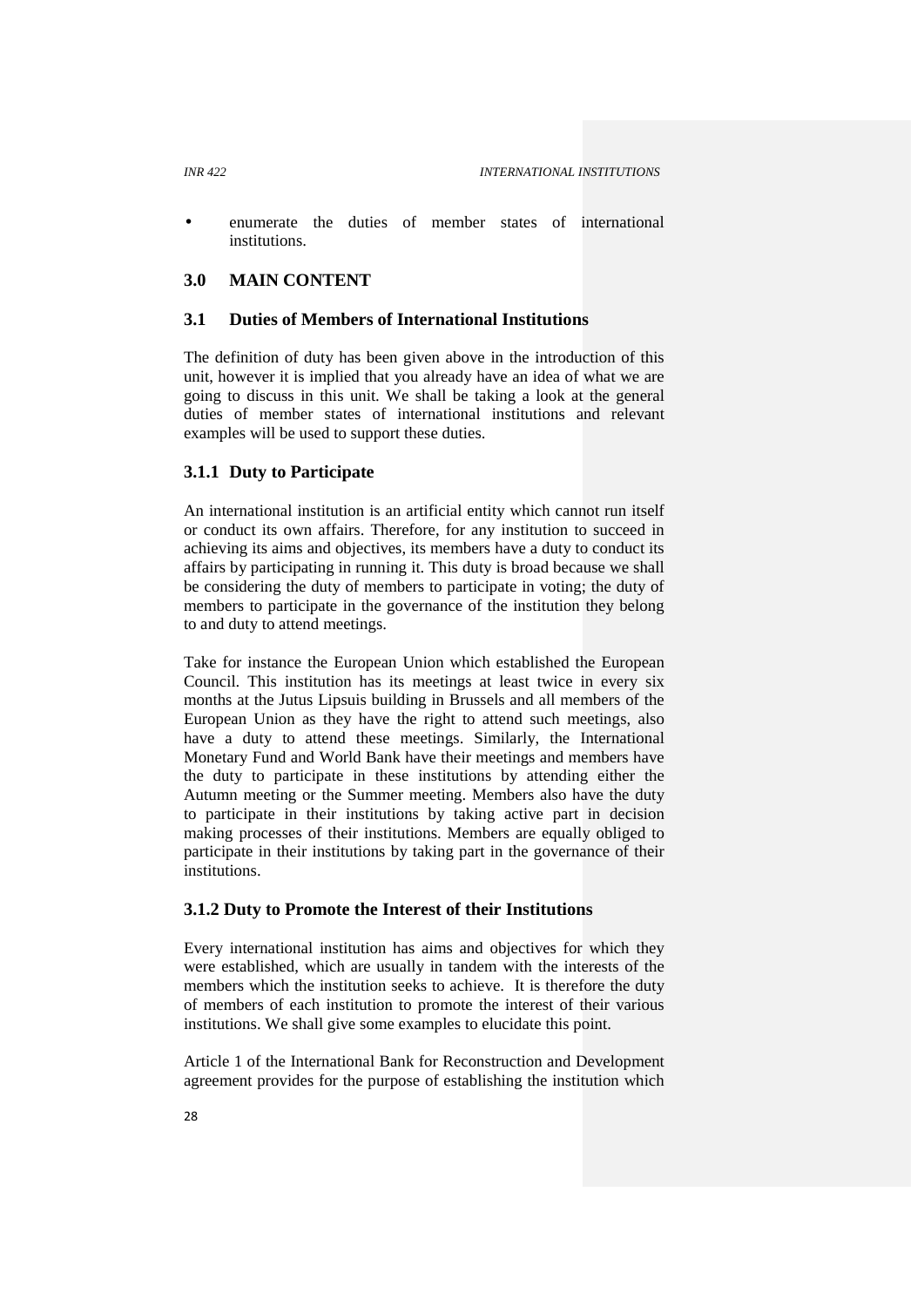- enumerate the duties of member states of international institutions.

## 3.0 MAIN CONTENT

### 3.1 Duties of Members of International Institutions

The definition of duty has been given above in the introduction of this unit, however it is implied that you already have an idea of what we are going to discuss in this unit. We shall be taking a look at the general duties of member states of international institutions and relevant examples will be used to support these duties.

#### 3.1.1 Duty to Participate

An international institution is an artificial entity which cannot run itself or conduct its own affairs. Therefore, for any institution to succeed in achieving its aims and objectives, its members have a duty to conduct its affairs by participating in running it. This duty is broad because we shall be considering the duty of members to participate in voting; the duty of members to participate in the governance of the institution they belong to and duty to attend meetings.

Take for instance the European Union which established the European Council. This institution has its meetings at least twice in every six months at the Jutus Lipsuis building in Brussels and all members of the European Union as they have the right to attend such meetings, also have a duty to attend these meetings. Similarly, the International Monetary Fund and World Bank have their meetings and members have the duty to participate in these institutions by attending either the Autumn meeting or the Summer meeting. Members also have the duty to participate in their institutions by taking active part in decision making processes of their institutions. Members are equally obliged to participate in their institutions by taking part in the governance of their institutions.

#### 3.1.2 Duty to Promote the Interest of their Institutions

Every international institution has aims and objectives for which they were established, which are usually in tandem with the interests of the members which the institution seeks to achieve. It is therefore the duty of members of each institution to promote the interest of their various institutions. We shall give some examples to elucidate this point.

Article 1 of the International Bank for Reconstruction and Development agreement provides for the purpose of establishing the institution which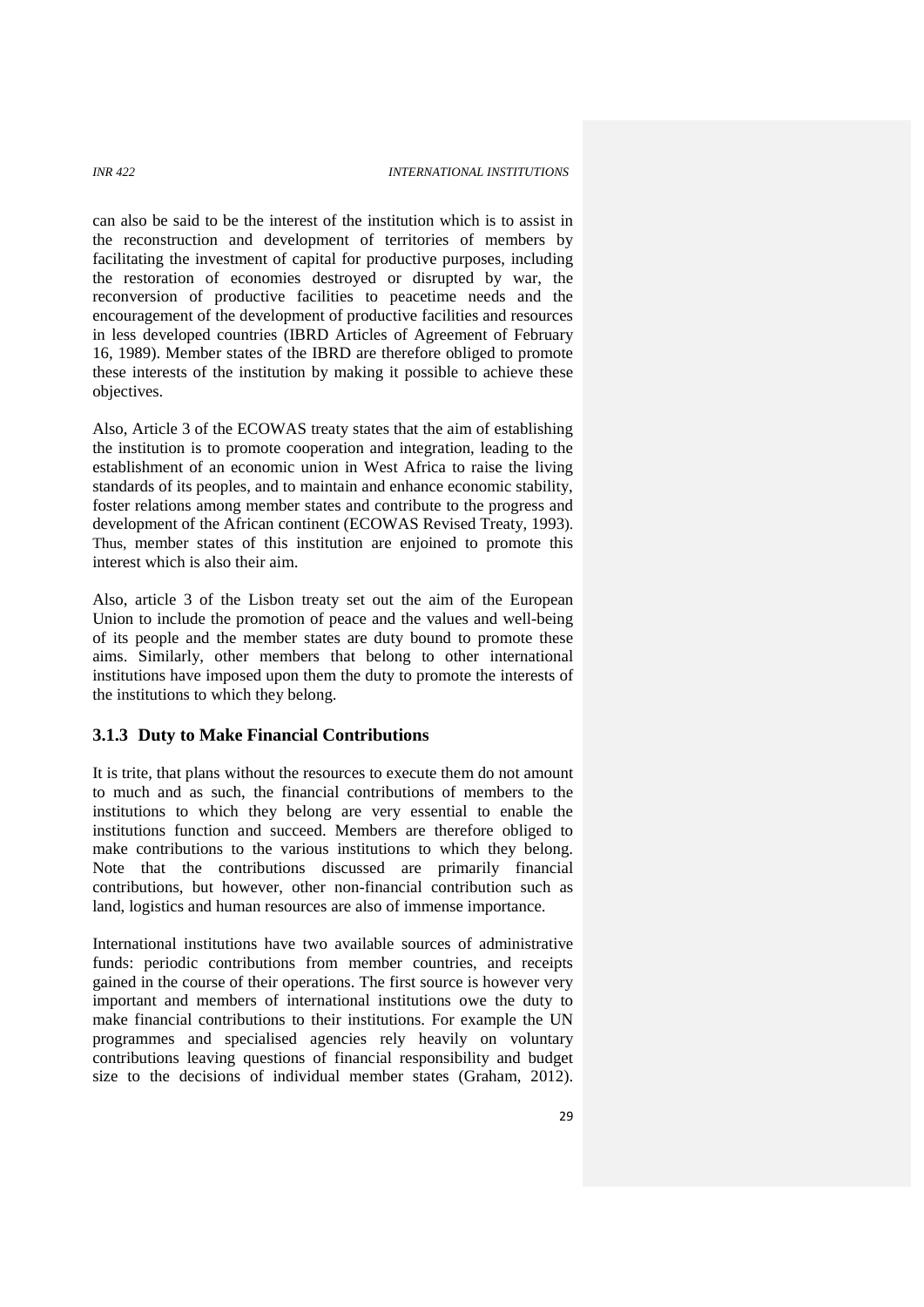can also be said to be the interest of the institution which is to assist in the reconstruction and development of territories of members by facilitating the investment of capital for productive purposes, including the restoration of economies destroyed or disrupted by war, the reconversion of productive facilities to peacetime needs and the encouragement of the development of productive facilities and resources in less developed countries (IBRD Articles of Agreement of February 16, 1989). Member states of the IBRD are therefore obliged to promote these interests of the institution by making it possible to achieve these objectives.

Also, Article 3 of the ECOWAS treaty states that the aim of establishing the institution is to promote cooperation and integration, leading to the establishment of an economic union in West Africa to raise the living standards of its peoples, and to maintain and enhance economic stability, foster relations among member states and contribute to the progress and development of the African continent (ECOWAS Revised Treaty, 1993). Thus, member states of this institution are enjoined to promote this interest which is also their aim.

Also, article 3 of the Lisbon treaty set out the aim of the European Union to include the promotion of peace and the values and well-being of its people and the member states are duty bound to promote these aims. Similarly, other members that belong to other international institutions have imposed upon them the duty to promote the interests of the institutions to which they belong.

### 3.1.3 Duty to Make Financial Contributions

It is trite, that plans without the resources to execute them do not amount to much and as such, the financial contributions of members to the institutions to which they belong are very essential to enable the institutions function and succeed. Members are therefore obliged to make contributions to the various institutions to which they belong. Note that the contributions discussed are primarily financial contributions, but however, other non-financial contribution such as land, logistics and human resources are also of immense importance.

International institutions have two available sources of administrative funds: periodic contributions from member countries, and receipts gained in the course of their operations. The first source is however very important and members of international institutions owe the duty to make financial contributions to their institutions. For example the UN programmes and specialised agencies rely heavily on voluntary contributions leaving questions of financial responsibility and budget size to the decisions of individual member states (Graham, 2012).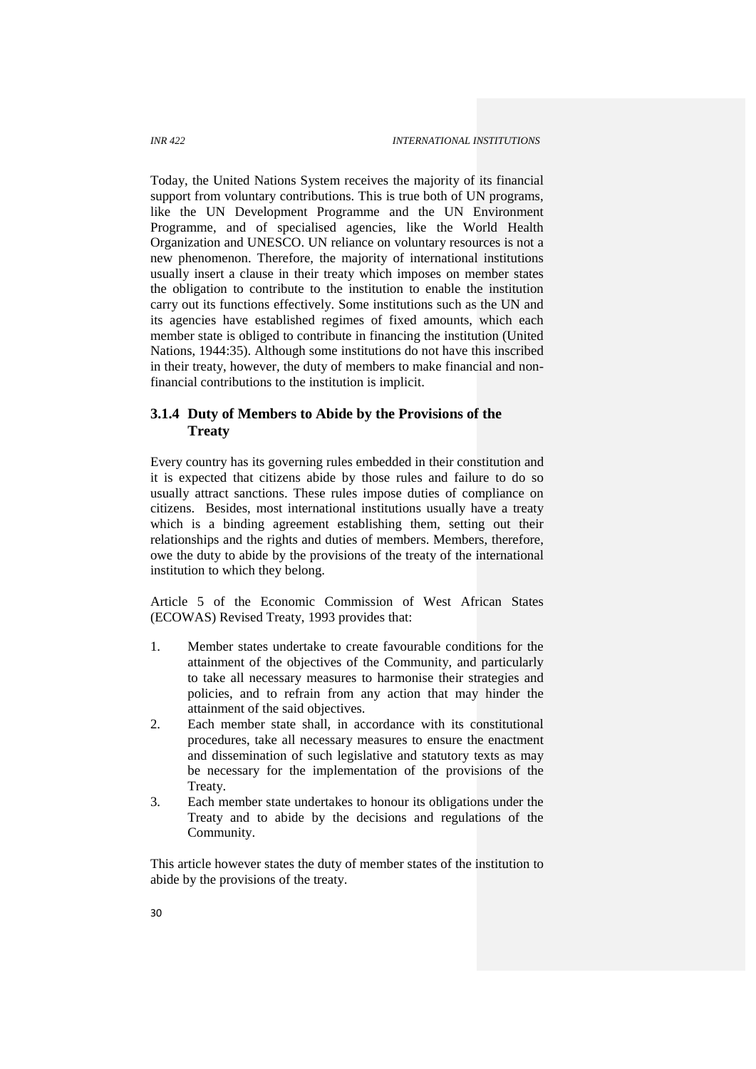Today, the United Nations System receives the majority of its financial support from voluntary contributions. This is true both of UN programs, like the UN Development Programme and the UN Environment Programme, and of specialised agencies, like the World Health Organization and UNESCO. UN reliance on voluntary resources is not a new phenomenon. Therefore, the majority of international institutions usually insert a clause in their treaty which imposes on member states the obligation to contribute to the institution to enable the institution carry out its functions effectively. Some institutions such as the UN and its agencies have established regimes of fixed amounts, which each member state is obliged to contribute in financing the institution (United Nations, 1944:35). Although some institutions do not have this inscribed in their treaty, however, the duty of members to make financial and non-financial contributions to the institution is implicit.

### 3.1.4 Duty of Members to Abide by the Provisions of the Treaty

Every country has its governing rules embedded in their constitution and it is expected that citizens abide by those rules and failure to do so usually attract sanctions. These rules impose duties of compliance on citizens. Besides, most international institutions usually have a treaty which is a binding agreement establishing them, setting out their relationships and the rights and duties of members. Members, therefore, owe the duty to abide by the provisions of the treaty of the international institution to which they belong.

Article 5 of the Economic Commission of West African States (ECOWAS) Revised Treaty, 1993 provides that:

1. Member states undertake to create favourable conditions for the attainment of the objectives of the Community, and particularly to take all necessary measures to harmonise their strategies and policies, and to refrain from any action that may hinder the attainment of the said objectives.
2. Each member state shall, in accordance with its constitutional procedures, take all necessary measures to ensure the enactment and dissemination of such legislative and statutory texts as may be necessary for the implementation of the provisions of the Treaty.
3. Each member state undertakes to honour its obligations under the Treaty and to abide by the decisions and regulations of the Community.

This article however states the duty of member states of the institution to abide by the provisions of the treaty.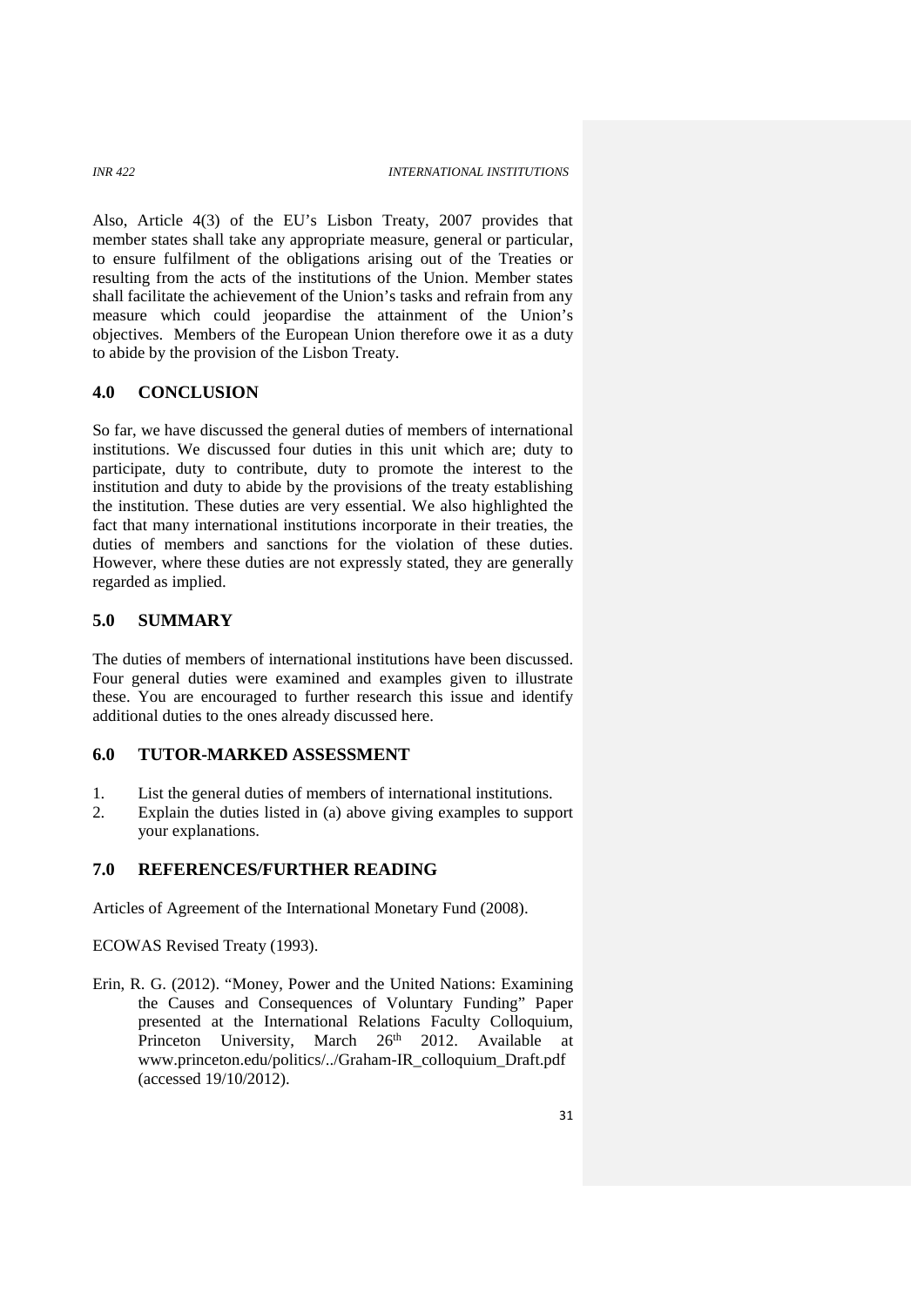Also, Article 4(3) of the EU's Lisbon Treaty, 2007 provides that member states shall take any appropriate measure, general or particular, to ensure fulfilment of the obligations arising out of the Treaties or resulting from the acts of the institutions of the Union. Member states shall facilitate the achievement of the Union's tasks and refrain from any measure which could jeopardise the attainment of the Union's objectives. Members of the European Union therefore owe it as a duty to abide by the provision of the Lisbon Treaty.

## 4.0 CONCLUSION

So far, we have discussed the general duties of members of international institutions. We discussed four duties in this unit which are; duty to participate, duty to contribute, duty to promote the interest to the institution and duty to abide by the provisions of the treaty establishing the institution. These duties are very essential. We also highlighted the fact that many international institutions incorporate in their treaties, the duties of members and sanctions for the violation of these duties. However, where these duties are not expressly stated, they are generally regarded as implied.

## 5.0 SUMMARY

The duties of members of international institutions have been discussed. Four general duties were examined and examples given to illustrate these. You are encouraged to further research this issue and identify additional duties to the ones already discussed here.

## 6.0 TUTOR-MARKED ASSESSMENT

1. List the general duties of members of international institutions.
2. Explain the duties listed in (a) above giving examples to support your explanations.

## 7.0 REFERENCES/FURTHER READING

Articles of Agreement of the International Monetary Fund (2008).

ECOWAS Revised Treaty (1993).

Erin, R. G. (2012). "Money, Power and the United Nations: Examining the Causes and Consequences of Voluntary Funding" Paper presented at the International Relations Faculty Colloquium, Princeton University, March 26th 2012. Available at www.princeton.edu/politics/../Graham-IR_colloquium_Draft.pdf (accessed 19/10/2012).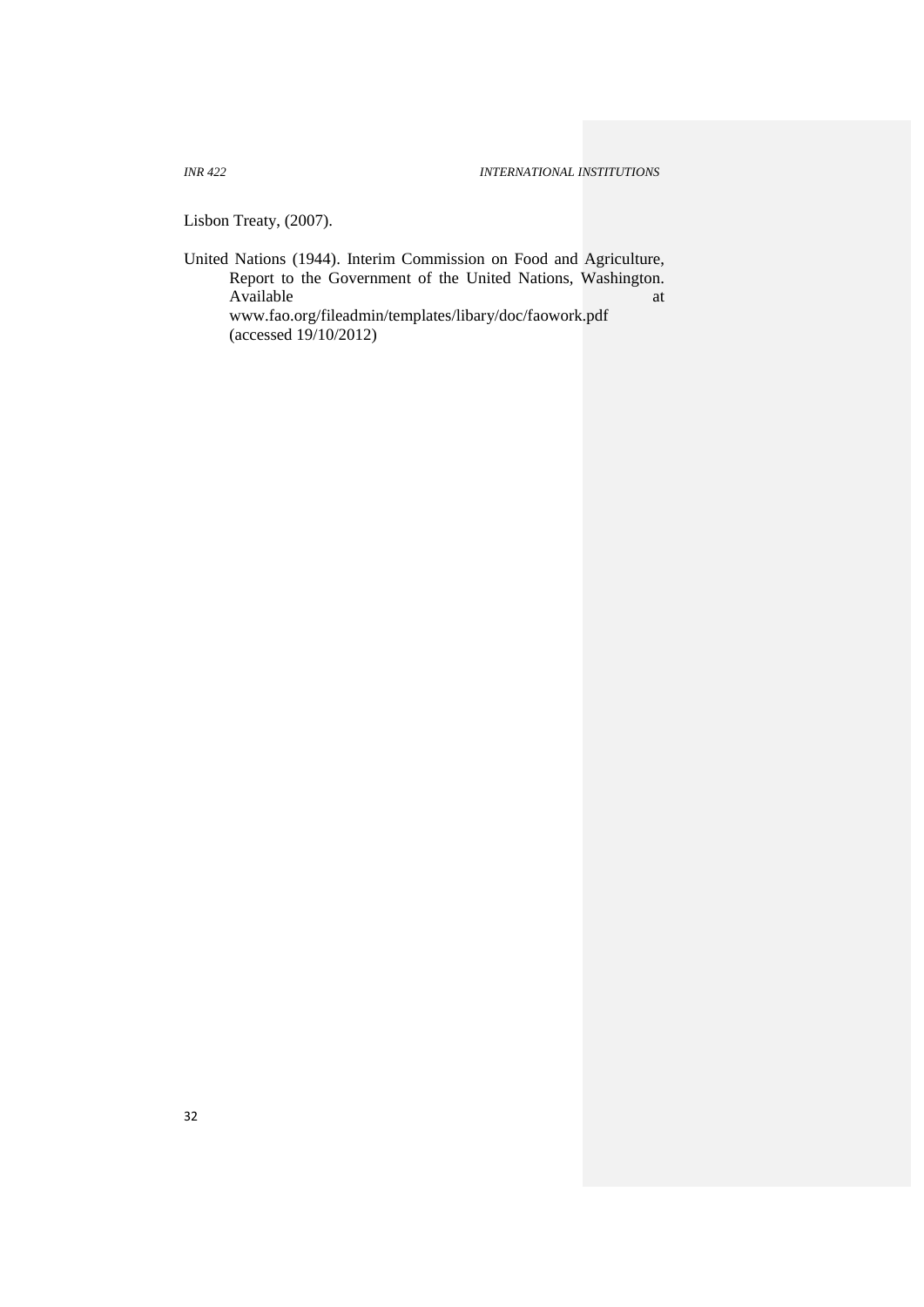Lisbon Treaty, (2007).

United Nations (1944). Interim Commission on Food and Agriculture, Report to the Government of the United Nations, Washington. Available at www.fao.org/fileadmin/templates/libary/doc/faowork.pdf (accessed 19/10/2012)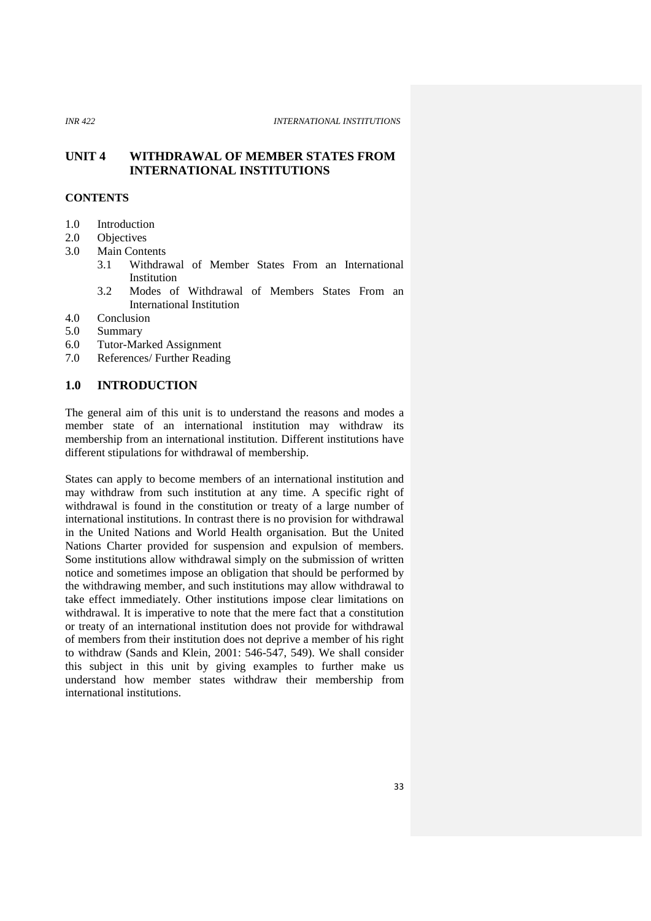# UNIT 4 WITHDRAWAL OF MEMBER STATES FROM INTERNATIONAL INSTITUTIONS

## CONTENTS

1.0 Introduction
2.0 Objectives
3.0 Main Contents
 3.1 Withdrawal of Member States From an International Institution
 3.2 Modes of Withdrawal of Members States From an International Institution
4.0 Conclusion
5.0 Summary
6.0 Tutor-Marked Assignment
7.0 References/ Further Reading

## 1.0 INTRODUCTION

The general aim of this unit is to understand the reasons and modes a member state of an international institution may withdraw its membership from an international institution. Different institutions have different stipulations for withdrawal of membership.

States can apply to become members of an international institution and may withdraw from such institution at any time. A specific right of withdrawal is found in the constitution or treaty of a large number of international institutions. In contrast there is no provision for withdrawal in the United Nations and World Health organisation. But the United Nations Charter provided for suspension and expulsion of members. Some institutions allow withdrawal simply on the submission of written notice and sometimes impose an obligation that should be performed by the withdrawing member, and such institutions may allow withdrawal to take effect immediately. Other institutions impose clear limitations on withdrawal. It is imperative to note that the mere fact that a constitution or treaty of an international institution does not provide for withdrawal of members from their institution does not deprive a member of his right to withdraw (Sands and Klein, 2001: 546-547, 549). We shall consider this subject in this unit by giving examples to further make us understand how member states withdraw their membership from international institutions.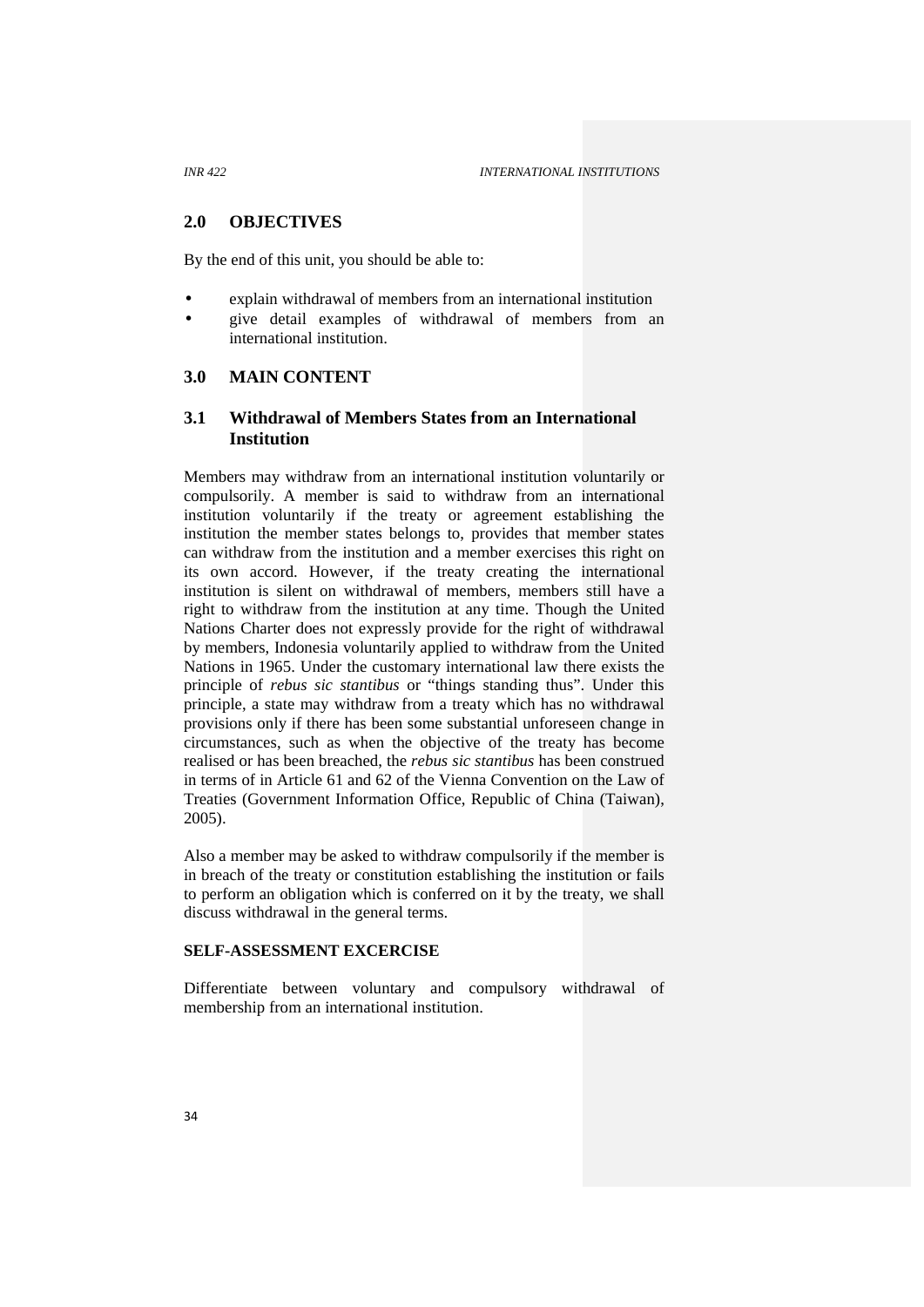## 2.0 OBJECTIVES

By the end of this unit, you should be able to:

- explain withdrawal of members from an international institution
- give detail examples of withdrawal of members from an international institution.

## 3.0 MAIN CONTENT

### 3.1 Withdrawal of Members States from an International Institution

Members may withdraw from an international institution voluntarily or compulsorily. A member is said to withdraw from an international institution voluntarily if the treaty or agreement establishing the institution the member states belongs to, provides that member states can withdraw from the institution and a member exercises this right on its own accord. However, if the treaty creating the international institution is silent on withdrawal of members, members still have a right to withdraw from the institution at any time. Though the United Nations Charter does not expressly provide for the right of withdrawal by members, Indonesia voluntarily applied to withdraw from the United Nations in 1965. Under the customary international law there exists the principle of *rebus sic stantibus* or "things standing thus". Under this principle, a state may withdraw from a treaty which has no withdrawal provisions only if there has been some substantial unforeseen change in circumstances, such as when the objective of the treaty has become realised or has been breached, the *rebus sic stantibus* has been construed in terms of in Article 61 and 62 of the Vienna Convention on the Law of Treaties (Government Information Office, Republic of China (Taiwan), 2005).

Also a member may be asked to withdraw compulsorily if the member is in breach of the treaty or constitution establishing the institution or fails to perform an obligation which is conferred on it by the treaty, we shall discuss withdrawal in the general terms.

**SELF-ASSESSMENT EXCERCISE**

Differentiate between voluntary and compulsory withdrawal of membership from an international institution.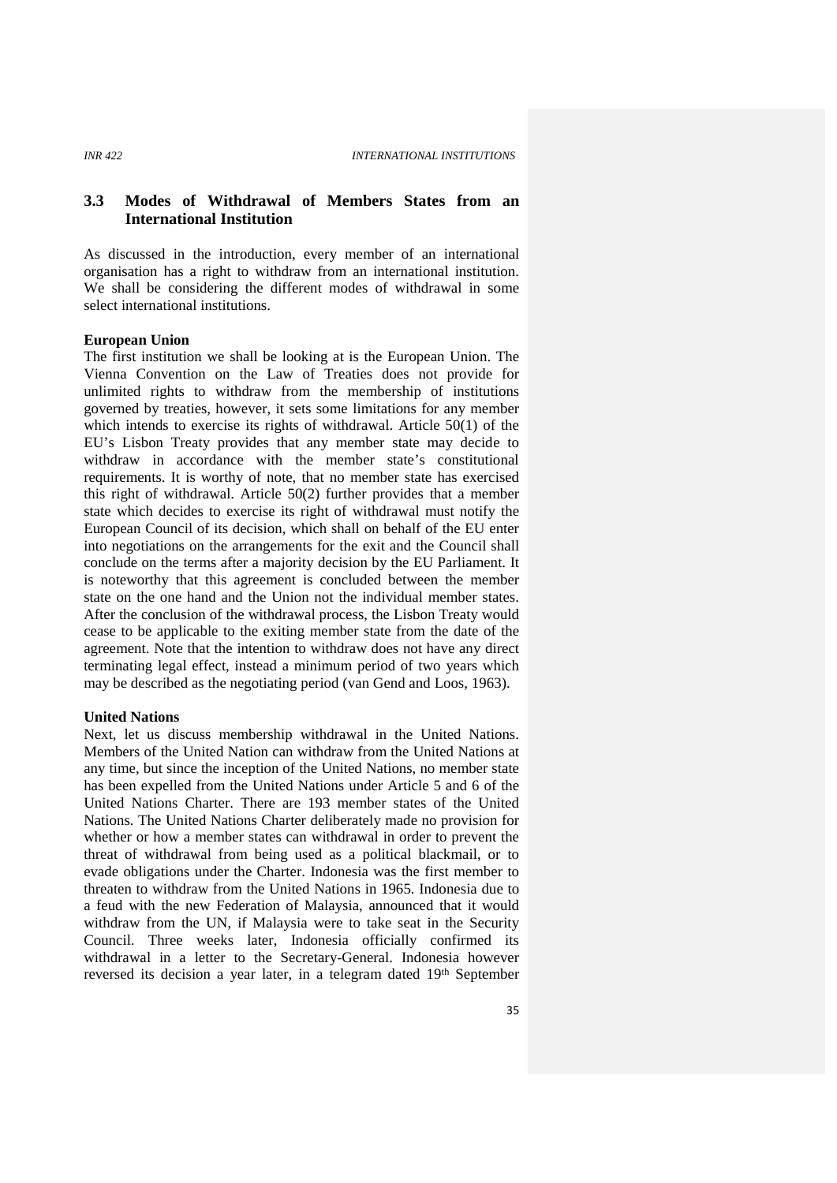## 3.3 Modes of Withdrawal of Members States from an International Institution

As discussed in the introduction, every member of an international organisation has a right to withdraw from an international institution. We shall be considering the different modes of withdrawal in some select international institutions.

**European Union**

The first institution we shall be looking at is the European Union. The Vienna Convention on the Law of Treaties does not provide for unlimited rights to withdraw from the membership of institutions governed by treaties, however, it sets some limitations for any member which intends to exercise its rights of withdrawal. Article 50(1) of the EU's Lisbon Treaty provides that any member state may decide to withdraw in accordance with the member state's constitutional requirements. It is worthy of note, that no member state has exercised this right of withdrawal. Article 50(2) further provides that a member state which decides to exercise its right of withdrawal must notify the European Council of its decision, which shall on behalf of the EU enter into negotiations on the arrangements for the exit and the Council shall conclude on the terms after a majority decision by the EU Parliament. It is noteworthy that this agreement is concluded between the member state on the one hand and the Union not the individual member states. After the conclusion of the withdrawal process, the Lisbon Treaty would cease to be applicable to the exiting member state from the date of the agreement. Note that the intention to withdraw does not have any direct terminating legal effect, instead a minimum period of two years which may be described as the negotiating period (van Gend and Loos, 1963).

**United Nations**

Next, let us discuss membership withdrawal in the United Nations. Members of the United Nation can withdraw from the United Nations at any time, but since the inception of the United Nations, no member state has been expelled from the United Nations under Article 5 and 6 of the United Nations Charter. There are 193 member states of the United Nations. The United Nations Charter deliberately made no provision for whether or how a member states can withdrawal in order to prevent the threat of withdrawal from being used as a political blackmail, or to evade obligations under the Charter. Indonesia was the first member to threaten to withdraw from the United Nations in 1965. Indonesia due to a feud with the new Federation of Malaysia, announced that it would withdraw from the UN, if Malaysia were to take seat in the Security Council. Three weeks later, Indonesia officially confirmed its withdrawal in a letter to the Secretary-General. Indonesia however reversed its decision a year later, in a telegram dated 19th September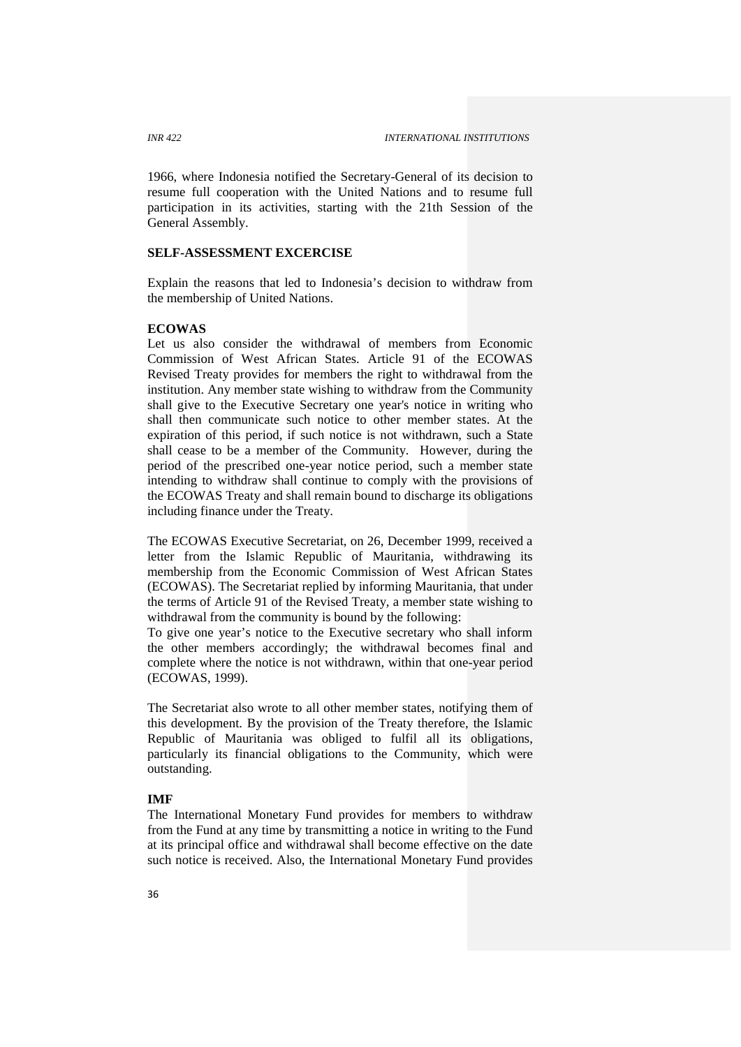1966, where Indonesia notified the Secretary-General of its decision to resume full cooperation with the United Nations and to resume full participation in its activities, starting with the 21th Session of the General Assembly.

**SELF-ASSESSMENT EXCERCISE**

Explain the reasons that led to Indonesia's decision to withdraw from the membership of United Nations.

**ECOWAS**

Let us also consider the withdrawal of members from Economic Commission of West African States. Article 91 of the ECOWAS Revised Treaty provides for members the right to withdrawal from the institution. Any member state wishing to withdraw from the Community shall give to the Executive Secretary one year's notice in writing who shall then communicate such notice to other member states. At the expiration of this period, if such notice is not withdrawn, such a State shall cease to be a member of the Community. However, during the period of the prescribed one-year notice period, such a member state intending to withdraw shall continue to comply with the provisions of the ECOWAS Treaty and shall remain bound to discharge its obligations including finance under the Treaty.

The ECOWAS Executive Secretariat, on 26, December 1999, received a letter from the Islamic Republic of Mauritania, withdrawing its membership from the Economic Commission of West African States (ECOWAS). The Secretariat replied by informing Mauritania, that under the terms of Article 91 of the Revised Treaty, a member state wishing to withdrawal from the community is bound by the following:

To give one year's notice to the Executive secretary who shall inform the other members accordingly; the withdrawal becomes final and complete where the notice is not withdrawn, within that one-year period (ECOWAS, 1999).

The Secretariat also wrote to all other member states, notifying them of this development. By the provision of the Treaty therefore, the Islamic Republic of Mauritania was obliged to fulfil all its obligations, particularly its financial obligations to the Community, which were outstanding.

**IMF**

The International Monetary Fund provides for members to withdraw from the Fund at any time by transmitting a notice in writing to the Fund at its principal office and withdrawal shall become effective on the date such notice is received. Also, the International Monetary Fund provides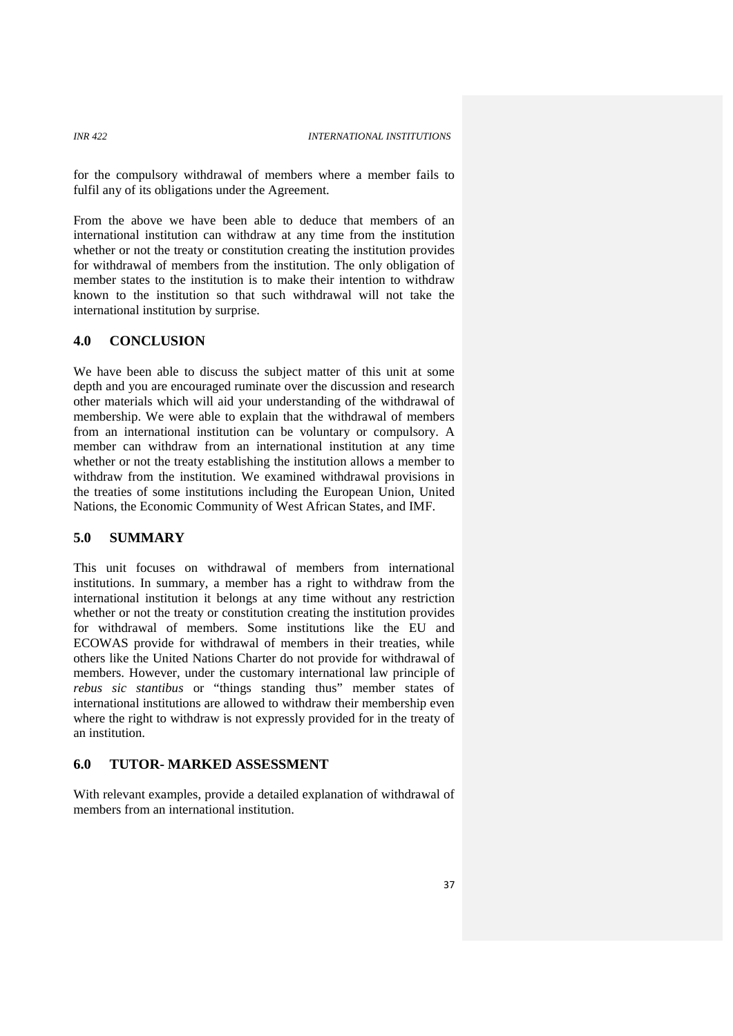for the compulsory withdrawal of members where a member fails to fulfil any of its obligations under the Agreement.

From the above we have been able to deduce that members of an international institution can withdraw at any time from the institution whether or not the treaty or constitution creating the institution provides for withdrawal of members from the institution. The only obligation of member states to the institution is to make their intention to withdraw known to the institution so that such withdrawal will not take the international institution by surprise.

## 4.0 CONCLUSION

We have been able to discuss the subject matter of this unit at some depth and you are encouraged ruminate over the discussion and research other materials which will aid your understanding of the withdrawal of membership. We were able to explain that the withdrawal of members from an international institution can be voluntary or compulsory. A member can withdraw from an international institution at any time whether or not the treaty establishing the institution allows a member to withdraw from the institution. We examined withdrawal provisions in the treaties of some institutions including the European Union, United Nations, the Economic Community of West African States, and IMF.

## 5.0 SUMMARY

This unit focuses on withdrawal of members from international institutions. In summary, a member has a right to withdraw from the international institution it belongs at any time without any restriction whether or not the treaty or constitution creating the institution provides for withdrawal of members. Some institutions like the EU and ECOWAS provide for withdrawal of members in their treaties, while others like the United Nations Charter do not provide for withdrawal of members. However, under the customary international law principle of *rebus sic stantibus* or "things standing thus" member states of international institutions are allowed to withdraw their membership even where the right to withdraw is not expressly provided for in the treaty of an institution.

## 6.0 TUTOR- MARKED ASSESSMENT

With relevant examples, provide a detailed explanation of withdrawal of members from an international institution.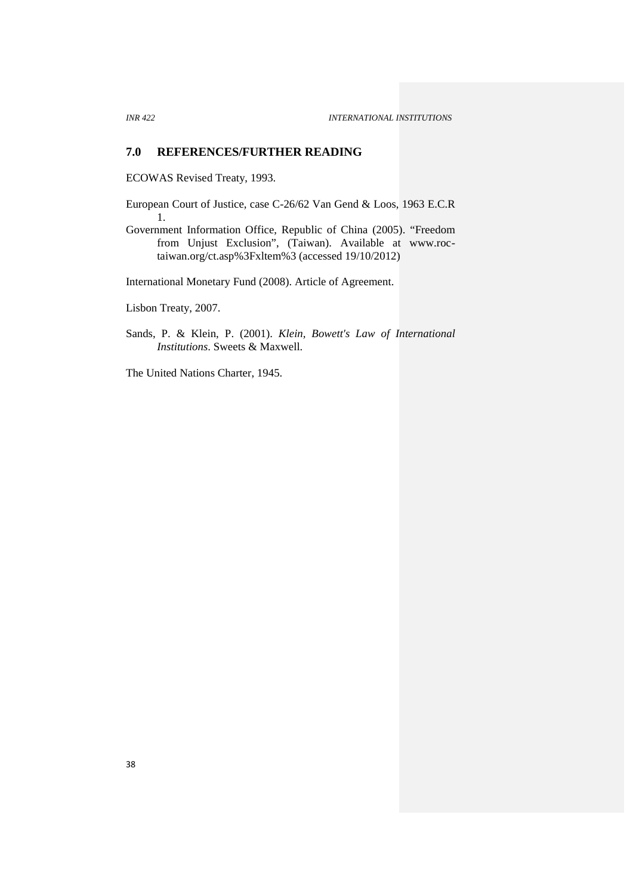## 7.0 REFERENCES/FURTHER READING

ECOWAS Revised Treaty, 1993.

European Court of Justice, case C-26/62 Van Gend & Loos, 1963 E.C.R 1.

Government Information Office, Republic of China (2005). "Freedom from Unjust Exclusion", (Taiwan). Available at www.roc-taiwan.org/ct.asp%3Fxltem%3 (accessed 19/10/2012)

International Monetary Fund (2008). Article of Agreement.

Lisbon Treaty, 2007.

Sands, P. & Klein, P. (2001). *Klein, Bowett's Law of International Institutions*. Sweets & Maxwell.

The United Nations Charter, 1945.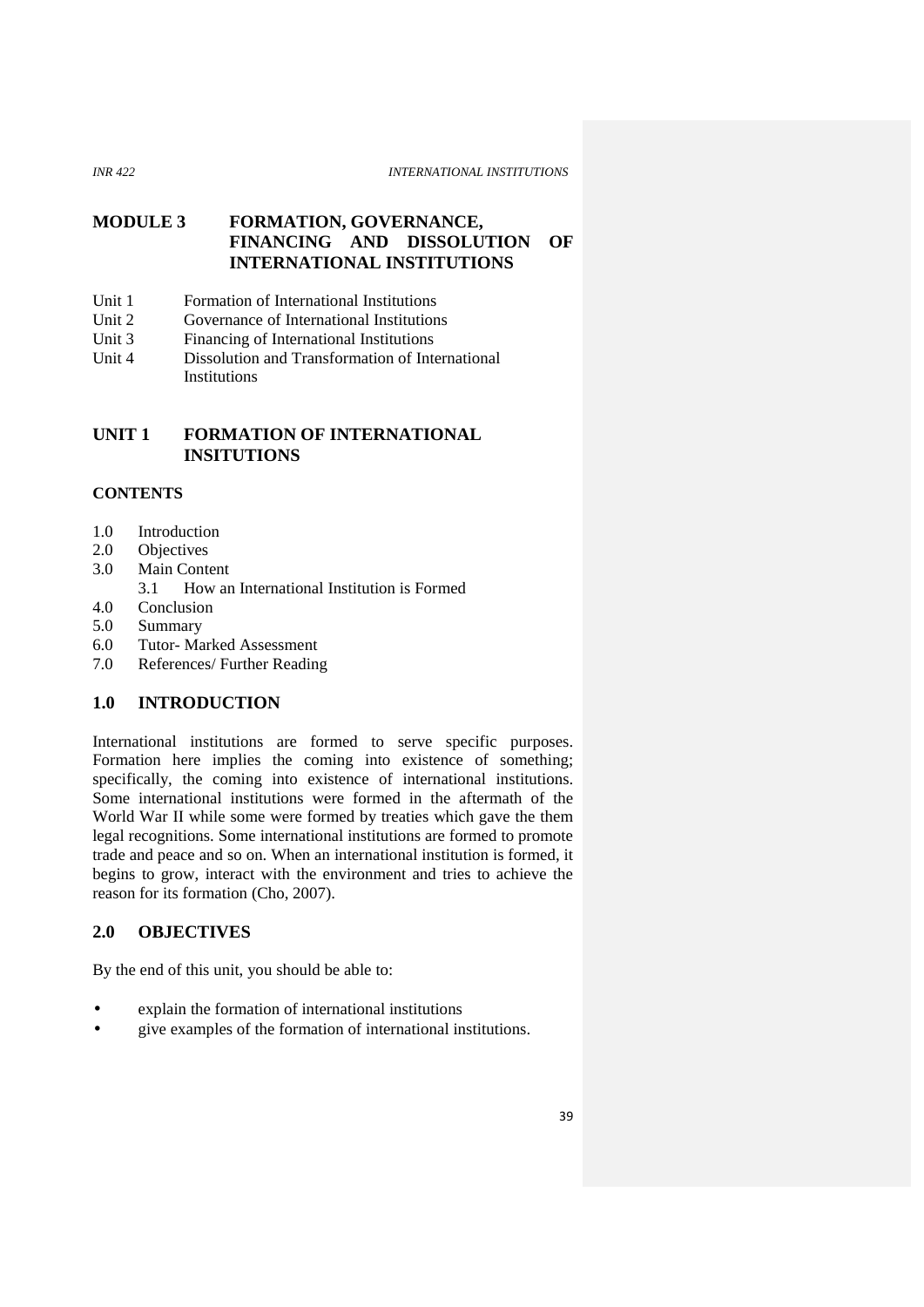## MODULE 3 FORMATION, GOVERNANCE, FINANCING AND DISSOLUTION OF INTERNATIONAL INSTITUTIONS

Unit 1 Formation of International Institutions
Unit 2 Governance of International Institutions
Unit 3 Financing of International Institutions
Unit 4 Dissolution and Transformation of International Institutions

## UNIT 1 FORMATION OF INTERNATIONAL INSITUTIONS

**CONTENTS**

1.0 Introduction
2.0 Objectives
3.0 Main Content
  3.1 How an International Institution is Formed
4.0 Conclusion
5.0 Summary
6.0 Tutor- Marked Assessment
7.0 References/ Further Reading

### 1.0 INTRODUCTION

International institutions are formed to serve specific purposes. Formation here implies the coming into existence of something; specifically, the coming into existence of international institutions. Some international institutions were formed in the aftermath of the World War II while some were formed by treaties which gave the them legal recognitions. Some international institutions are formed to promote trade and peace and so on. When an international institution is formed, it begins to grow, interact with the environment and tries to achieve the reason for its formation (Cho, 2007).

### 2.0 OBJECTIVES

By the end of this unit, you should be able to:

- explain the formation of international institutions
- give examples of the formation of international institutions.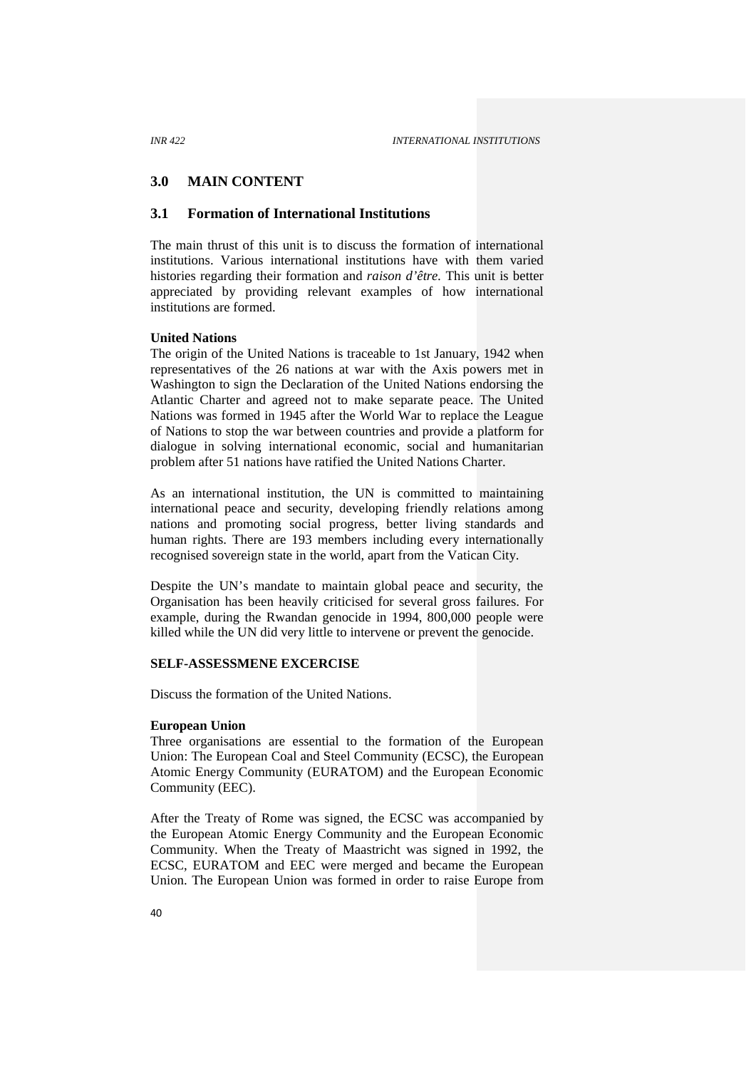## 3.0 MAIN CONTENT

### 3.1 Formation of International Institutions

The main thrust of this unit is to discuss the formation of international institutions. Various international institutions have with them varied histories regarding their formation and *raison d'être.* This unit is better appreciated by providing relevant examples of how international institutions are formed.

**United Nations**

The origin of the United Nations is traceable to 1st January, 1942 when representatives of the 26 nations at war with the Axis powers met in Washington to sign the Declaration of the United Nations endorsing the Atlantic Charter and agreed not to make separate peace. The United Nations was formed in 1945 after the World War to replace the League of Nations to stop the war between countries and provide a platform for dialogue in solving international economic, social and humanitarian problem after 51 nations have ratified the United Nations Charter.

As an international institution, the UN is committed to maintaining international peace and security, developing friendly relations among nations and promoting social progress, better living standards and human rights. There are 193 members including every internationally recognised sovereign state in the world, apart from the Vatican City.

Despite the UN's mandate to maintain global peace and security, the Organisation has been heavily criticised for several gross failures. For example, during the Rwandan genocide in 1994, 800,000 people were killed while the UN did very little to intervene or prevent the genocide.

**SELF-ASSESSMENE EXCERCISE**

Discuss the formation of the United Nations.

**European Union**

Three organisations are essential to the formation of the European Union: The European Coal and Steel Community (ECSC), the European Atomic Energy Community (EURATOM) and the European Economic Community (EEC).

After the Treaty of Rome was signed, the ECSC was accompanied by the European Atomic Energy Community and the European Economic Community. When the Treaty of Maastricht was signed in 1992, the ECSC, EURATOM and EEC were merged and became the European Union. The European Union was formed in order to raise Europe from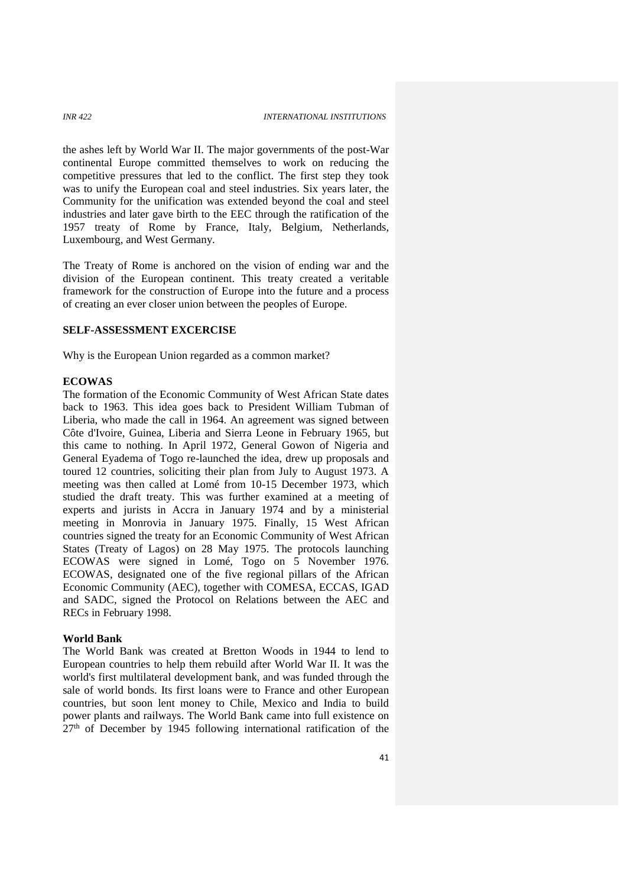the ashes left by World War II. The major governments of the post-War continental Europe committed themselves to work on reducing the competitive pressures that led to the conflict. The first step they took was to unify the European coal and steel industries. Six years later, the Community for the unification was extended beyond the coal and steel industries and later gave birth to the EEC through the ratification of the 1957 treaty of Rome by France, Italy, Belgium, Netherlands, Luxembourg, and West Germany.

The Treaty of Rome is anchored on the vision of ending war and the division of the European continent. This treaty created a veritable framework for the construction of Europe into the future and a process of creating an ever closer union between the peoples of Europe.

**SELF-ASSESSMENT EXCERCISE**

Why is the European Union regarded as a common market?

**ECOWAS**

The formation of the Economic Community of West African State dates back to 1963. This idea goes back to President William Tubman of Liberia, who made the call in 1964. An agreement was signed between Côte d'Ivoire, Guinea, Liberia and Sierra Leone in February 1965, but this came to nothing. In April 1972, General Gowon of Nigeria and General Eyadema of Togo re-launched the idea, drew up proposals and toured 12 countries, soliciting their plan from July to August 1973. A meeting was then called at Lomé from 10-15 December 1973, which studied the draft treaty. This was further examined at a meeting of experts and jurists in Accra in January 1974 and by a ministerial meeting in Monrovia in January 1975. Finally, 15 West African countries signed the treaty for an Economic Community of West African States (Treaty of Lagos) on 28 May 1975. The protocols launching ECOWAS were signed in Lomé, Togo on 5 November 1976. ECOWAS, designated one of the five regional pillars of the African Economic Community (AEC), together with COMESA, ECCAS, IGAD and SADC, signed the Protocol on Relations between the AEC and RECs in February 1998.

**World Bank**

The World Bank was created at Bretton Woods in 1944 to lend to European countries to help them rebuild after World War II. It was the world's first multilateral development bank, and was funded through the sale of world bonds. Its first loans were to France and other European countries, but soon lent money to Chile, Mexico and India to build power plants and railways. The World Bank came into full existence on 27th of December by 1945 following international ratification of the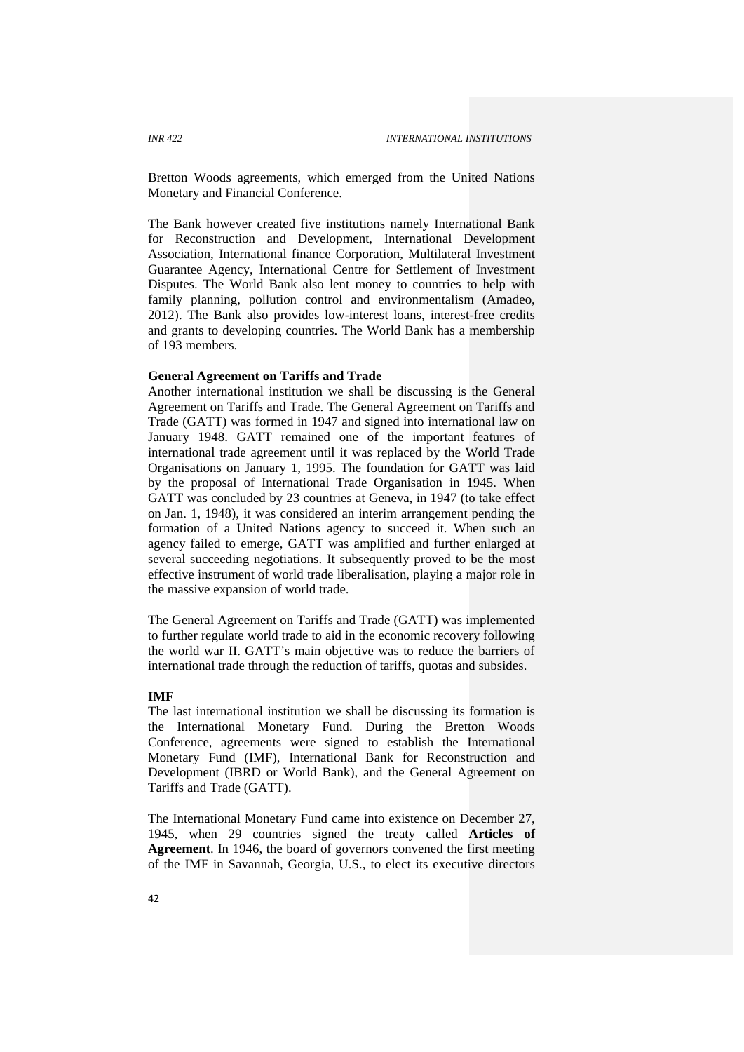Bretton Woods agreements, which emerged from the United Nations Monetary and Financial Conference.

The Bank however created five institutions namely International Bank for Reconstruction and Development, International Development Association, International finance Corporation, Multilateral Investment Guarantee Agency, International Centre for Settlement of Investment Disputes. The World Bank also lent money to countries to help with family planning, pollution control and environmentalism (Amadeo, 2012). The Bank also provides low-interest loans, interest-free credits and grants to developing countries. The World Bank has a membership of 193 members.

**General Agreement on Tariffs and Trade**

Another international institution we shall be discussing is the General Agreement on Tariffs and Trade. The General Agreement on Tariffs and Trade (GATT) was formed in 1947 and signed into international law on January 1948. GATT remained one of the important features of international trade agreement until it was replaced by the World Trade Organisations on January 1, 1995. The foundation for GATT was laid by the proposal of International Trade Organisation in 1945. When GATT was concluded by 23 countries at Geneva, in 1947 (to take effect on Jan. 1, 1948), it was considered an interim arrangement pending the formation of a United Nations agency to succeed it. When such an agency failed to emerge, GATT was amplified and further enlarged at several succeeding negotiations. It subsequently proved to be the most effective instrument of world trade liberalisation, playing a major role in the massive expansion of world trade.

The General Agreement on Tariffs and Trade (GATT) was implemented to further regulate world trade to aid in the economic recovery following the world war II. GATT's main objective was to reduce the barriers of international trade through the reduction of tariffs, quotas and subsides.

**IMF**

The last international institution we shall be discussing its formation is the International Monetary Fund. During the Bretton Woods Conference, agreements were signed to establish the International Monetary Fund (IMF), International Bank for Reconstruction and Development (IBRD or World Bank), and the General Agreement on Tariffs and Trade (GATT).

The International Monetary Fund came into existence on December 27, 1945, when 29 countries signed the treaty called **Articles of Agreement**. In 1946, the board of governors convened the first meeting of the IMF in Savannah, Georgia, U.S., to elect its executive directors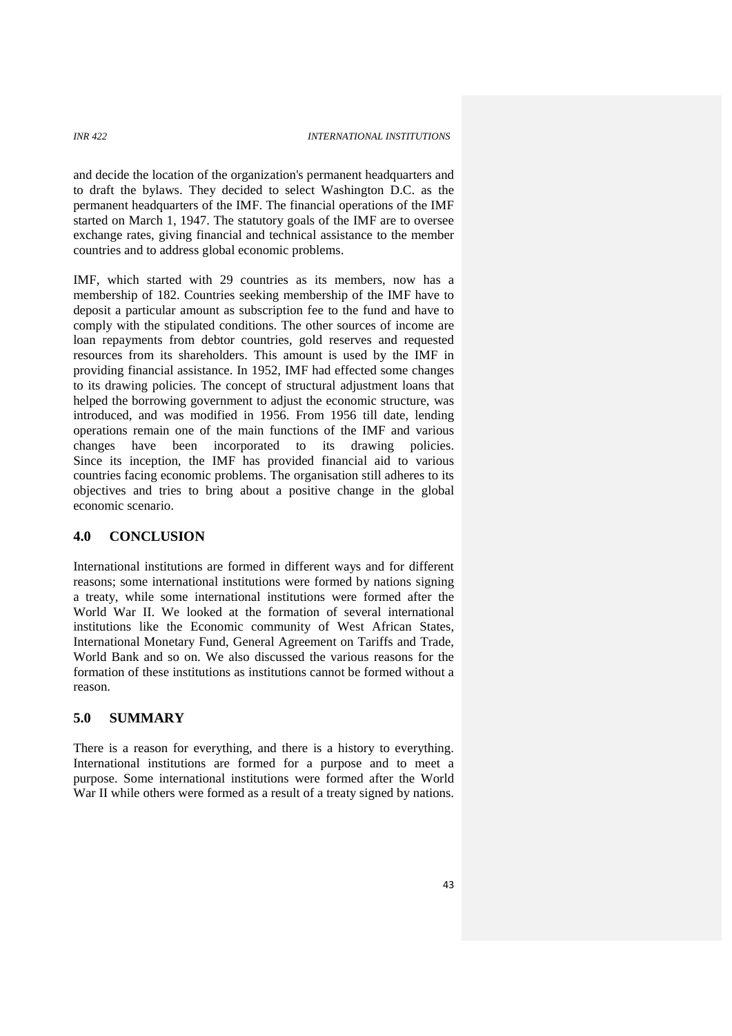and decide the location of the organization's permanent headquarters and to draft the bylaws. They decided to select Washington D.C. as the permanent headquarters of the IMF. The financial operations of the IMF started on March 1, 1947. The statutory goals of the IMF are to oversee exchange rates, giving financial and technical assistance to the member countries and to address global economic problems.

IMF, which started with 29 countries as its members, now has a membership of 182. Countries seeking membership of the IMF have to deposit a particular amount as subscription fee to the fund and have to comply with the stipulated conditions. The other sources of income are loan repayments from debtor countries, gold reserves and requested resources from its shareholders. This amount is used by the IMF in providing financial assistance. In 1952, IMF had effected some changes to its drawing policies. The concept of structural adjustment loans that helped the borrowing government to adjust the economic structure, was introduced, and was modified in 1956. From 1956 till date, lending operations remain one of the main functions of the IMF and various changes have been incorporated to its drawing policies. Since its inception, the IMF has provided financial aid to various countries facing economic problems. The organisation still adheres to its objectives and tries to bring about a positive change in the global economic scenario.

## 4.0 CONCLUSION

International institutions are formed in different ways and for different reasons; some international institutions were formed by nations signing a treaty, while some international institutions were formed after the World War II. We looked at the formation of several international institutions like the Economic community of West African States, International Monetary Fund, General Agreement on Tariffs and Trade, World Bank and so on. We also discussed the various reasons for the formation of these institutions as institutions cannot be formed without a reason.

## 5.0 SUMMARY

There is a reason for everything, and there is a history to everything. International institutions are formed for a purpose and to meet a purpose. Some international institutions were formed after the World War II while others were formed as a result of a treaty signed by nations.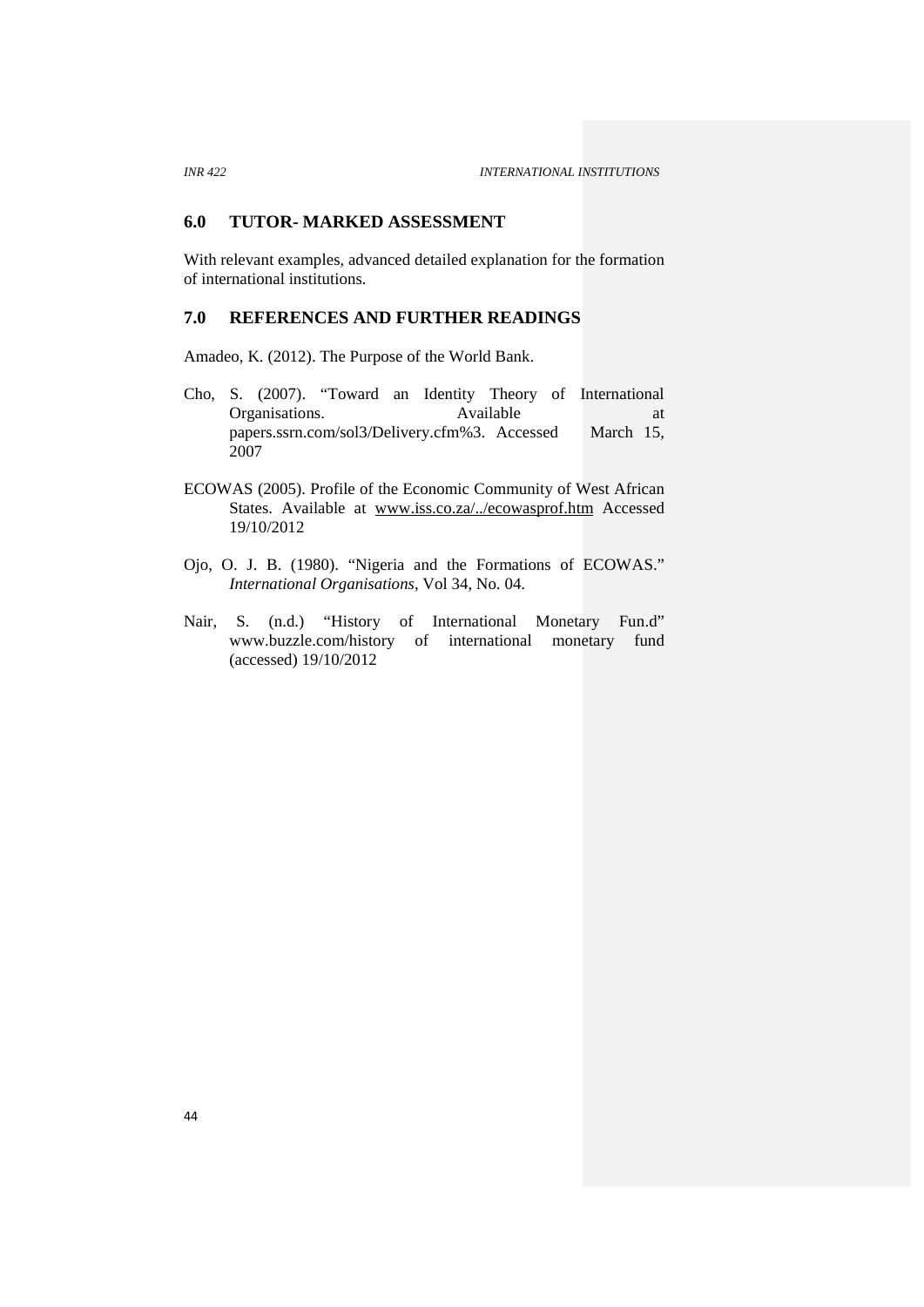## 6.0 TUTOR- MARKED ASSESSMENT

With relevant examples, advanced detailed explanation for the formation of international institutions.

## 7.0 REFERENCES AND FURTHER READINGS

Amadeo, K. (2012). The Purpose of the World Bank.

Cho, S. (2007). "Toward an Identity Theory of International Organisations. Available at papers.ssrn.com/sol3/Delivery.cfm%3. Accessed March 15, 2007

ECOWAS (2005). Profile of the Economic Community of West African States. Available at www.iss.co.za/../ecowasprof.htm Accessed 19/10/2012

Ojo, O. J. B. (1980). "Nigeria and the Formations of ECOWAS." *International Organisations*, Vol 34, No. 04.

Nair, S. (n.d.) "History of International Monetary Fun.d" www.buzzle.com/history of international monetary fund (accessed) 19/10/2012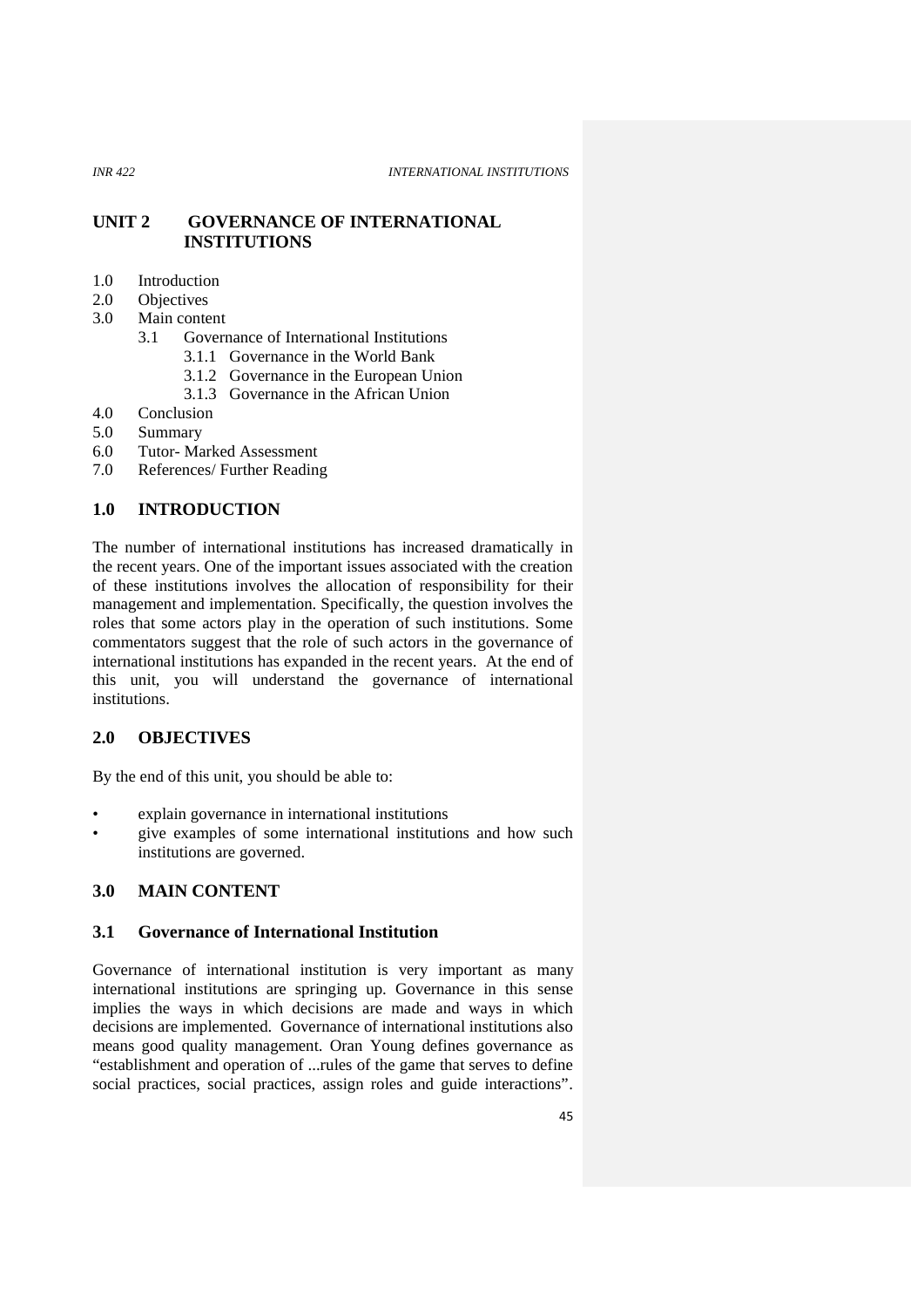## UNIT 2 GOVERNANCE OF INTERNATIONAL INSTITUTIONS

1.0 Introduction
2.0 Objectives
3.0 Main content
  3.1 Governance of International Institutions
    3.1.1 Governance in the World Bank
    3.1.2 Governance in the European Union
    3.1.3 Governance in the African Union
4.0 Conclusion
5.0 Summary
6.0 Tutor- Marked Assessment
7.0 References/ Further Reading

## 1.0 INTRODUCTION

The number of international institutions has increased dramatically in the recent years. One of the important issues associated with the creation of these institutions involves the allocation of responsibility for their management and implementation. Specifically, the question involves the roles that some actors play in the operation of such institutions. Some commentators suggest that the role of such actors in the governance of international institutions has expanded in the recent years. At the end of this unit, you will understand the governance of international institutions.

## 2.0 OBJECTIVES

By the end of this unit, you should be able to:

- explain governance in international institutions
- give examples of some international institutions and how such institutions are governed.

## 3.0 MAIN CONTENT

### 3.1 Governance of International Institution

Governance of international institution is very important as many international institutions are springing up. Governance in this sense implies the ways in which decisions are made and ways in which decisions are implemented. Governance of international institutions also means good quality management. Oran Young defines governance as "establishment and operation of ...rules of the game that serves to define social practices, social practices, assign roles and guide interactions".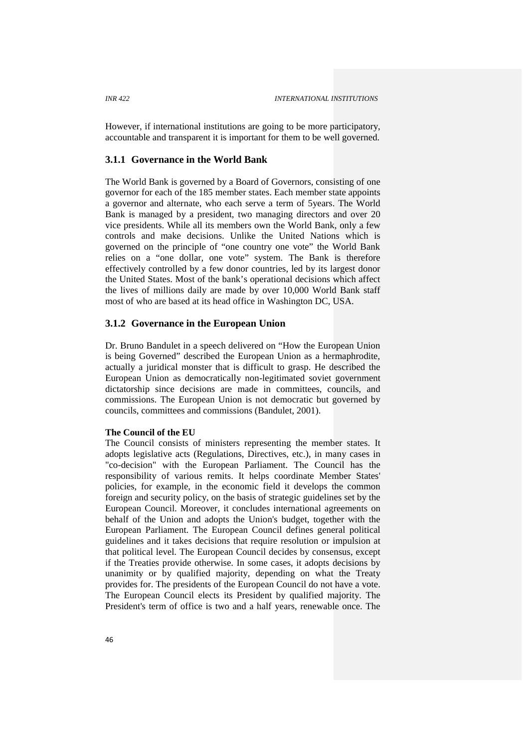However, if international institutions are going to be more participatory, accountable and transparent it is important for them to be well governed.

### 3.1.1 Governance in the World Bank

The World Bank is governed by a Board of Governors, consisting of one governor for each of the 185 member states. Each member state appoints a governor and alternate, who each serve a term of 5years. The World Bank is managed by a president, two managing directors and over 20 vice presidents. While all its members own the World Bank, only a few controls and make decisions. Unlike the United Nations which is governed on the principle of "one country one vote" the World Bank relies on a "one dollar, one vote" system. The Bank is therefore effectively controlled by a few donor countries, led by its largest donor the United States. Most of the bank's operational decisions which affect the lives of millions daily are made by over 10,000 World Bank staff most of who are based at its head office in Washington DC, USA.

### 3.1.2 Governance in the European Union

Dr. Bruno Bandulet in a speech delivered on "How the European Union is being Governed" described the European Union as a hermaphrodite, actually a juridical monster that is difficult to grasp. He described the European Union as democratically non-legitimated soviet government dictatorship since decisions are made in committees, councils, and commissions. The European Union is not democratic but governed by councils, committees and commissions (Bandulet, 2001).

**The Council of the EU**

The Council consists of ministers representing the member states. It adopts legislative acts (Regulations, Directives, etc.), in many cases in "co-decision" with the European Parliament. The Council has the responsibility of various remits. It helps coordinate Member States' policies, for example, in the economic field it develops the common foreign and security policy, on the basis of strategic guidelines set by the European Council. Moreover, it concludes international agreements on behalf of the Union and adopts the Union's budget, together with the European Parliament. The European Council defines general political guidelines and it takes decisions that require resolution or impulsion at that political level. The European Council decides by consensus, except if the Treaties provide otherwise. In some cases, it adopts decisions by unanimity or by qualified majority, depending on what the Treaty provides for. The presidents of the European Council do not have a vote. The European Council elects its President by qualified majority. The President's term of office is two and a half years, renewable once. The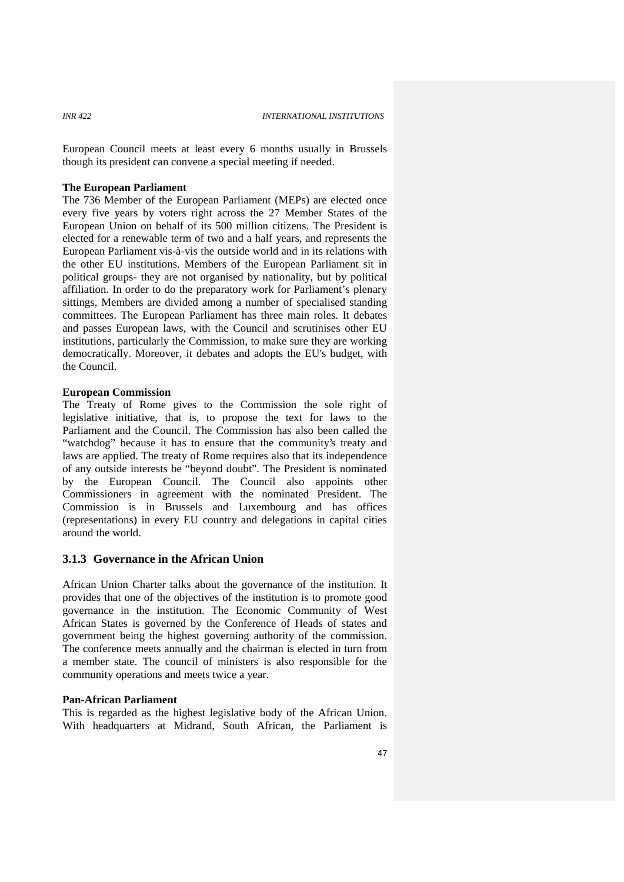European Council meets at least every 6 months usually in Brussels though its president can convene a special meeting if needed.

**The European Parliament**

The 736 Member of the European Parliament (MEPs) are elected once every five years by voters right across the 27 Member States of the European Union on behalf of its 500 million citizens. The President is elected for a renewable term of two and a half years, and represents the European Parliament vis-à-vis the outside world and in its relations with the other EU institutions. Members of the European Parliament sit in political groups- they are not organised by nationality, but by political affiliation. In order to do the preparatory work for Parliament's plenary sittings, Members are divided among a number of specialised standing committees. The European Parliament has three main roles. It debates and passes European laws, with the Council and scrutinises other EU institutions, particularly the Commission, to make sure they are working democratically. Moreover, it debates and adopts the EU's budget, with the Council.

**European Commission**

The Treaty of Rome gives to the Commission the sole right of legislative initiative, that is, to propose the text for laws to the Parliament and the Council. The Commission has also been called the "watchdog" because it has to ensure that the community's treaty and laws are applied. The treaty of Rome requires also that its independence of any outside interests be "beyond doubt". The President is nominated by the European Council. The Council also appoints other Commissioners in agreement with the nominated President. The Commission is in Brussels and Luxembourg and has offices (representations) in every EU country and delegations in capital cities around the world.

### 3.1.3 Governance in the African Union

African Union Charter talks about the governance of the institution. It provides that one of the objectives of the institution is to promote good governance in the institution. The Economic Community of West African States is governed by the Conference of Heads of states and government being the highest governing authority of the commission. The conference meets annually and the chairman is elected in turn from a member state. The council of ministers is also responsible for the community operations and meets twice a year.

**Pan-African Parliament**

This is regarded as the highest legislative body of the African Union. With headquarters at Midrand, South African, the Parliament is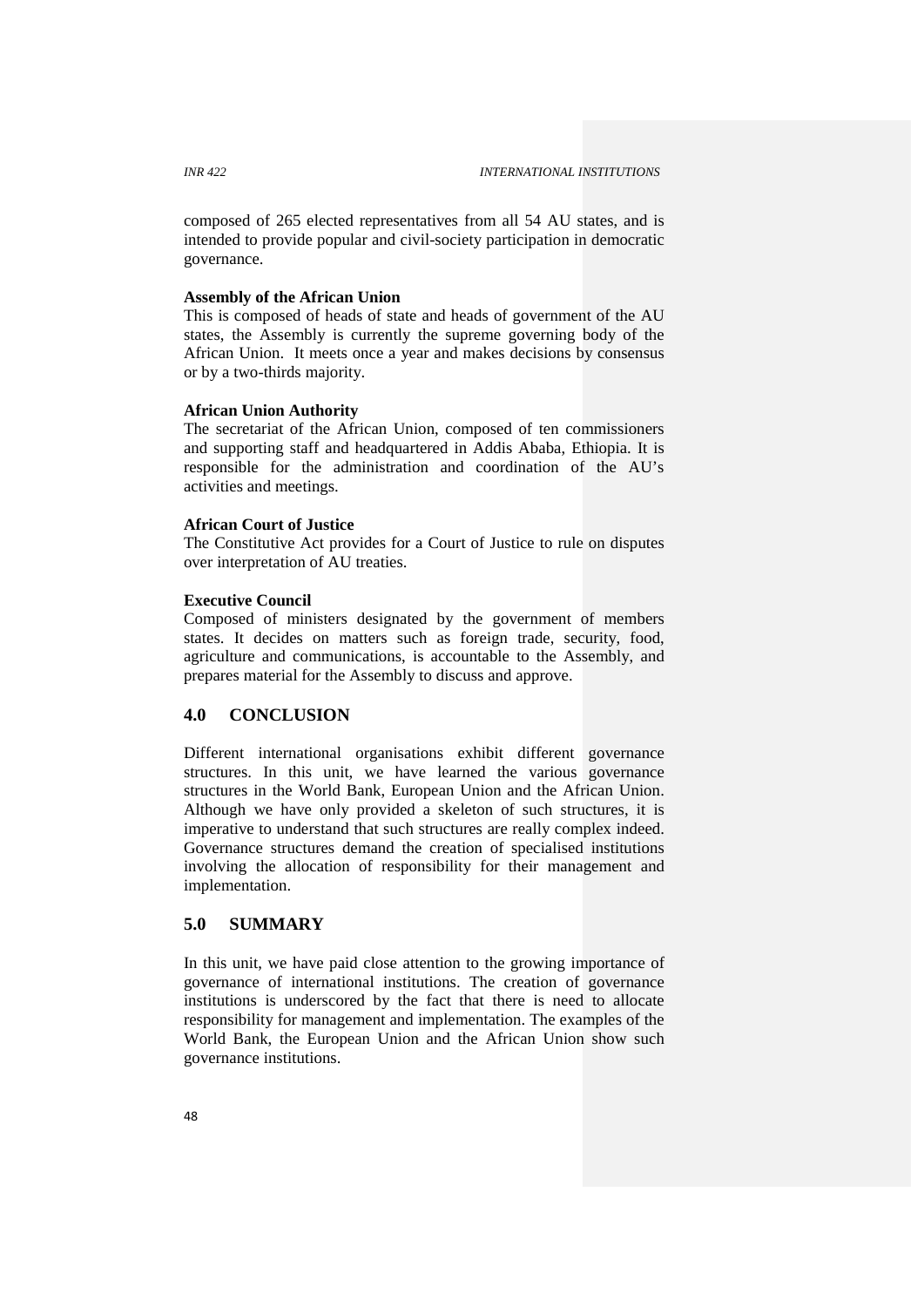composed of 265 elected representatives from all 54 AU states, and is intended to provide popular and civil-society participation in democratic governance.

**Assembly of the African Union**

This is composed of heads of state and heads of government of the AU states, the Assembly is currently the supreme governing body of the African Union. It meets once a year and makes decisions by consensus or by a two-thirds majority.

**African Union Authority**

The secretariat of the African Union, composed of ten commissioners and supporting staff and headquartered in Addis Ababa, Ethiopia. It is responsible for the administration and coordination of the AU's activities and meetings.

**African Court of Justice**

The Constitutive Act provides for a Court of Justice to rule on disputes over interpretation of AU treaties.

**Executive Council**

Composed of ministers designated by the government of members states. It decides on matters such as foreign trade, security, food, agriculture and communications, is accountable to the Assembly, and prepares material for the Assembly to discuss and approve.

## 4.0 CONCLUSION

Different international organisations exhibit different governance structures. In this unit, we have learned the various governance structures in the World Bank, European Union and the African Union. Although we have only provided a skeleton of such structures, it is imperative to understand that such structures are really complex indeed. Governance structures demand the creation of specialised institutions involving the allocation of responsibility for their management and implementation.

## 5.0 SUMMARY

In this unit, we have paid close attention to the growing importance of governance of international institutions. The creation of governance institutions is underscored by the fact that there is need to allocate responsibility for management and implementation. The examples of the World Bank, the European Union and the African Union show such governance institutions.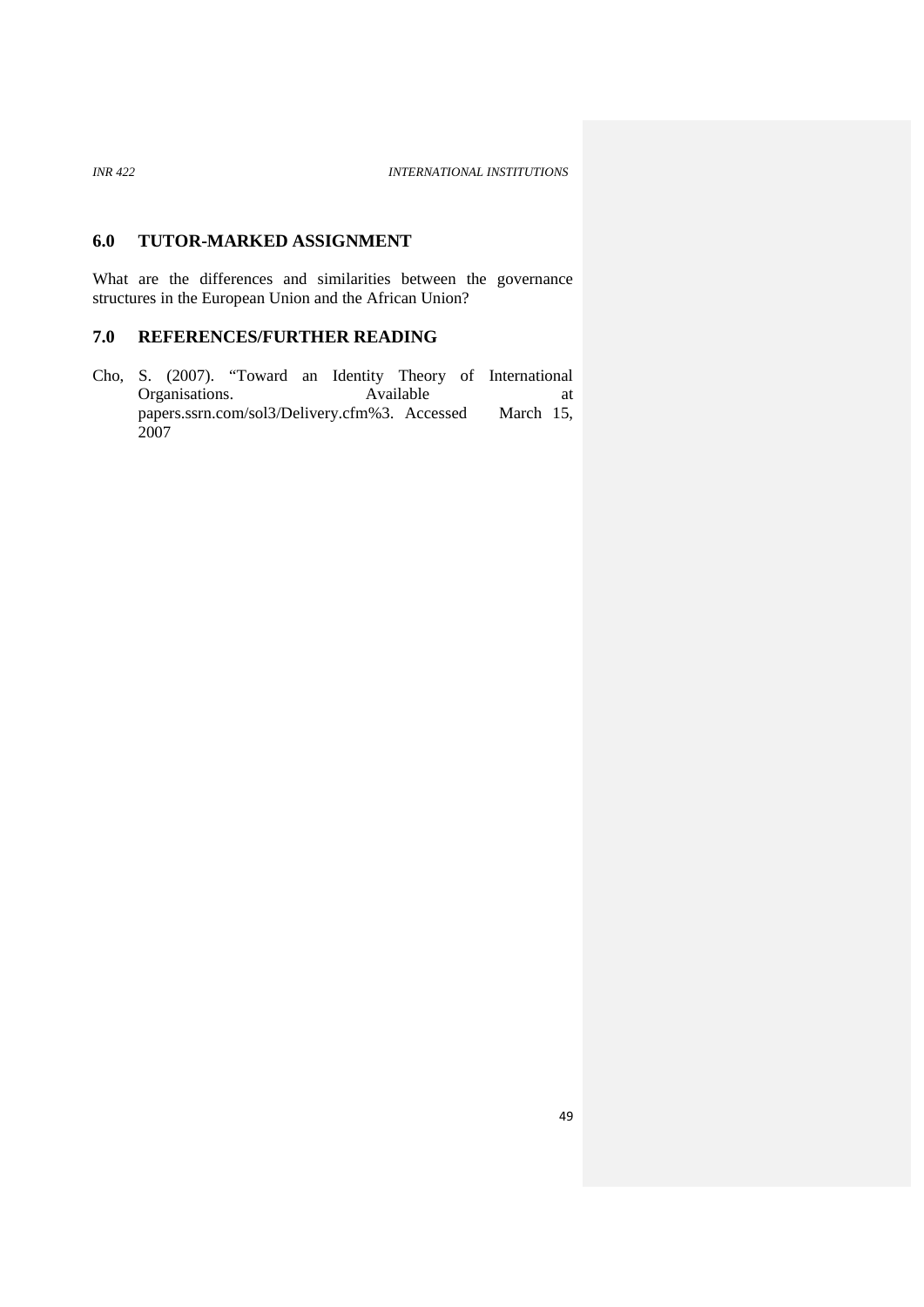## 6.0 TUTOR-MARKED ASSIGNMENT

What are the differences and similarities between the governance structures in the European Union and the African Union?

## 7.0 REFERENCES/FURTHER READING

Cho, S. (2007). "Toward an Identity Theory of International Organisations. Available at papers.ssrn.com/sol3/Delivery.cfm%3. Accessed March 15, 2007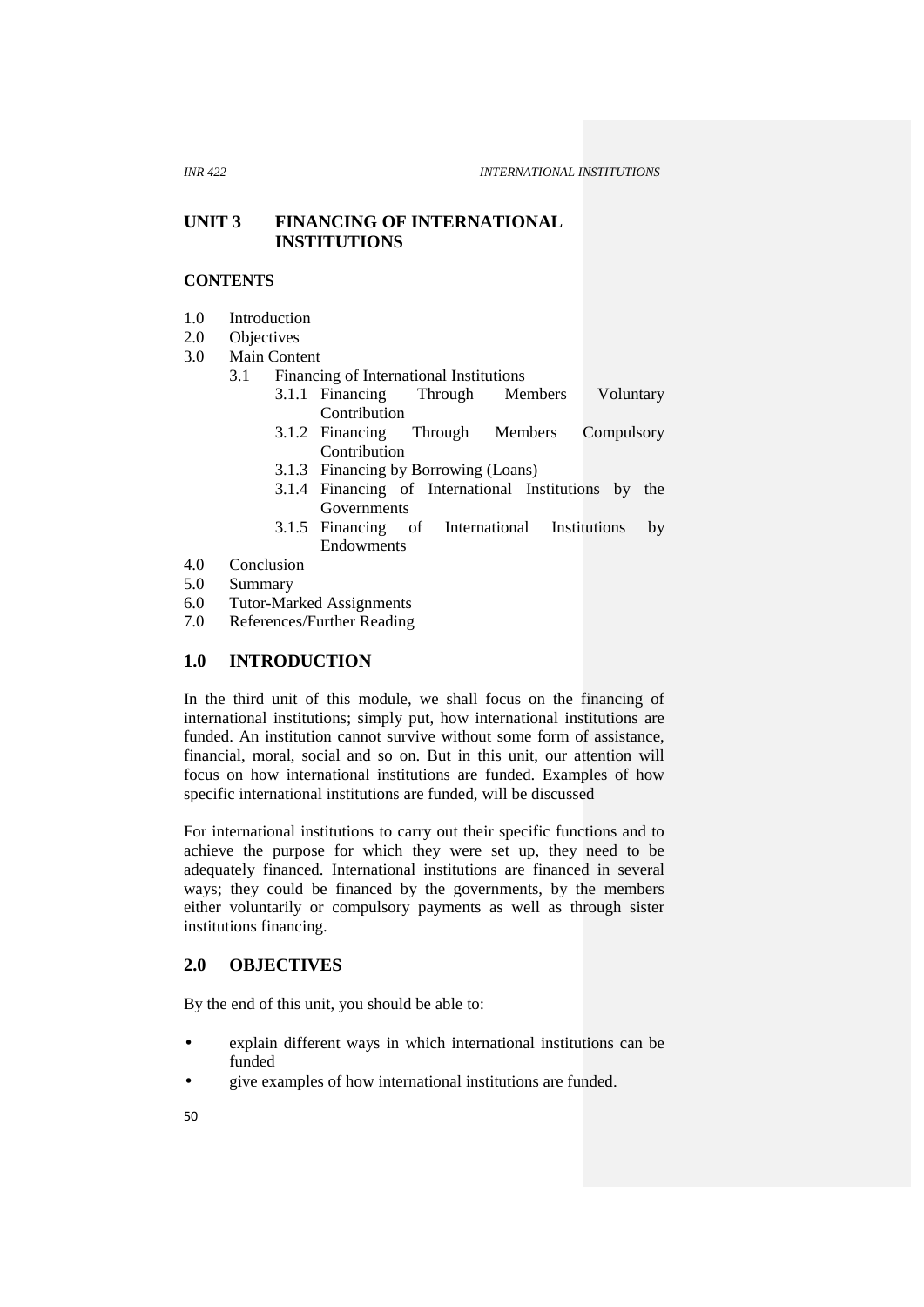# UNIT 3 FINANCING OF INTERNATIONAL INSTITUTIONS

**CONTENTS**

1.0 Introduction
2.0 Objectives
3.0 Main Content
 3.1 Financing of International Institutions
  3.1.1 Financing Through Members Voluntary Contribution
  3.1.2 Financing Through Members Compulsory Contribution
  3.1.3 Financing by Borrowing (Loans)
  3.1.4 Financing of International Institutions by the Governments
  3.1.5 Financing of International Institutions by Endowments
4.0 Conclusion
5.0 Summary
6.0 Tutor-Marked Assignments
7.0 References/Further Reading

## 1.0 INTRODUCTION

In the third unit of this module, we shall focus on the financing of international institutions; simply put, how international institutions are funded. An institution cannot survive without some form of assistance, financial, moral, social and so on. But in this unit, our attention will focus on how international institutions are funded. Examples of how specific international institutions are funded, will be discussed

For international institutions to carry out their specific functions and to achieve the purpose for which they were set up, they need to be adequately financed. International institutions are financed in several ways; they could be financed by the governments, by the members either voluntarily or compulsory payments as well as through sister institutions financing.

## 2.0 OBJECTIVES

By the end of this unit, you should be able to:

- explain different ways in which international institutions can be funded
- give examples of how international institutions are funded.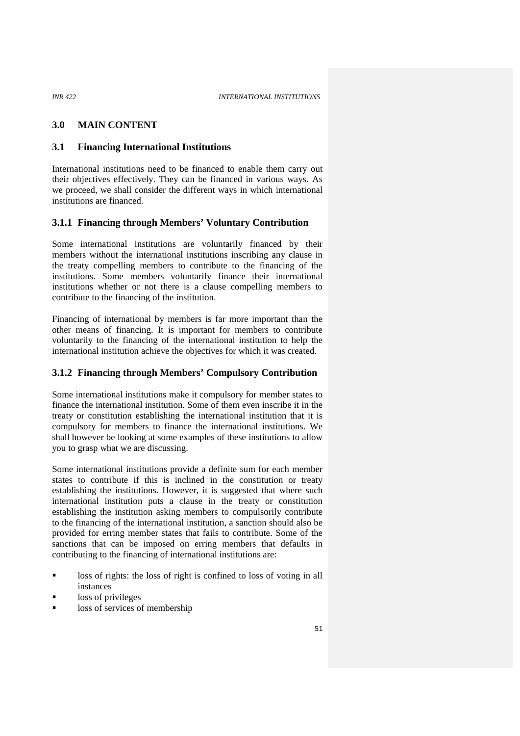## 3.0 MAIN CONTENT

### 3.1 Financing International Institutions

International institutions need to be financed to enable them carry out their objectives effectively. They can be financed in various ways. As we proceed, we shall consider the different ways in which international institutions are financed.

#### 3.1.1 Financing through Members' Voluntary Contribution

Some international institutions are voluntarily financed by their members without the international institutions inscribing any clause in the treaty compelling members to contribute to the financing of the institutions. Some members voluntarily finance their international institutions whether or not there is a clause compelling members to contribute to the financing of the institution.

Financing of international by members is far more important than the other means of financing. It is important for members to contribute voluntarily to the financing of the international institution to help the international institution achieve the objectives for which it was created.

#### 3.1.2 Financing through Members' Compulsory Contribution

Some international institutions make it compulsory for member states to finance the international institution. Some of them even inscribe it in the treaty or constitution establishing the international institution that it is compulsory for members to finance the international institutions. We shall however be looking at some examples of these institutions to allow you to grasp what we are discussing.

Some international institutions provide a definite sum for each member states to contribute if this is inclined in the constitution or treaty establishing the institutions. However, it is suggested that where such international institution puts a clause in the treaty or constitution establishing the institution asking members to compulsorily contribute to the financing of the international institution, a sanction should also be provided for erring member states that fails to contribute. Some of the sanctions that can be imposed on erring members that defaults in contributing to the financing of international institutions are:

- loss of rights: the loss of right is confined to loss of voting in all instances
- loss of privileges
- loss of services of membership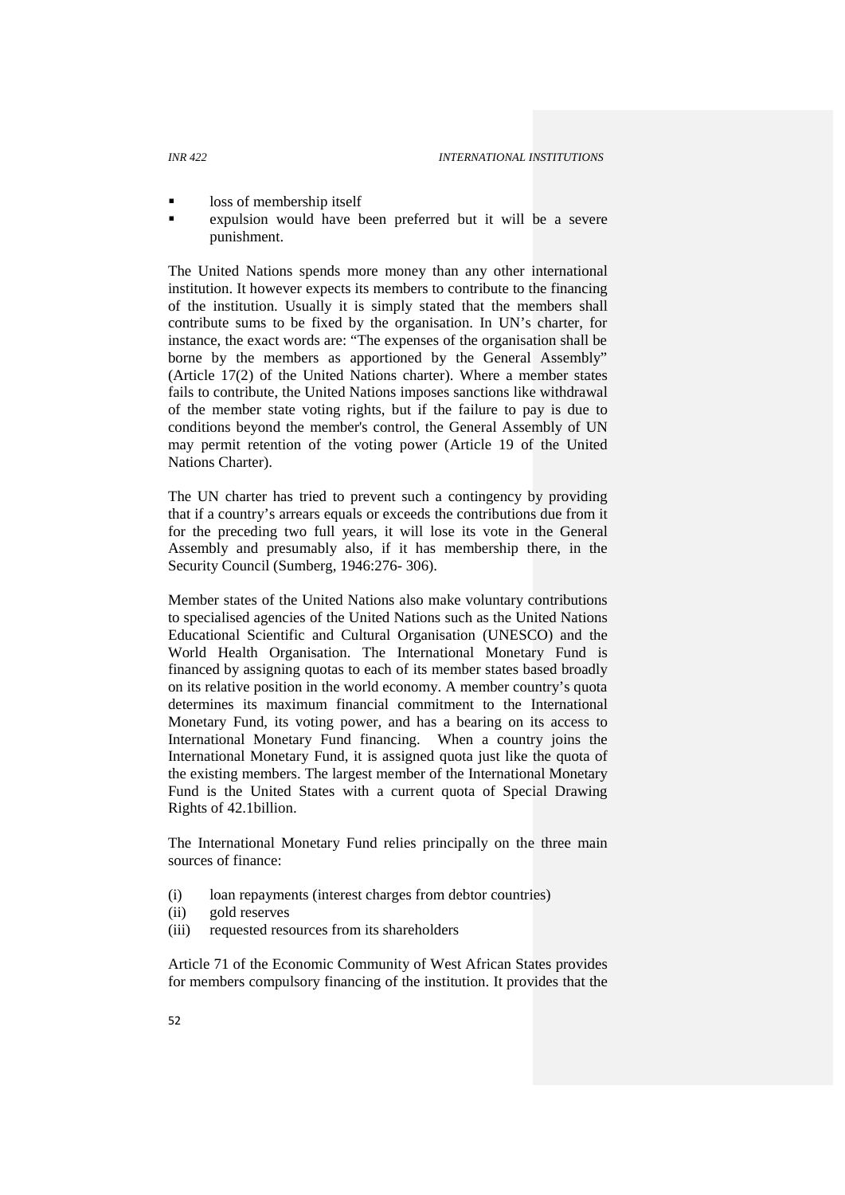- loss of membership itself
- expulsion would have been preferred but it will be a severe punishment.

The United Nations spends more money than any other international institution. It however expects its members to contribute to the financing of the institution. Usually it is simply stated that the members shall contribute sums to be fixed by the organisation. In UN's charter, for instance, the exact words are: "The expenses of the organisation shall be borne by the members as apportioned by the General Assembly" (Article 17(2) of the United Nations charter). Where a member states fails to contribute, the United Nations imposes sanctions like withdrawal of the member state voting rights, but if the failure to pay is due to conditions beyond the member's control, the General Assembly of UN may permit retention of the voting power (Article 19 of the United Nations Charter).

The UN charter has tried to prevent such a contingency by providing that if a country's arrears equals or exceeds the contributions due from it for the preceding two full years, it will lose its vote in the General Assembly and presumably also, if it has membership there, in the Security Council (Sumberg, 1946:276- 306).

Member states of the United Nations also make voluntary contributions to specialised agencies of the United Nations such as the United Nations Educational Scientific and Cultural Organisation (UNESCO) and the World Health Organisation. The International Monetary Fund is financed by assigning quotas to each of its member states based broadly on its relative position in the world economy. A member country's quota determines its maximum financial commitment to the International Monetary Fund, its voting power, and has a bearing on its access to International Monetary Fund financing. When a country joins the International Monetary Fund, it is assigned quota just like the quota of the existing members. The largest member of the International Monetary Fund is the United States with a current quota of Special Drawing Rights of 42.1billion.

The International Monetary Fund relies principally on the three main sources of finance:

(i) loan repayments (interest charges from debtor countries)
(ii) gold reserves
(iii) requested resources from its shareholders

Article 71 of the Economic Community of West African States provides for members compulsory financing of the institution. It provides that the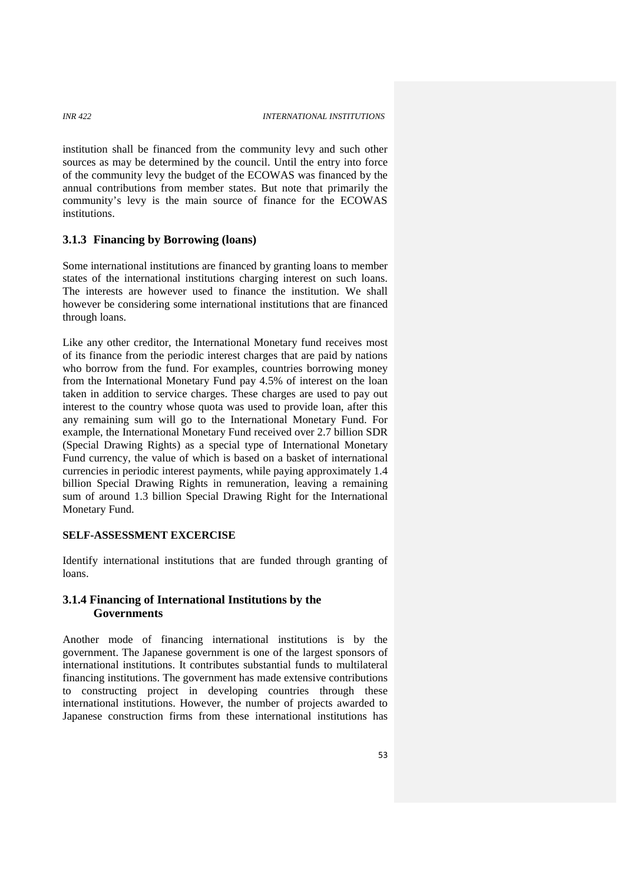institution shall be financed from the community levy and such other sources as may be determined by the council. Until the entry into force of the community levy the budget of the ECOWAS was financed by the annual contributions from member states. But note that primarily the community's levy is the main source of finance for the ECOWAS institutions.

### 3.1.3 Financing by Borrowing (loans)

Some international institutions are financed by granting loans to member states of the international institutions charging interest on such loans. The interests are however used to finance the institution. We shall however be considering some international institutions that are financed through loans.

Like any other creditor, the International Monetary fund receives most of its finance from the periodic interest charges that are paid by nations who borrow from the fund. For examples, countries borrowing money from the International Monetary Fund pay 4.5% of interest on the loan taken in addition to service charges. These charges are used to pay out interest to the country whose quota was used to provide loan, after this any remaining sum will go to the International Monetary Fund. For example, the International Monetary Fund received over 2.7 billion SDR (Special Drawing Rights) as a special type of International Monetary Fund currency, the value of which is based on a basket of international currencies in periodic interest payments, while paying approximately 1.4 billion Special Drawing Rights in remuneration, leaving a remaining sum of around 1.3 billion Special Drawing Right for the International Monetary Fund.

**SELF-ASSESSMENT EXCERCISE**

Identify international institutions that are funded through granting of loans.

### 3.1.4 Financing of International Institutions by the Governments

Another mode of financing international institutions is by the government. The Japanese government is one of the largest sponsors of international institutions. It contributes substantial funds to multilateral financing institutions. The government has made extensive contributions to constructing project in developing countries through these international institutions. However, the number of projects awarded to Japanese construction firms from these international institutions has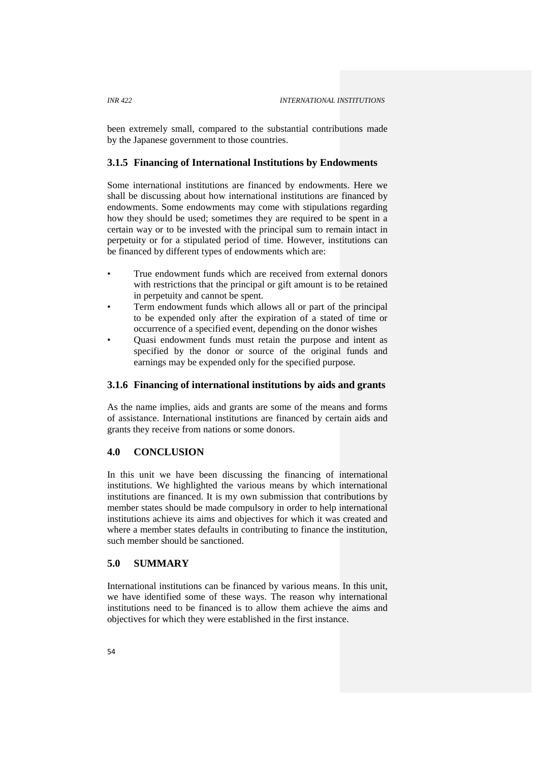been extremely small, compared to the substantial contributions made by the Japanese government to those countries.

### 3.1.5 Financing of International Institutions by Endowments

Some international institutions are financed by endowments. Here we shall be discussing about how international institutions are financed by endowments. Some endowments may come with stipulations regarding how they should be used; sometimes they are required to be spent in a certain way or to be invested with the principal sum to remain intact in perpetuity or for a stipulated period of time. However, institutions can be financed by different types of endowments which are:

- True endowment funds which are received from external donors with restrictions that the principal or gift amount is to be retained in perpetuity and cannot be spent.
- Term endowment funds which allows all or part of the principal to be expended only after the expiration of a stated of time or occurrence of a specified event, depending on the donor wishes
- Quasi endowment funds must retain the purpose and intent as specified by the donor or source of the original funds and earnings may be expended only for the specified purpose.

### 3.1.6 Financing of international institutions by aids and grants

As the name implies, aids and grants are some of the means and forms of assistance. International institutions are financed by certain aids and grants they receive from nations or some donors.

## 4.0 CONCLUSION

In this unit we have been discussing the financing of international institutions. We highlighted the various means by which international institutions are financed. It is my own submission that contributions by member states should be made compulsory in order to help international institutions achieve its aims and objectives for which it was created and where a member states defaults in contributing to finance the institution, such member should be sanctioned.

## 5.0 SUMMARY

International institutions can be financed by various means. In this unit, we have identified some of these ways. The reason why international institutions need to be financed is to allow them achieve the aims and objectives for which they were established in the first instance.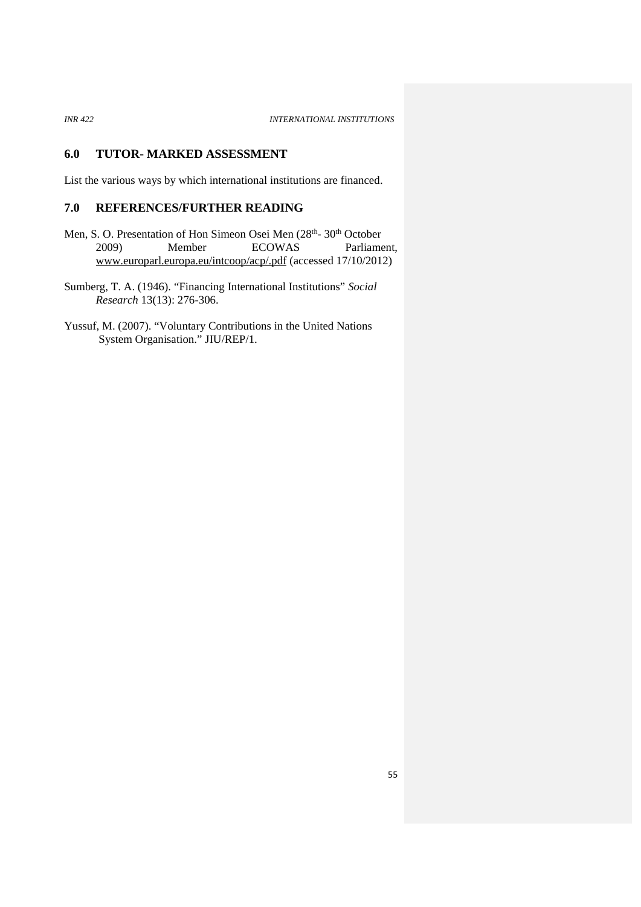## 6.0 TUTOR- MARKED ASSESSMENT

List the various ways by which international institutions are financed.

## 7.0 REFERENCES/FURTHER READING

Men, S. O. Presentation of Hon Simeon Osei Men (28th- 30th October 2009) Member ECOWAS Parliament, www.europarl.europa.eu/intcoop/acp/.pdf (accessed 17/10/2012)

Sumberg, T. A. (1946). "Financing International Institutions" *Social Research* 13(13): 276-306.

Yussuf, M. (2007). "Voluntary Contributions in the United Nations System Organisation." JIU/REP/1.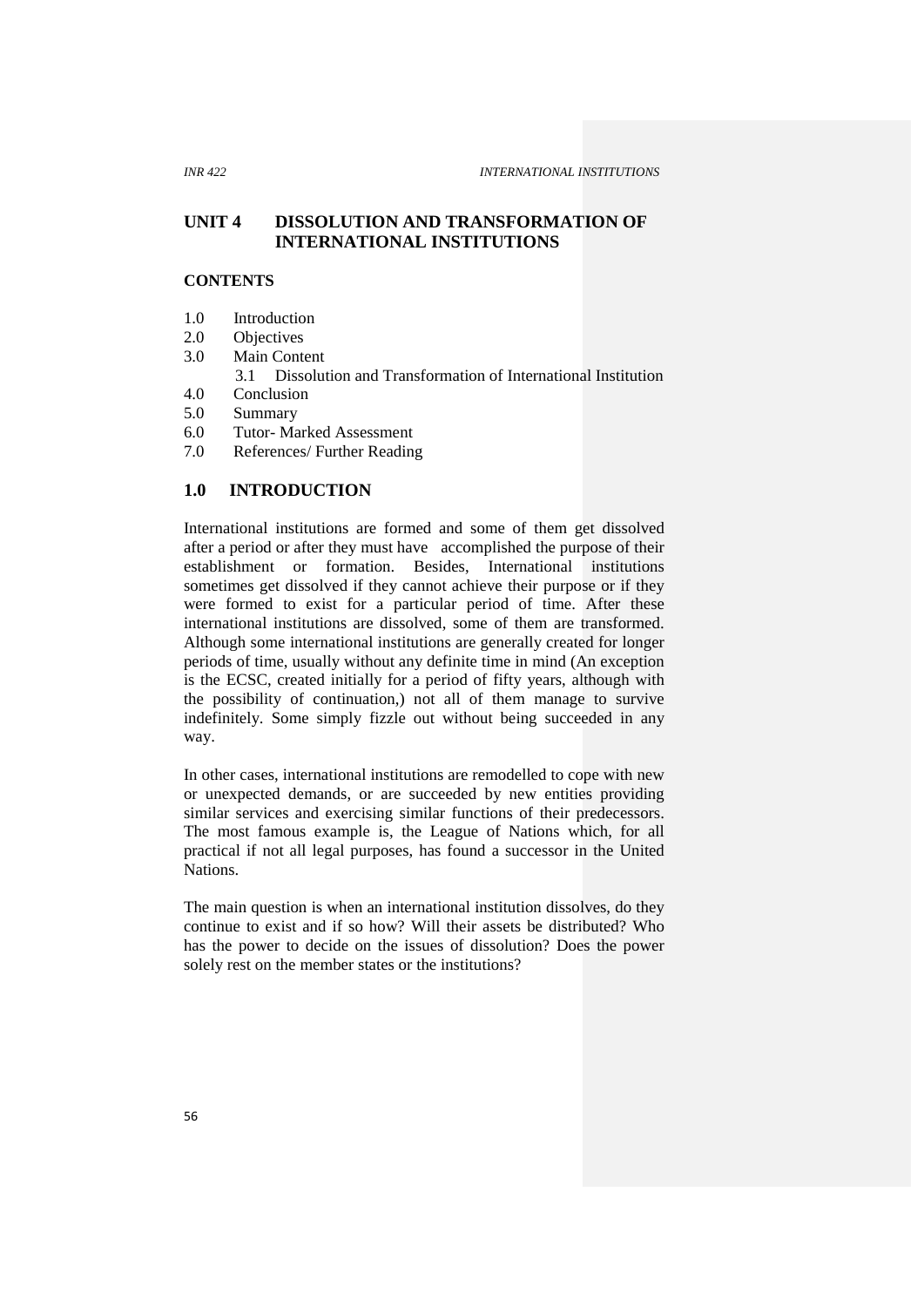# UNIT 4 DISSOLUTION AND TRANSFORMATION OF INTERNATIONAL INSTITUTIONS

**CONTENTS**

1.0 Introduction
2.0 Objectives
3.0 Main Content
  3.1 Dissolution and Transformation of International Institution
4.0 Conclusion
5.0 Summary
6.0 Tutor- Marked Assessment
7.0 References/ Further Reading

## 1.0 INTRODUCTION

International institutions are formed and some of them get dissolved after a period or after they must have accomplished the purpose of their establishment or formation. Besides, International institutions sometimes get dissolved if they cannot achieve their purpose or if they were formed to exist for a particular period of time. After these international institutions are dissolved, some of them are transformed. Although some international institutions are generally created for longer periods of time, usually without any definite time in mind (An exception is the ECSC, created initially for a period of fifty years, although with the possibility of continuation,) not all of them manage to survive indefinitely. Some simply fizzle out without being succeeded in any way.

In other cases, international institutions are remodelled to cope with new or unexpected demands, or are succeeded by new entities providing similar services and exercising similar functions of their predecessors. The most famous example is, the League of Nations which, for all practical if not all legal purposes, has found a successor in the United Nations.

The main question is when an international institution dissolves, do they continue to exist and if so how? Will their assets be distributed? Who has the power to decide on the issues of dissolution? Does the power solely rest on the member states or the institutions?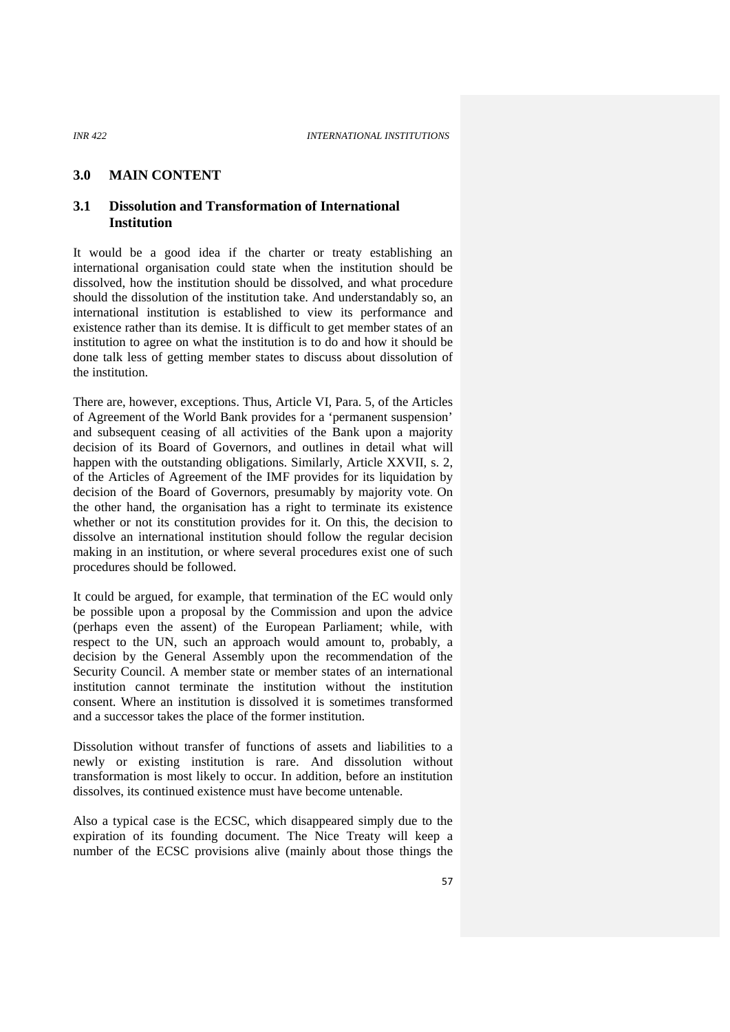## 3.0 MAIN CONTENT

### 3.1 Dissolution and Transformation of International Institution

It would be a good idea if the charter or treaty establishing an international organisation could state when the institution should be dissolved, how the institution should be dissolved, and what procedure should the dissolution of the institution take. And understandably so, an international institution is established to view its performance and existence rather than its demise. It is difficult to get member states of an institution to agree on what the institution is to do and how it should be done talk less of getting member states to discuss about dissolution of the institution.

There are, however, exceptions. Thus, Article VI, Para. 5, of the Articles of Agreement of the World Bank provides for a 'permanent suspension' and subsequent ceasing of all activities of the Bank upon a majority decision of its Board of Governors, and outlines in detail what will happen with the outstanding obligations. Similarly, Article XXVII, s. 2, of the Articles of Agreement of the IMF provides for its liquidation by decision of the Board of Governors, presumably by majority vote. On the other hand, the organisation has a right to terminate its existence whether or not its constitution provides for it. On this, the decision to dissolve an international institution should follow the regular decision making in an institution, or where several procedures exist one of such procedures should be followed.

It could be argued, for example, that termination of the EC would only be possible upon a proposal by the Commission and upon the advice (perhaps even the assent) of the European Parliament; while, with respect to the UN, such an approach would amount to, probably, a decision by the General Assembly upon the recommendation of the Security Council. A member state or member states of an international institution cannot terminate the institution without the institution consent. Where an institution is dissolved it is sometimes transformed and a successor takes the place of the former institution.

Dissolution without transfer of functions of assets and liabilities to a newly or existing institution is rare. And dissolution without transformation is most likely to occur. In addition, before an institution dissolves, its continued existence must have become untenable.

Also a typical case is the ECSC, which disappeared simply due to the expiration of its founding document. The Nice Treaty will keep a number of the ECSC provisions alive (mainly about those things the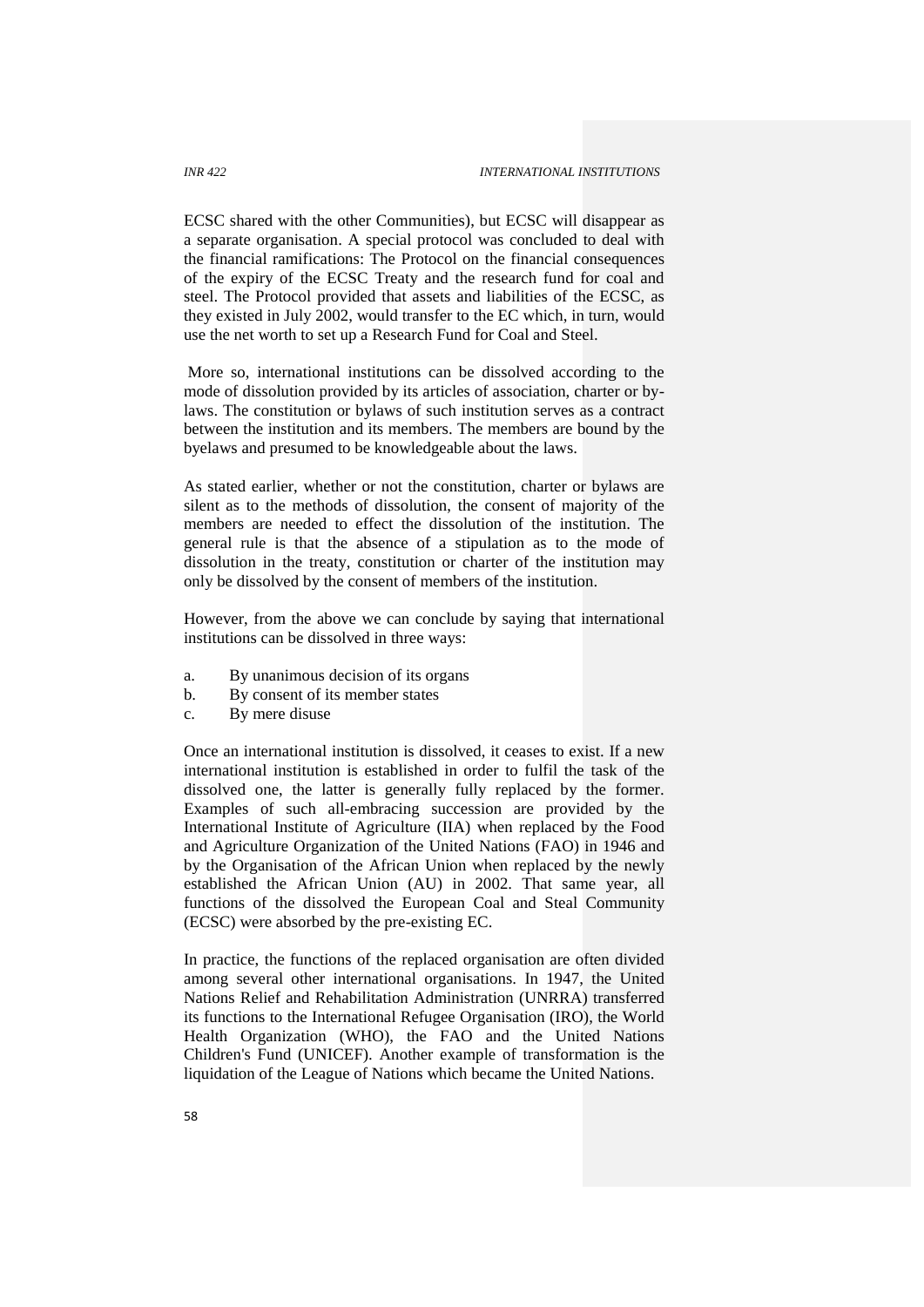ECSC shared with the other Communities), but ECSC will disappear as a separate organisation. A special protocol was concluded to deal with the financial ramifications: The Protocol on the financial consequences of the expiry of the ECSC Treaty and the research fund for coal and steel. The Protocol provided that assets and liabilities of the ECSC, as they existed in July 2002, would transfer to the EC which, in turn, would use the net worth to set up a Research Fund for Coal and Steel.

More so, international institutions can be dissolved according to the mode of dissolution provided by its articles of association, charter or by-laws. The constitution or bylaws of such institution serves as a contract between the institution and its members. The members are bound by the byelaws and presumed to be knowledgeable about the laws.

As stated earlier, whether or not the constitution, charter or bylaws are silent as to the methods of dissolution, the consent of majority of the members are needed to effect the dissolution of the institution. The general rule is that the absence of a stipulation as to the mode of dissolution in the treaty, constitution or charter of the institution may only be dissolved by the consent of members of the institution.

However, from the above we can conclude by saying that international institutions can be dissolved in three ways:

a. By unanimous decision of its organs
b. By consent of its member states
c. By mere disuse

Once an international institution is dissolved, it ceases to exist. If a new international institution is established in order to fulfil the task of the dissolved one, the latter is generally fully replaced by the former. Examples of such all-embracing succession are provided by the International Institute of Agriculture (IIA) when replaced by the Food and Agriculture Organization of the United Nations (FAO) in 1946 and by the Organisation of the African Union when replaced by the newly established the African Union (AU) in 2002. That same year, all functions of the dissolved the European Coal and Steal Community (ECSC) were absorbed by the pre-existing EC.

In practice, the functions of the replaced organisation are often divided among several other international organisations. In 1947, the United Nations Relief and Rehabilitation Administration (UNRRA) transferred its functions to the International Refugee Organisation (IRO), the World Health Organization (WHO), the FAO and the United Nations Children's Fund (UNICEF). Another example of transformation is the liquidation of the League of Nations which became the United Nations.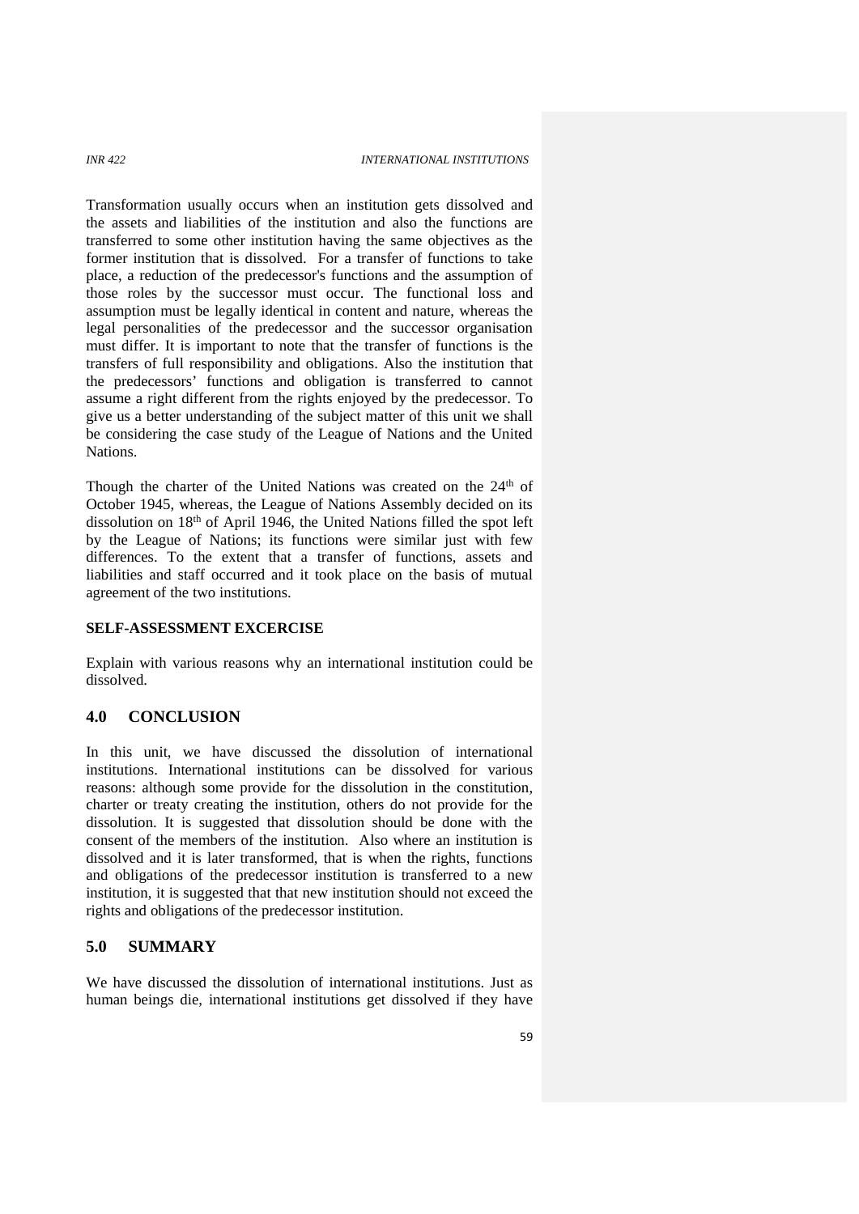Transformation usually occurs when an institution gets dissolved and the assets and liabilities of the institution and also the functions are transferred to some other institution having the same objectives as the former institution that is dissolved. For a transfer of functions to take place, a reduction of the predecessor's functions and the assumption of those roles by the successor must occur. The functional loss and assumption must be legally identical in content and nature, whereas the legal personalities of the predecessor and the successor organisation must differ. It is important to note that the transfer of functions is the transfers of full responsibility and obligations. Also the institution that the predecessors' functions and obligation is transferred to cannot assume a right different from the rights enjoyed by the predecessor. To give us a better understanding of the subject matter of this unit we shall be considering the case study of the League of Nations and the United Nations.

Though the charter of the United Nations was created on the 24th of October 1945, whereas, the League of Nations Assembly decided on its dissolution on 18th of April 1946, the United Nations filled the spot left by the League of Nations; its functions were similar just with few differences. To the extent that a transfer of functions, assets and liabilities and staff occurred and it took place on the basis of mutual agreement of the two institutions.

**SELF-ASSESSMENT EXCERCISE**

Explain with various reasons why an international institution could be dissolved.

## 4.0 CONCLUSION

In this unit, we have discussed the dissolution of international institutions. International institutions can be dissolved for various reasons: although some provide for the dissolution in the constitution, charter or treaty creating the institution, others do not provide for the dissolution. It is suggested that dissolution should be done with the consent of the members of the institution. Also where an institution is dissolved and it is later transformed, that is when the rights, functions and obligations of the predecessor institution is transferred to a new institution, it is suggested that that new institution should not exceed the rights and obligations of the predecessor institution.

## 5.0 SUMMARY

We have discussed the dissolution of international institutions. Just as human beings die, international institutions get dissolved if they have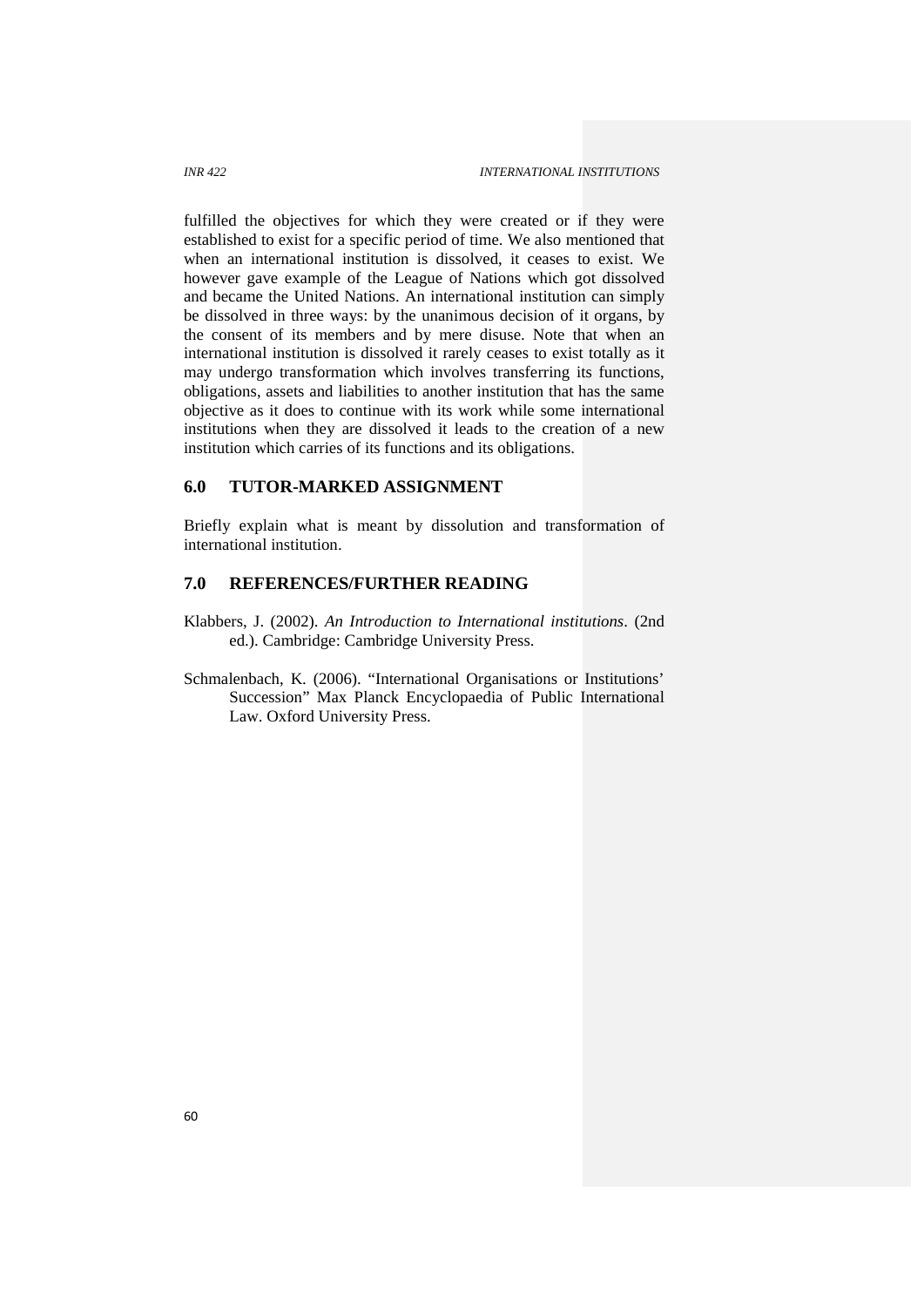fulfilled the objectives for which they were created or if they were established to exist for a specific period of time. We also mentioned that when an international institution is dissolved, it ceases to exist. We however gave example of the League of Nations which got dissolved and became the United Nations. An international institution can simply be dissolved in three ways: by the unanimous decision of it organs, by the consent of its members and by mere disuse. Note that when an international institution is dissolved it rarely ceases to exist totally as it may undergo transformation which involves transferring its functions, obligations, assets and liabilities to another institution that has the same objective as it does to continue with its work while some international institutions when they are dissolved it leads to the creation of a new institution which carries of its functions and its obligations.

## 6.0 TUTOR-MARKED ASSIGNMENT

Briefly explain what is meant by dissolution and transformation of international institution.

## 7.0 REFERENCES/FURTHER READING

Klabbers, J. (2002). *An Introduction to International institutions*. (2nd ed.). Cambridge: Cambridge University Press.

Schmalenbach, K. (2006). "International Organisations or Institutions' Succession" Max Planck Encyclopaedia of Public International Law. Oxford University Press.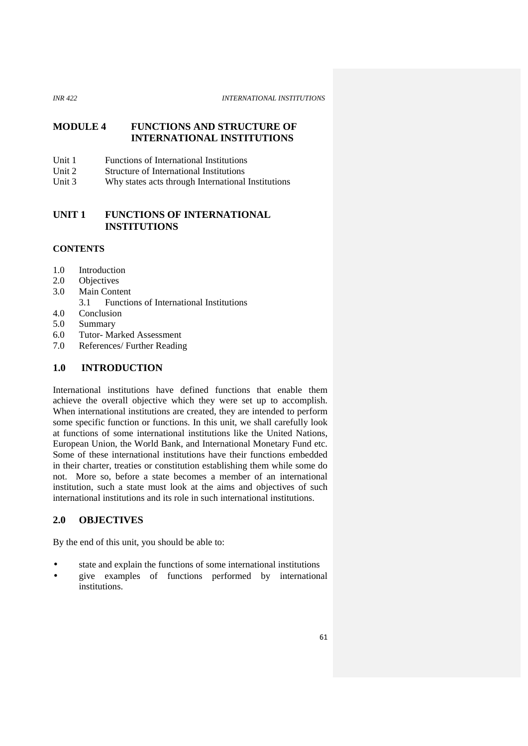## MODULE 4 FUNCTIONS AND STRUCTURE OF INTERNATIONAL INSTITUTIONS

Unit 1 Functions of International Institutions
Unit 2 Structure of International Institutions
Unit 3 Why states acts through International Institutions

## UNIT 1 FUNCTIONS OF INTERNATIONAL INSTITUTIONS

### CONTENTS

1.0 Introduction
2.0 Objectives
3.0 Main Content
  3.1 Functions of International Institutions
4.0 Conclusion
5.0 Summary
6.0 Tutor- Marked Assessment
7.0 References/ Further Reading

### 1.0 INTRODUCTION

International institutions have defined functions that enable them achieve the overall objective which they were set up to accomplish. When international institutions are created, they are intended to perform some specific function or functions. In this unit, we shall carefully look at functions of some international institutions like the United Nations, European Union, the World Bank, and International Monetary Fund etc. Some of these international institutions have their functions embedded in their charter, treaties or constitution establishing them while some do not. More so, before a state becomes a member of an international institution, such a state must look at the aims and objectives of such international institutions and its role in such international institutions.

### 2.0 OBJECTIVES

By the end of this unit, you should be able to:

- state and explain the functions of some international institutions
- give examples of functions performed by international institutions.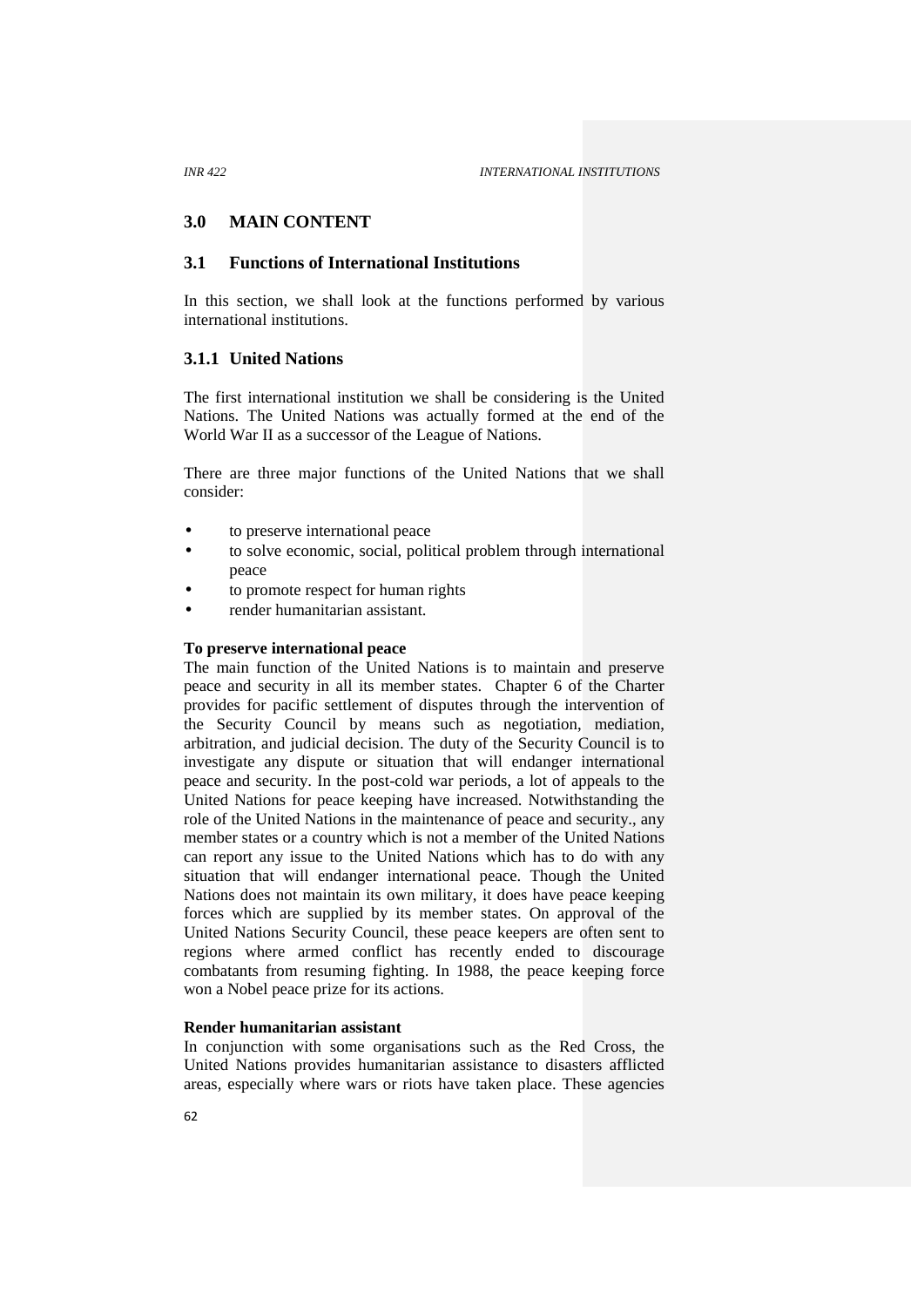## 3.0 MAIN CONTENT

## 3.1 Functions of International Institutions

In this section, we shall look at the functions performed by various international institutions.

### 3.1.1 United Nations

The first international institution we shall be considering is the United Nations. The United Nations was actually formed at the end of the World War II as a successor of the League of Nations.

There are three major functions of the United Nations that we shall consider:

- to preserve international peace
- to solve economic, social, political problem through international peace
- to promote respect for human rights
- render humanitarian assistant.

**To preserve international peace**

The main function of the United Nations is to maintain and preserve peace and security in all its member states. Chapter 6 of the Charter provides for pacific settlement of disputes through the intervention of the Security Council by means such as negotiation, mediation, arbitration, and judicial decision. The duty of the Security Council is to investigate any dispute or situation that will endanger international peace and security. In the post-cold war periods, a lot of appeals to the United Nations for peace keeping have increased. Notwithstanding the role of the United Nations in the maintenance of peace and security., any member states or a country which is not a member of the United Nations can report any issue to the United Nations which has to do with any situation that will endanger international peace. Though the United Nations does not maintain its own military, it does have peace keeping forces which are supplied by its member states. On approval of the United Nations Security Council, these peace keepers are often sent to regions where armed conflict has recently ended to discourage combatants from resuming fighting. In 1988, the peace keeping force won a Nobel peace prize for its actions.

**Render humanitarian assistant**

In conjunction with some organisations such as the Red Cross, the United Nations provides humanitarian assistance to disasters afflicted areas, especially where wars or riots have taken place. These agencies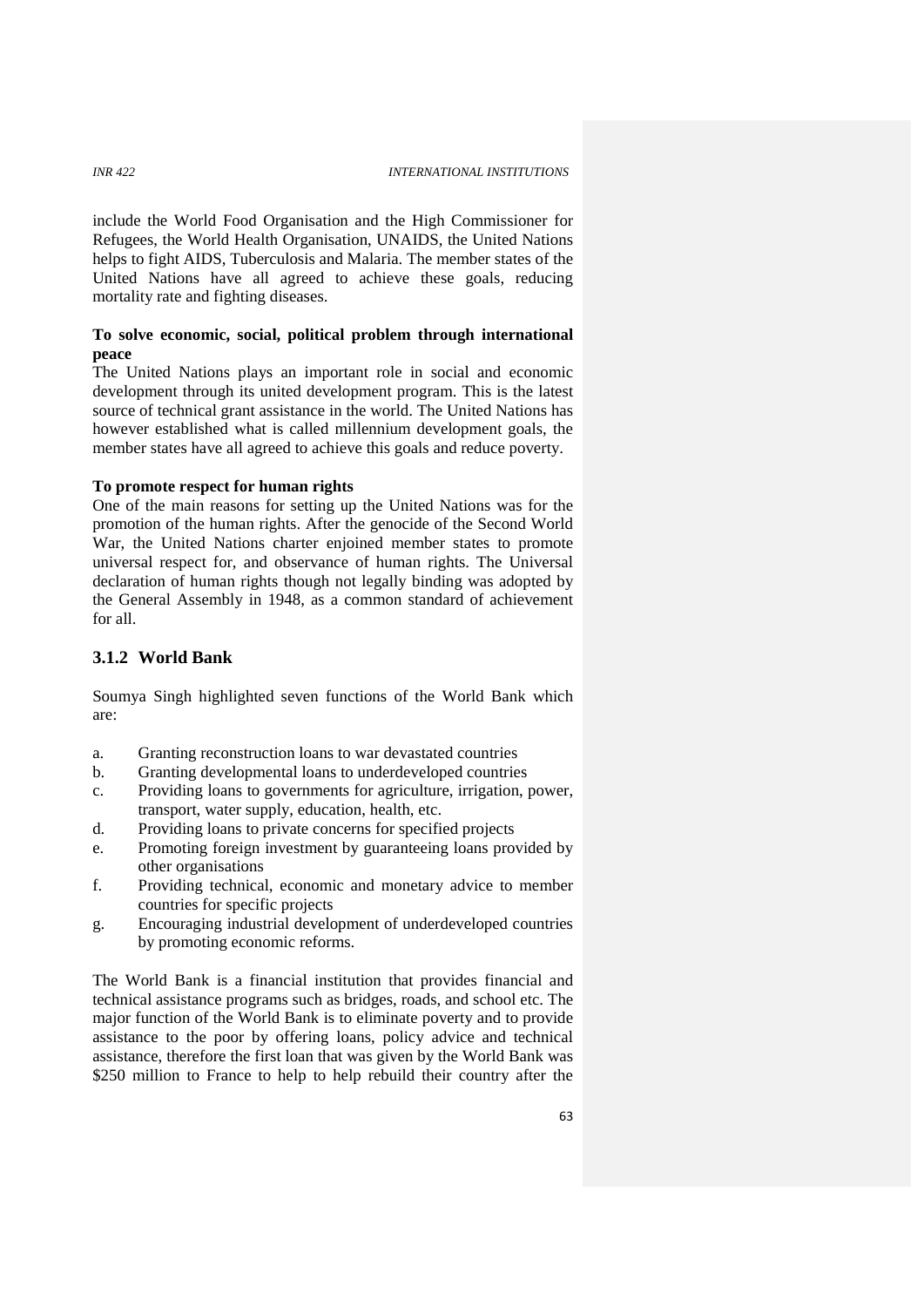include the World Food Organisation and the High Commissioner for Refugees, the World Health Organisation, UNAIDS, the United Nations helps to fight AIDS, Tuberculosis and Malaria. The member states of the United Nations have all agreed to achieve these goals, reducing mortality rate and fighting diseases.

**To solve economic, social, political problem through international peace**

The United Nations plays an important role in social and economic development through its united development program. This is the latest source of technical grant assistance in the world. The United Nations has however established what is called millennium development goals, the member states have all agreed to achieve this goals and reduce poverty.

**To promote respect for human rights**

One of the main reasons for setting up the United Nations was for the promotion of the human rights. After the genocide of the Second World War, the United Nations charter enjoined member states to promote universal respect for, and observance of human rights. The Universal declaration of human rights though not legally binding was adopted by the General Assembly in 1948, as a common standard of achievement for all.

### 3.1.2 World Bank

Soumya Singh highlighted seven functions of the World Bank which are:

a. Granting reconstruction loans to war devastated countries
b. Granting developmental loans to underdeveloped countries
c. Providing loans to governments for agriculture, irrigation, power, transport, water supply, education, health, etc.
d. Providing loans to private concerns for specified projects
e. Promoting foreign investment by guaranteeing loans provided by other organisations
f. Providing technical, economic and monetary advice to member countries for specific projects
g. Encouraging industrial development of underdeveloped countries by promoting economic reforms.

The World Bank is a financial institution that provides financial and technical assistance programs such as bridges, roads, and school etc. The major function of the World Bank is to eliminate poverty and to provide assistance to the poor by offering loans, policy advice and technical assistance, therefore the first loan that was given by the World Bank was \$250 million to France to help to help rebuild their country after the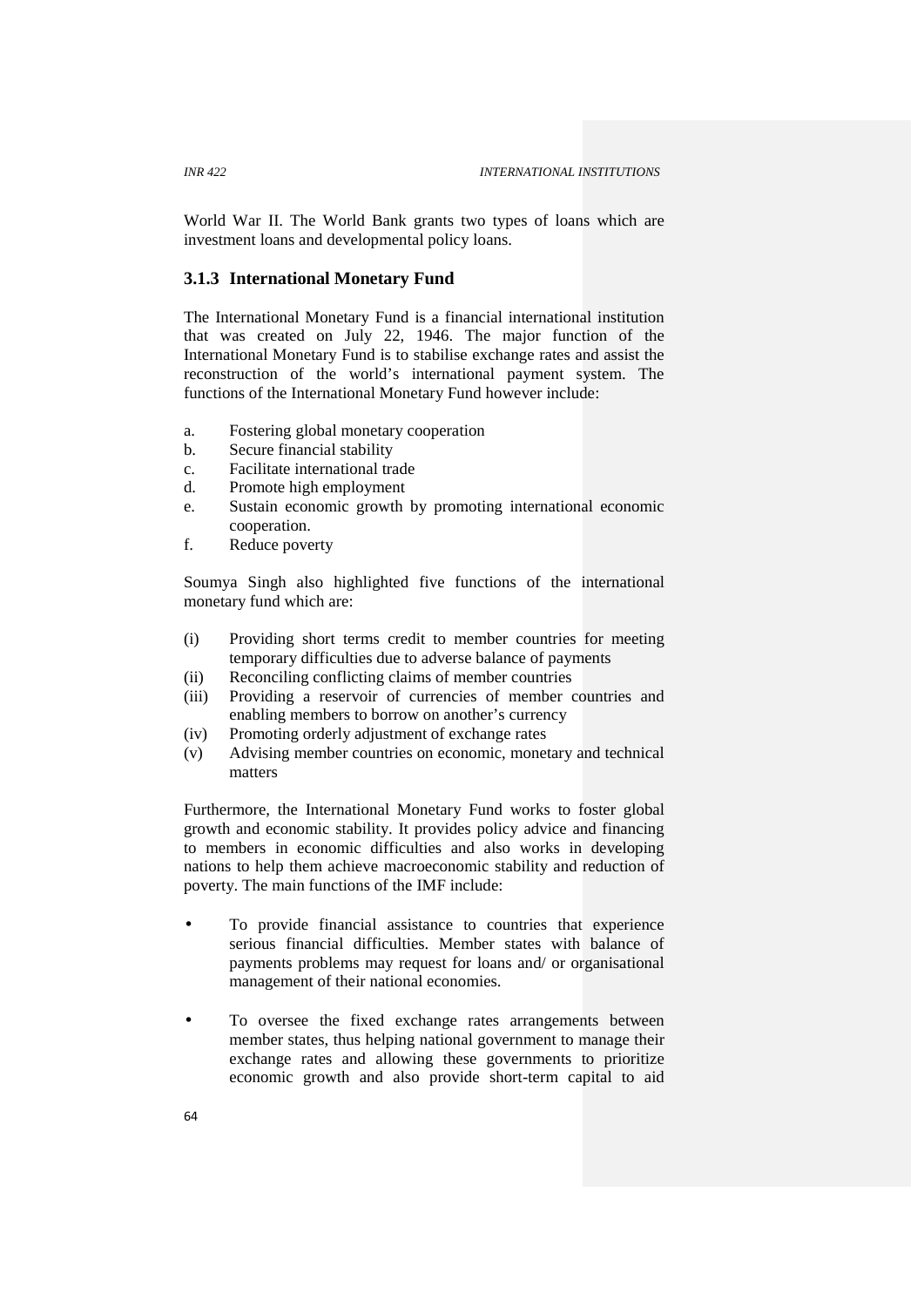World War II. The World Bank grants two types of loans which are investment loans and developmental policy loans.

### 3.1.3 International Monetary Fund

The International Monetary Fund is a financial international institution that was created on July 22, 1946. The major function of the International Monetary Fund is to stabilise exchange rates and assist the reconstruction of the world's international payment system. The functions of the International Monetary Fund however include:

a. Fostering global monetary cooperation
b. Secure financial stability
c. Facilitate international trade
d. Promote high employment
e. Sustain economic growth by promoting international economic cooperation.
f. Reduce poverty

Soumya Singh also highlighted five functions of the international monetary fund which are:

(i) Providing short terms credit to member countries for meeting temporary difficulties due to adverse balance of payments
(ii) Reconciling conflicting claims of member countries
(iii) Providing a reservoir of currencies of member countries and enabling members to borrow on another's currency
(iv) Promoting orderly adjustment of exchange rates
(v) Advising member countries on economic, monetary and technical matters

Furthermore, the International Monetary Fund works to foster global growth and economic stability. It provides policy advice and financing to members in economic difficulties and also works in developing nations to help them achieve macroeconomic stability and reduction of poverty. The main functions of the IMF include:

- To provide financial assistance to countries that experience serious financial difficulties. Member states with balance of payments problems may request for loans and/ or organisational management of their national economies.

- To oversee the fixed exchange rates arrangements between member states, thus helping national government to manage their exchange rates and allowing these governments to prioritize economic growth and also provide short-term capital to aid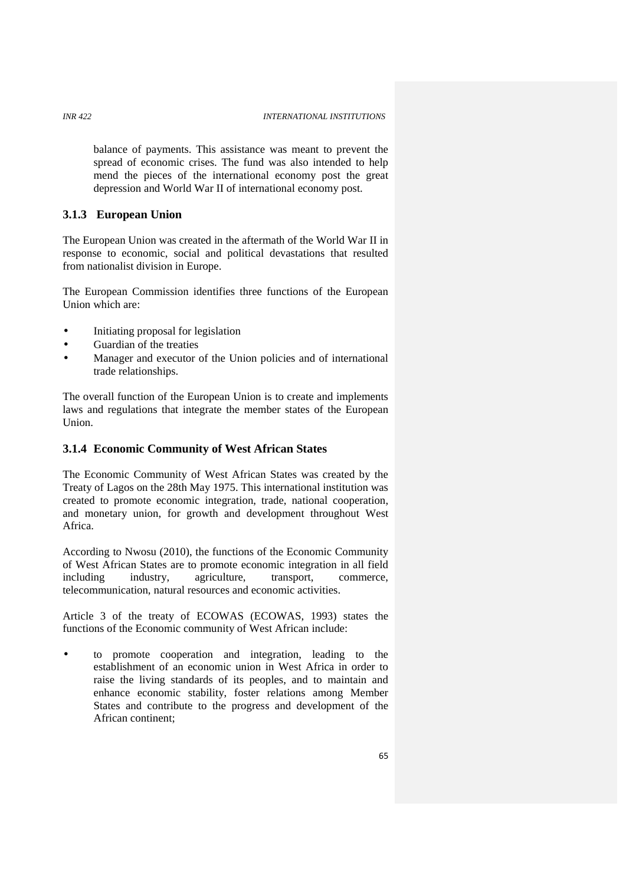balance of payments. This assistance was meant to prevent the spread of economic crises. The fund was also intended to help mend the pieces of the international economy post the great depression and World War II of international economy post.

### 3.1.3 European Union

The European Union was created in the aftermath of the World War II in response to economic, social and political devastations that resulted from nationalist division in Europe.

The European Commission identifies three functions of the European Union which are:

- Initiating proposal for legislation
- Guardian of the treaties
- Manager and executor of the Union policies and of international trade relationships.

The overall function of the European Union is to create and implements laws and regulations that integrate the member states of the European Union.

### 3.1.4 Economic Community of West African States

The Economic Community of West African States was created by the Treaty of Lagos on the 28th May 1975. This international institution was created to promote economic integration, trade, national cooperation, and monetary union, for growth and development throughout West Africa.

According to Nwosu (2010), the functions of the Economic Community of West African States are to promote economic integration in all field including industry, agriculture, transport, commerce, telecommunication, natural resources and economic activities.

Article 3 of the treaty of ECOWAS (ECOWAS, 1993) states the functions of the Economic community of West African include:

- to promote cooperation and integration, leading to the establishment of an economic union in West Africa in order to raise the living standards of its peoples, and to maintain and enhance economic stability, foster relations among Member States and contribute to the progress and development of the African continent;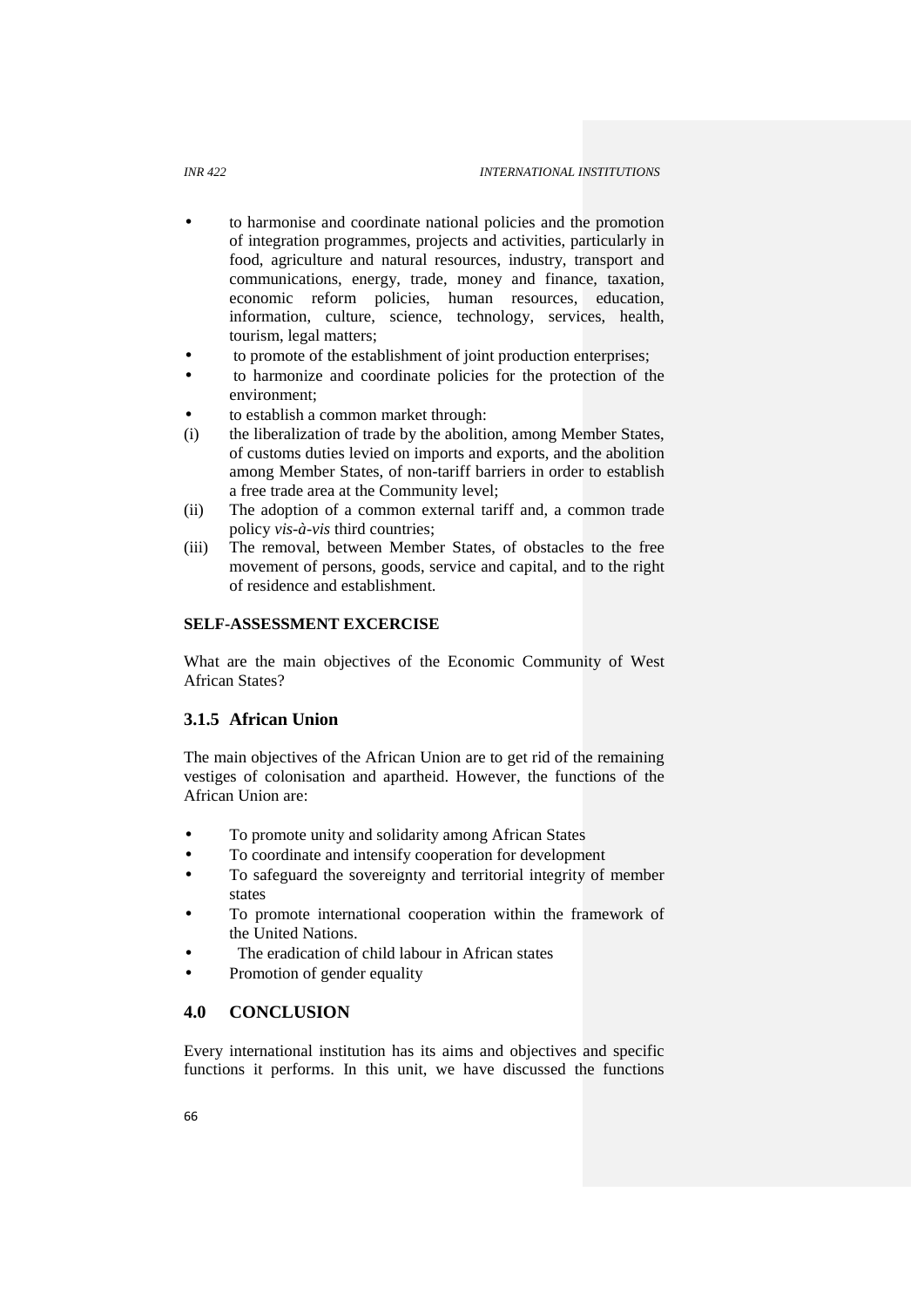- to harmonise and coordinate national policies and the promotion of integration programmes, projects and activities, particularly in food, agriculture and natural resources, industry, transport and communications, energy, trade, money and finance, taxation, economic reform policies, human resources, education, information, culture, science, technology, services, health, tourism, legal matters;
- to promote of the establishment of joint production enterprises;
- to harmonize and coordinate policies for the protection of the environment;
- to establish a common market through:

(i) the liberalization of trade by the abolition, among Member States, of customs duties levied on imports and exports, and the abolition among Member States, of non-tariff barriers in order to establish a free trade area at the Community level;

(ii) The adoption of a common external tariff and, a common trade policy *vis-à-vis* third countries;

(iii) The removal, between Member States, of obstacles to the free movement of persons, goods, service and capital, and to the right of residence and establishment.

**SELF-ASSESSMENT EXCERCISE**

What are the main objectives of the Economic Community of West African States?

### 3.1.5 African Union

The main objectives of the African Union are to get rid of the remaining vestiges of colonisation and apartheid. However, the functions of the African Union are:

- To promote unity and solidarity among African States
- To coordinate and intensify cooperation for development
- To safeguard the sovereignty and territorial integrity of member states
- To promote international cooperation within the framework of the United Nations.
- The eradication of child labour in African states
- Promotion of gender equality

## 4.0 CONCLUSION

Every international institution has its aims and objectives and specific functions it performs. In this unit, we have discussed the functions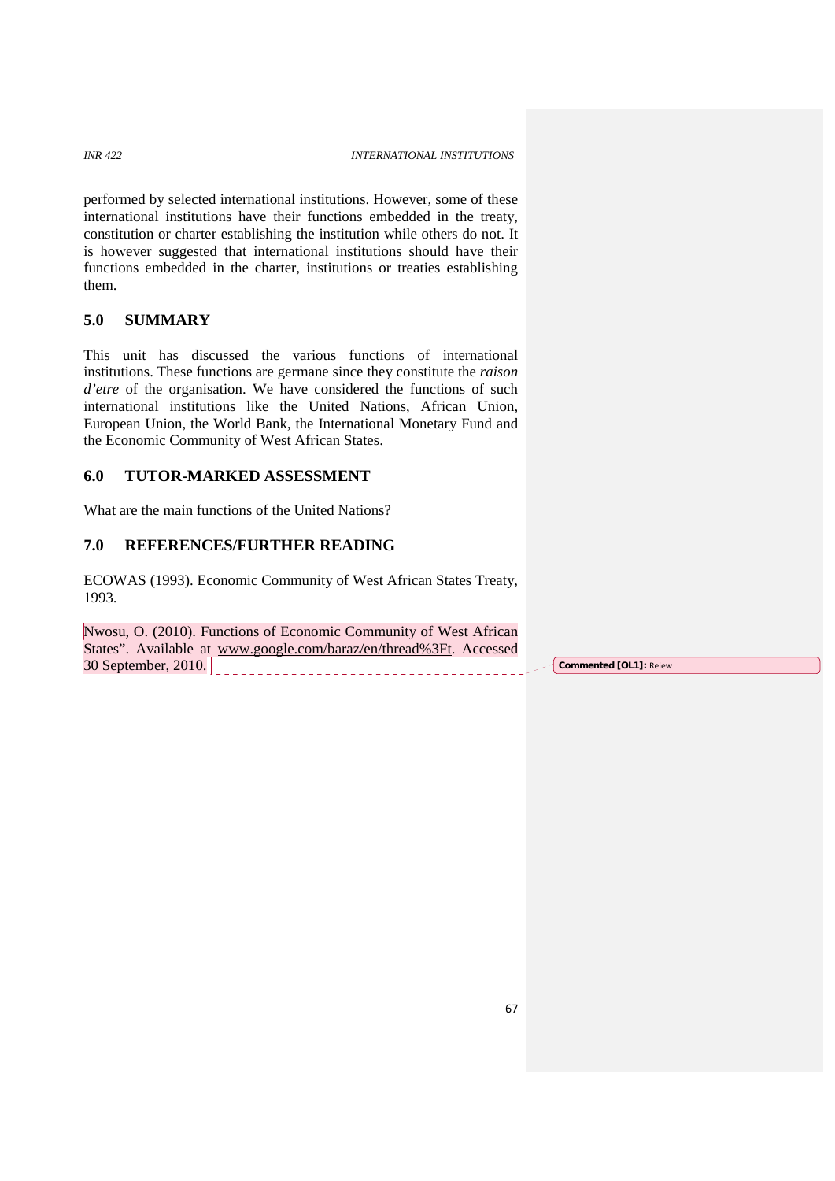performed by selected international institutions. However, some of these international institutions have their functions embedded in the treaty, constitution or charter establishing the institution while others do not. It is however suggested that international institutions should have their functions embedded in the charter, institutions or treaties establishing them.

## 5.0 SUMMARY

This unit has discussed the various functions of international institutions. These functions are germane since they constitute the *raison d'etre* of the organisation. We have considered the functions of such international institutions like the United Nations, African Union, European Union, the World Bank, the International Monetary Fund and the Economic Community of West African States.

## 6.0 TUTOR-MARKED ASSESSMENT

What are the main functions of the United Nations?

## 7.0 REFERENCES/FURTHER READING

ECOWAS (1993). Economic Community of West African States Treaty, 1993.

Nwosu, O. (2010). Functions of Economic Community of West African States". Available at www.google.com/baraz/en/thread%3Ft. Accessed 30 September, 2010.

**Commented [OL1]:** Reiew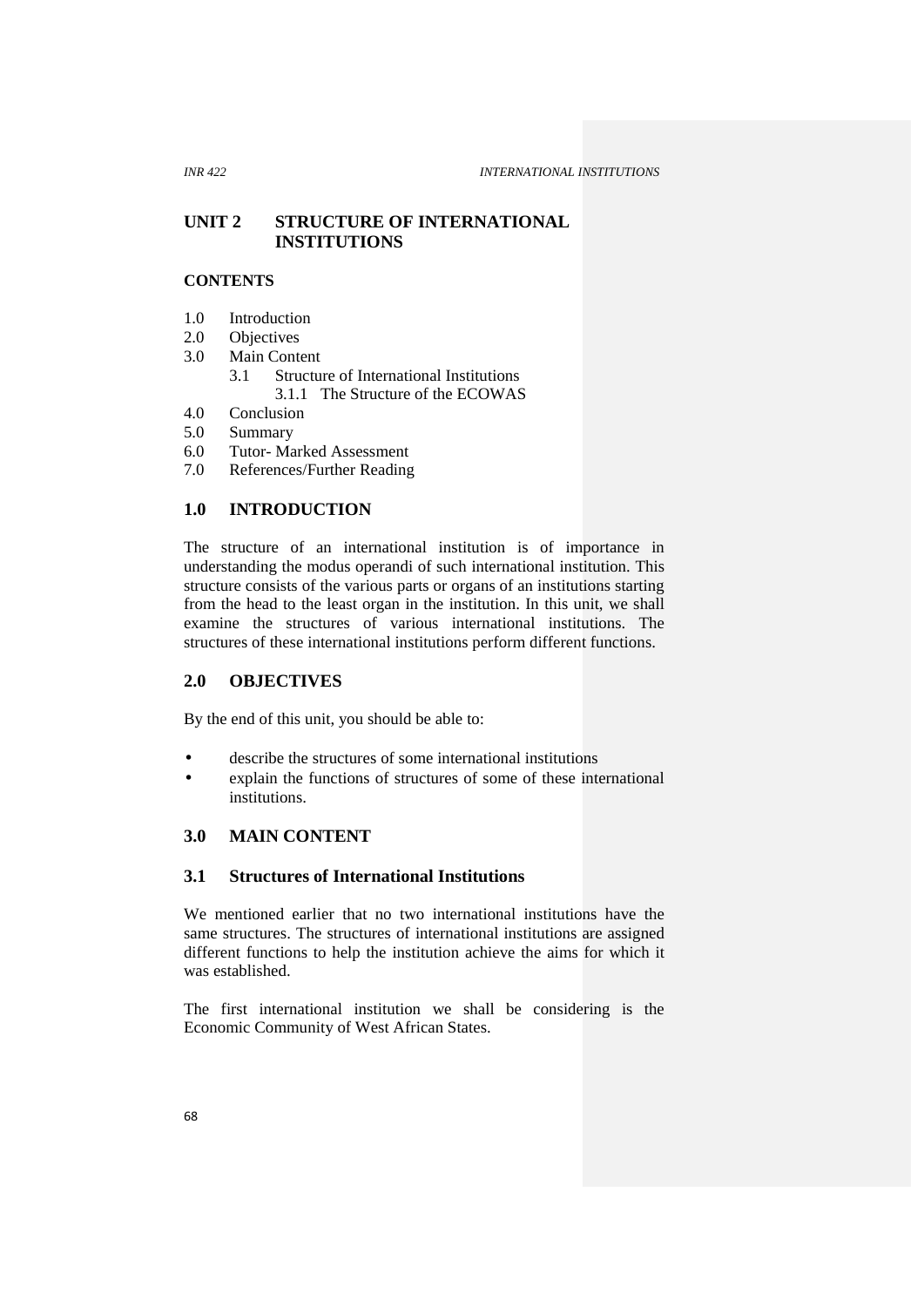# UNIT 2 STRUCTURE OF INTERNATIONAL INSTITUTIONS

**CONTENTS**

- 1.0 Introduction
- 2.0 Objectives
- 3.0 Main Content
  - 3.1 Structure of International Institutions
    - 3.1.1 The Structure of the ECOWAS
- 4.0 Conclusion
- 5.0 Summary
- 6.0 Tutor- Marked Assessment
- 7.0 References/Further Reading

## 1.0 INTRODUCTION

The structure of an international institution is of importance in understanding the modus operandi of such international institution. This structure consists of the various parts or organs of an institutions starting from the head to the least organ in the institution. In this unit, we shall examine the structures of various international institutions. The structures of these international institutions perform different functions.

## 2.0 OBJECTIVES

By the end of this unit, you should be able to:

- describe the structures of some international institutions
- explain the functions of structures of some of these international institutions.

## 3.0 MAIN CONTENT

### 3.1 Structures of International Institutions

We mentioned earlier that no two international institutions have the same structures. The structures of international institutions are assigned different functions to help the institution achieve the aims for which it was established.

The first international institution we shall be considering is the Economic Community of West African States.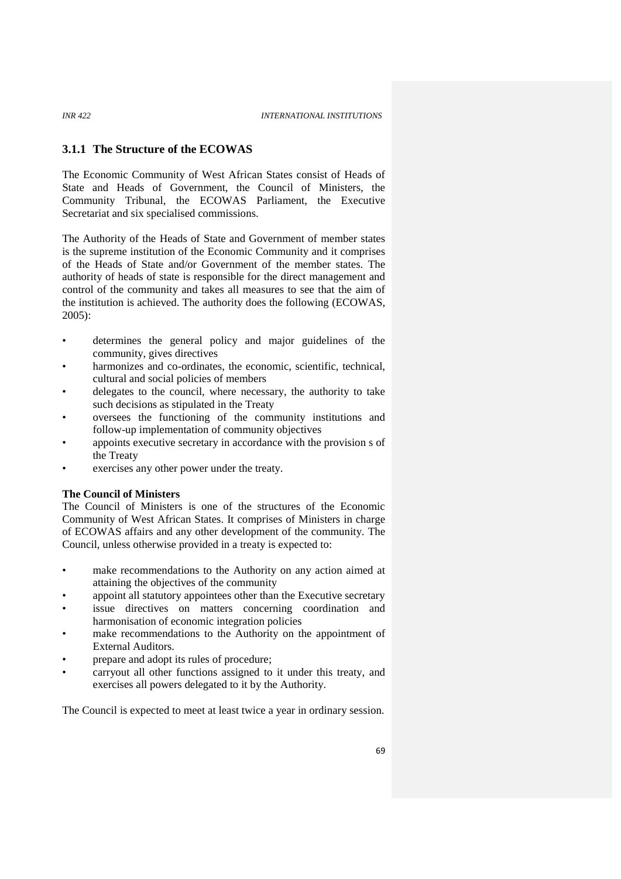### 3.1.1 The Structure of the ECOWAS

The Economic Community of West African States consist of Heads of State and Heads of Government, the Council of Ministers, the Community Tribunal, the ECOWAS Parliament, the Executive Secretariat and six specialised commissions.

The Authority of the Heads of State and Government of member states is the supreme institution of the Economic Community and it comprises of the Heads of State and/or Government of the member states. The authority of heads of state is responsible for the direct management and control of the community and takes all measures to see that the aim of the institution is achieved. The authority does the following (ECOWAS, 2005):

- determines the general policy and major guidelines of the community, gives directives
- harmonizes and co-ordinates, the economic, scientific, technical, cultural and social policies of members
- delegates to the council, where necessary, the authority to take such decisions as stipulated in the Treaty
- oversees the functioning of the community institutions and follow-up implementation of community objectives
- appoints executive secretary in accordance with the provision s of the Treaty
- exercises any other power under the treaty.

**The Council of Ministers**

The Council of Ministers is one of the structures of the Economic Community of West African States. It comprises of Ministers in charge of ECOWAS affairs and any other development of the community. The Council, unless otherwise provided in a treaty is expected to:

- make recommendations to the Authority on any action aimed at attaining the objectives of the community
- appoint all statutory appointees other than the Executive secretary
- issue directives on matters concerning coordination and harmonisation of economic integration policies
- make recommendations to the Authority on the appointment of External Auditors.
- prepare and adopt its rules of procedure;
- carryout all other functions assigned to it under this treaty, and exercises all powers delegated to it by the Authority.

The Council is expected to meet at least twice a year in ordinary session.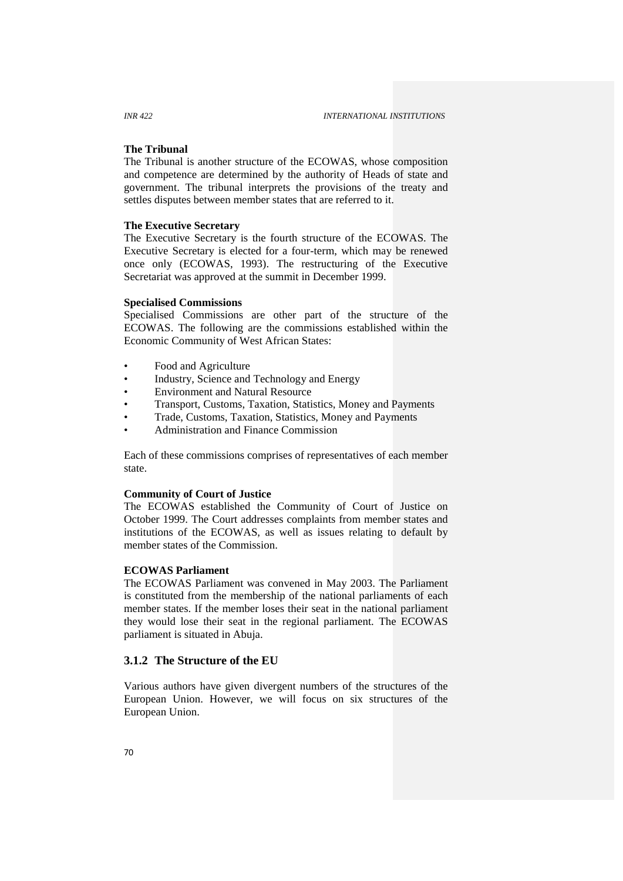**The Tribunal**

The Tribunal is another structure of the ECOWAS, whose composition and competence are determined by the authority of Heads of state and government. The tribunal interprets the provisions of the treaty and settles disputes between member states that are referred to it.

**The Executive Secretary**

The Executive Secretary is the fourth structure of the ECOWAS. The Executive Secretary is elected for a four-term, which may be renewed once only (ECOWAS, 1993). The restructuring of the Executive Secretariat was approved at the summit in December 1999.

**Specialised Commissions**

Specialised Commissions are other part of the structure of the ECOWAS. The following are the commissions established within the Economic Community of West African States:

- Food and Agriculture
- Industry, Science and Technology and Energy
- Environment and Natural Resource
- Transport, Customs, Taxation, Statistics, Money and Payments
- Trade, Customs, Taxation, Statistics, Money and Payments
- Administration and Finance Commission

Each of these commissions comprises of representatives of each member state.

**Community of Court of Justice**

The ECOWAS established the Community of Court of Justice on October 1999. The Court addresses complaints from member states and institutions of the ECOWAS, as well as issues relating to default by member states of the Commission.

**ECOWAS Parliament**

The ECOWAS Parliament was convened in May 2003. The Parliament is constituted from the membership of the national parliaments of each member states. If the member loses their seat in the national parliament they would lose their seat in the regional parliament. The ECOWAS parliament is situated in Abuja.

### 3.1.2 The Structure of the EU

Various authors have given divergent numbers of the structures of the European Union. However, we will focus on six structures of the European Union.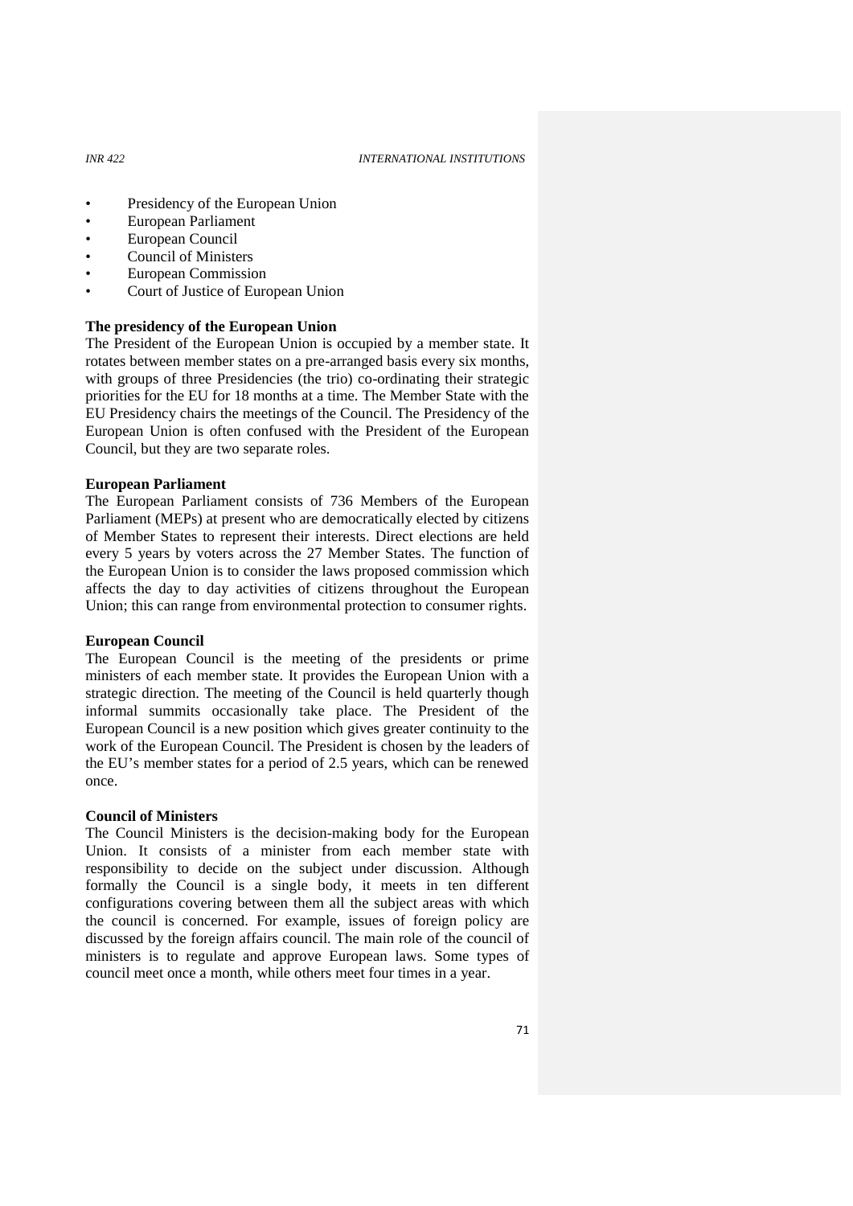- Presidency of the European Union
- European Parliament
- European Council
- Council of Ministers
- European Commission
- Court of Justice of European Union

**The presidency of the European Union**

The President of the European Union is occupied by a member state. It rotates between member states on a pre-arranged basis every six months, with groups of three Presidencies (the trio) co-ordinating their strategic priorities for the EU for 18 months at a time. The Member State with the EU Presidency chairs the meetings of the Council. The Presidency of the European Union is often confused with the President of the European Council, but they are two separate roles.

**European Parliament**

The European Parliament consists of 736 Members of the European Parliament (MEPs) at present who are democratically elected by citizens of Member States to represent their interests. Direct elections are held every 5 years by voters across the 27 Member States. The function of the European Union is to consider the laws proposed commission which affects the day to day activities of citizens throughout the European Union; this can range from environmental protection to consumer rights.

**European Council**

The European Council is the meeting of the presidents or prime ministers of each member state. It provides the European Union with a strategic direction. The meeting of the Council is held quarterly though informal summits occasionally take place. The President of the European Council is a new position which gives greater continuity to the work of the European Council. The President is chosen by the leaders of the EU's member states for a period of 2.5 years, which can be renewed once.

**Council of Ministers**

The Council Ministers is the decision-making body for the European Union. It consists of a minister from each member state with responsibility to decide on the subject under discussion. Although formally the Council is a single body, it meets in ten different configurations covering between them all the subject areas with which the council is concerned. For example, issues of foreign policy are discussed by the foreign affairs council. The main role of the council of ministers is to regulate and approve European laws. Some types of council meet once a month, while others meet four times in a year.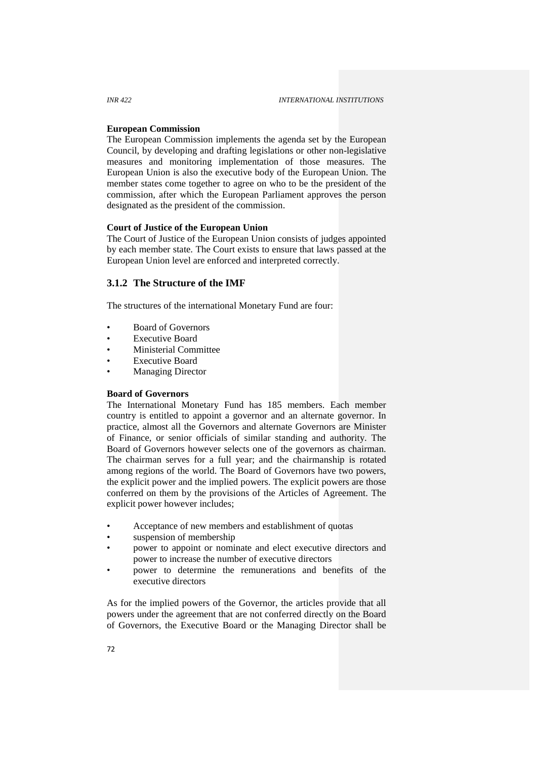**European Commission**

The European Commission implements the agenda set by the European Council, by developing and drafting legislations or other non-legislative measures and monitoring implementation of those measures. The European Union is also the executive body of the European Union. The member states come together to agree on who to be the president of the commission, after which the European Parliament approves the person designated as the president of the commission.

**Court of Justice of the European Union**

The Court of Justice of the European Union consists of judges appointed by each member state. The Court exists to ensure that laws passed at the European Union level are enforced and interpreted correctly.

### 3.1.2 The Structure of the IMF

The structures of the international Monetary Fund are four:

- Board of Governors
- Executive Board
- Ministerial Committee
- Executive Board
- Managing Director

**Board of Governors**

The International Monetary Fund has 185 members. Each member country is entitled to appoint a governor and an alternate governor. In practice, almost all the Governors and alternate Governors are Minister of Finance, or senior officials of similar standing and authority. The Board of Governors however selects one of the governors as chairman. The chairman serves for a full year; and the chairmanship is rotated among regions of the world. The Board of Governors have two powers, the explicit power and the implied powers. The explicit powers are those conferred on them by the provisions of the Articles of Agreement. The explicit power however includes;

- Acceptance of new members and establishment of quotas
- suspension of membership
- power to appoint or nominate and elect executive directors and power to increase the number of executive directors
- power to determine the remunerations and benefits of the executive directors

As for the implied powers of the Governor, the articles provide that all powers under the agreement that are not conferred directly on the Board of Governors, the Executive Board or the Managing Director shall be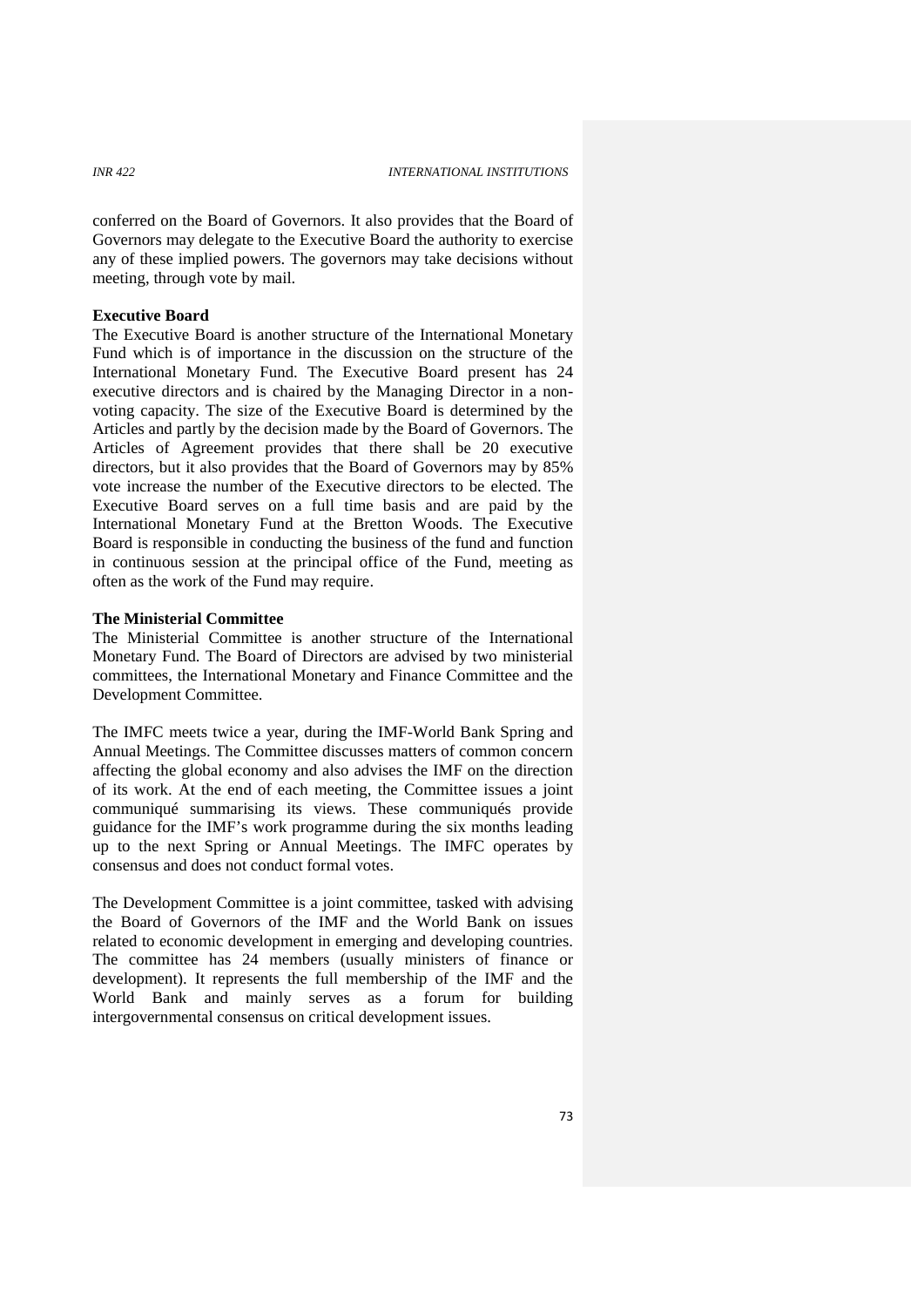conferred on the Board of Governors. It also provides that the Board of Governors may delegate to the Executive Board the authority to exercise any of these implied powers. The governors may take decisions without meeting, through vote by mail.

**Executive Board**

The Executive Board is another structure of the International Monetary Fund which is of importance in the discussion on the structure of the International Monetary Fund. The Executive Board present has 24 executive directors and is chaired by the Managing Director in a non-voting capacity. The size of the Executive Board is determined by the Articles and partly by the decision made by the Board of Governors. The Articles of Agreement provides that there shall be 20 executive directors, but it also provides that the Board of Governors may by 85% vote increase the number of the Executive directors to be elected. The Executive Board serves on a full time basis and are paid by the International Monetary Fund at the Bretton Woods. The Executive Board is responsible in conducting the business of the fund and function in continuous session at the principal office of the Fund, meeting as often as the work of the Fund may require.

**The Ministerial Committee**

The Ministerial Committee is another structure of the International Monetary Fund. The Board of Directors are advised by two ministerial committees, the International Monetary and Finance Committee and the Development Committee.

The IMFC meets twice a year, during the IMF-World Bank Spring and Annual Meetings. The Committee discusses matters of common concern affecting the global economy and also advises the IMF on the direction of its work. At the end of each meeting, the Committee issues a joint communiqué summarising its views. These communiqués provide guidance for the IMF's work programme during the six months leading up to the next Spring or Annual Meetings. The IMFC operates by consensus and does not conduct formal votes.

The Development Committee is a joint committee, tasked with advising the Board of Governors of the IMF and the World Bank on issues related to economic development in emerging and developing countries. The committee has 24 members (usually ministers of finance or development). It represents the full membership of the IMF and the World Bank and mainly serves as a forum for building intergovernmental consensus on critical development issues.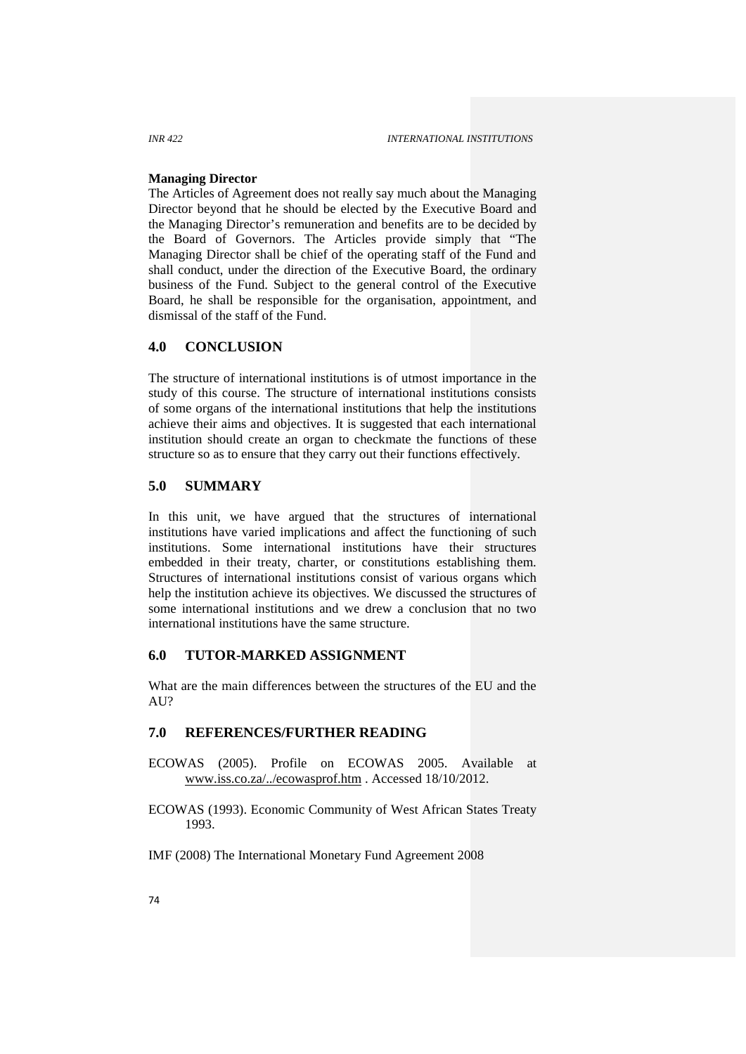**Managing Director**

The Articles of Agreement does not really say much about the Managing Director beyond that he should be elected by the Executive Board and the Managing Director's remuneration and benefits are to be decided by the Board of Governors. The Articles provide simply that "The Managing Director shall be chief of the operating staff of the Fund and shall conduct, under the direction of the Executive Board, the ordinary business of the Fund. Subject to the general control of the Executive Board, he shall be responsible for the organisation, appointment, and dismissal of the staff of the Fund.

## 4.0 CONCLUSION

The structure of international institutions is of utmost importance in the study of this course. The structure of international institutions consists of some organs of the international institutions that help the institutions achieve their aims and objectives. It is suggested that each international institution should create an organ to checkmate the functions of these structure so as to ensure that they carry out their functions effectively.

## 5.0 SUMMARY

In this unit, we have argued that the structures of international institutions have varied implications and affect the functioning of such institutions. Some international institutions have their structures embedded in their treaty, charter, or constitutions establishing them. Structures of international institutions consist of various organs which help the institution achieve its objectives. We discussed the structures of some international institutions and we drew a conclusion that no two international institutions have the same structure.

## 6.0 TUTOR-MARKED ASSIGNMENT

What are the main differences between the structures of the EU and the AU?

## 7.0 REFERENCES/FURTHER READING

ECOWAS (2005). Profile on ECOWAS 2005. Available at www.iss.co.za/../ecowasprof.htm . Accessed 18/10/2012.

ECOWAS (1993). Economic Community of West African States Treaty 1993.

IMF (2008) The International Monetary Fund Agreement 2008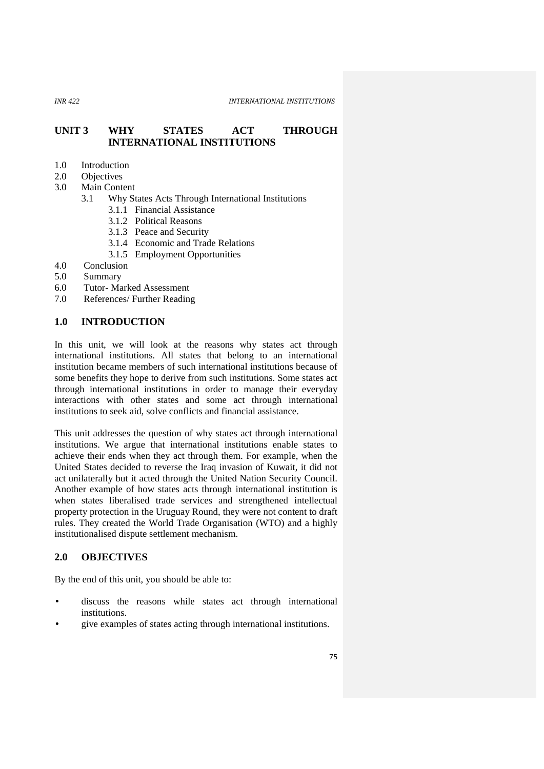# UNIT 3 WHY STATES ACT THROUGH INTERNATIONAL INSTITUTIONS

1.0 Introduction
2.0 Objectives
3.0 Main Content
  3.1 Why States Acts Through International Institutions
    3.1.1 Financial Assistance
    3.1.2 Political Reasons
    3.1.3 Peace and Security
    3.1.4 Economic and Trade Relations
    3.1.5 Employment Opportunities
4.0 Conclusion
5.0 Summary
6.0 Tutor- Marked Assessment
7.0 References/ Further Reading

## 1.0 INTRODUCTION

In this unit, we will look at the reasons why states act through international institutions. All states that belong to an international institution became members of such international institutions because of some benefits they hope to derive from such institutions. Some states act through international institutions in order to manage their everyday interactions with other states and some act through international institutions to seek aid, solve conflicts and financial assistance.

This unit addresses the question of why states act through international institutions. We argue that international institutions enable states to achieve their ends when they act through them. For example, when the United States decided to reverse the Iraq invasion of Kuwait, it did not act unilaterally but it acted through the United Nation Security Council. Another example of how states acts through international institution is when states liberalised trade services and strengthened intellectual property protection in the Uruguay Round, they were not content to draft rules. They created the World Trade Organisation (WTO) and a highly institutionalised dispute settlement mechanism.

## 2.0 OBJECTIVES

By the end of this unit, you should be able to:

- discuss the reasons while states act through international institutions.
- give examples of states acting through international institutions.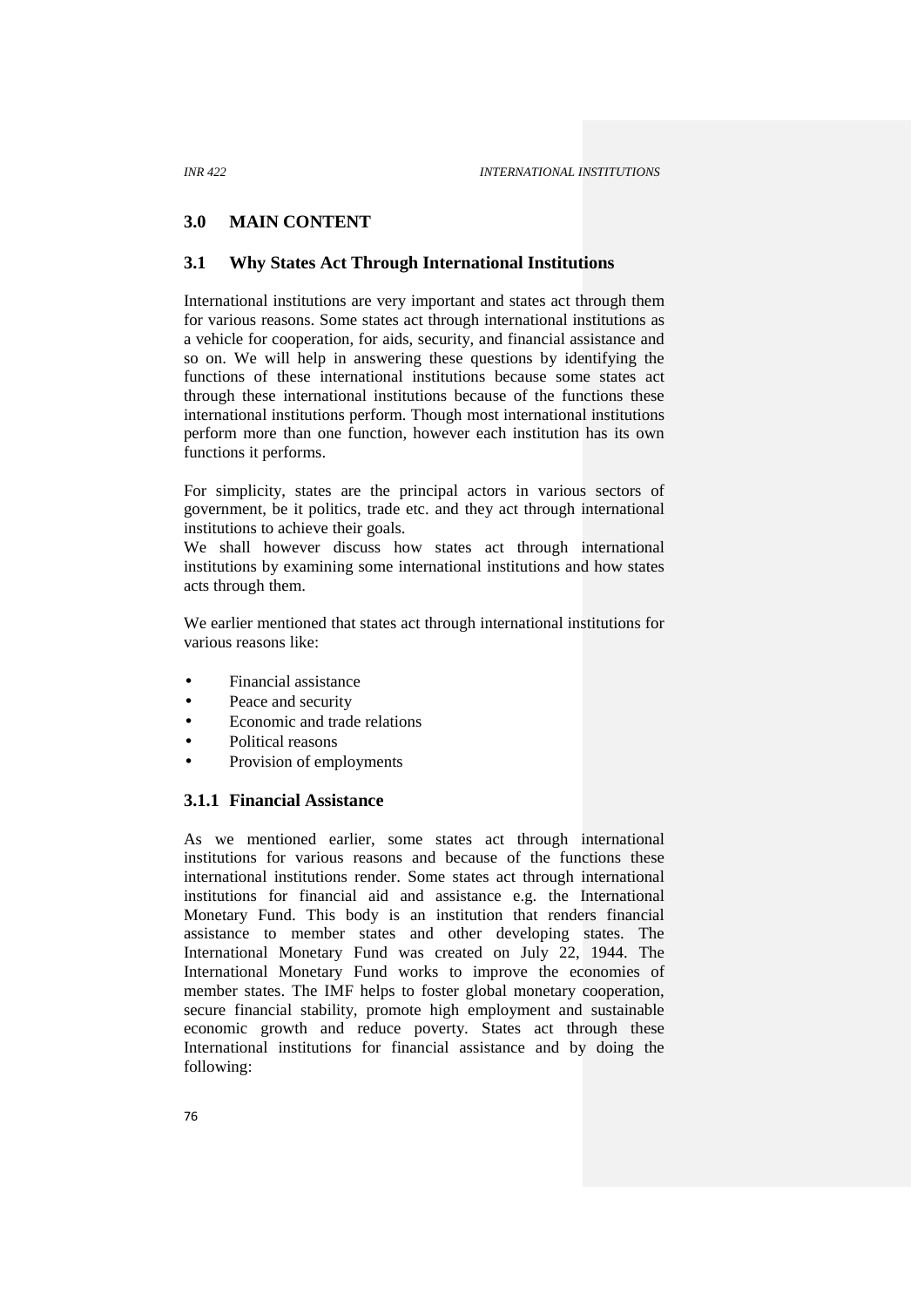## 3.0 MAIN CONTENT

### 3.1 Why States Act Through International Institutions

International institutions are very important and states act through them for various reasons. Some states act through international institutions as a vehicle for cooperation, for aids, security, and financial assistance and so on. We will help in answering these questions by identifying the functions of these international institutions because some states act through these international institutions because of the functions these international institutions perform. Though most international institutions perform more than one function, however each institution has its own functions it performs.

For simplicity, states are the principal actors in various sectors of government, be it politics, trade etc. and they act through international institutions to achieve their goals.
We shall however discuss how states act through international institutions by examining some international institutions and how states acts through them.

We earlier mentioned that states act through international institutions for various reasons like:

- Financial assistance
- Peace and security
- Economic and trade relations
- Political reasons
- Provision of employments

#### 3.1.1 Financial Assistance

As we mentioned earlier, some states act through international institutions for various reasons and because of the functions these international institutions render. Some states act through international institutions for financial aid and assistance e.g. the International Monetary Fund. This body is an institution that renders financial assistance to member states and other developing states. The International Monetary Fund was created on July 22, 1944. The International Monetary Fund works to improve the economies of member states. The IMF helps to foster global monetary cooperation, secure financial stability, promote high employment and sustainable economic growth and reduce poverty. States act through these International institutions for financial assistance and by doing the following: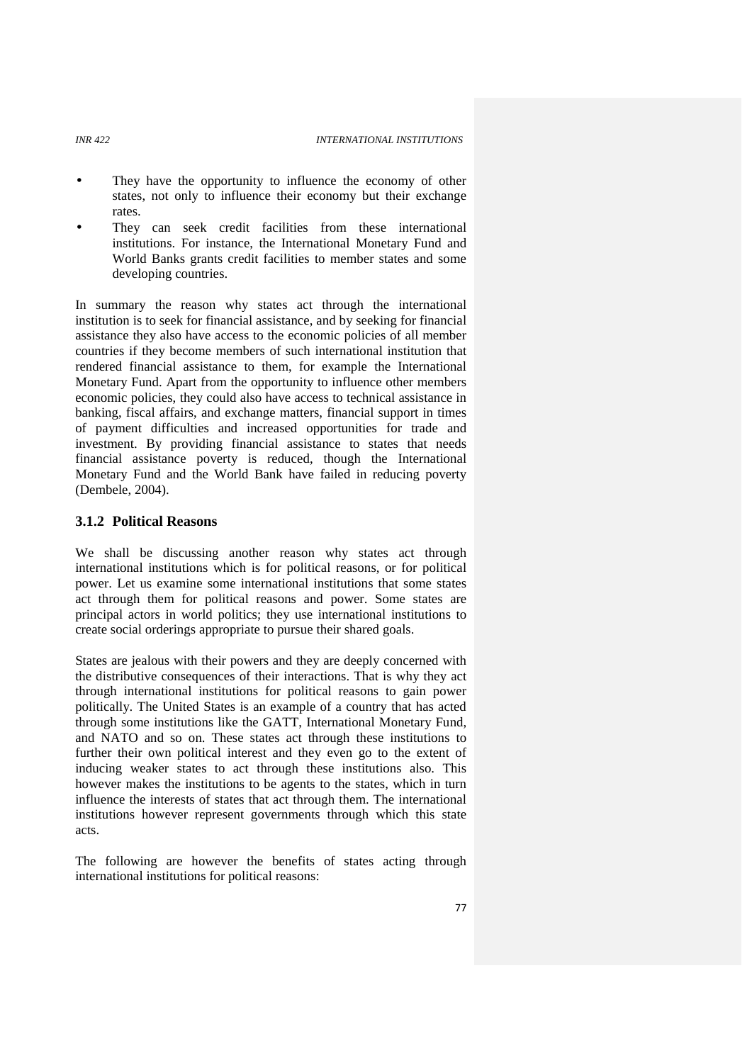- They have the opportunity to influence the economy of other states, not only to influence their economy but their exchange rates.
- They can seek credit facilities from these international institutions. For instance, the International Monetary Fund and World Banks grants credit facilities to member states and some developing countries.

In summary the reason why states act through the international institution is to seek for financial assistance, and by seeking for financial assistance they also have access to the economic policies of all member countries if they become members of such international institution that rendered financial assistance to them, for example the International Monetary Fund. Apart from the opportunity to influence other members economic policies, they could also have access to technical assistance in banking, fiscal affairs, and exchange matters, financial support in times of payment difficulties and increased opportunities for trade and investment. By providing financial assistance to states that needs financial assistance poverty is reduced, though the International Monetary Fund and the World Bank have failed in reducing poverty (Dembele, 2004).

### 3.1.2 Political Reasons

We shall be discussing another reason why states act through international institutions which is for political reasons, or for political power. Let us examine some international institutions that some states act through them for political reasons and power. Some states are principal actors in world politics; they use international institutions to create social orderings appropriate to pursue their shared goals.

States are jealous with their powers and they are deeply concerned with the distributive consequences of their interactions. That is why they act through international institutions for political reasons to gain power politically. The United States is an example of a country that has acted through some institutions like the GATT, International Monetary Fund, and NATO and so on. These states act through these institutions to further their own political interest and they even go to the extent of inducing weaker states to act through these institutions also. This however makes the institutions to be agents to the states, which in turn influence the interests of states that act through them. The international institutions however represent governments through which this state acts.

The following are however the benefits of states acting through international institutions for political reasons: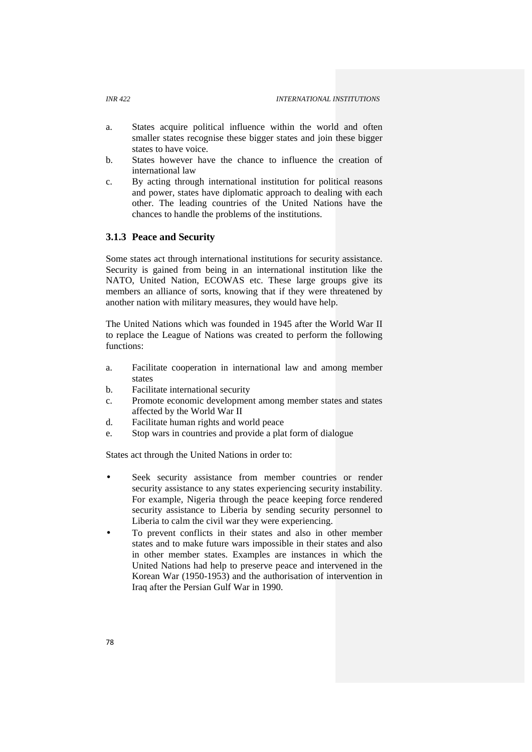a. States acquire political influence within the world and often smaller states recognise these bigger states and join these bigger states to have voice.
b. States however have the chance to influence the creation of international law
c. By acting through international institution for political reasons and power, states have diplomatic approach to dealing with each other. The leading countries of the United Nations have the chances to handle the problems of the institutions.

### 3.1.3 Peace and Security

Some states act through international institutions for security assistance. Security is gained from being in an international institution like the NATO, United Nation, ECOWAS etc. These large groups give its members an alliance of sorts, knowing that if they were threatened by another nation with military measures, they would have help.

The United Nations which was founded in 1945 after the World War II to replace the League of Nations was created to perform the following functions:

a. Facilitate cooperation in international law and among member states
b. Facilitate international security
c. Promote economic development among member states and states affected by the World War II
d. Facilitate human rights and world peace
e. Stop wars in countries and provide a plat form of dialogue

States act through the United Nations in order to:

- Seek security assistance from member countries or render security assistance to any states experiencing security instability. For example, Nigeria through the peace keeping force rendered security assistance to Liberia by sending security personnel to Liberia to calm the civil war they were experiencing.
- To prevent conflicts in their states and also in other member states and to make future wars impossible in their states and also in other member states. Examples are instances in which the United Nations had help to preserve peace and intervened in the Korean War (1950-1953) and the authorisation of intervention in Iraq after the Persian Gulf War in 1990.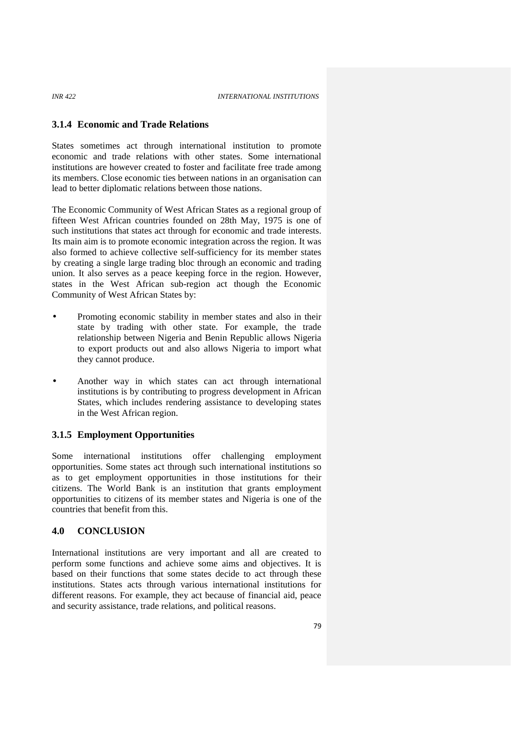### 3.1.4 Economic and Trade Relations

States sometimes act through international institution to promote economic and trade relations with other states. Some international institutions are however created to foster and facilitate free trade among its members. Close economic ties between nations in an organisation can lead to better diplomatic relations between those nations.

The Economic Community of West African States as a regional group of fifteen West African countries founded on 28th May, 1975 is one of such institutions that states act through for economic and trade interests. Its main aim is to promote economic integration across the region. It was also formed to achieve collective self-sufficiency for its member states by creating a single large trading bloc through an economic and trading union. It also serves as a peace keeping force in the region. However, states in the West African sub-region act though the Economic Community of West African States by:

- Promoting economic stability in member states and also in their state by trading with other state. For example, the trade relationship between Nigeria and Benin Republic allows Nigeria to export products out and also allows Nigeria to import what they cannot produce.
- Another way in which states can act through international institutions is by contributing to progress development in African States, which includes rendering assistance to developing states in the West African region.

### 3.1.5 Employment Opportunities

Some international institutions offer challenging employment opportunities. Some states act through such international institutions so as to get employment opportunities in those institutions for their citizens. The World Bank is an institution that grants employment opportunities to citizens of its member states and Nigeria is one of the countries that benefit from this.

## 4.0 CONCLUSION

International institutions are very important and all are created to perform some functions and achieve some aims and objectives. It is based on their functions that some states decide to act through these institutions. States acts through various international institutions for different reasons. For example, they act because of financial aid, peace and security assistance, trade relations, and political reasons.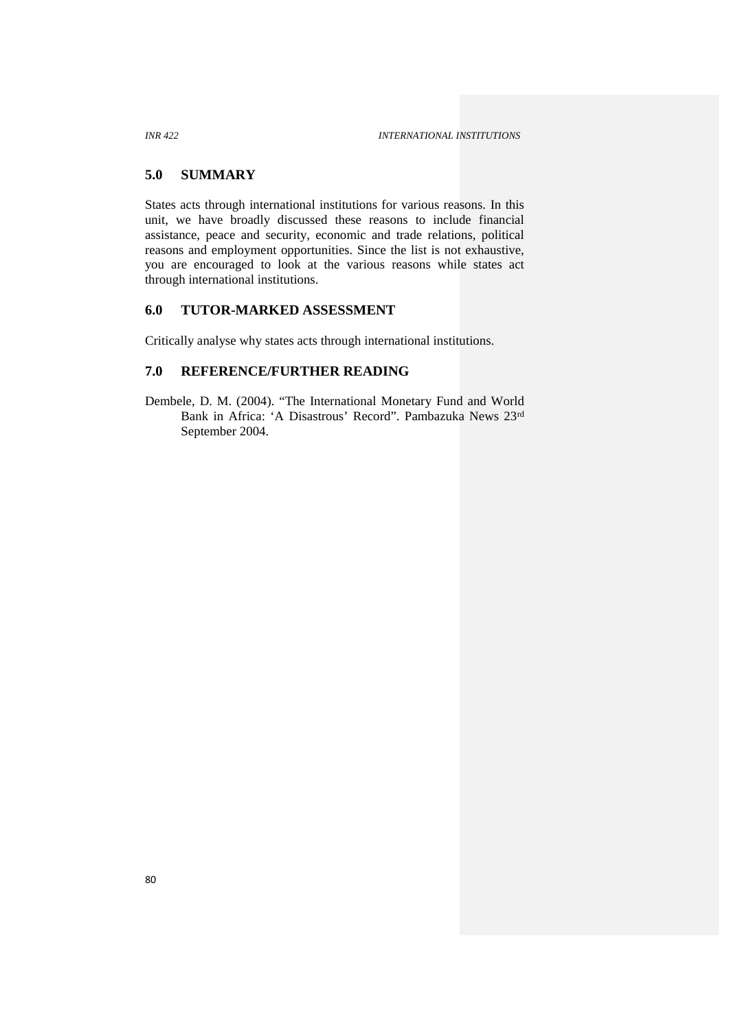## 5.0 SUMMARY

States acts through international institutions for various reasons. In this unit, we have broadly discussed these reasons to include financial assistance, peace and security, economic and trade relations, political reasons and employment opportunities. Since the list is not exhaustive, you are encouraged to look at the various reasons while states act through international institutions.

## 6.0 TUTOR-MARKED ASSESSMENT

Critically analyse why states acts through international institutions.

## 7.0 REFERENCE/FURTHER READING

Dembele, D. M. (2004). "The International Monetary Fund and World Bank in Africa: 'A Disastrous' Record". Pambazuka News 23rd September 2004.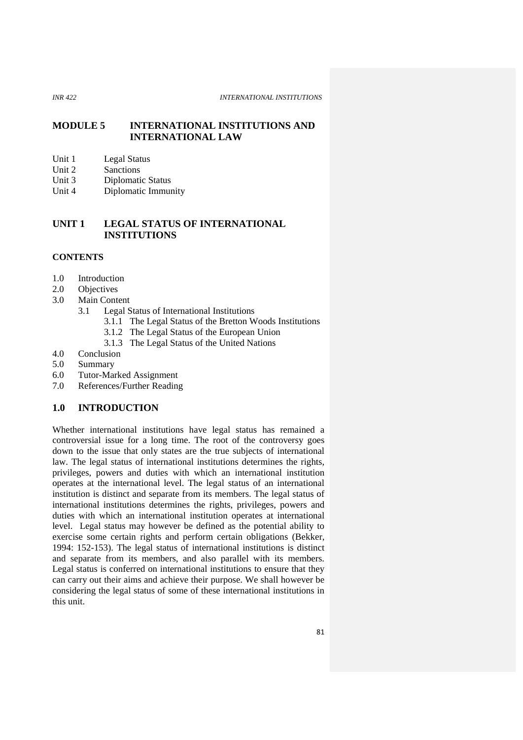# MODULE 5 INTERNATIONAL INSTITUTIONS AND INTERNATIONAL LAW

Unit 1 Legal Status
Unit 2 Sanctions
Unit 3 Diplomatic Status
Unit 4 Diplomatic Immunity

## UNIT 1 LEGAL STATUS OF INTERNATIONAL INSTITUTIONS

### CONTENTS

1.0 Introduction
2.0 Objectives
3.0 Main Content
 3.1 Legal Status of International Institutions
  3.1.1 The Legal Status of the Bretton Woods Institutions
  3.1.2 The Legal Status of the European Union
  3.1.3 The Legal Status of the United Nations
4.0 Conclusion
5.0 Summary
6.0 Tutor-Marked Assignment
7.0 References/Further Reading

### 1.0 INTRODUCTION

Whether international institutions have legal status has remained a controversial issue for a long time. The root of the controversy goes down to the issue that only states are the true subjects of international law. The legal status of international institutions determines the rights, privileges, powers and duties with which an international institution operates at the international level. The legal status of an international institution is distinct and separate from its members. The legal status of international institutions determines the rights, privileges, powers and duties with which an international institution operates at international level. Legal status may however be defined as the potential ability to exercise some certain rights and perform certain obligations (Bekker, 1994: 152-153). The legal status of international institutions is distinct and separate from its members, and also parallel with its members. Legal status is conferred on international institutions to ensure that they can carry out their aims and achieve their purpose. We shall however be considering the legal status of some of these international institutions in this unit.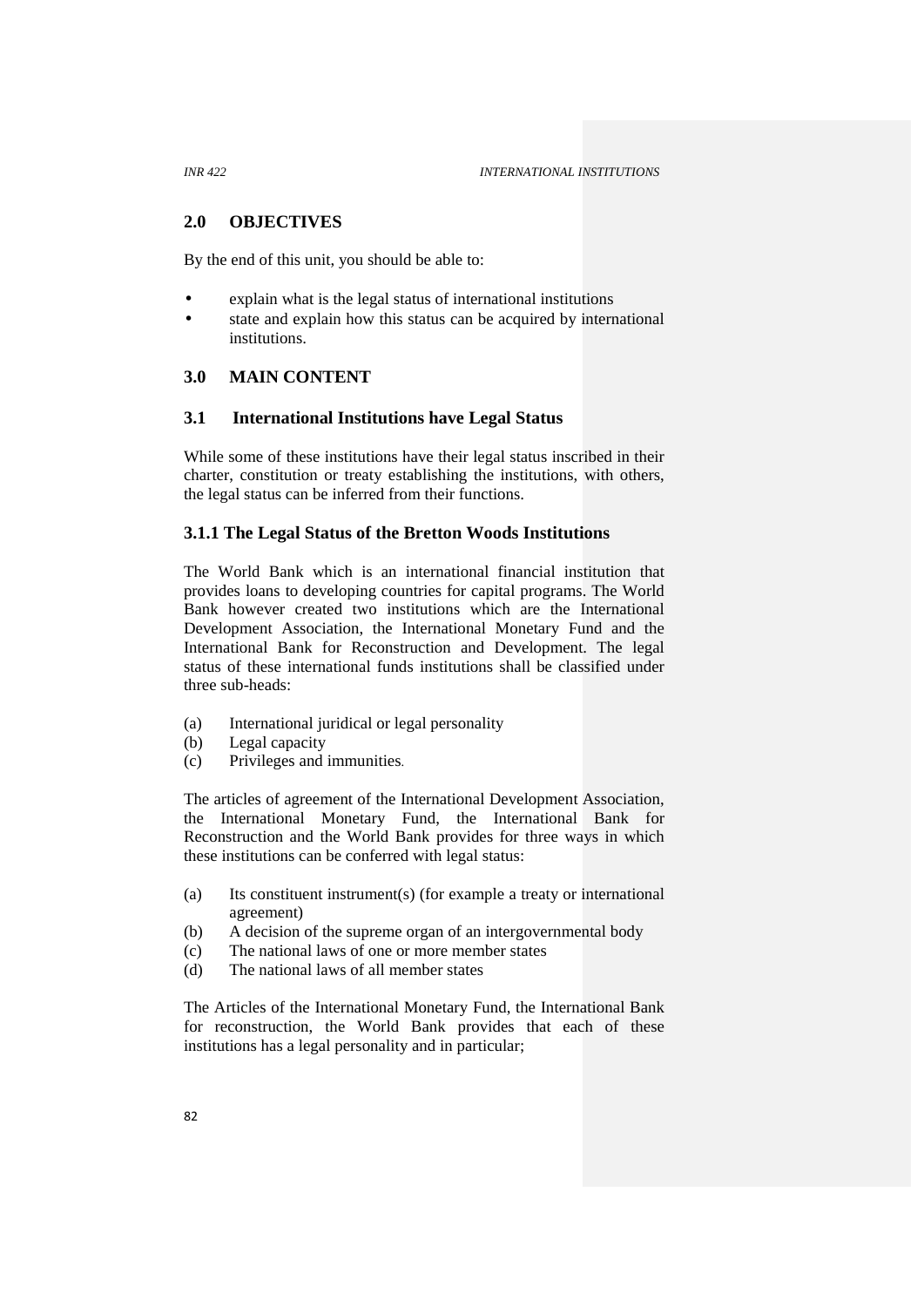## 2.0 OBJECTIVES

By the end of this unit, you should be able to:

- explain what is the legal status of international institutions
- state and explain how this status can be acquired by international institutions.

## 3.0 MAIN CONTENT

### 3.1 International Institutions have Legal Status

While some of these institutions have their legal status inscribed in their charter, constitution or treaty establishing the institutions, with others, the legal status can be inferred from their functions.

#### 3.1.1 The Legal Status of the Bretton Woods Institutions

The World Bank which is an international financial institution that provides loans to developing countries for capital programs. The World Bank however created two institutions which are the International Development Association, the International Monetary Fund and the International Bank for Reconstruction and Development. The legal status of these international funds institutions shall be classified under three sub-heads:

(a) International juridical or legal personality
(b) Legal capacity
(c) Privileges and immunities.

The articles of agreement of the International Development Association, the International Monetary Fund, the International Bank for Reconstruction and the World Bank provides for three ways in which these institutions can be conferred with legal status:

(a) Its constituent instrument(s) (for example a treaty or international agreement)
(b) A decision of the supreme organ of an intergovernmental body
(c) The national laws of one or more member states
(d) The national laws of all member states

The Articles of the International Monetary Fund, the International Bank for reconstruction, the World Bank provides that each of these institutions has a legal personality and in particular;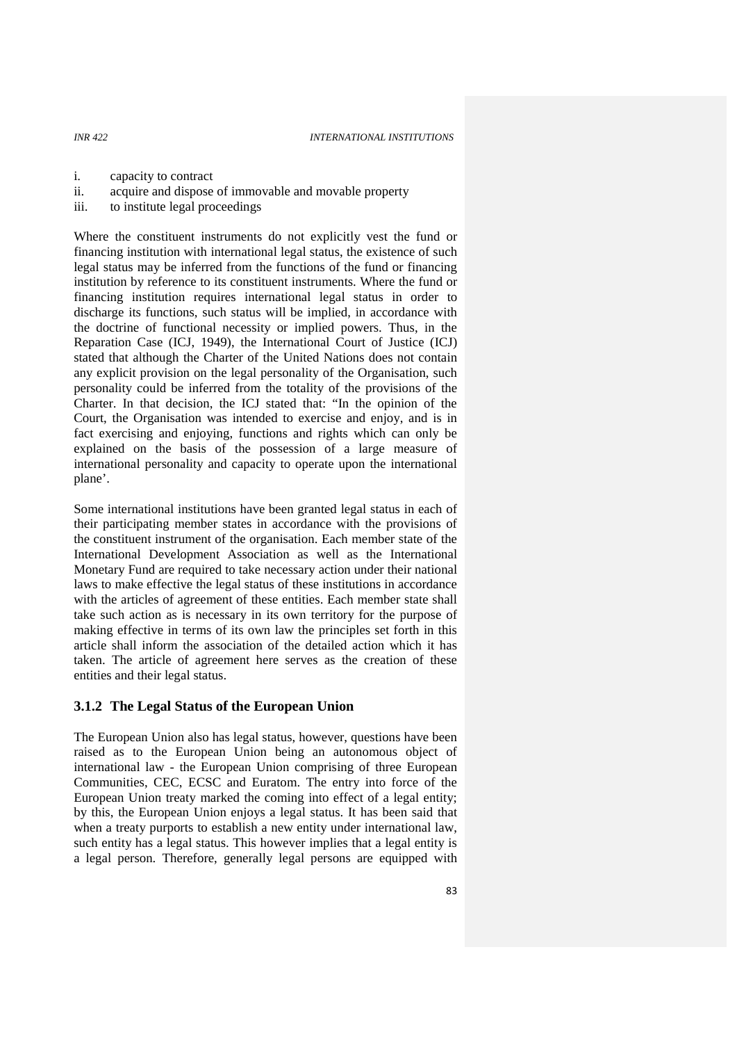i. capacity to contract
ii. acquire and dispose of immovable and movable property
iii. to institute legal proceedings

Where the constituent instruments do not explicitly vest the fund or financing institution with international legal status, the existence of such legal status may be inferred from the functions of the fund or financing institution by reference to its constituent instruments. Where the fund or financing institution requires international legal status in order to discharge its functions, such status will be implied, in accordance with the doctrine of functional necessity or implied powers. Thus, in the Reparation Case (ICJ, 1949), the International Court of Justice (ICJ) stated that although the Charter of the United Nations does not contain any explicit provision on the legal personality of the Organisation, such personality could be inferred from the totality of the provisions of the Charter. In that decision, the ICJ stated that: "In the opinion of the Court, the Organisation was intended to exercise and enjoy, and is in fact exercising and enjoying, functions and rights which can only be explained on the basis of the possession of a large measure of international personality and capacity to operate upon the international plane'.

Some international institutions have been granted legal status in each of their participating member states in accordance with the provisions of the constituent instrument of the organisation. Each member state of the International Development Association as well as the International Monetary Fund are required to take necessary action under their national laws to make effective the legal status of these institutions in accordance with the articles of agreement of these entities. Each member state shall take such action as is necessary in its own territory for the purpose of making effective in terms of its own law the principles set forth in this article shall inform the association of the detailed action which it has taken. The article of agreement here serves as the creation of these entities and their legal status.

### 3.1.2 The Legal Status of the European Union

The European Union also has legal status, however, questions have been raised as to the European Union being an autonomous object of international law - the European Union comprising of three European Communities, CEC, ECSC and Euratom. The entry into force of the European Union treaty marked the coming into effect of a legal entity; by this, the European Union enjoys a legal status. It has been said that when a treaty purports to establish a new entity under international law, such entity has a legal status. This however implies that a legal entity is a legal person. Therefore, generally legal persons are equipped with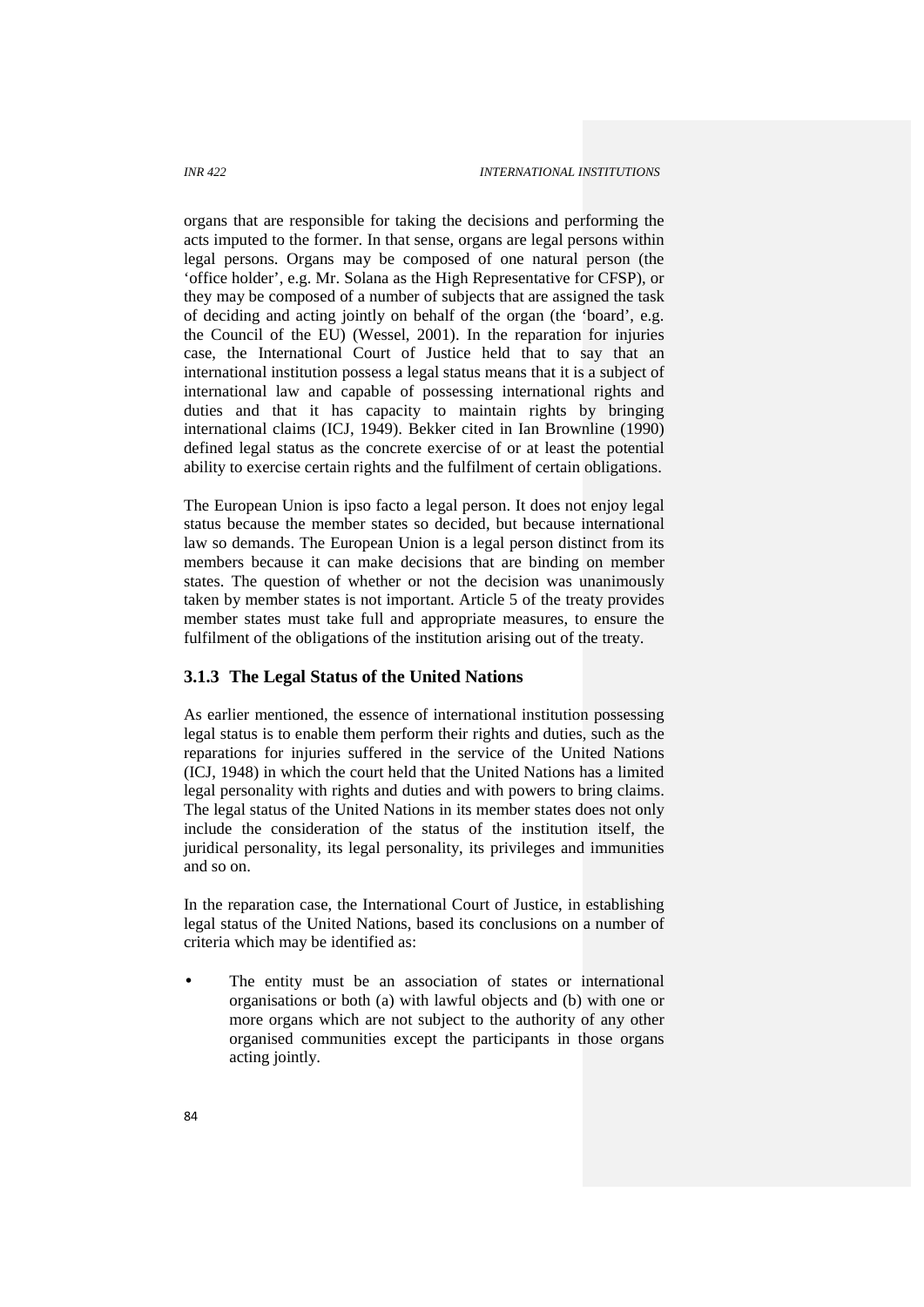organs that are responsible for taking the decisions and performing the acts imputed to the former. In that sense, organs are legal persons within legal persons. Organs may be composed of one natural person (the 'office holder', e.g. Mr. Solana as the High Representative for CFSP), or they may be composed of a number of subjects that are assigned the task of deciding and acting jointly on behalf of the organ (the 'board', e.g. the Council of the EU) (Wessel, 2001). In the reparation for injuries case, the International Court of Justice held that to say that an international institution possess a legal status means that it is a subject of international law and capable of possessing international rights and duties and that it has capacity to maintain rights by bringing international claims (ICJ, 1949). Bekker cited in Ian Brownline (1990) defined legal status as the concrete exercise of or at least the potential ability to exercise certain rights and the fulfilment of certain obligations.

The European Union is ipso facto a legal person. It does not enjoy legal status because the member states so decided, but because international law so demands. The European Union is a legal person distinct from its members because it can make decisions that are binding on member states. The question of whether or not the decision was unanimously taken by member states is not important. Article 5 of the treaty provides member states must take full and appropriate measures, to ensure the fulfilment of the obligations of the institution arising out of the treaty.

### 3.1.3 The Legal Status of the United Nations

As earlier mentioned, the essence of international institution possessing legal status is to enable them perform their rights and duties, such as the reparations for injuries suffered in the service of the United Nations (ICJ, 1948) in which the court held that the United Nations has a limited legal personality with rights and duties and with powers to bring claims. The legal status of the United Nations in its member states does not only include the consideration of the status of the institution itself, the juridical personality, its legal personality, its privileges and immunities and so on.

In the reparation case, the International Court of Justice, in establishing legal status of the United Nations, based its conclusions on a number of criteria which may be identified as:

- The entity must be an association of states or international organisations or both (a) with lawful objects and (b) with one or more organs which are not subject to the authority of any other organised communities except the participants in those organs acting jointly.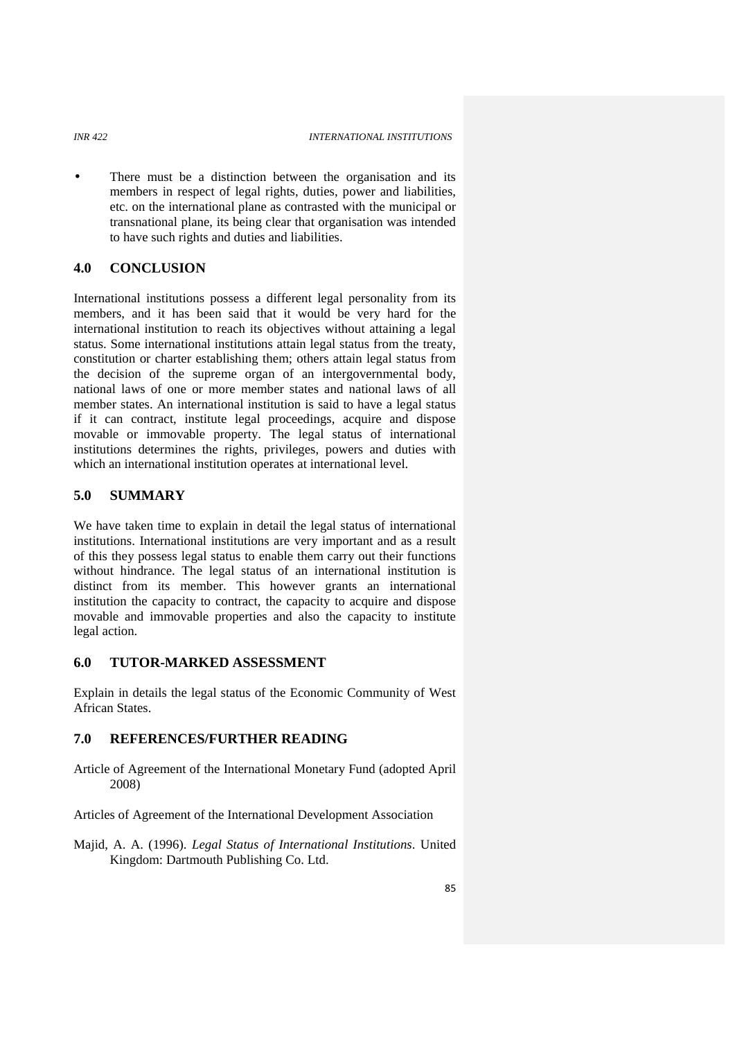- There must be a distinction between the organisation and its members in respect of legal rights, duties, power and liabilities, etc. on the international plane as contrasted with the municipal or transnational plane, its being clear that organisation was intended to have such rights and duties and liabilities.

## 4.0 CONCLUSION

International institutions possess a different legal personality from its members, and it has been said that it would be very hard for the international institution to reach its objectives without attaining a legal status. Some international institutions attain legal status from the treaty, constitution or charter establishing them; others attain legal status from the decision of the supreme organ of an intergovernmental body, national laws of one or more member states and national laws of all member states. An international institution is said to have a legal status if it can contract, institute legal proceedings, acquire and dispose movable or immovable property. The legal status of international institutions determines the rights, privileges, powers and duties with which an international institution operates at international level.

## 5.0 SUMMARY

We have taken time to explain in detail the legal status of international institutions. International institutions are very important and as a result of this they possess legal status to enable them carry out their functions without hindrance. The legal status of an international institution is distinct from its member. This however grants an international institution the capacity to contract, the capacity to acquire and dispose movable and immovable properties and also the capacity to institute legal action.

## 6.0 TUTOR-MARKED ASSESSMENT

Explain in details the legal status of the Economic Community of West African States.

## 7.0 REFERENCES/FURTHER READING

Article of Agreement of the International Monetary Fund (adopted April 2008)

Articles of Agreement of the International Development Association

Majid, A. A. (1996). *Legal Status of International Institutions*. United Kingdom: Dartmouth Publishing Co. Ltd.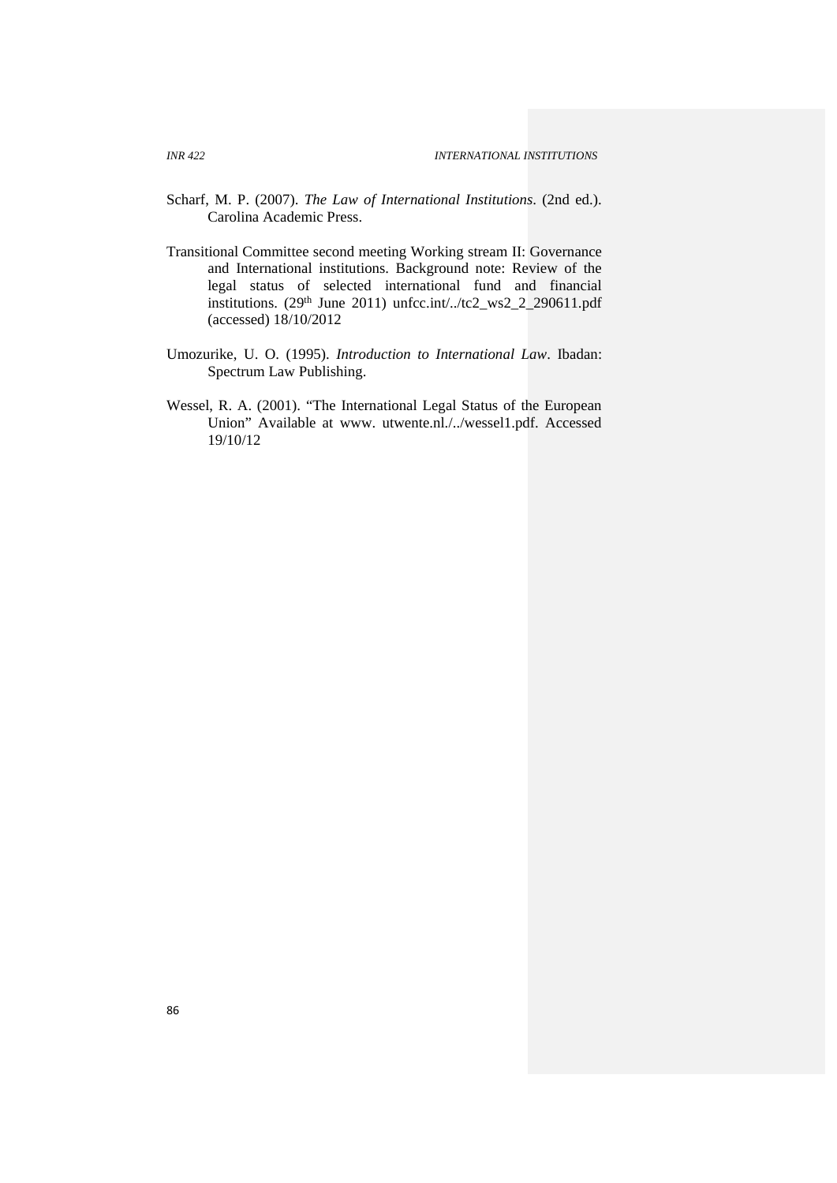Scharf, M. P. (2007). *The Law of International Institutions*. (2nd ed.). Carolina Academic Press.

Transitional Committee second meeting Working stream II: Governance and International institutions. Background note: Review of the legal status of selected international fund and financial institutions. (29th June 2011) unfcc.int/../tc2_ws2_2_290611.pdf (accessed) 18/10/2012

Umozurike, U. O. (1995). *Introduction to International Law*. Ibadan: Spectrum Law Publishing.

Wessel, R. A. (2001). "The International Legal Status of the European Union" Available at www. utwente.nl./../wessel1.pdf. Accessed 19/10/12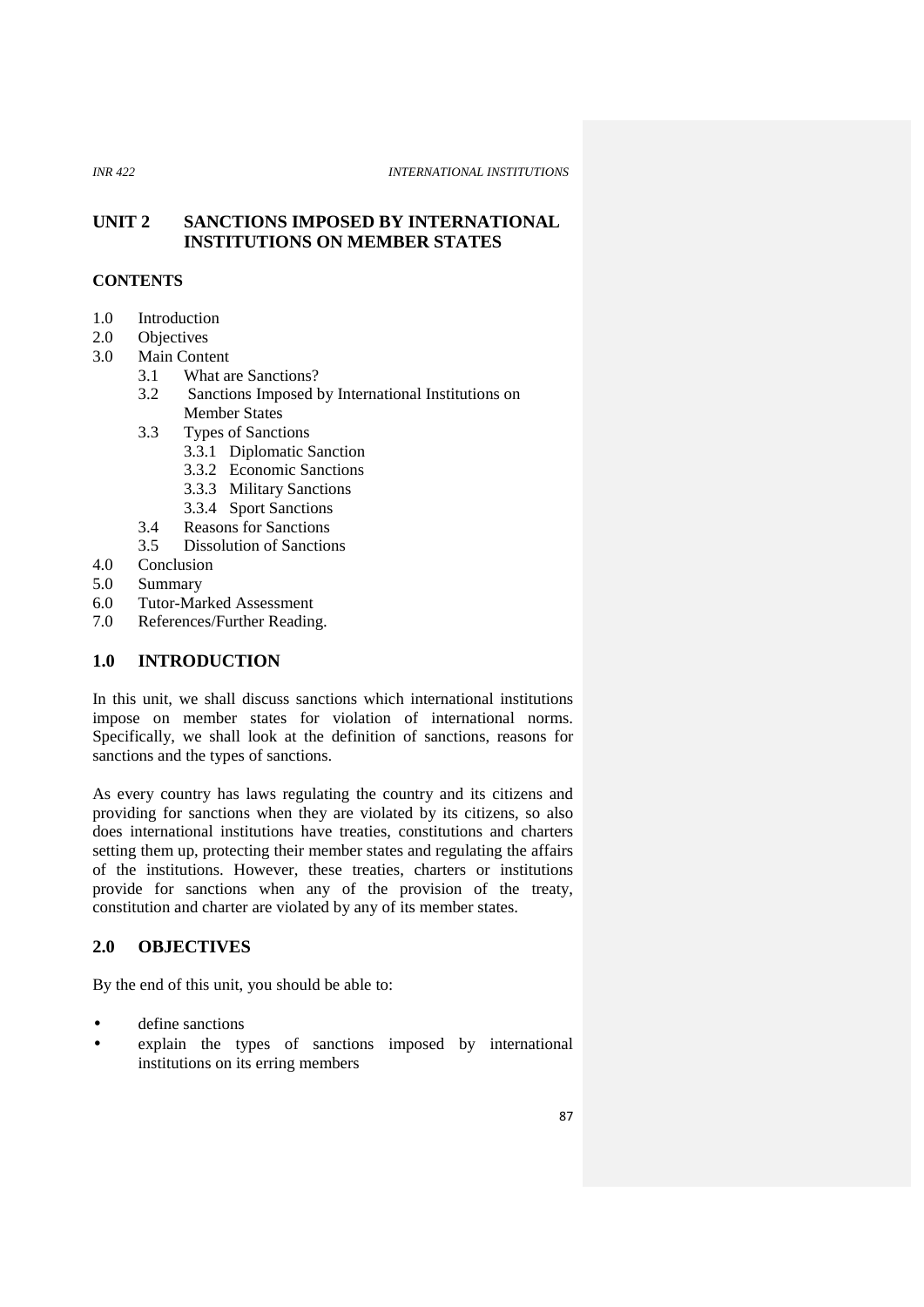## UNIT 2 SANCTIONS IMPOSED BY INTERNATIONAL INSTITUTIONS ON MEMBER STATES

**CONTENTS**

1.0 Introduction
2.0 Objectives
3.0 Main Content
   3.1 What are Sanctions?
   3.2 Sanctions Imposed by International Institutions on Member States
   3.3 Types of Sanctions
      3.3.1 Diplomatic Sanction
      3.3.2 Economic Sanctions
      3.3.3 Military Sanctions
      3.3.4 Sport Sanctions
   3.4 Reasons for Sanctions
   3.5 Dissolution of Sanctions
4.0 Conclusion
5.0 Summary
6.0 Tutor-Marked Assessment
7.0 References/Further Reading.

## 1.0 INTRODUCTION

In this unit, we shall discuss sanctions which international institutions impose on member states for violation of international norms. Specifically, we shall look at the definition of sanctions, reasons for sanctions and the types of sanctions.

As every country has laws regulating the country and its citizens and providing for sanctions when they are violated by its citizens, so also does international institutions have treaties, constitutions and charters setting them up, protecting their member states and regulating the affairs of the institutions. However, these treaties, charters or institutions provide for sanctions when any of the provision of the treaty, constitution and charter are violated by any of its member states.

## 2.0 OBJECTIVES

By the end of this unit, you should be able to:

- define sanctions
- explain the types of sanctions imposed by international institutions on its erring members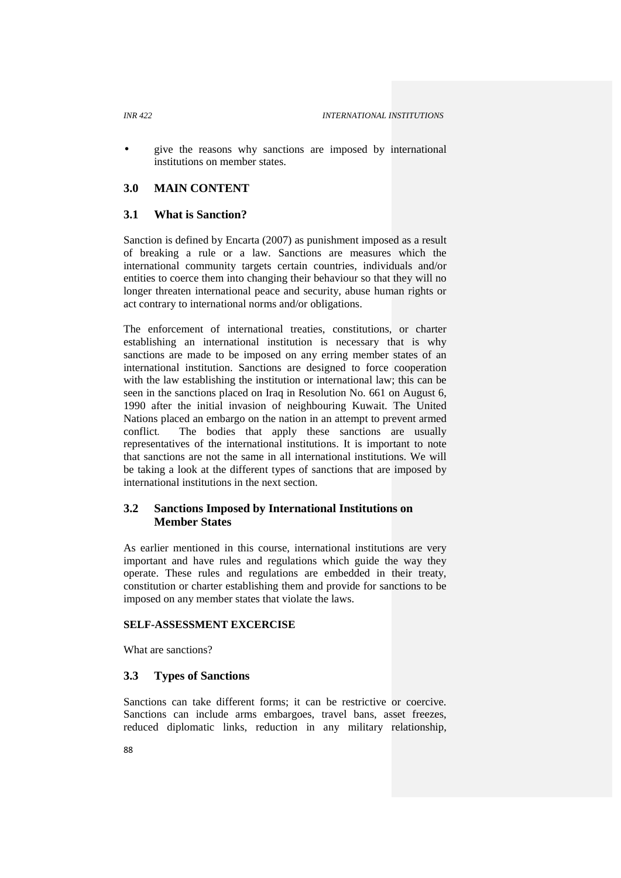- give the reasons why sanctions are imposed by international institutions on member states.

## 3.0 MAIN CONTENT

### 3.1 What is Sanction?

Sanction is defined by Encarta (2007) as punishment imposed as a result of breaking a rule or a law. Sanctions are measures which the international community targets certain countries, individuals and/or entities to coerce them into changing their behaviour so that they will no longer threaten international peace and security, abuse human rights or act contrary to international norms and/or obligations.

The enforcement of international treaties, constitutions, or charter establishing an international institution is necessary that is why sanctions are made to be imposed on any erring member states of an international institution. Sanctions are designed to force cooperation with the law establishing the institution or international law; this can be seen in the sanctions placed on Iraq in Resolution No. 661 on August 6, 1990 after the initial invasion of neighbouring Kuwait. The United Nations placed an embargo on the nation in an attempt to prevent armed conflict. The bodies that apply these sanctions are usually representatives of the international institutions. It is important to note that sanctions are not the same in all international institutions. We will be taking a look at the different types of sanctions that are imposed by international institutions in the next section.

### 3.2 Sanctions Imposed by International Institutions on Member States

As earlier mentioned in this course, international institutions are very important and have rules and regulations which guide the way they operate. These rules and regulations are embedded in their treaty, constitution or charter establishing them and provide for sanctions to be imposed on any member states that violate the laws.

**SELF-ASSESSMENT EXCERCISE**

What are sanctions?

### 3.3 Types of Sanctions

Sanctions can take different forms; it can be restrictive or coercive. Sanctions can include arms embargoes, travel bans, asset freezes, reduced diplomatic links, reduction in any military relationship,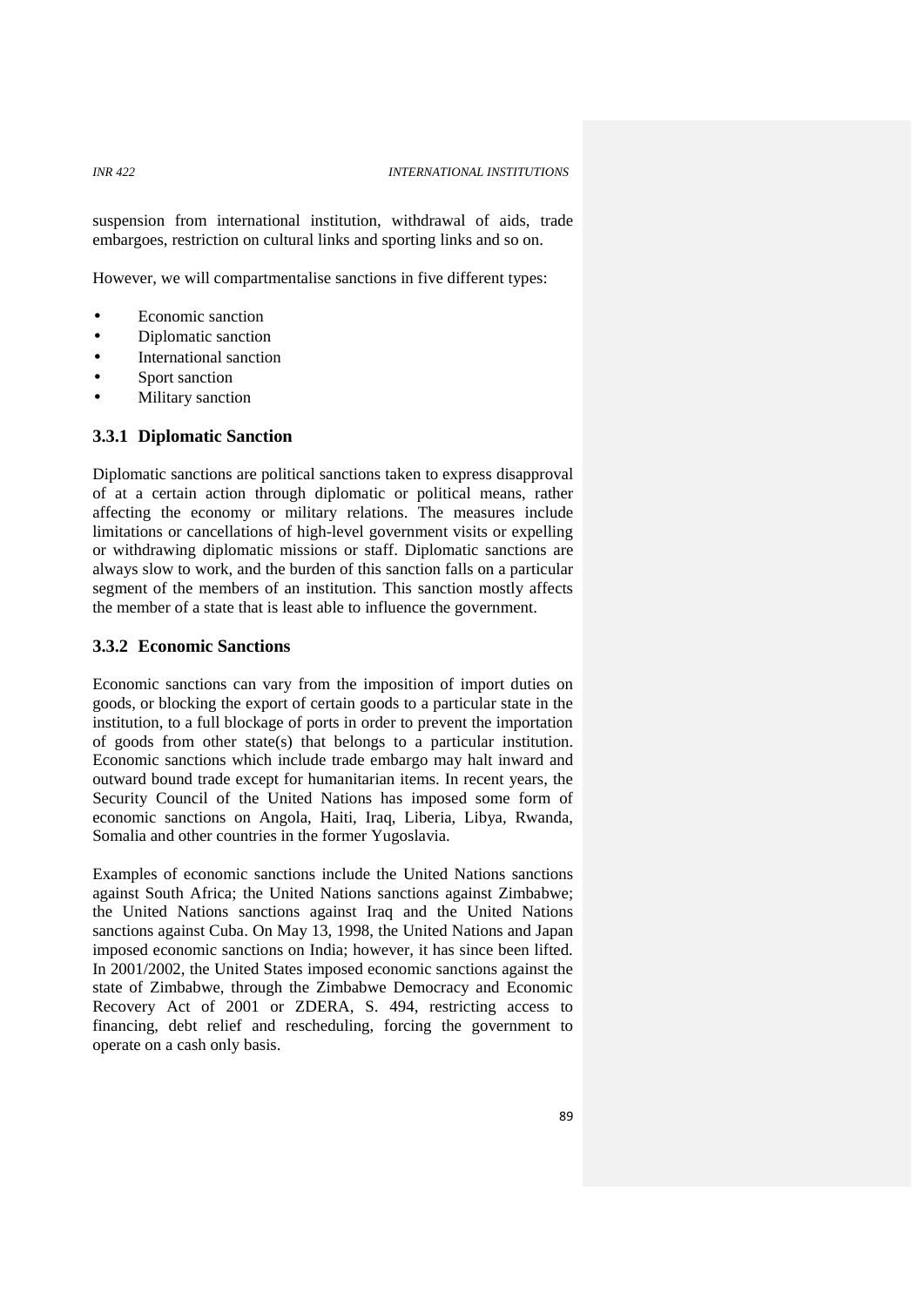suspension from international institution, withdrawal of aids, trade embargoes, restriction on cultural links and sporting links and so on.

However, we will compartmentalise sanctions in five different types:

- Economic sanction
- Diplomatic sanction
- International sanction
- Sport sanction
- Military sanction

### 3.3.1 Diplomatic Sanction

Diplomatic sanctions are political sanctions taken to express disapproval of at a certain action through diplomatic or political means, rather affecting the economy or military relations. The measures include limitations or cancellations of high-level government visits or expelling or withdrawing diplomatic missions or staff. Diplomatic sanctions are always slow to work, and the burden of this sanction falls on a particular segment of the members of an institution. This sanction mostly affects the member of a state that is least able to influence the government.

### 3.3.2 Economic Sanctions

Economic sanctions can vary from the imposition of import duties on goods, or blocking the export of certain goods to a particular state in the institution, to a full blockage of ports in order to prevent the importation of goods from other state(s) that belongs to a particular institution. Economic sanctions which include trade embargo may halt inward and outward bound trade except for humanitarian items. In recent years, the Security Council of the United Nations has imposed some form of economic sanctions on Angola, Haiti, Iraq, Liberia, Libya, Rwanda, Somalia and other countries in the former Yugoslavia.

Examples of economic sanctions include the United Nations sanctions against South Africa; the United Nations sanctions against Zimbabwe; the United Nations sanctions against Iraq and the United Nations sanctions against Cuba. On May 13, 1998, the United Nations and Japan imposed economic sanctions on India; however, it has since been lifted. In 2001/2002, the United States imposed economic sanctions against the state of Zimbabwe, through the Zimbabwe Democracy and Economic Recovery Act of 2001 or ZDERA, S. 494, restricting access to financing, debt relief and rescheduling, forcing the government to operate on a cash only basis.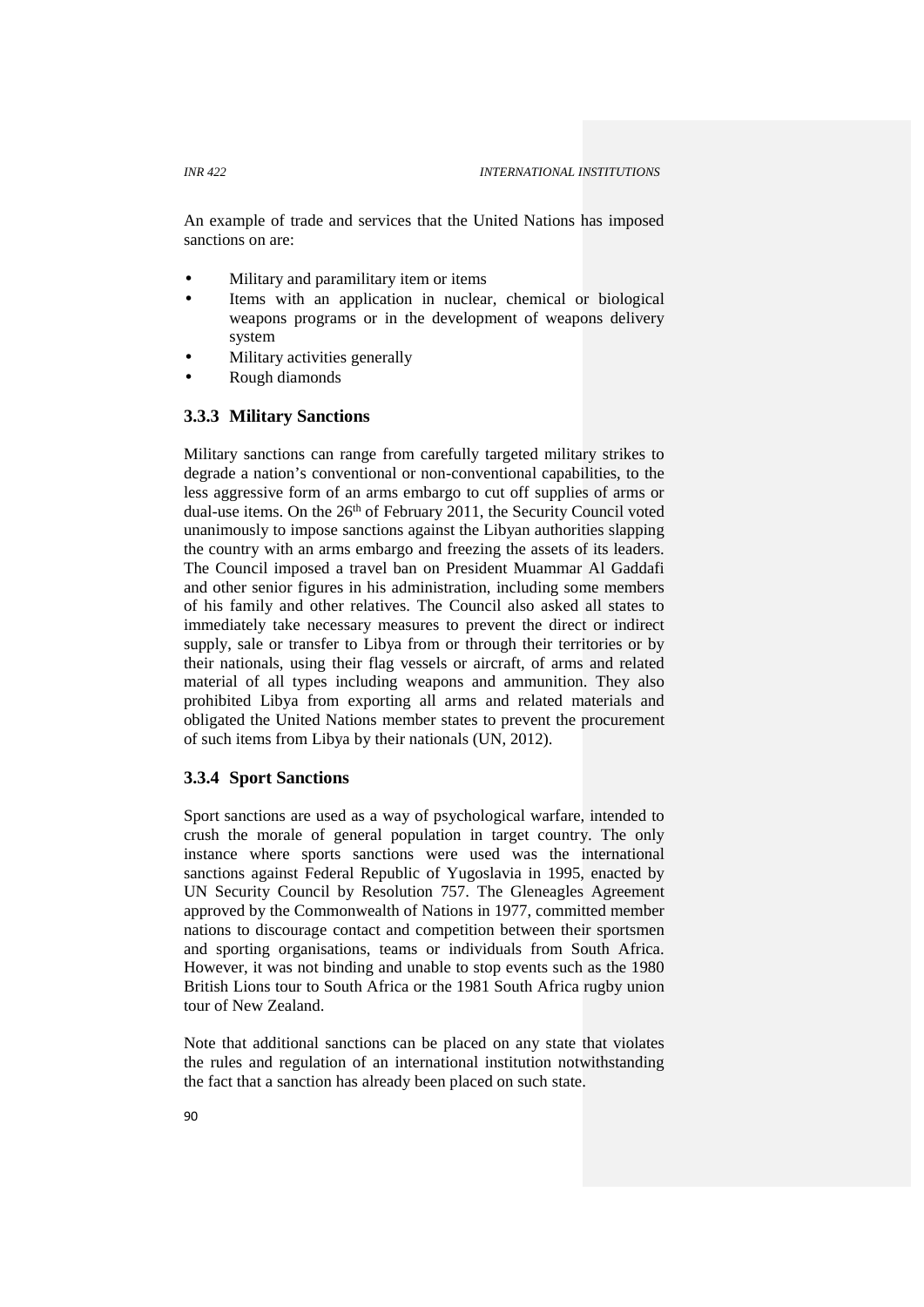An example of trade and services that the United Nations has imposed sanctions on are:

- Military and paramilitary item or items
- Items with an application in nuclear, chemical or biological weapons programs or in the development of weapons delivery system
- Military activities generally
- Rough diamonds

### 3.3.3 Military Sanctions

Military sanctions can range from carefully targeted military strikes to degrade a nation's conventional or non-conventional capabilities, to the less aggressive form of an arms embargo to cut off supplies of arms or dual-use items. On the 26th of February 2011, the Security Council voted unanimously to impose sanctions against the Libyan authorities slapping the country with an arms embargo and freezing the assets of its leaders. The Council imposed a travel ban on President Muammar Al Gaddafi and other senior figures in his administration, including some members of his family and other relatives. The Council also asked all states to immediately take necessary measures to prevent the direct or indirect supply, sale or transfer to Libya from or through their territories or by their nationals, using their flag vessels or aircraft, of arms and related material of all types including weapons and ammunition. They also prohibited Libya from exporting all arms and related materials and obligated the United Nations member states to prevent the procurement of such items from Libya by their nationals (UN, 2012).

### 3.3.4 Sport Sanctions

Sport sanctions are used as a way of psychological warfare, intended to crush the morale of general population in target country. The only instance where sports sanctions were used was the international sanctions against Federal Republic of Yugoslavia in 1995, enacted by UN Security Council by Resolution 757. The Gleneagles Agreement approved by the Commonwealth of Nations in 1977, committed member nations to discourage contact and competition between their sportsmen and sporting organisations, teams or individuals from South Africa. However, it was not binding and unable to stop events such as the 1980 British Lions tour to South Africa or the 1981 South Africa rugby union tour of New Zealand.

Note that additional sanctions can be placed on any state that violates the rules and regulation of an international institution notwithstanding the fact that a sanction has already been placed on such state.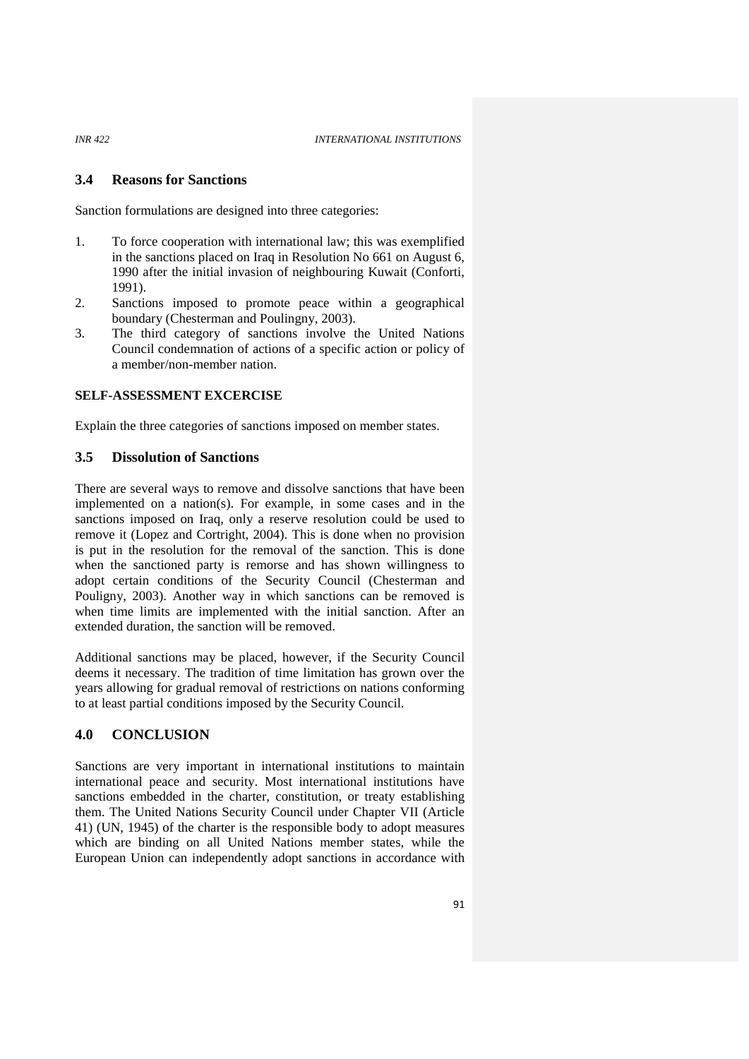### 3.4 Reasons for Sanctions

Sanction formulations are designed into three categories:

1. To force cooperation with international law; this was exemplified in the sanctions placed on Iraq in Resolution No 661 on August 6, 1990 after the initial invasion of neighbouring Kuwait (Conforti, 1991).
2. Sanctions imposed to promote peace within a geographical boundary (Chesterman and Poulingny, 2003).
3. The third category of sanctions involve the United Nations Council condemnation of actions of a specific action or policy of a member/non-member nation.

**SELF-ASSESSMENT EXCERCISE**

Explain the three categories of sanctions imposed on member states.

### 3.5 Dissolution of Sanctions

There are several ways to remove and dissolve sanctions that have been implemented on a nation(s). For example, in some cases and in the sanctions imposed on Iraq, only a reserve resolution could be used to remove it (Lopez and Cortright, 2004). This is done when no provision is put in the resolution for the removal of the sanction. This is done when the sanctioned party is remorse and has shown willingness to adopt certain conditions of the Security Council (Chesterman and Pouligny, 2003). Another way in which sanctions can be removed is when time limits are implemented with the initial sanction. After an extended duration, the sanction will be removed.

Additional sanctions may be placed, however, if the Security Council deems it necessary. The tradition of time limitation has grown over the years allowing for gradual removal of restrictions on nations conforming to at least partial conditions imposed by the Security Council.

## 4.0 CONCLUSION

Sanctions are very important in international institutions to maintain international peace and security. Most international institutions have sanctions embedded in the charter, constitution, or treaty establishing them. The United Nations Security Council under Chapter VII (Article 41) (UN, 1945) of the charter is the responsible body to adopt measures which are binding on all United Nations member states, while the European Union can independently adopt sanctions in accordance with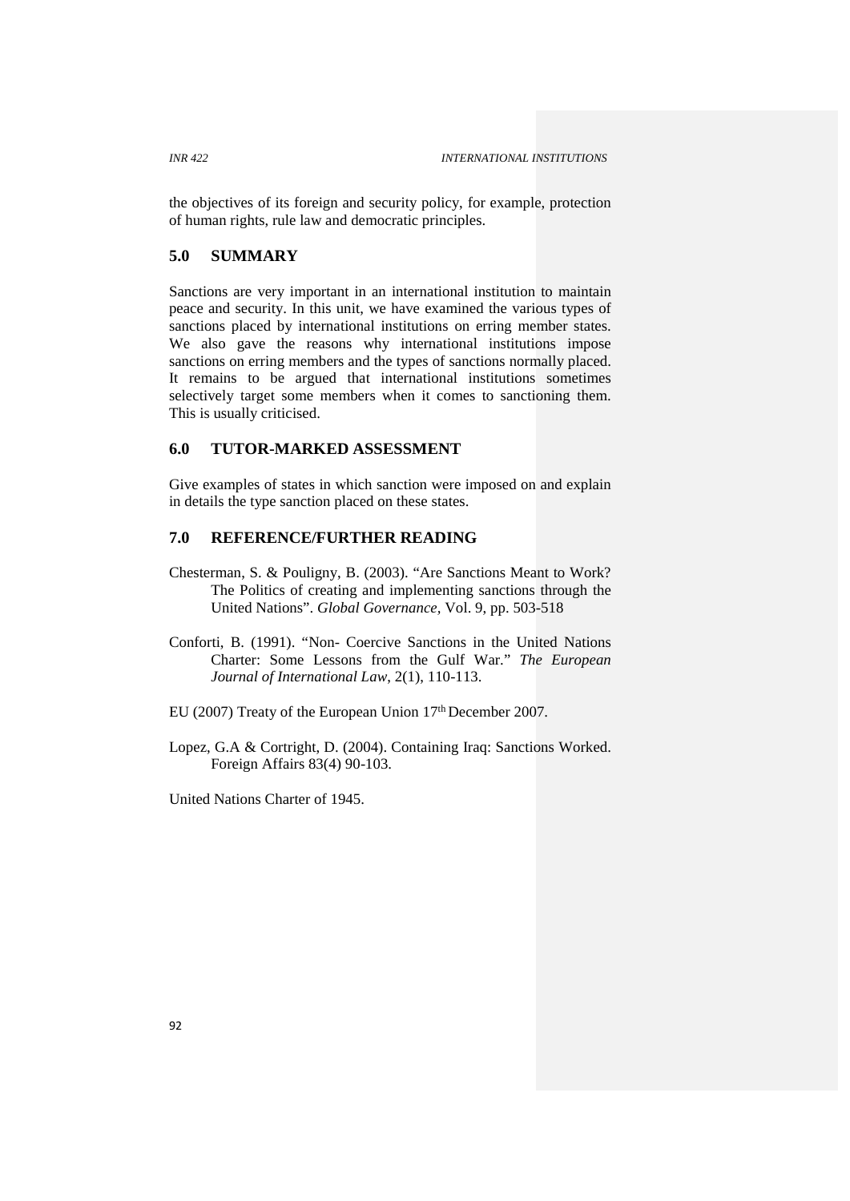the objectives of its foreign and security policy, for example, protection of human rights, rule law and democratic principles.

## 5.0 SUMMARY

Sanctions are very important in an international institution to maintain peace and security. In this unit, we have examined the various types of sanctions placed by international institutions on erring member states. We also gave the reasons why international institutions impose sanctions on erring members and the types of sanctions normally placed. It remains to be argued that international institutions sometimes selectively target some members when it comes to sanctioning them. This is usually criticised.

## 6.0 TUTOR-MARKED ASSESSMENT

Give examples of states in which sanction were imposed on and explain in details the type sanction placed on these states.

## 7.0 REFERENCE/FURTHER READING

Chesterman, S. & Pouligny, B. (2003). "Are Sanctions Meant to Work? The Politics of creating and implementing sanctions through the United Nations". *Global Governance*, Vol. 9, pp. 503-518

Conforti, B. (1991). "Non- Coercive Sanctions in the United Nations Charter: Some Lessons from the Gulf War." *The European Journal of International Law*, 2(1), 110-113.

EU (2007) Treaty of the European Union 17th December 2007.

Lopez, G.A & Cortright, D. (2004). Containing Iraq: Sanctions Worked. Foreign Affairs 83(4) 90-103.

United Nations Charter of 1945.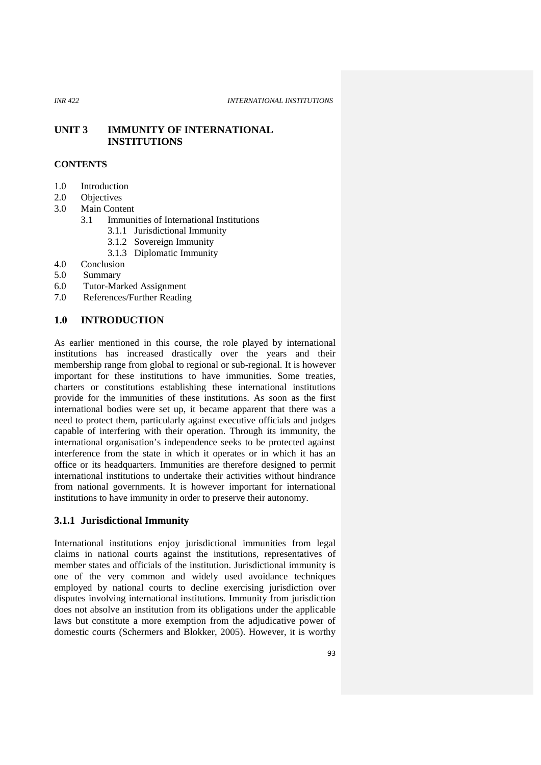## UNIT 3 IMMUNITY OF INTERNATIONAL INSTITUTIONS

**CONTENTS**

1.0 Introduction
2.0 Objectives
3.0 Main Content
  3.1 Immunities of International Institutions
    3.1.1 Jurisdictional Immunity
    3.1.2 Sovereign Immunity
    3.1.3 Diplomatic Immunity
4.0 Conclusion
5.0 Summary
6.0 Tutor-Marked Assignment
7.0 References/Further Reading

### 1.0 INTRODUCTION

As earlier mentioned in this course, the role played by international institutions has increased drastically over the years and their membership range from global to regional or sub-regional. It is however important for these institutions to have immunities. Some treaties, charters or constitutions establishing these international institutions provide for the immunities of these institutions. As soon as the first international bodies were set up, it became apparent that there was a need to protect them, particularly against executive officials and judges capable of interfering with their operation. Through its immunity, the international organisation's independence seeks to be protected against interference from the state in which it operates or in which it has an office or its headquarters. Immunities are therefore designed to permit international institutions to undertake their activities without hindrance from national governments. It is however important for international institutions to have immunity in order to preserve their autonomy.

### 3.1.1 Jurisdictional Immunity

International institutions enjoy jurisdictional immunities from legal claims in national courts against the institutions, representatives of member states and officials of the institution. Jurisdictional immunity is one of the very common and widely used avoidance techniques employed by national courts to decline exercising jurisdiction over disputes involving international institutions. Immunity from jurisdiction does not absolve an institution from its obligations under the applicable laws but constitute a more exemption from the adjudicative power of domestic courts (Schermers and Blokker, 2005). However, it is worthy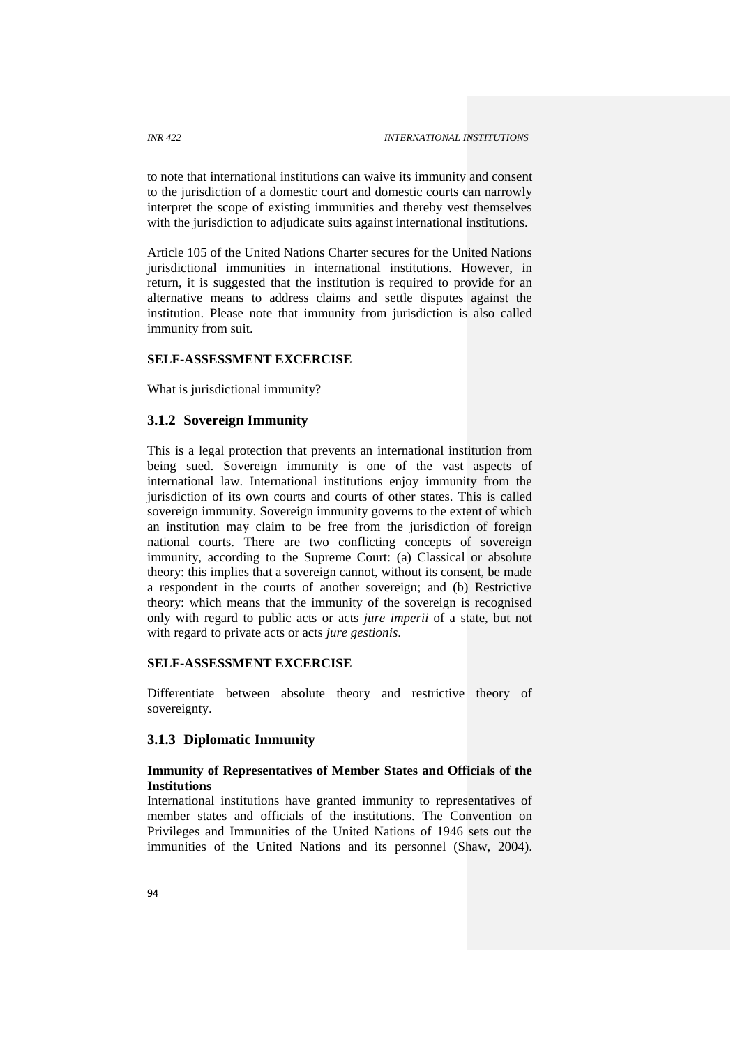to note that international institutions can waive its immunity and consent to the jurisdiction of a domestic court and domestic courts can narrowly interpret the scope of existing immunities and thereby vest themselves with the jurisdiction to adjudicate suits against international institutions.

Article 105 of the United Nations Charter secures for the United Nations jurisdictional immunities in international institutions. However, in return, it is suggested that the institution is required to provide for an alternative means to address claims and settle disputes against the institution. Please note that immunity from jurisdiction is also called immunity from suit.

**SELF-ASSESSMENT EXCERCISE**

What is jurisdictional immunity?

### 3.1.2 Sovereign Immunity

This is a legal protection that prevents an international institution from being sued. Sovereign immunity is one of the vast aspects of international law. International institutions enjoy immunity from the jurisdiction of its own courts and courts of other states. This is called sovereign immunity. Sovereign immunity governs to the extent of which an institution may claim to be free from the jurisdiction of foreign national courts. There are two conflicting concepts of sovereign immunity, according to the Supreme Court: (a) Classical or absolute theory: this implies that a sovereign cannot, without its consent, be made a respondent in the courts of another sovereign; and (b) Restrictive theory: which means that the immunity of the sovereign is recognised only with regard to public acts or acts *jure imperii* of a state, but not with regard to private acts or acts *jure gestionis*.

**SELF-ASSESSMENT EXCERCISE**

Differentiate between absolute theory and restrictive theory of sovereignty.

### 3.1.3 Diplomatic Immunity

**Immunity of Representatives of Member States and Officials of the Institutions**

International institutions have granted immunity to representatives of member states and officials of the institutions. The Convention on Privileges and Immunities of the United Nations of 1946 sets out the immunities of the United Nations and its personnel (Shaw, 2004).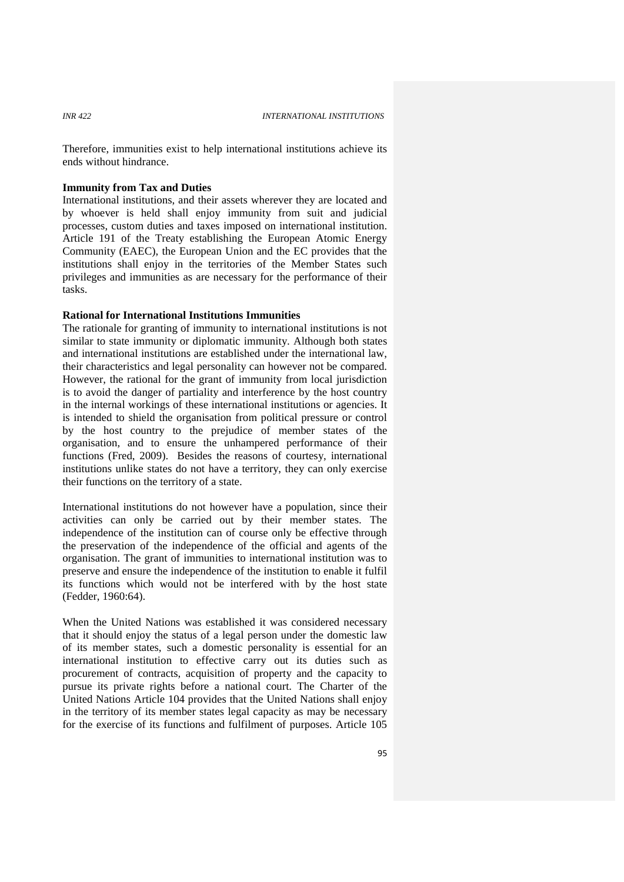Therefore, immunities exist to help international institutions achieve its ends without hindrance.

**Immunity from Tax and Duties**

International institutions, and their assets wherever they are located and by whoever is held shall enjoy immunity from suit and judicial processes, custom duties and taxes imposed on international institution. Article 191 of the Treaty establishing the European Atomic Energy Community (EAEC), the European Union and the EC provides that the institutions shall enjoy in the territories of the Member States such privileges and immunities as are necessary for the performance of their tasks.

**Rational for International Institutions Immunities**

The rationale for granting of immunity to international institutions is not similar to state immunity or diplomatic immunity. Although both states and international institutions are established under the international law, their characteristics and legal personality can however not be compared. However, the rational for the grant of immunity from local jurisdiction is to avoid the danger of partiality and interference by the host country in the internal workings of these international institutions or agencies. It is intended to shield the organisation from political pressure or control by the host country to the prejudice of member states of the organisation, and to ensure the unhampered performance of their functions (Fred, 2009). Besides the reasons of courtesy, international institutions unlike states do not have a territory, they can only exercise their functions on the territory of a state.

International institutions do not however have a population, since their activities can only be carried out by their member states. The independence of the institution can of course only be effective through the preservation of the independence of the official and agents of the organisation. The grant of immunities to international institution was to preserve and ensure the independence of the institution to enable it fulfil its functions which would not be interfered with by the host state (Fedder, 1960:64).

When the United Nations was established it was considered necessary that it should enjoy the status of a legal person under the domestic law of its member states, such a domestic personality is essential for an international institution to effective carry out its duties such as procurement of contracts, acquisition of property and the capacity to pursue its private rights before a national court. The Charter of the United Nations Article 104 provides that the United Nations shall enjoy in the territory of its member states legal capacity as may be necessary for the exercise of its functions and fulfilment of purposes. Article 105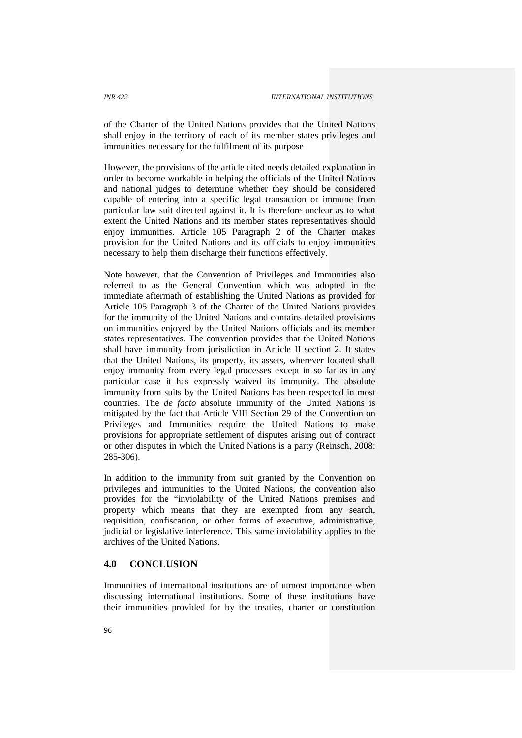of the Charter of the United Nations provides that the United Nations shall enjoy in the territory of each of its member states privileges and immunities necessary for the fulfilment of its purpose

However, the provisions of the article cited needs detailed explanation in order to become workable in helping the officials of the United Nations and national judges to determine whether they should be considered capable of entering into a specific legal transaction or immune from particular law suit directed against it. It is therefore unclear as to what extent the United Nations and its member states representatives should enjoy immunities. Article 105 Paragraph 2 of the Charter makes provision for the United Nations and its officials to enjoy immunities necessary to help them discharge their functions effectively.

Note however, that the Convention of Privileges and Immunities also referred to as the General Convention which was adopted in the immediate aftermath of establishing the United Nations as provided for Article 105 Paragraph 3 of the Charter of the United Nations provides for the immunity of the United Nations and contains detailed provisions on immunities enjoyed by the United Nations officials and its member states representatives. The convention provides that the United Nations shall have immunity from jurisdiction in Article II section 2. It states that the United Nations, its property, its assets, wherever located shall enjoy immunity from every legal processes except in so far as in any particular case it has expressly waived its immunity. The absolute immunity from suits by the United Nations has been respected in most countries. The *de facto* absolute immunity of the United Nations is mitigated by the fact that Article VIII Section 29 of the Convention on Privileges and Immunities require the United Nations to make provisions for appropriate settlement of disputes arising out of contract or other disputes in which the United Nations is a party (Reinsch, 2008: 285-306).

In addition to the immunity from suit granted by the Convention on privileges and immunities to the United Nations, the convention also provides for the "inviolability of the United Nations premises and property which means that they are exempted from any search, requisition, confiscation, or other forms of executive, administrative, judicial or legislative interference. This same inviolability applies to the archives of the United Nations.

## 4.0 CONCLUSION

Immunities of international institutions are of utmost importance when discussing international institutions. Some of these institutions have their immunities provided for by the treaties, charter or constitution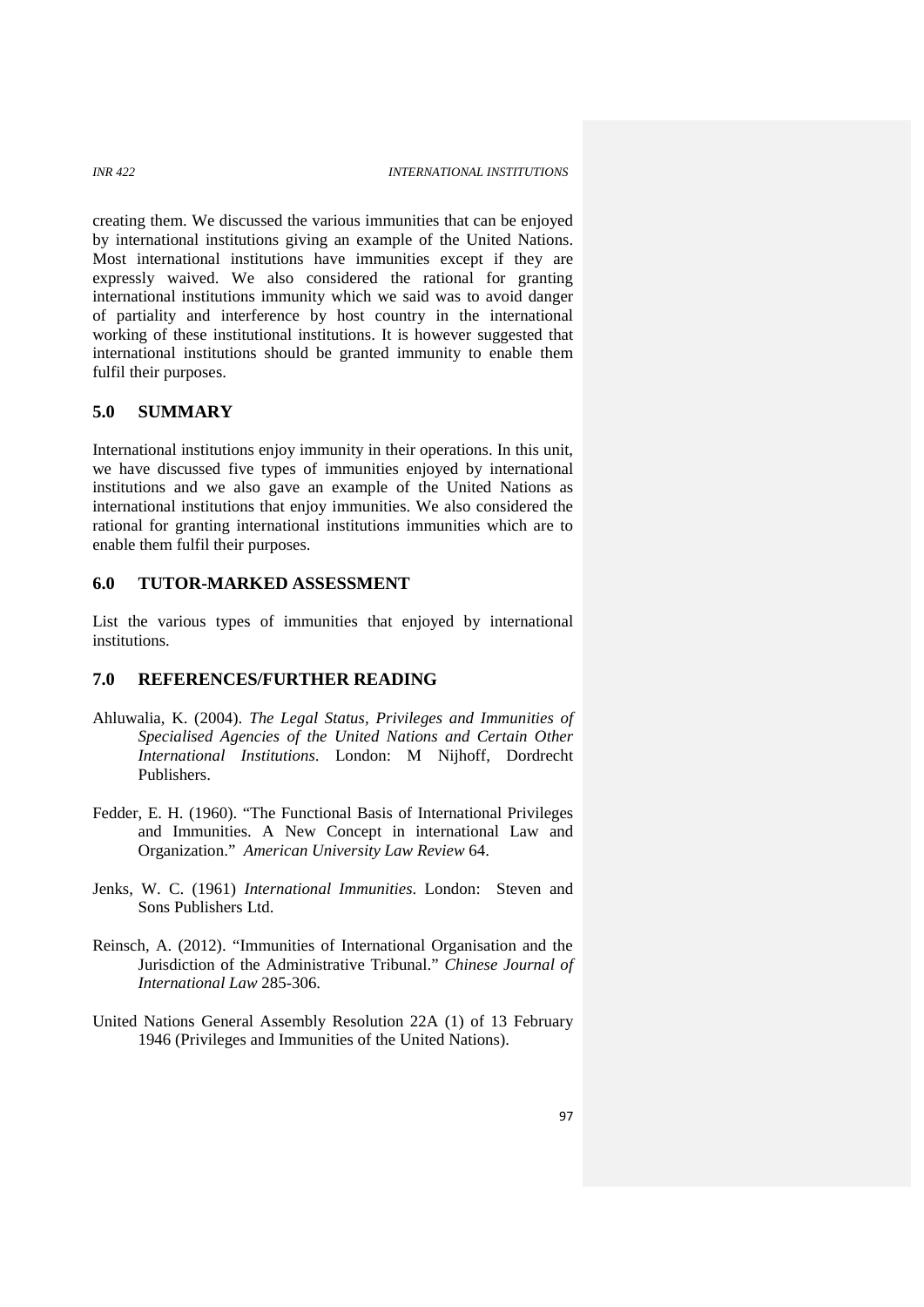creating them. We discussed the various immunities that can be enjoyed by international institutions giving an example of the United Nations. Most international institutions have immunities except if they are expressly waived. We also considered the rational for granting international institutions immunity which we said was to avoid danger of partiality and interference by host country in the international working of these institutional institutions. It is however suggested that international institutions should be granted immunity to enable them fulfil their purposes.

## 5.0 SUMMARY

International institutions enjoy immunity in their operations. In this unit, we have discussed five types of immunities enjoyed by international institutions and we also gave an example of the United Nations as international institutions that enjoy immunities. We also considered the rational for granting international institutions immunities which are to enable them fulfil their purposes.

## 6.0 TUTOR-MARKED ASSESSMENT

List the various types of immunities that enjoyed by international institutions.

## 7.0 REFERENCES/FURTHER READING

Ahluwalia, K. (2004). *The Legal Status, Privileges and Immunities of Specialised Agencies of the United Nations and Certain Other International Institutions*. London: M Nijhoff, Dordrecht Publishers.

Fedder, E. H. (1960). "The Functional Basis of International Privileges and Immunities. A New Concept in international Law and Organization." *American University Law Review* 64.

Jenks, W. C. (1961) *International Immunities*. London: Steven and Sons Publishers Ltd.

Reinsch, A. (2012). "Immunities of International Organisation and the Jurisdiction of the Administrative Tribunal." *Chinese Journal of International Law* 285-306.

United Nations General Assembly Resolution 22A (1) of 13 February 1946 (Privileges and Immunities of the United Nations).